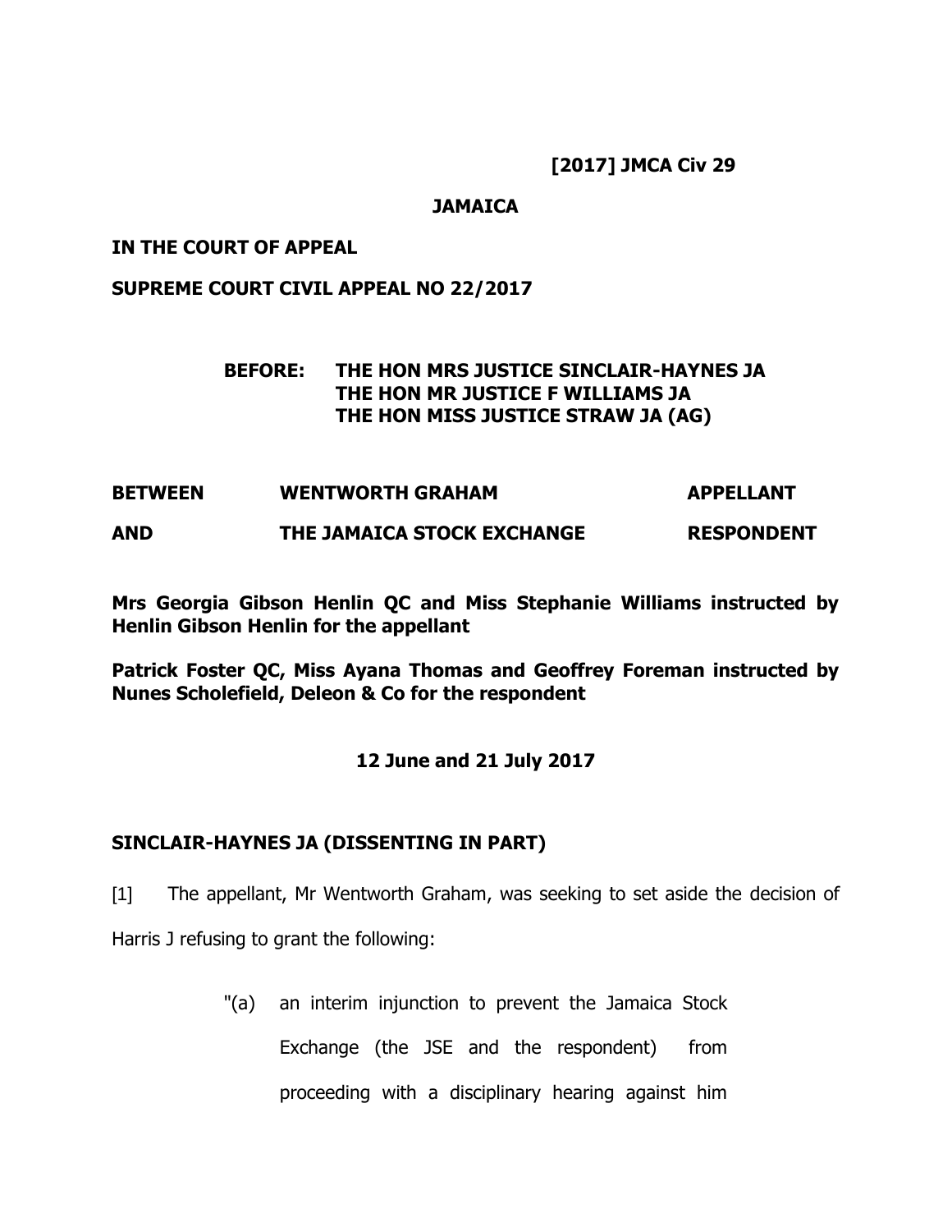**[2017] JMCA Civ 29**

**JAMAICA**

**IN THE COURT OF APPEAL**

**SUPREME COURT CIVIL APPEAL NO 22/2017**

**BEFORE: THE HON MRS JUSTICE SINCLAIR-HAYNES JA**
**THE HON MR JUSTICE F WILLIAMS JA**
**THE HON MISS JUSTICE STRAW JA (AG)**

| | | |
|---|---|---|
| **BETWEEN** | **WENTWORTH GRAHAM** | **APPELLANT** |
| **AND** | **THE JAMAICA STOCK EXCHANGE** | **RESPONDENT** |

**Mrs Georgia Gibson Henlin QC and Miss Stephanie Williams instructed by Henlin Gibson Henlin for the appellant**

**Patrick Foster QC, Miss Ayana Thomas and Geoffrey Foreman instructed by Nunes Scholefield, Deleon & Co for the respondent**

**12 June and 21 July 2017**

**SINCLAIR-HAYNES JA (DISSENTING IN PART)**

[1] The appellant, Mr Wentworth Graham, was seeking to set aside the decision of Harris J refusing to grant the following:

> "(a) an interim injunction to prevent the Jamaica Stock Exchange (the JSE and the respondent) from proceeding with a disciplinary hearing against him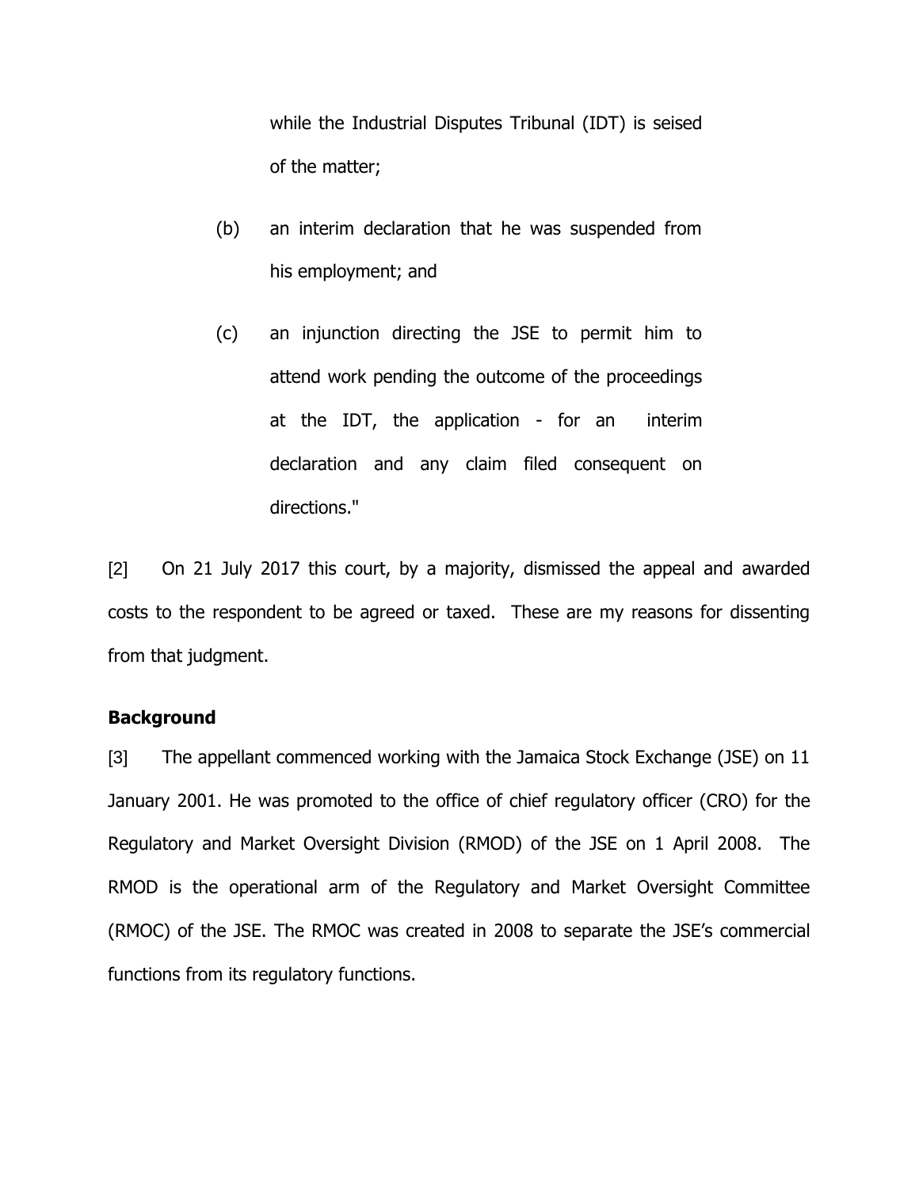while the Industrial Disputes Tribunal (IDT) is seised of the matter;

(b) an interim declaration that he was suspended from his employment; and

(c) an injunction directing the JSE to permit him to attend work pending the outcome of the proceedings at the IDT, the application - for an interim declaration and any claim filed consequent on directions."

[2] On 21 July 2017 this court, by a majority, dismissed the appeal and awarded costs to the respondent to be agreed or taxed. These are my reasons for dissenting from that judgment.

**Background**

[3] The appellant commenced working with the Jamaica Stock Exchange (JSE) on 11 January 2001. He was promoted to the office of chief regulatory officer (CRO) for the Regulatory and Market Oversight Division (RMOD) of the JSE on 1 April 2008. The RMOD is the operational arm of the Regulatory and Market Oversight Committee (RMOC) of the JSE. The RMOC was created in 2008 to separate the JSE's commercial functions from its regulatory functions.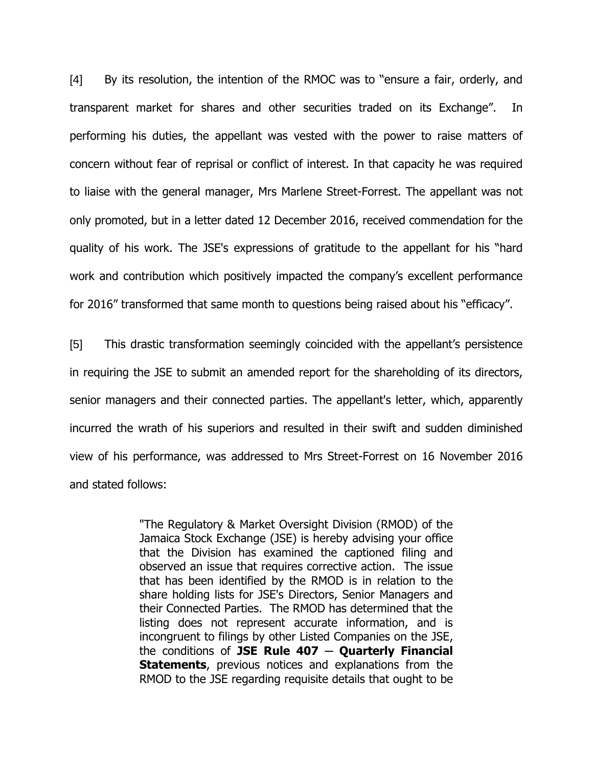[4] By its resolution, the intention of the RMOC was to "ensure a fair, orderly, and transparent market for shares and other securities traded on its Exchange". In performing his duties, the appellant was vested with the power to raise matters of concern without fear of reprisal or conflict of interest. In that capacity he was required to liaise with the general manager, Mrs Marlene Street-Forrest. The appellant was not only promoted, but in a letter dated 12 December 2016, received commendation for the quality of his work. The JSE's expressions of gratitude to the appellant for his "hard work and contribution which positively impacted the company's excellent performance for 2016" transformed that same month to questions being raised about his "efficacy".

[5] This drastic transformation seemingly coincided with the appellant's persistence in requiring the JSE to submit an amended report for the shareholding of its directors, senior managers and their connected parties. The appellant's letter, which, apparently incurred the wrath of his superiors and resulted in their swift and sudden diminished view of his performance, was addressed to Mrs Street-Forrest on 16 November 2016 and stated follows:

> "The Regulatory & Market Oversight Division (RMOD) of the Jamaica Stock Exchange (JSE) is hereby advising your office that the Division has examined the captioned filing and observed an issue that requires corrective action. The issue that has been identified by the RMOD is in relation to the share holding lists for JSE's Directors, Senior Managers and their Connected Parties. The RMOD has determined that the listing does not represent accurate information, and is incongruent to filings by other Listed Companies on the JSE, the conditions of **JSE Rule 407 – Quarterly Financial Statements**, previous notices and explanations from the RMOD to the JSE regarding requisite details that ought to be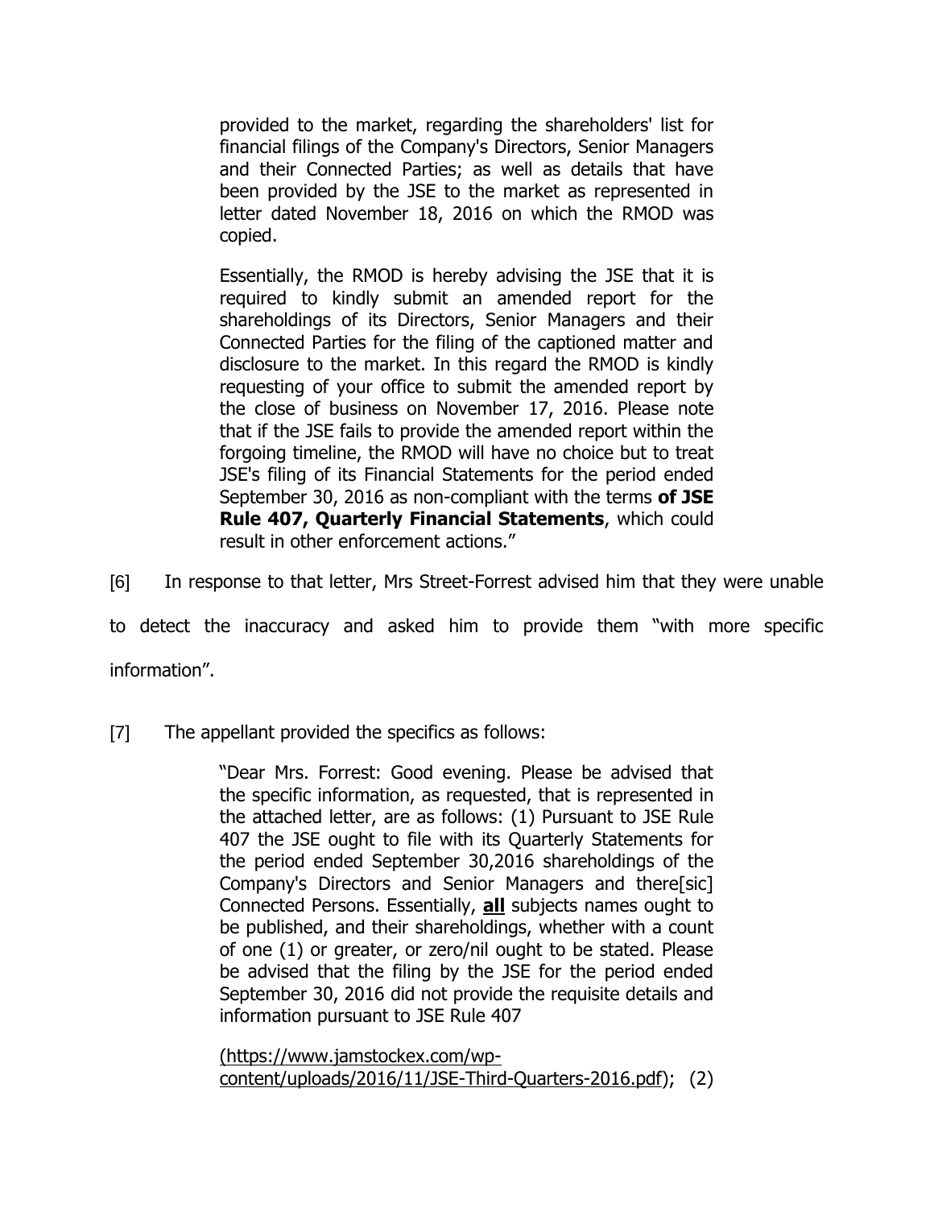> provided to the market, regarding the shareholders' list for financial filings of the Company's Directors, Senior Managers and their Connected Parties; as well as details that have been provided by the JSE to the market as represented in letter dated November 18, 2016 on which the RMOD was copied.
>
> Essentially, the RMOD is hereby advising the JSE that it is required to kindly submit an amended report for the shareholdings of its Directors, Senior Managers and their Connected Parties for the filing of the captioned matter and disclosure to the market. In this regard the RMOD is kindly requesting of your office to submit the amended report by the close of business on November 17, 2016. Please note that if the JSE fails to provide the amended report within the forgoing timeline, the RMOD will have no choice but to treat JSE's filing of its Financial Statements for the period ended September 30, 2016 as non-compliant with the terms **of JSE Rule 407, Quarterly Financial Statements**, which could result in other enforcement actions."

[6] In response to that letter, Mrs Street-Forrest advised him that they were unable to detect the inaccuracy and asked him to provide them "with more specific information".

[7] The appellant provided the specifics as follows:

> "Dear Mrs. Forrest: Good evening. Please be advised that the specific information, as requested, that is represented in the attached letter, are as follows: (1) Pursuant to JSE Rule 407 the JSE ought to file with its Quarterly Statements for the period ended September 30,2016 shareholdings of the Company's Directors and Senior Managers and there[sic] Connected Persons. Essentially, **<u>all</u>** subjects names ought to be published, and their shareholdings, whether with a count of one (1) or greater, or zero/nil ought to be stated. Please be advised that the filing by the JSE for the period ended September 30, 2016 did not provide the requisite details and information pursuant to JSE Rule 407
>
> (https://www.jamstockex.com/wp-content/uploads/2016/11/JSE-Third-Quarters-2016.pdf); (2)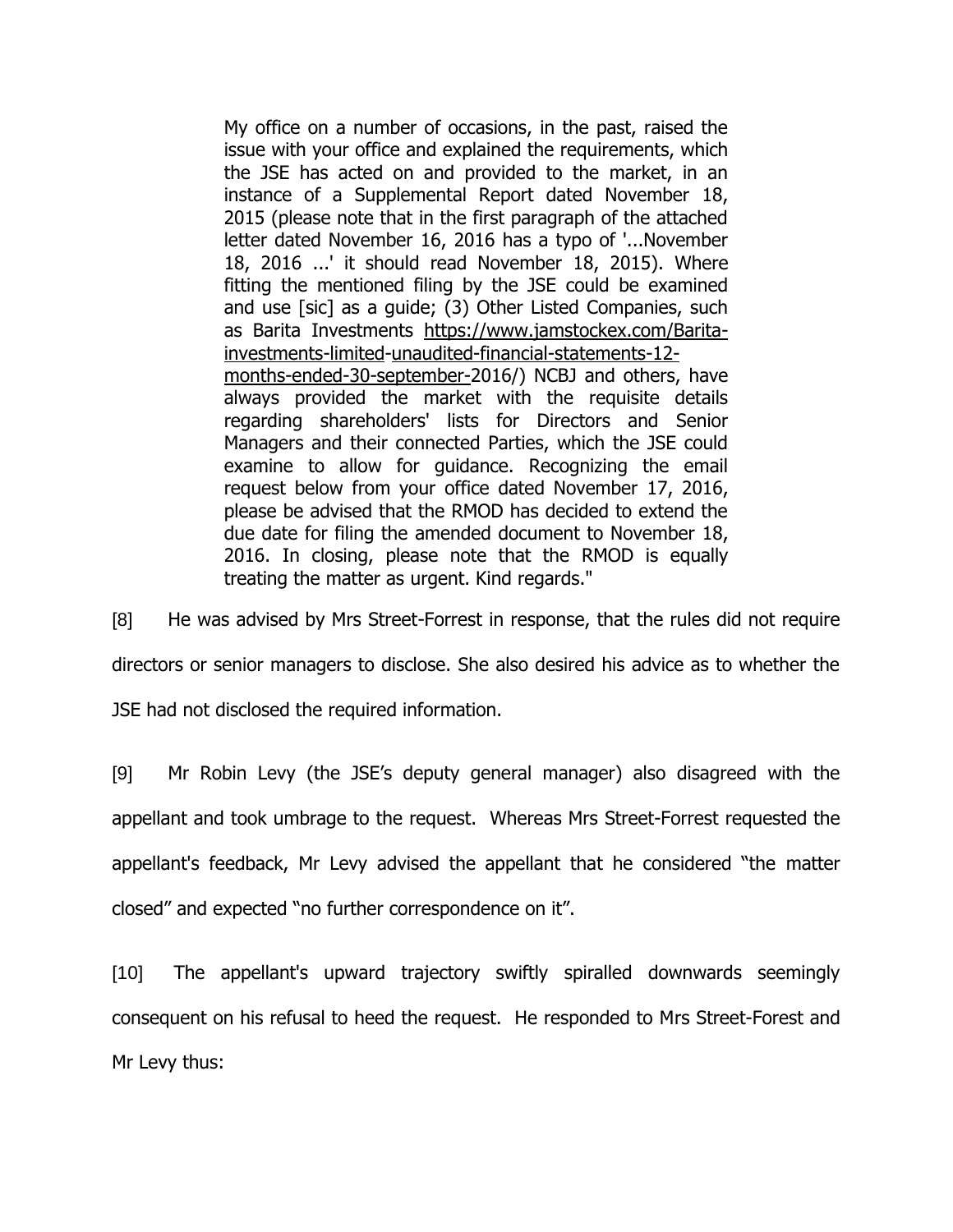> My office on a number of occasions, in the past, raised the issue with your office and explained the requirements, which the JSE has acted on and provided to the market, in an instance of a Supplemental Report dated November 18, 2015 (please note that in the first paragraph of the attached letter dated November 16, 2016 has a typo of '...November 18, 2016 ...' it should read November 18, 2015). Where fitting the mentioned filing by the JSE could be examined and use [sic] as a guide; (3) Other Listed Companies, such as Barita Investments https://www.jamstockex.com/Barita-investments-limited-unaudited-financial-statements-12-months-ended-30-september-2016/) NCBJ and others, have always provided the market with the requisite details regarding shareholders' lists for Directors and Senior Managers and their connected Parties, which the JSE could examine to allow for guidance. Recognizing the email request below from your office dated November 17, 2016, please be advised that the RMOD has decided to extend the due date for filing the amended document to November 18, 2016. In closing, please note that the RMOD is equally treating the matter as urgent. Kind regards."

[8] He was advised by Mrs Street-Forrest in response, that the rules did not require directors or senior managers to disclose. She also desired his advice as to whether the JSE had not disclosed the required information.

[9] Mr Robin Levy (the JSE's deputy general manager) also disagreed with the appellant and took umbrage to the request. Whereas Mrs Street-Forrest requested the appellant's feedback, Mr Levy advised the appellant that he considered "the matter closed" and expected "no further correspondence on it".

[10] The appellant's upward trajectory swiftly spiralled downwards seemingly consequent on his refusal to heed the request. He responded to Mrs Street-Forest and Mr Levy thus: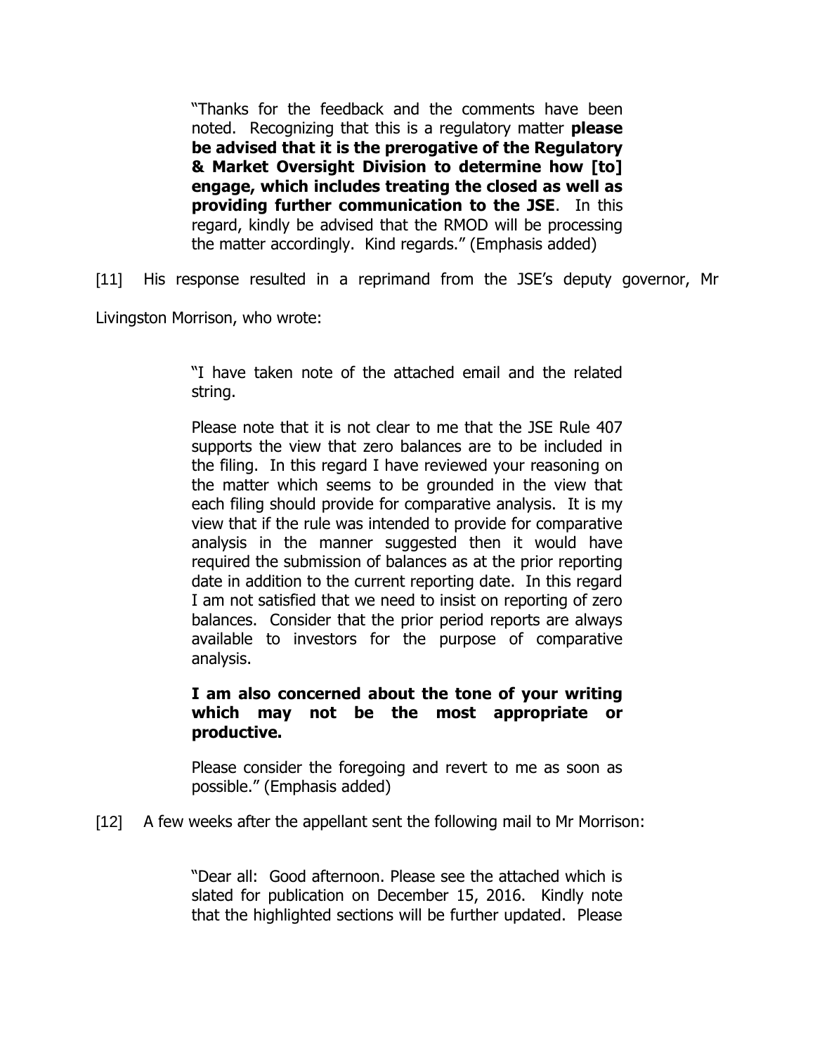> "Thanks for the feedback and the comments have been noted. Recognizing that this is a regulatory matter **please be advised that it is the prerogative of the Regulatory & Market Oversight Division to determine how [to] engage, which includes treating the closed as well as providing further communication to the JSE**. In this regard, kindly be advised that the RMOD will be processing the matter accordingly. Kind regards." (Emphasis added)

[11] His response resulted in a reprimand from the JSE's deputy governor, Mr Livingston Morrison, who wrote:

> "I have taken note of the attached email and the related string.
>
> Please note that it is not clear to me that the JSE Rule 407 supports the view that zero balances are to be included in the filing. In this regard I have reviewed your reasoning on the matter which seems to be grounded in the view that each filing should provide for comparative analysis. It is my view that if the rule was intended to provide for comparative analysis in the manner suggested then it would have required the submission of balances as at the prior reporting date in addition to the current reporting date. In this regard I am not satisfied that we need to insist on reporting of zero balances. Consider that the prior period reports are always available to investors for the purpose of comparative analysis.
>
> **I am also concerned about the tone of your writing which may not be the most appropriate or productive.**
>
> Please consider the foregoing and revert to me as soon as possible." (Emphasis added)

[12] A few weeks after the appellant sent the following mail to Mr Morrison:

> "Dear all: Good afternoon. Please see the attached which is slated for publication on December 15, 2016. Kindly note that the highlighted sections will be further updated. Please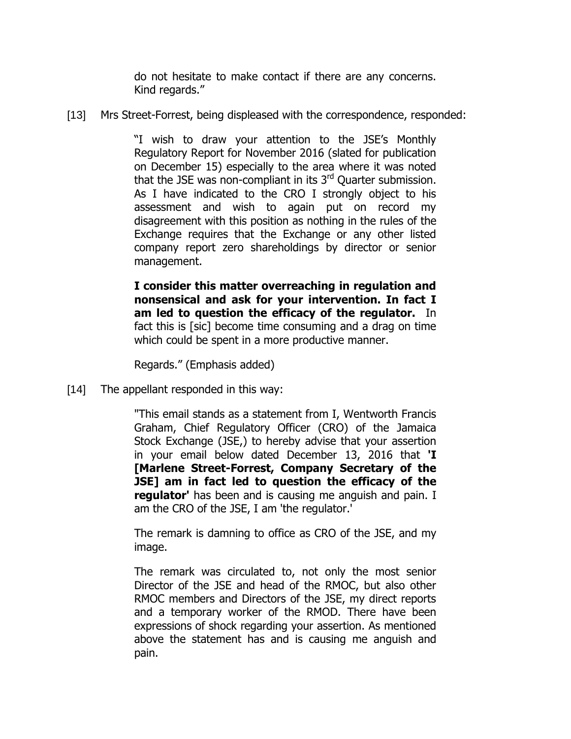do not hesitate to make contact if there are any concerns. Kind regards."

[13] Mrs Street-Forrest, being displeased with the correspondence, responded:

> "I wish to draw your attention to the JSE's Monthly Regulatory Report for November 2016 (slated for publication on December 15) especially to the area where it was noted that the JSE was non-compliant in its 3rd Quarter submission. As I have indicated to the CRO I strongly object to his assessment and wish to again put on record my disagreement with this position as nothing in the rules of the Exchange requires that the Exchange or any other listed company report zero shareholdings by director or senior management.
>
> **I consider this matter overreaching in regulation and nonsensical and ask for your intervention. In fact I am led to question the efficacy of the regulator.** In fact this is [sic] become time consuming and a drag on time which could be spent in a more productive manner.
>
> Regards." (Emphasis added)

[14] The appellant responded in this way:

> "This email stands as a statement from I, Wentworth Francis Graham, Chief Regulatory Officer (CRO) of the Jamaica Stock Exchange (JSE,) to hereby advise that your assertion in your email below dated December 13, 2016 that **'I [Marlene Street-Forrest, Company Secretary of the JSE] am in fact led to question the efficacy of the regulator'** has been and is causing me anguish and pain. I am the CRO of the JSE, I am 'the regulator.'
>
> The remark is damning to office as CRO of the JSE, and my image.
>
> The remark was circulated to, not only the most senior Director of the JSE and head of the RMOC, but also other RMOC members and Directors of the JSE, my direct reports and a temporary worker of the RMOD. There have been expressions of shock regarding your assertion. As mentioned above the statement has and is causing me anguish and pain.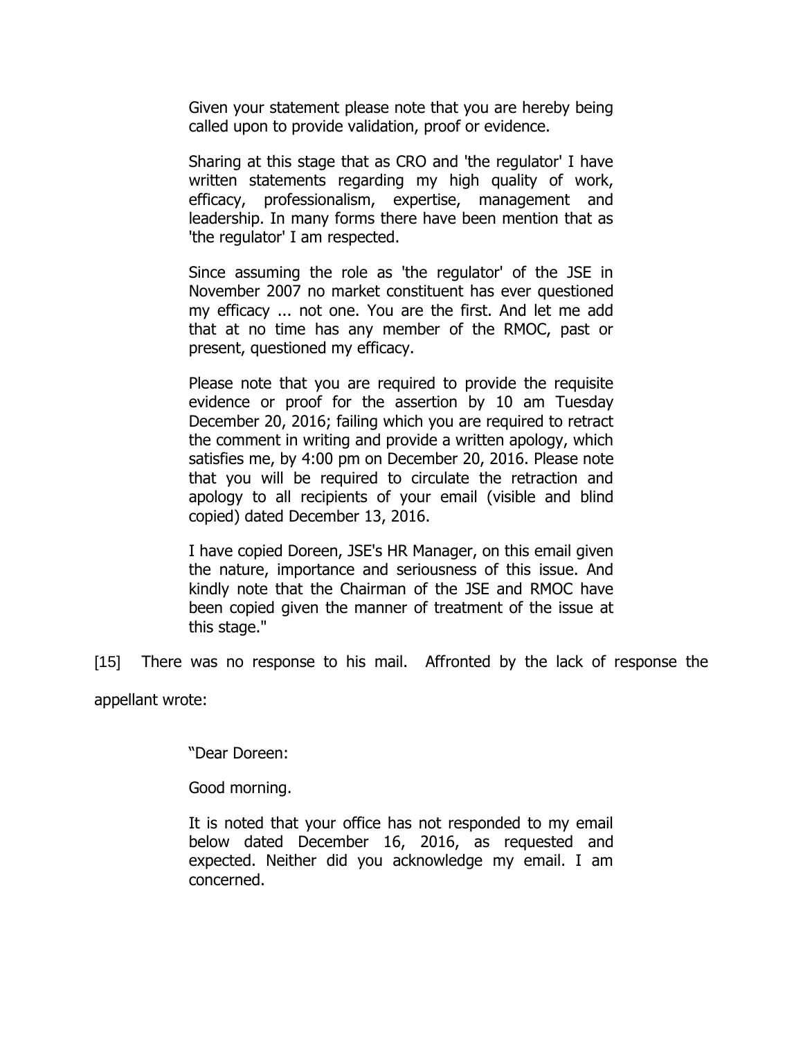> Given your statement please note that you are hereby being called upon to provide validation, proof or evidence.
>
> Sharing at this stage that as CRO and 'the regulator' I have written statements regarding my high quality of work, efficacy, professionalism, expertise, management and leadership. In many forms there have been mention that as 'the regulator' I am respected.
>
> Since assuming the role as 'the regulator' of the JSE in November 2007 no market constituent has ever questioned my efficacy ... not one. You are the first. And let me add that at no time has any member of the RMOC, past or present, questioned my efficacy.
>
> Please note that you are required to provide the requisite evidence or proof for the assertion by 10 am Tuesday December 20, 2016; failing which you are required to retract the comment in writing and provide a written apology, which satisfies me, by 4:00 pm on December 20, 2016. Please note that you will be required to circulate the retraction and apology to all recipients of your email (visible and blind copied) dated December 13, 2016.
>
> I have copied Doreen, JSE's HR Manager, on this email given the nature, importance and seriousness of this issue. And kindly note that the Chairman of the JSE and RMOC have been copied given the manner of treatment of the issue at this stage."

[15] There was no response to his mail. Affronted by the lack of response the appellant wrote:

> "Dear Doreen:
>
> Good morning.
>
> It is noted that your office has not responded to my email below dated December 16, 2016, as requested and expected. Neither did you acknowledge my email. I am concerned.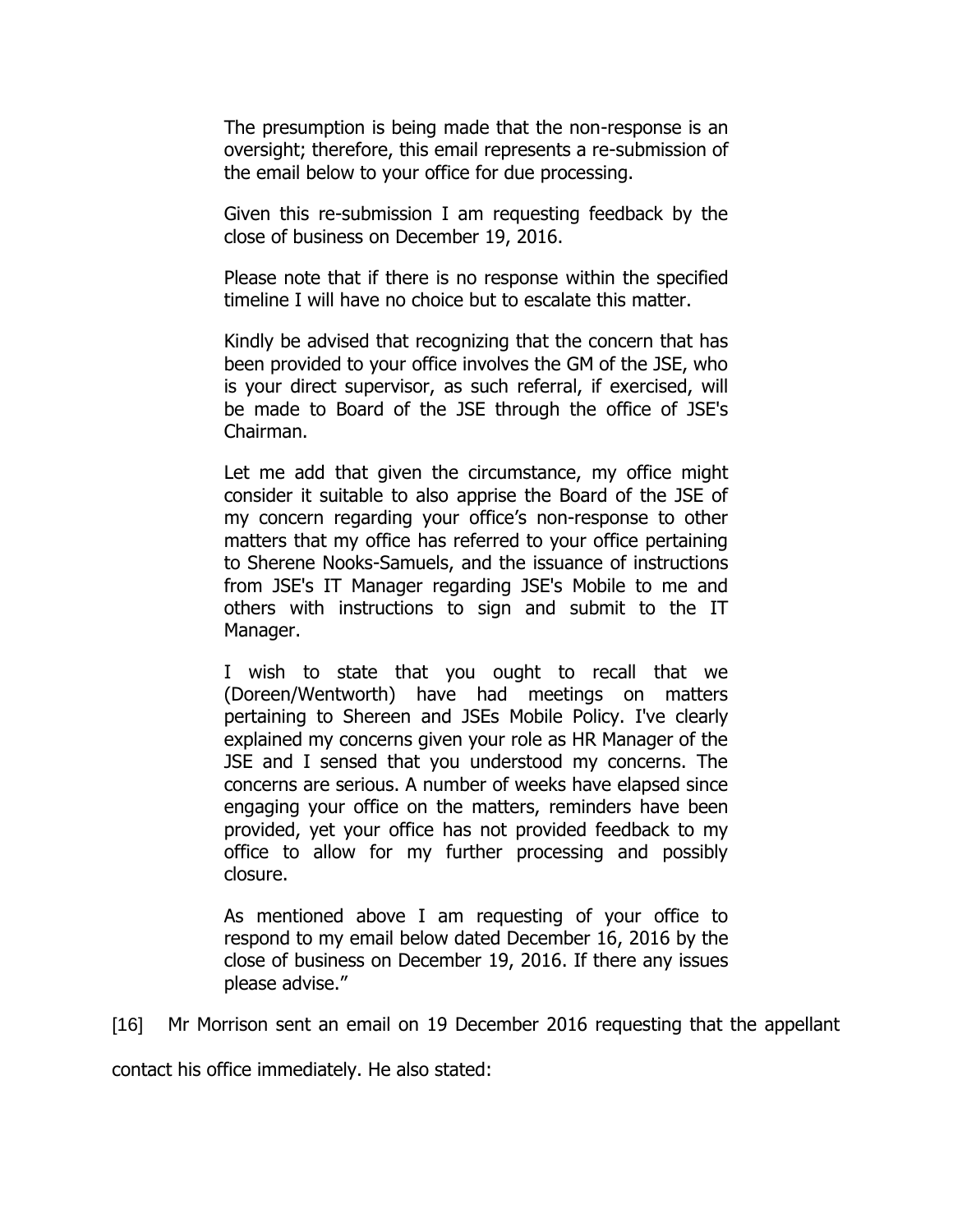> The presumption is being made that the non-response is an oversight; therefore, this email represents a re-submission of the email below to your office for due processing.
>
> Given this re-submission I am requesting feedback by the close of business on December 19, 2016.
>
> Please note that if there is no response within the specified timeline I will have no choice but to escalate this matter.
>
> Kindly be advised that recognizing that the concern that has been provided to your office involves the GM of the JSE, who is your direct supervisor, as such referral, if exercised, will be made to Board of the JSE through the office of JSE's Chairman.
>
> Let me add that given the circumstance, my office might consider it suitable to also apprise the Board of the JSE of my concern regarding your office's non-response to other matters that my office has referred to your office pertaining to Sherene Nooks-Samuels, and the issuance of instructions from JSE's IT Manager regarding JSE's Mobile to me and others with instructions to sign and submit to the IT Manager.
>
> I wish to state that you ought to recall that we (Doreen/Wentworth) have had meetings on matters pertaining to Shereen and JSEs Mobile Policy. I've clearly explained my concerns given your role as HR Manager of the JSE and I sensed that you understood my concerns. The concerns are serious. A number of weeks have elapsed since engaging your office on the matters, reminders have been provided, yet your office has not provided feedback to my office to allow for my further processing and possibly closure.
>
> As mentioned above I am requesting of your office to respond to my email below dated December 16, 2016 by the close of business on December 19, 2016. If there any issues please advise."

[16] Mr Morrison sent an email on 19 December 2016 requesting that the appellant contact his office immediately. He also stated: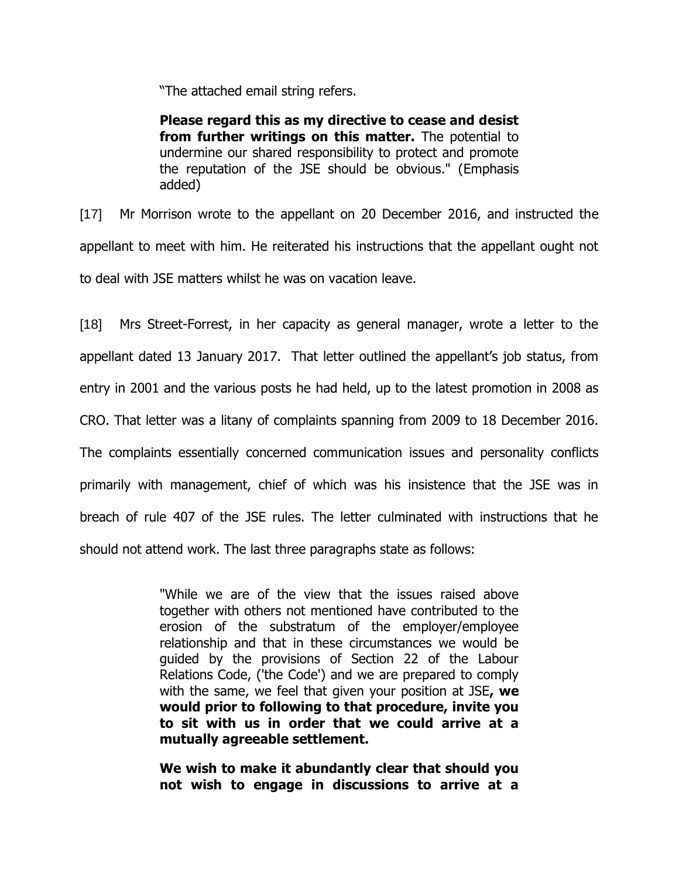> "The attached email string refers.
>
> **Please regard this as my directive to cease and desist from further writings on this matter.** The potential to undermine our shared responsibility to protect and promote the reputation of the JSE should be obvious." (Emphasis added)

[17] Mr Morrison wrote to the appellant on 20 December 2016, and instructed the appellant to meet with him. He reiterated his instructions that the appellant ought not to deal with JSE matters whilst he was on vacation leave.

[18] Mrs Street-Forrest, in her capacity as general manager, wrote a letter to the appellant dated 13 January 2017. That letter outlined the appellant's job status, from entry in 2001 and the various posts he had held, up to the latest promotion in 2008 as CRO. That letter was a litany of complaints spanning from 2009 to 18 December 2016. The complaints essentially concerned communication issues and personality conflicts primarily with management, chief of which was his insistence that the JSE was in breach of rule 407 of the JSE rules. The letter culminated with instructions that he should not attend work. The last three paragraphs state as follows:

> "While we are of the view that the issues raised above together with others not mentioned have contributed to the erosion of the substratum of the employer/employee relationship and that in these circumstances we would be guided by the provisions of Section 22 of the Labour Relations Code, ('the Code') and we are prepared to comply with the same, we feel that given your position at JSE**, we would prior to following to that procedure, invite you to sit with us in order that we could arrive at a mutually agreeable settlement.**
>
> **We wish to make it abundantly clear that should you not wish to engage in discussions to arrive at a**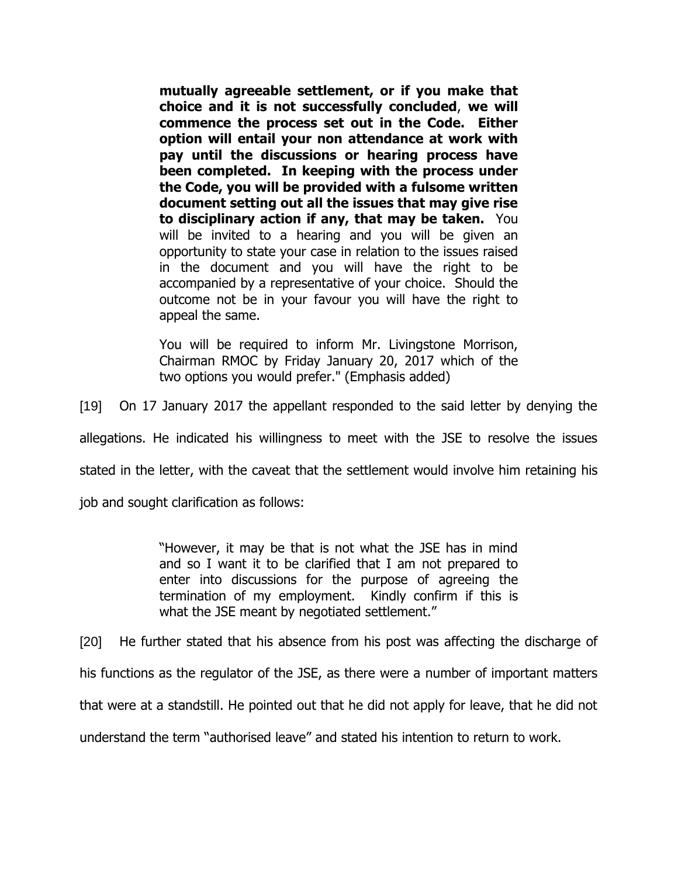> **mutually agreeable settlement, or if you make that choice and it is not successfully concluded**, **we will commence the process set out in the Code. Either option will entail your non attendance at work with pay until the discussions or hearing process have been completed. In keeping with the process under the Code, you will be provided with a fulsome written document setting out all the issues that may give rise to disciplinary action if any, that may be taken.** You will be invited to a hearing and you will be given an opportunity to state your case in relation to the issues raised in the document and you will have the right to be accompanied by a representative of your choice. Should the outcome not be in your favour you will have the right to appeal the same.
>
> You will be required to inform Mr. Livingstone Morrison, Chairman RMOC by Friday January 20, 2017 which of the two options you would prefer." (Emphasis added)

[19] On 17 January 2017 the appellant responded to the said letter by denying the allegations. He indicated his willingness to meet with the JSE to resolve the issues stated in the letter, with the caveat that the settlement would involve him retaining his job and sought clarification as follows:

> "However, it may be that is not what the JSE has in mind and so I want it to be clarified that I am not prepared to enter into discussions for the purpose of agreeing the termination of my employment. Kindly confirm if this is what the JSE meant by negotiated settlement."

[20] He further stated that his absence from his post was affecting the discharge of his functions as the regulator of the JSE, as there were a number of important matters that were at a standstill. He pointed out that he did not apply for leave, that he did not understand the term "authorised leave" and stated his intention to return to work.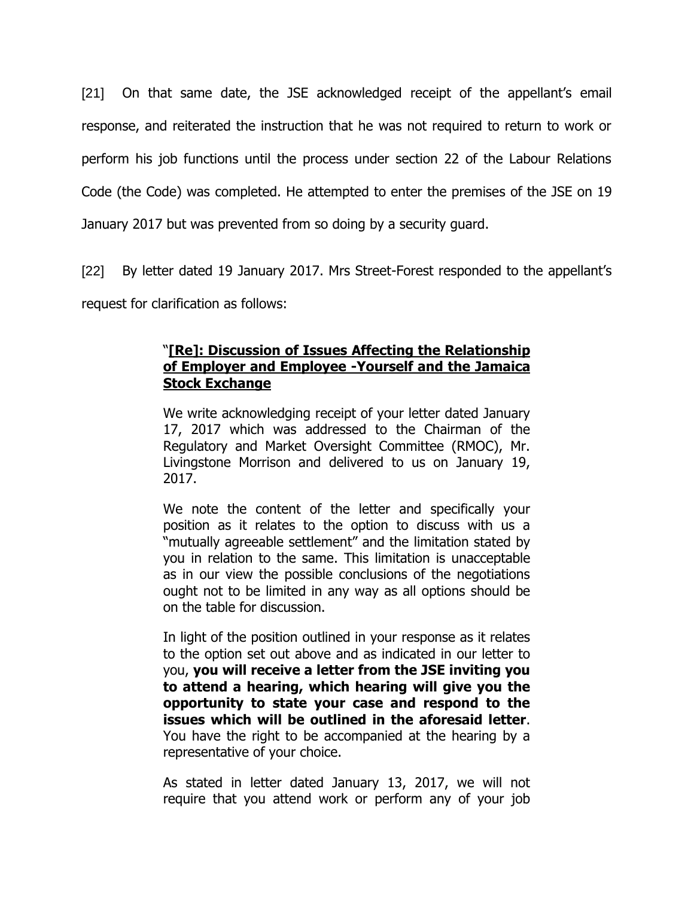[21] On that same date, the JSE acknowledged receipt of the appellant's email response, and reiterated the instruction that he was not required to return to work or perform his job functions until the process under section 22 of the Labour Relations Code (the Code) was completed. He attempted to enter the premises of the JSE on 19 January 2017 but was prevented from so doing by a security guard.

[22] By letter dated 19 January 2017. Mrs Street-Forest responded to the appellant's request for clarification as follows:

> "**[Re]: Discussion of Issues Affecting the Relationship of Employer and Employee -Yourself and the Jamaica Stock Exchange**
>
> We write acknowledging receipt of your letter dated January 17, 2017 which was addressed to the Chairman of the Regulatory and Market Oversight Committee (RMOC), Mr. Livingstone Morrison and delivered to us on January 19, 2017.
>
> We note the content of the letter and specifically your position as it relates to the option to discuss with us a "mutually agreeable settlement" and the limitation stated by you in relation to the same. This limitation is unacceptable as in our view the possible conclusions of the negotiations ought not to be limited in any way as all options should be on the table for discussion.
>
> In light of the position outlined in your response as it relates to the option set out above and as indicated in our letter to you, **you will receive a letter from the JSE inviting you to attend a hearing, which hearing will give you the opportunity to state your case and respond to the issues which will be outlined in the aforesaid letter**. You have the right to be accompanied at the hearing by a representative of your choice.
>
> As stated in letter dated January 13, 2017, we will not require that you attend work or perform any of your job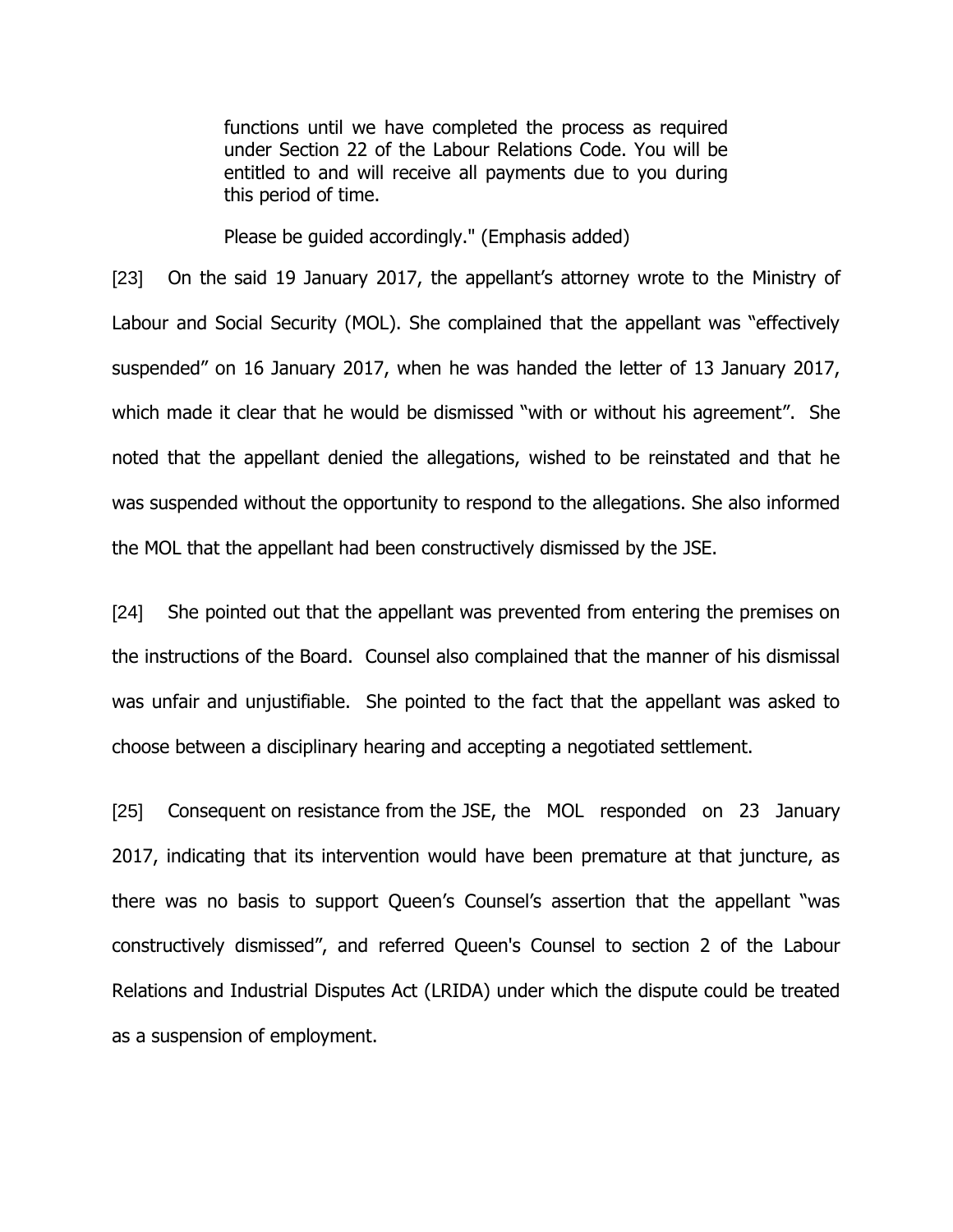> functions until we have completed the process as required under Section 22 of the Labour Relations Code. You will be entitled to and will receive all payments due to you during this period of time.
>
> Please be guided accordingly." (Emphasis added)

[23] On the said 19 January 2017, the appellant's attorney wrote to the Ministry of Labour and Social Security (MOL). She complained that the appellant was "effectively suspended" on 16 January 2017, when he was handed the letter of 13 January 2017, which made it clear that he would be dismissed "with or without his agreement". She noted that the appellant denied the allegations, wished to be reinstated and that he was suspended without the opportunity to respond to the allegations. She also informed the MOL that the appellant had been constructively dismissed by the JSE.

[24] She pointed out that the appellant was prevented from entering the premises on the instructions of the Board. Counsel also complained that the manner of his dismissal was unfair and unjustifiable. She pointed to the fact that the appellant was asked to choose between a disciplinary hearing and accepting a negotiated settlement.

[25] Consequent on resistance from the JSE, the MOL responded on 23 January 2017, indicating that its intervention would have been premature at that juncture, as there was no basis to support Queen's Counsel's assertion that the appellant "was constructively dismissed", and referred Queen's Counsel to section 2 of the Labour Relations and Industrial Disputes Act (LRIDA) under which the dispute could be treated as a suspension of employment.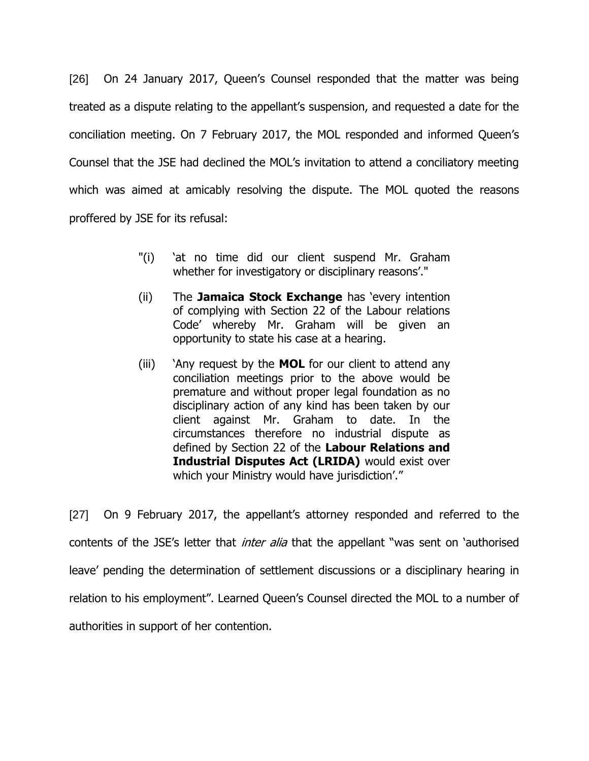[26] On 24 January 2017, Queen's Counsel responded that the matter was being treated as a dispute relating to the appellant's suspension, and requested a date for the conciliation meeting. On 7 February 2017, the MOL responded and informed Queen's Counsel that the JSE had declined the MOL's invitation to attend a conciliatory meeting which was aimed at amicably resolving the dispute. The MOL quoted the reasons proffered by JSE for its refusal:

> "(i) 'at no time did our client suspend Mr. Graham whether for investigatory or disciplinary reasons'."
>
> (ii) The **Jamaica Stock Exchange** has 'every intention of complying with Section 22 of the Labour relations Code' whereby Mr. Graham will be given an opportunity to state his case at a hearing.
>
> (iii) 'Any request by the **MOL** for our client to attend any conciliation meetings prior to the above would be premature and without proper legal foundation as no disciplinary action of any kind has been taken by our client against Mr. Graham to date. In the circumstances therefore no industrial dispute as defined by Section 22 of the **Labour Relations and Industrial Disputes Act (LRIDA)** would exist over which your Ministry would have jurisdiction'."

[27] On 9 February 2017, the appellant's attorney responded and referred to the contents of the JSE's letter that *inter alia* that the appellant "was sent on 'authorised leave' pending the determination of settlement discussions or a disciplinary hearing in relation to his employment". Learned Queen's Counsel directed the MOL to a number of authorities in support of her contention.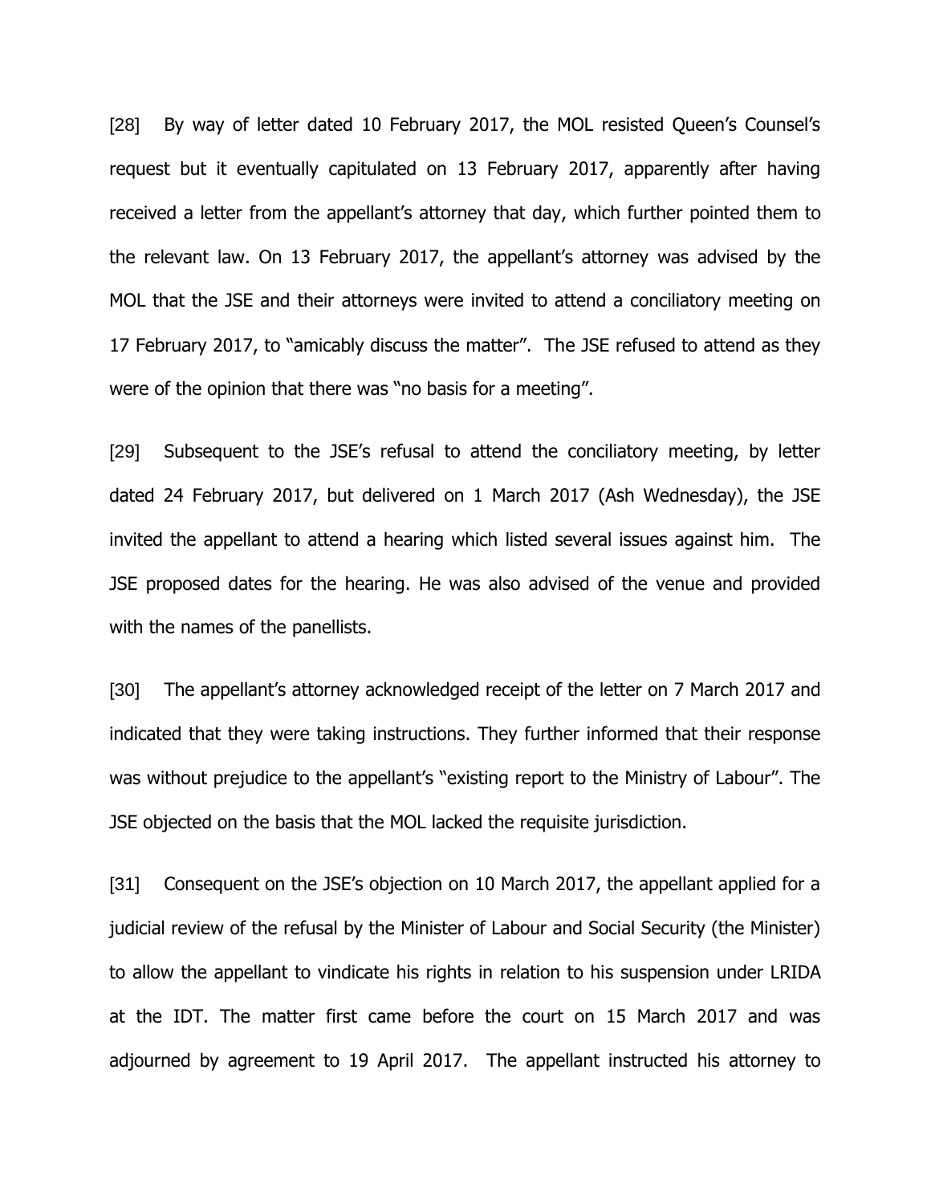[28] By way of letter dated 10 February 2017, the MOL resisted Queen's Counsel's request but it eventually capitulated on 13 February 2017, apparently after having received a letter from the appellant's attorney that day, which further pointed them to the relevant law. On 13 February 2017, the appellant's attorney was advised by the MOL that the JSE and their attorneys were invited to attend a conciliatory meeting on 17 February 2017, to "amicably discuss the matter". The JSE refused to attend as they were of the opinion that there was "no basis for a meeting".

[29] Subsequent to the JSE's refusal to attend the conciliatory meeting, by letter dated 24 February 2017, but delivered on 1 March 2017 (Ash Wednesday), the JSE invited the appellant to attend a hearing which listed several issues against him. The JSE proposed dates for the hearing. He was also advised of the venue and provided with the names of the panellists.

[30] The appellant's attorney acknowledged receipt of the letter on 7 March 2017 and indicated that they were taking instructions. They further informed that their response was without prejudice to the appellant's "existing report to the Ministry of Labour". The JSE objected on the basis that the MOL lacked the requisite jurisdiction.

[31] Consequent on the JSE's objection on 10 March 2017, the appellant applied for a judicial review of the refusal by the Minister of Labour and Social Security (the Minister) to allow the appellant to vindicate his rights in relation to his suspension under LRIDA at the IDT. The matter first came before the court on 15 March 2017 and was adjourned by agreement to 19 April 2017. The appellant instructed his attorney to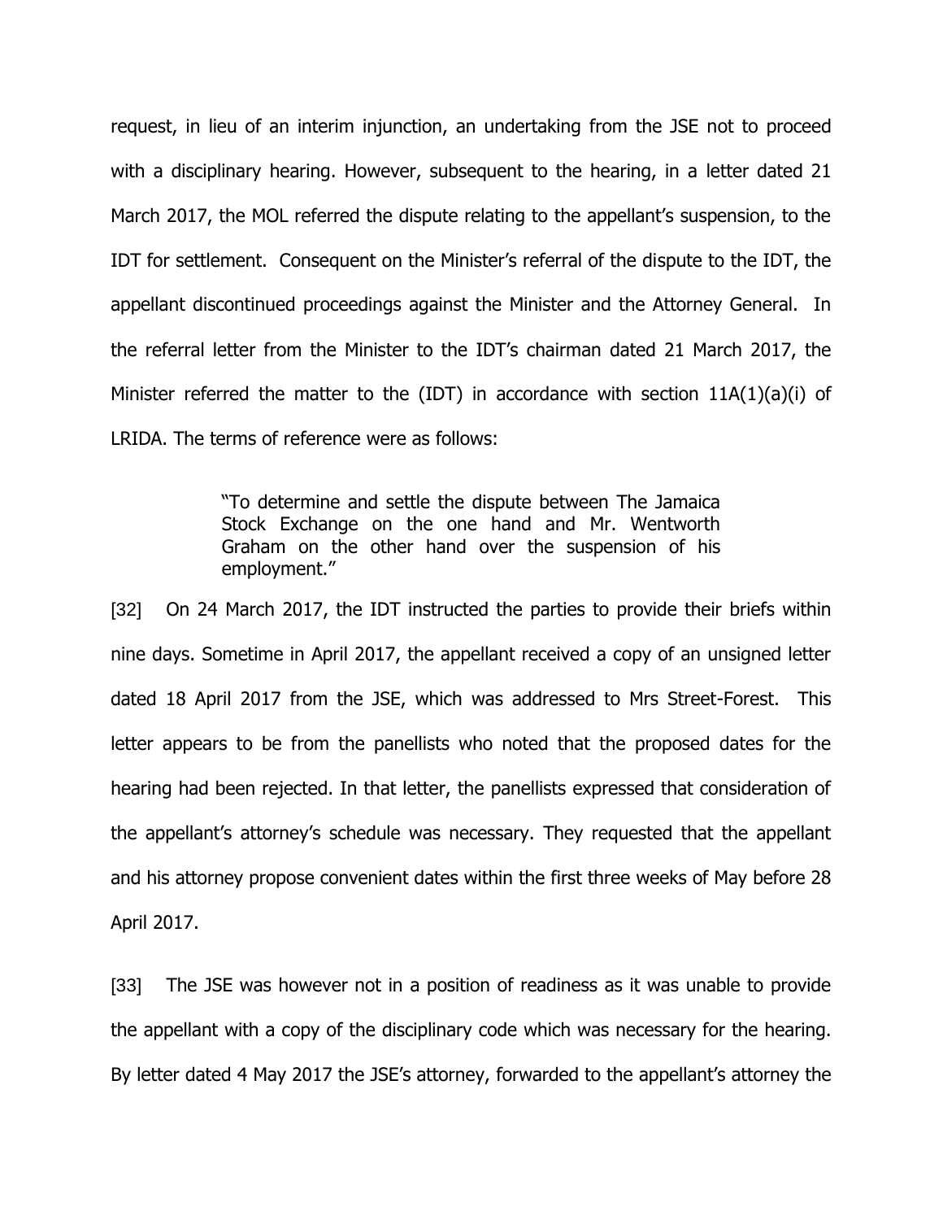request, in lieu of an interim injunction, an undertaking from the JSE not to proceed with a disciplinary hearing. However, subsequent to the hearing, in a letter dated 21 March 2017, the MOL referred the dispute relating to the appellant's suspension, to the IDT for settlement. Consequent on the Minister's referral of the dispute to the IDT, the appellant discontinued proceedings against the Minister and the Attorney General. In the referral letter from the Minister to the IDT's chairman dated 21 March 2017, the Minister referred the matter to the (IDT) in accordance with section 11A(1)(a)(i) of LRIDA. The terms of reference were as follows:

> "To determine and settle the dispute between The Jamaica Stock Exchange on the one hand and Mr. Wentworth Graham on the other hand over the suspension of his employment."

[32] On 24 March 2017, the IDT instructed the parties to provide their briefs within nine days. Sometime in April 2017, the appellant received a copy of an unsigned letter dated 18 April 2017 from the JSE, which was addressed to Mrs Street-Forest. This letter appears to be from the panellists who noted that the proposed dates for the hearing had been rejected. In that letter, the panellists expressed that consideration of the appellant's attorney's schedule was necessary. They requested that the appellant and his attorney propose convenient dates within the first three weeks of May before 28 April 2017.

[33] The JSE was however not in a position of readiness as it was unable to provide the appellant with a copy of the disciplinary code which was necessary for the hearing. By letter dated 4 May 2017 the JSE's attorney, forwarded to the appellant's attorney the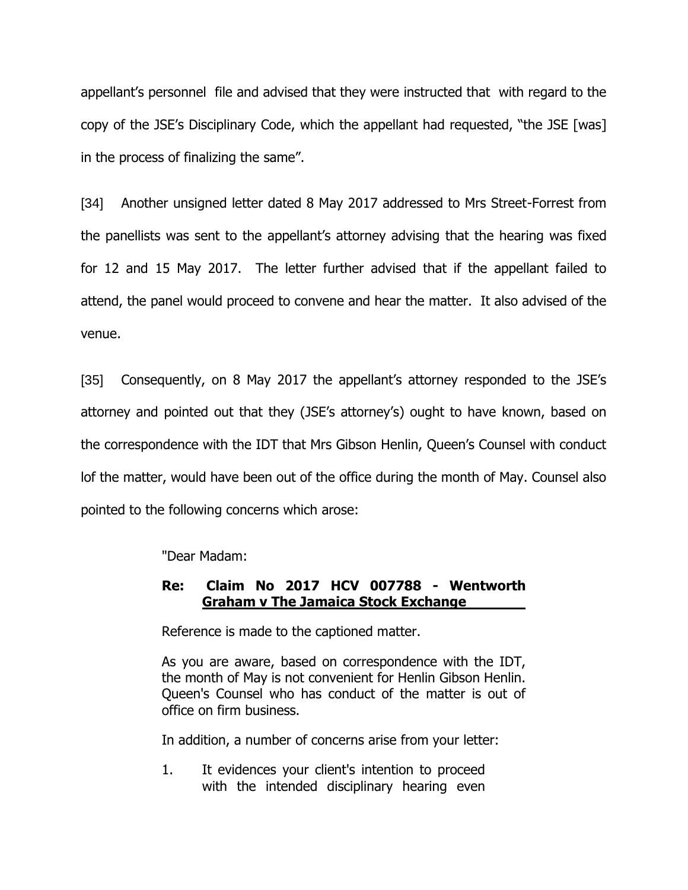appellant's personnel file and advised that they were instructed that with regard to the copy of the JSE's Disciplinary Code, which the appellant had requested, "the JSE [was] in the process of finalizing the same".

[34] Another unsigned letter dated 8 May 2017 addressed to Mrs Street-Forrest from the panellists was sent to the appellant's attorney advising that the hearing was fixed for 12 and 15 May 2017. The letter further advised that if the appellant failed to attend, the panel would proceed to convene and hear the matter. It also advised of the venue.

[35] Consequently, on 8 May 2017 the appellant's attorney responded to the JSE's attorney and pointed out that they (JSE's attorney's) ought to have known, based on the correspondence with the IDT that Mrs Gibson Henlin, Queen's Counsel with conduct lof the matter, would have been out of the office during the month of May. Counsel also pointed to the following concerns which arose:

> "Dear Madam:
>
> **Re: Claim No 2017 HCV 007788 - Wentworth Graham v The Jamaica Stock Exchange**
>
> Reference is made to the captioned matter.
>
> As you are aware, based on correspondence with the IDT, the month of May is not convenient for Henlin Gibson Henlin. Queen's Counsel who has conduct of the matter is out of office on firm business.
>
> In addition, a number of concerns arise from your letter:
>
> 1. It evidences your client's intention to proceed with the intended disciplinary hearing even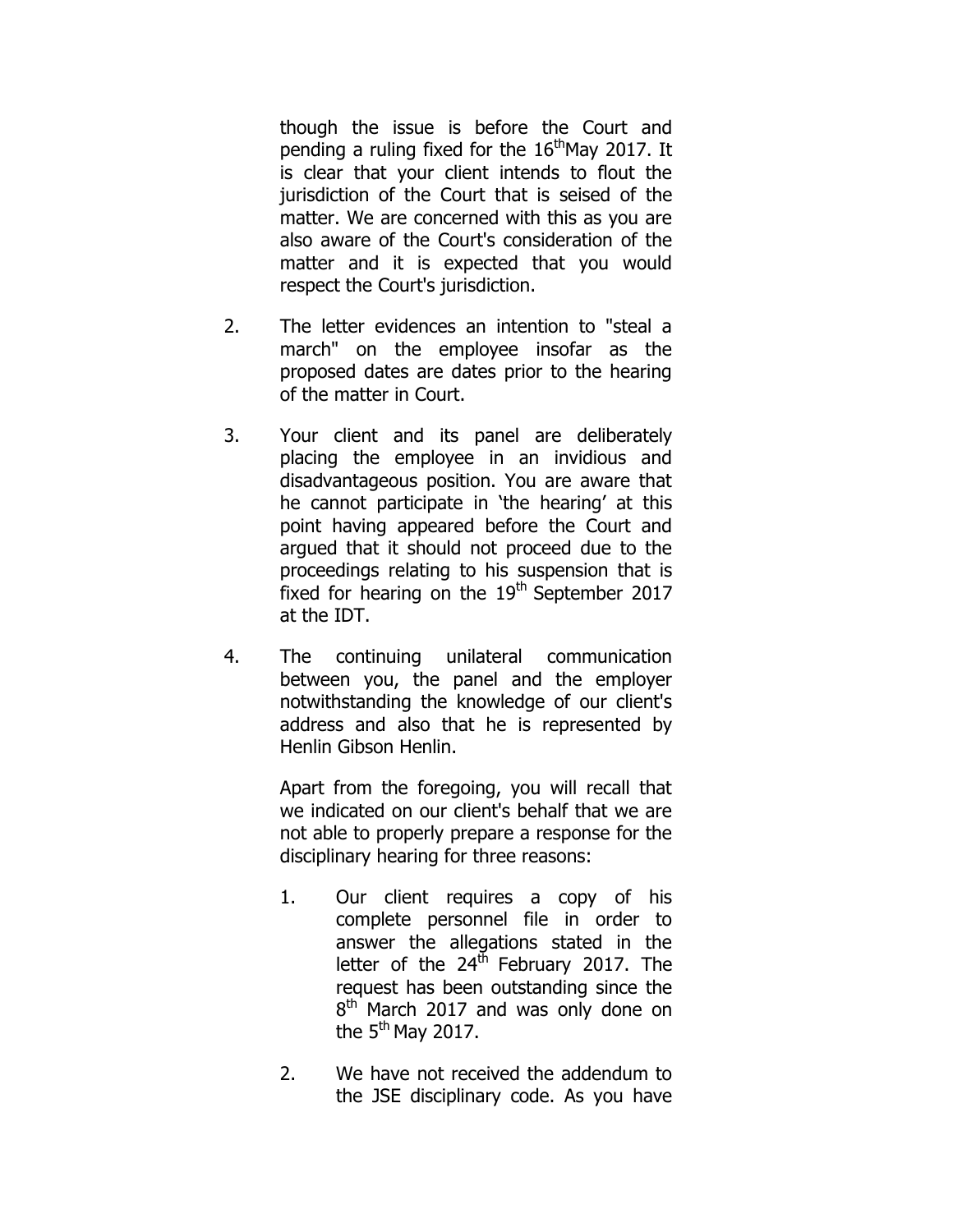though the issue is before the Court and pending a ruling fixed for the 16th May 2017. It is clear that your client intends to flout the jurisdiction of the Court that is seised of the matter. We are concerned with this as you are also aware of the Court's consideration of the matter and it is expected that you would respect the Court's jurisdiction.

2. The letter evidences an intention to "steal a march" on the employee insofar as the proposed dates are dates prior to the hearing of the matter in Court.

3. Your client and its panel are deliberately placing the employee in an invidious and disadvantageous position. You are aware that he cannot participate in 'the hearing' at this point having appeared before the Court and argued that it should not proceed due to the proceedings relating to his suspension that is fixed for hearing on the 19th September 2017 at the IDT.

4. The continuing unilateral communication between you, the panel and the employer notwithstanding the knowledge of our client's address and also that he is represented by Henlin Gibson Henlin.

   Apart from the foregoing, you will recall that we indicated on our client's behalf that we are not able to properly prepare a response for the disciplinary hearing for three reasons:

   1. Our client requires a copy of his complete personnel file in order to answer the allegations stated in the letter of the 24th February 2017. The request has been outstanding since the 8th March 2017 and was only done on the 5th May 2017.

   2. We have not received the addendum to the JSE disciplinary code. As you have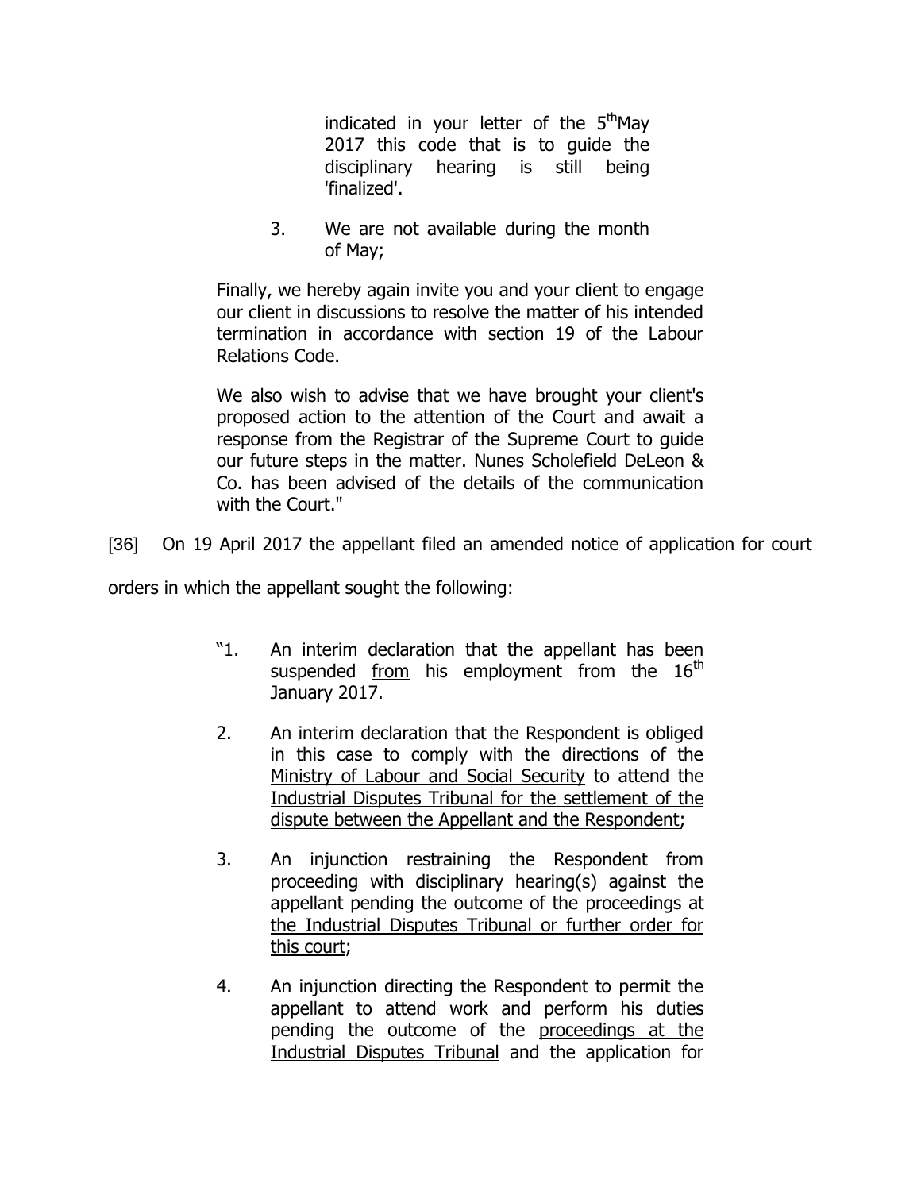indicated in your letter of the 5th May 2017 this code that is to guide the disciplinary hearing is still being 'finalized'.

3. We are not available during the month of May;

Finally, we hereby again invite you and your client to engage our client in discussions to resolve the matter of his intended termination in accordance with section 19 of the Labour Relations Code.

We also wish to advise that we have brought your client's proposed action to the attention of the Court and await a response from the Registrar of the Supreme Court to guide our future steps in the matter. Nunes Scholefield DeLeon & Co. has been advised of the details of the communication with the Court."

[36] On 19 April 2017 the appellant filed an amended notice of application for court orders in which the appellant sought the following:

> "1. An interim declaration that the appellant has been suspended <u>from</u> his employment from the 16th January 2017.
>
> 2. An interim declaration that the Respondent is obliged in this case to comply with the directions of the <u>Ministry of Labour and Social Security</u> to attend the <u>Industrial Disputes Tribunal for the settlement of the dispute between the Appellant and the Respondent</u>;
>
> 3. An injunction restraining the Respondent from proceeding with disciplinary hearing(s) against the appellant pending the outcome of the <u>proceedings at the Industrial Disputes Tribunal or further order for this court</u>;
>
> 4. An injunction directing the Respondent to permit the appellant to attend work and perform his duties pending the outcome of the <u>proceedings at the Industrial Disputes Tribunal</u> and the application for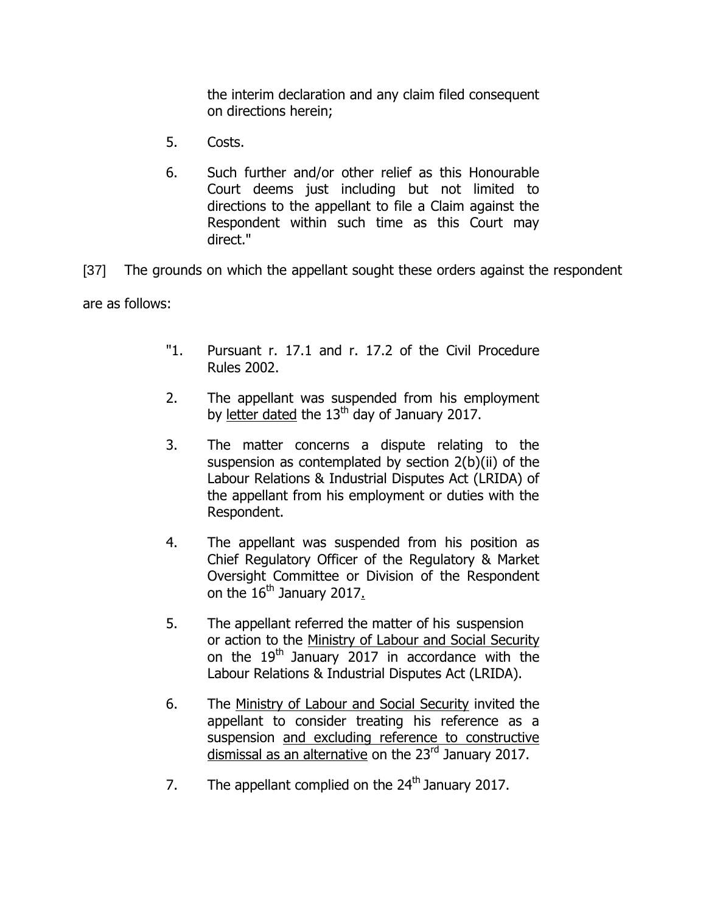the interim declaration and any claim filed consequent on directions herein;

5. Costs.

6. Such further and/or other relief as this Honourable Court deems just including but not limited to directions to the appellant to file a Claim against the Respondent within such time as this Court may direct."

[37] The grounds on which the appellant sought these orders against the respondent are as follows:

> "1. Pursuant r. 17.1 and r. 17.2 of the Civil Procedure Rules 2002.
>
> 2. The appellant was suspended from his employment by letter dated the 13th day of January 2017.
>
> 3. The matter concerns a dispute relating to the suspension as contemplated by section 2(b)(ii) of the Labour Relations & Industrial Disputes Act (LRIDA) of the appellant from his employment or duties with the Respondent.
>
> 4. The appellant was suspended from his position as Chief Regulatory Officer of the Regulatory & Market Oversight Committee or Division of the Respondent on the 16th January 2017.
>
> 5. The appellant referred the matter of his suspension or action to the Ministry of Labour and Social Security on the 19th January 2017 in accordance with the Labour Relations & Industrial Disputes Act (LRIDA).
>
> 6. The Ministry of Labour and Social Security invited the appellant to consider treating his reference as a suspension and excluding reference to constructive dismissal as an alternative on the 23rd January 2017.
>
> 7. The appellant complied on the 24th January 2017.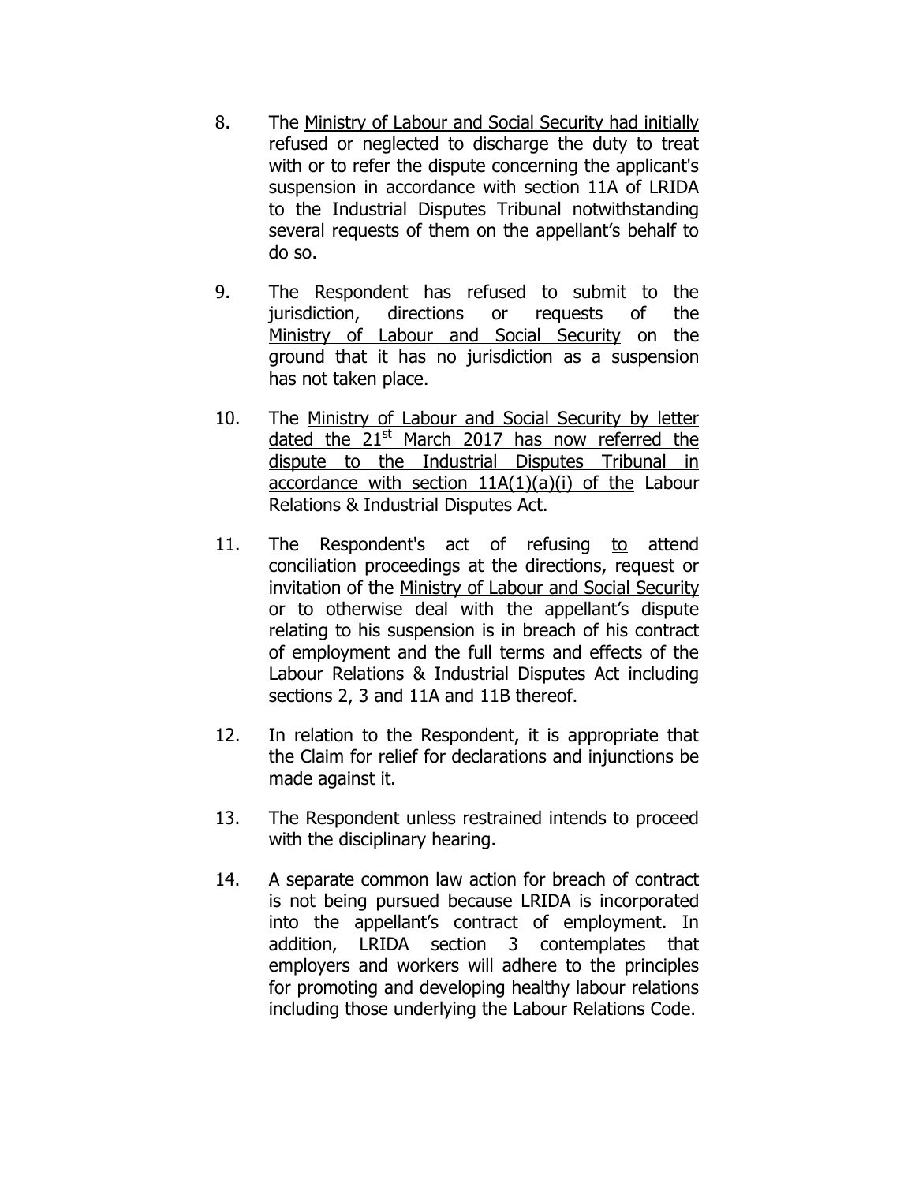8. The Ministry of Labour and Social Security had initially refused or neglected to discharge the duty to treat with or to refer the dispute concerning the applicant's suspension in accordance with section 11A of LRIDA to the Industrial Disputes Tribunal notwithstanding several requests of them on the appellant's behalf to do so.

9. The Respondent has refused to submit to the jurisdiction, directions or requests of the Ministry of Labour and Social Security on the ground that it has no jurisdiction as a suspension has not taken place.

10. The Ministry of Labour and Social Security by letter dated the 21st March 2017 has now referred the dispute to the Industrial Disputes Tribunal in accordance with section 11A(1)(a)(i) of the Labour Relations & Industrial Disputes Act.

11. The Respondent's act of refusing to attend conciliation proceedings at the directions, request or invitation of the Ministry of Labour and Social Security or to otherwise deal with the appellant's dispute relating to his suspension is in breach of his contract of employment and the full terms and effects of the Labour Relations & Industrial Disputes Act including sections 2, 3 and 11A and 11B thereof.

12. In relation to the Respondent, it is appropriate that the Claim for relief for declarations and injunctions be made against it.

13. The Respondent unless restrained intends to proceed with the disciplinary hearing.

14. A separate common law action for breach of contract is not being pursued because LRIDA is incorporated into the appellant's contract of employment. In addition, LRIDA section 3 contemplates that employers and workers will adhere to the principles for promoting and developing healthy labour relations including those underlying the Labour Relations Code.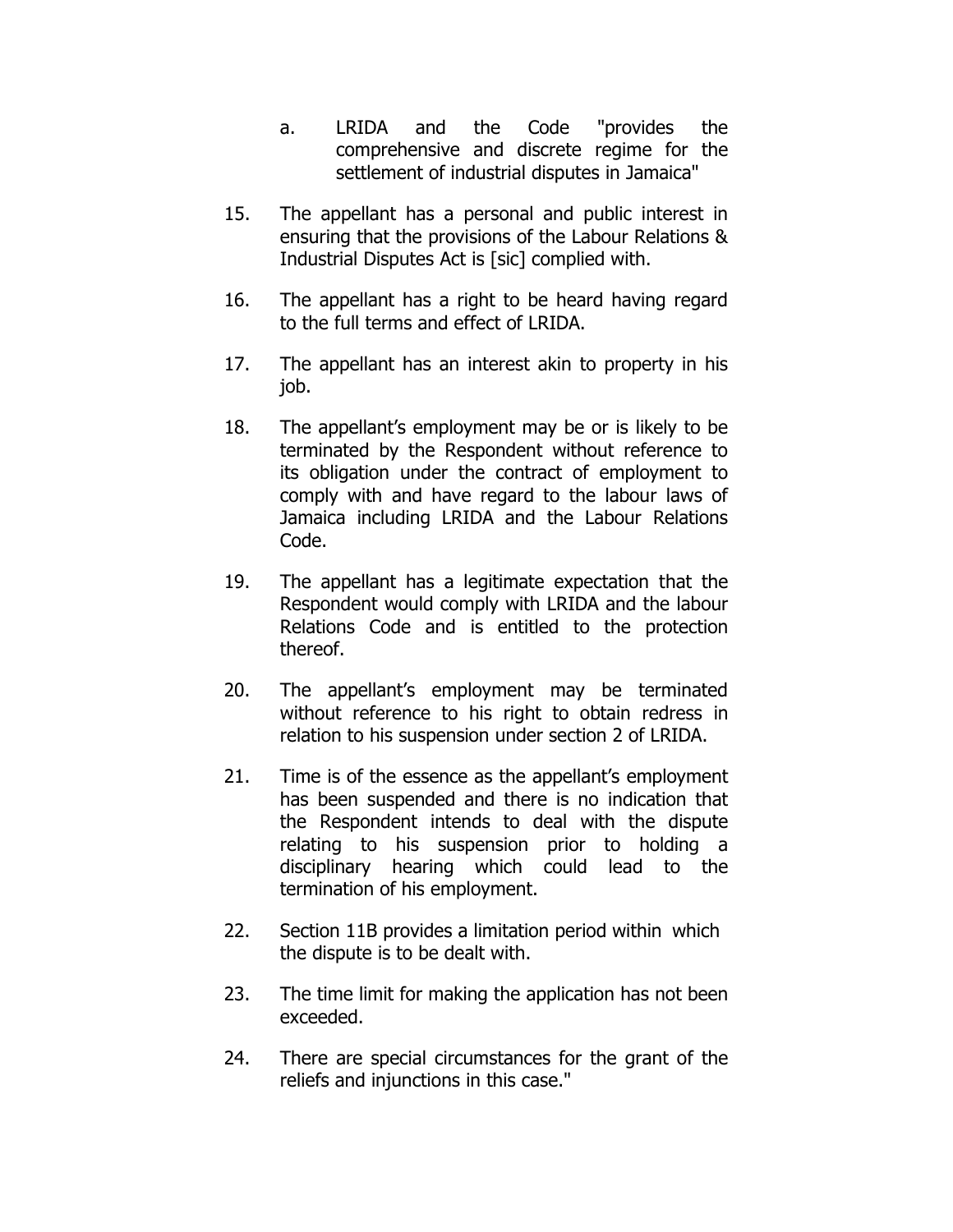a. LRIDA and the Code "provides the comprehensive and discrete regime for the settlement of industrial disputes in Jamaica"

15. The appellant has a personal and public interest in ensuring that the provisions of the Labour Relations & Industrial Disputes Act is [sic] complied with.

16. The appellant has a right to be heard having regard to the full terms and effect of LRIDA.

17. The appellant has an interest akin to property in his job.

18. The appellant's employment may be or is likely to be terminated by the Respondent without reference to its obligation under the contract of employment to comply with and have regard to the labour laws of Jamaica including LRIDA and the Labour Relations Code.

19. The appellant has a legitimate expectation that the Respondent would comply with LRIDA and the labour Relations Code and is entitled to the protection thereof.

20. The appellant's employment may be terminated without reference to his right to obtain redress in relation to his suspension under section 2 of LRIDA.

21. Time is of the essence as the appellant's employment has been suspended and there is no indication that the Respondent intends to deal with the dispute relating to his suspension prior to holding a disciplinary hearing which could lead to the termination of his employment.

22. Section 11B provides a limitation period within which the dispute is to be dealt with.

23. The time limit for making the application has not been exceeded.

24. There are special circumstances for the grant of the reliefs and injunctions in this case."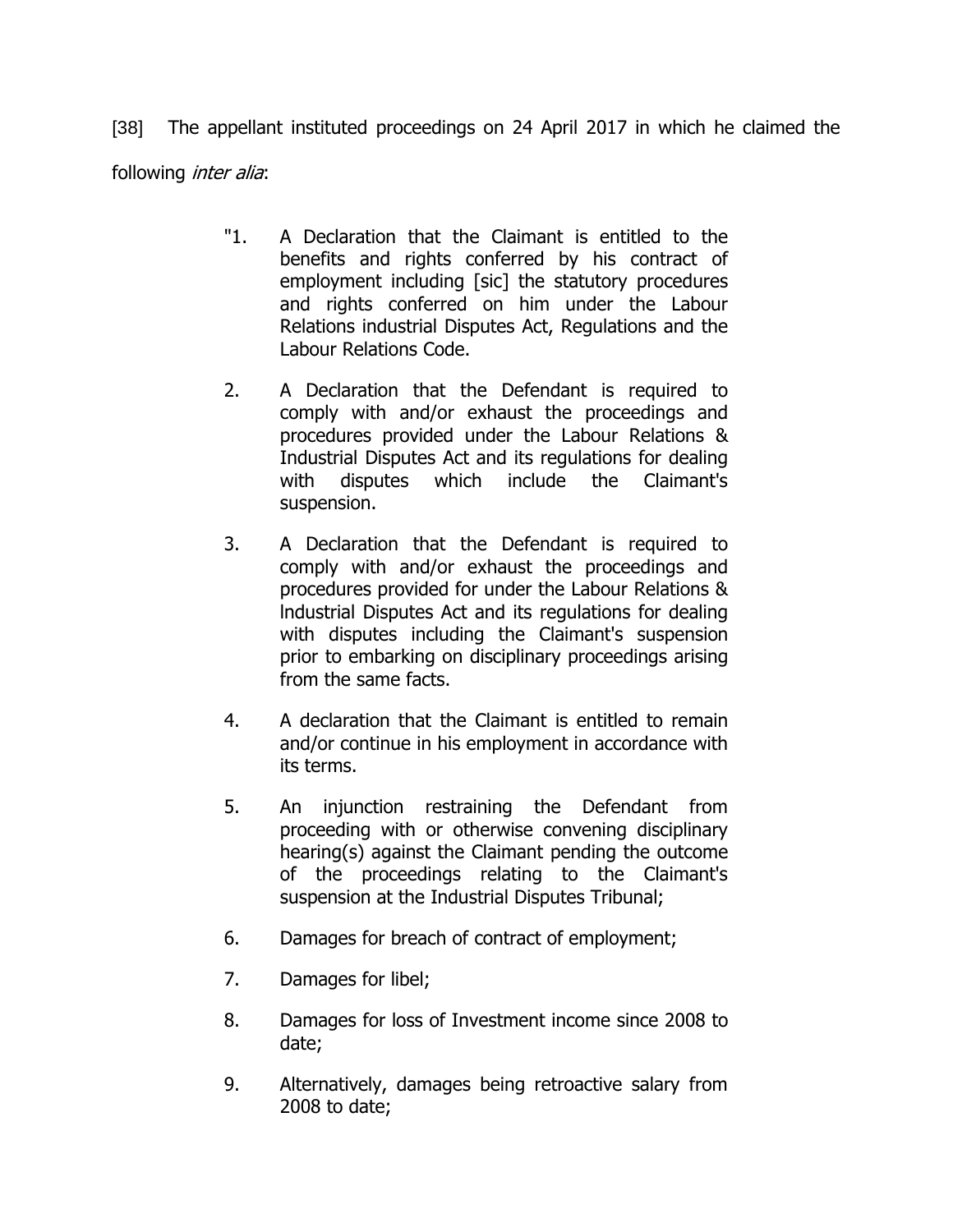[38] The appellant instituted proceedings on 24 April 2017 in which he claimed the following *inter alia*:

> "1. A Declaration that the Claimant is entitled to the benefits and rights conferred by his contract of employment including [sic] the statutory procedures and rights conferred on him under the Labour Relations industrial Disputes Act, Regulations and the Labour Relations Code.
>
> 2. A Declaration that the Defendant is required to comply with and/or exhaust the proceedings and procedures provided under the Labour Relations & Industrial Disputes Act and its regulations for dealing with disputes which include the Claimant's suspension.
>
> 3. A Declaration that the Defendant is required to comply with and/or exhaust the proceedings and procedures provided for under the Labour Relations & Industrial Disputes Act and its regulations for dealing with disputes including the Claimant's suspension prior to embarking on disciplinary proceedings arising from the same facts.
>
> 4. A declaration that the Claimant is entitled to remain and/or continue in his employment in accordance with its terms.
>
> 5. An injunction restraining the Defendant from proceeding with or otherwise convening disciplinary hearing(s) against the Claimant pending the outcome of the proceedings relating to the Claimant's suspension at the Industrial Disputes Tribunal;
>
> 6. Damages for breach of contract of employment;
>
> 7. Damages for libel;
>
> 8. Damages for loss of Investment income since 2008 to date;
>
> 9. Alternatively, damages being retroactive salary from 2008 to date;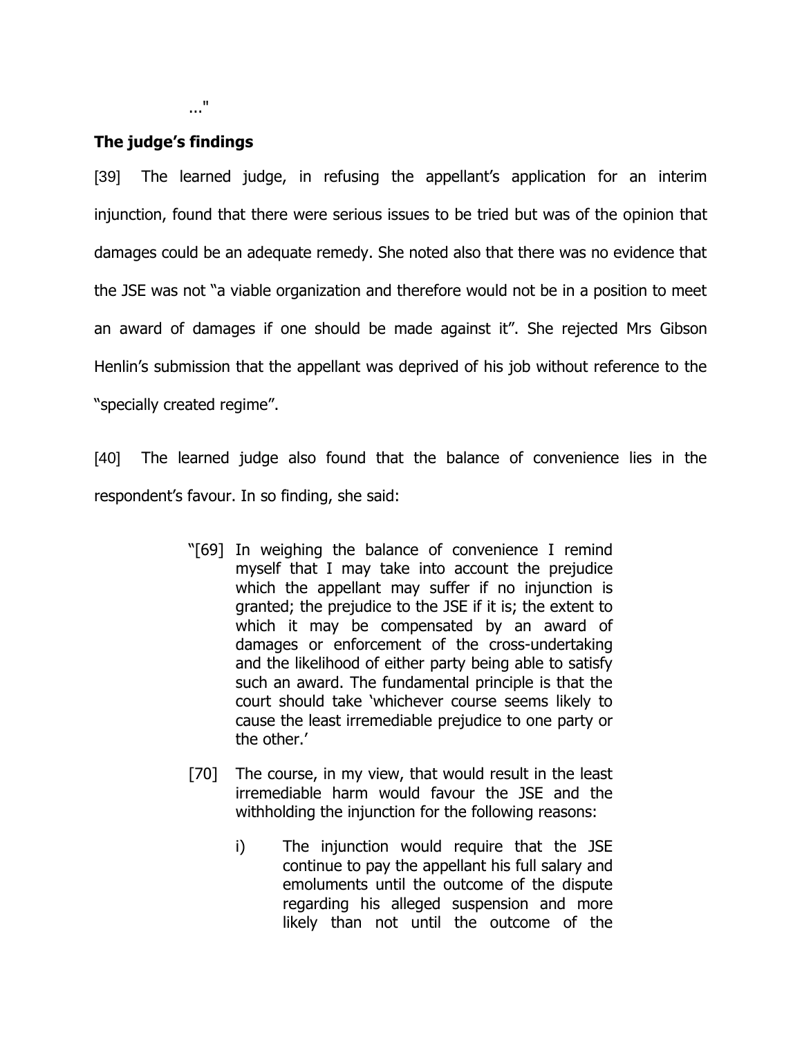..."

**The judge's findings**

[39] The learned judge, in refusing the appellant's application for an interim injunction, found that there were serious issues to be tried but was of the opinion that damages could be an adequate remedy. She noted also that there was no evidence that the JSE was not "a viable organization and therefore would not be in a position to meet an award of damages if one should be made against it". She rejected Mrs Gibson Henlin's submission that the appellant was deprived of his job without reference to the "specially created regime".

[40] The learned judge also found that the balance of convenience lies in the respondent's favour. In so finding, she said:

> "[69] In weighing the balance of convenience I remind myself that I may take into account the prejudice which the appellant may suffer if no injunction is granted; the prejudice to the JSE if it is; the extent to which it may be compensated by an award of damages or enforcement of the cross-undertaking and the likelihood of either party being able to satisfy such an award. The fundamental principle is that the court should take 'whichever course seems likely to cause the least irremediable prejudice to one party or the other.'
>
> [70] The course, in my view, that would result in the least irremediable harm would favour the JSE and the withholding the injunction for the following reasons:
>
> i) The injunction would require that the JSE continue to pay the appellant his full salary and emoluments until the outcome of the dispute regarding his alleged suspension and more likely than not until the outcome of the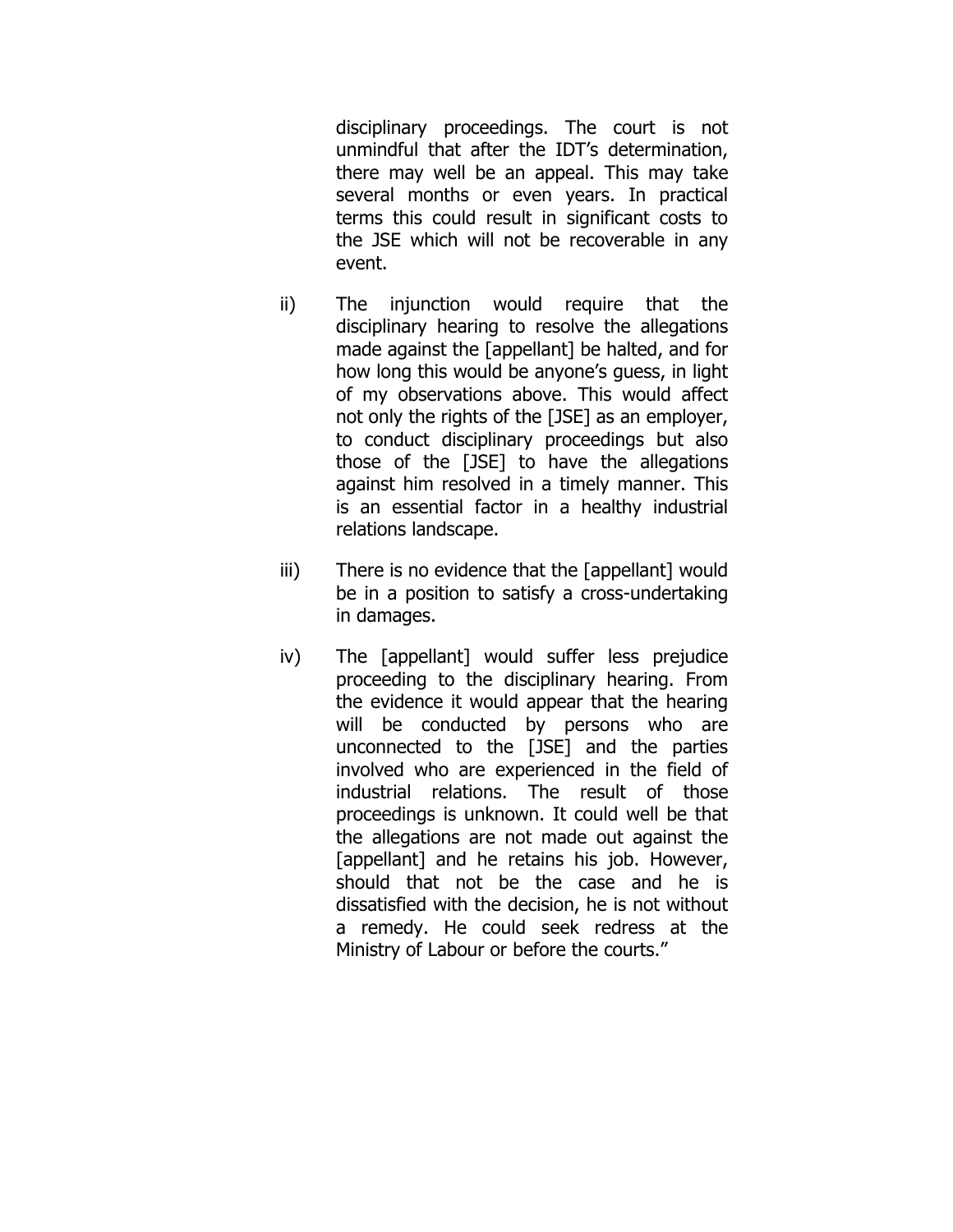disciplinary proceedings. The court is not unmindful that after the IDT's determination, there may well be an appeal. This may take several months or even years. In practical terms this could result in significant costs to the JSE which will not be recoverable in any event.

ii) The injunction would require that the disciplinary hearing to resolve the allegations made against the [appellant] be halted, and for how long this would be anyone's guess, in light of my observations above. This would affect not only the rights of the [JSE] as an employer, to conduct disciplinary proceedings but also those of the [JSE] to have the allegations against him resolved in a timely manner. This is an essential factor in a healthy industrial relations landscape.

iii) There is no evidence that the [appellant] would be in a position to satisfy a cross-undertaking in damages.

iv) The [appellant] would suffer less prejudice proceeding to the disciplinary hearing. From the evidence it would appear that the hearing will be conducted by persons who are unconnected to the [JSE] and the parties involved who are experienced in the field of industrial relations. The result of those proceedings is unknown. It could well be that the allegations are not made out against the [appellant] and he retains his job. However, should that not be the case and he is dissatisfied with the decision, he is not without a remedy. He could seek redress at the Ministry of Labour or before the courts."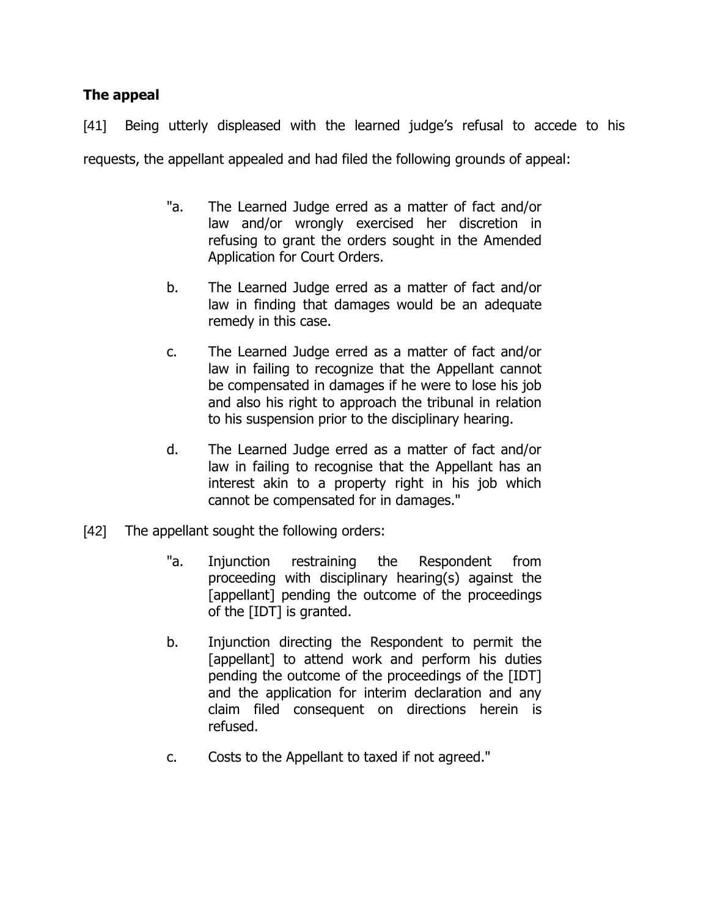**The appeal**

[41] Being utterly displeased with the learned judge's refusal to accede to his requests, the appellant appealed and had filed the following grounds of appeal:

> "a. The Learned Judge erred as a matter of fact and/or law and/or wrongly exercised her discretion in refusing to grant the orders sought in the Amended Application for Court Orders.
>
> b. The Learned Judge erred as a matter of fact and/or law in finding that damages would be an adequate remedy in this case.
>
> c. The Learned Judge erred as a matter of fact and/or law in failing to recognize that the Appellant cannot be compensated in damages if he were to lose his job and also his right to approach the tribunal in relation to his suspension prior to the disciplinary hearing.
>
> d. The Learned Judge erred as a matter of fact and/or law in failing to recognise that the Appellant has an interest akin to a property right in his job which cannot be compensated for in damages."

[42] The appellant sought the following orders:

> "a. Injunction restraining the Respondent from proceeding with disciplinary hearing(s) against the [appellant] pending the outcome of the proceedings of the [IDT] is granted.
>
> b. Injunction directing the Respondent to permit the [appellant] to attend work and perform his duties pending the outcome of the proceedings of the [IDT] and the application for interim declaration and any claim filed consequent on directions herein is refused.
>
> c. Costs to the Appellant to taxed if not agreed."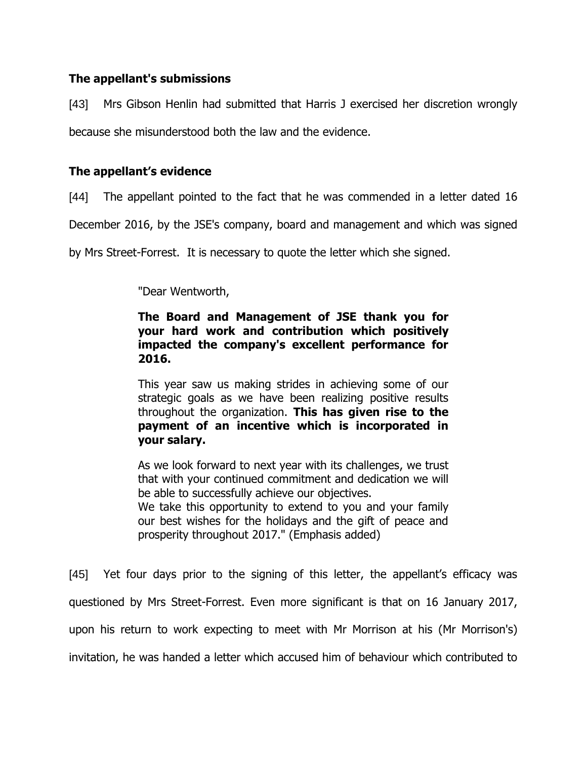### The appellant's submissions

[43] Mrs Gibson Henlin had submitted that Harris J exercised her discretion wrongly because she misunderstood both the law and the evidence.

### The appellant's evidence

[44] The appellant pointed to the fact that he was commended in a letter dated 16 December 2016, by the JSE's company, board and management and which was signed by Mrs Street-Forrest. It is necessary to quote the letter which she signed.

> "Dear Wentworth,
>
> **The Board and Management of JSE thank you for your hard work and contribution which positively impacted the company's excellent performance for 2016.**
>
> This year saw us making strides in achieving some of our strategic goals as we have been realizing positive results throughout the organization. **This has given rise to the payment of an incentive which is incorporated in your salary.**
>
> As we look forward to next year with its challenges, we trust that with your continued commitment and dedication we will be able to successfully achieve our objectives.
> We take this opportunity to extend to you and your family our best wishes for the holidays and the gift of peace and prosperity throughout 2017." (Emphasis added)

[45] Yet four days prior to the signing of this letter, the appellant's efficacy was questioned by Mrs Street-Forrest. Even more significant is that on 16 January 2017, upon his return to work expecting to meet with Mr Morrison at his (Mr Morrison's) invitation, he was handed a letter which accused him of behaviour which contributed to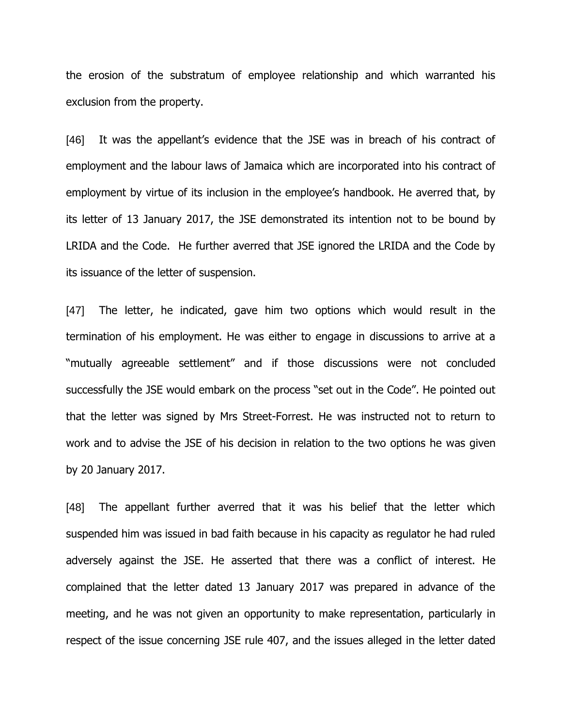the erosion of the substratum of employee relationship and which warranted his exclusion from the property.

[46] It was the appellant's evidence that the JSE was in breach of his contract of employment and the labour laws of Jamaica which are incorporated into his contract of employment by virtue of its inclusion in the employee's handbook. He averred that, by its letter of 13 January 2017, the JSE demonstrated its intention not to be bound by LRIDA and the Code. He further averred that JSE ignored the LRIDA and the Code by its issuance of the letter of suspension.

[47] The letter, he indicated, gave him two options which would result in the termination of his employment. He was either to engage in discussions to arrive at a "mutually agreeable settlement" and if those discussions were not concluded successfully the JSE would embark on the process "set out in the Code". He pointed out that the letter was signed by Mrs Street-Forrest. He was instructed not to return to work and to advise the JSE of his decision in relation to the two options he was given by 20 January 2017.

[48] The appellant further averred that it was his belief that the letter which suspended him was issued in bad faith because in his capacity as regulator he had ruled adversely against the JSE. He asserted that there was a conflict of interest. He complained that the letter dated 13 January 2017 was prepared in advance of the meeting, and he was not given an opportunity to make representation, particularly in respect of the issue concerning JSE rule 407, and the issues alleged in the letter dated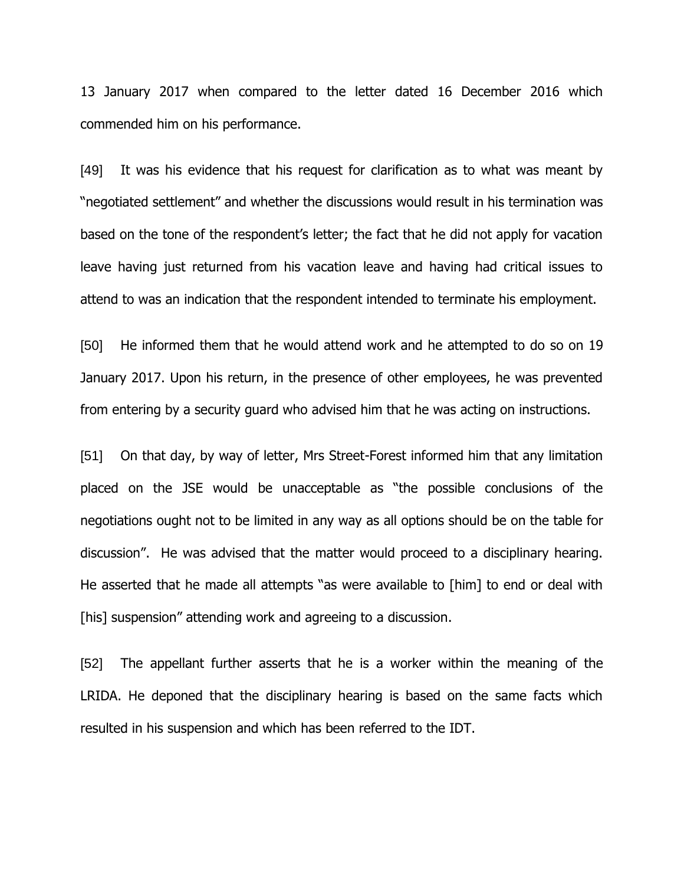13 January 2017 when compared to the letter dated 16 December 2016 which commended him on his performance.

[49] It was his evidence that his request for clarification as to what was meant by "negotiated settlement" and whether the discussions would result in his termination was based on the tone of the respondent's letter; the fact that he did not apply for vacation leave having just returned from his vacation leave and having had critical issues to attend to was an indication that the respondent intended to terminate his employment.

[50] He informed them that he would attend work and he attempted to do so on 19 January 2017. Upon his return, in the presence of other employees, he was prevented from entering by a security guard who advised him that he was acting on instructions.

[51] On that day, by way of letter, Mrs Street-Forest informed him that any limitation placed on the JSE would be unacceptable as "the possible conclusions of the negotiations ought not to be limited in any way as all options should be on the table for discussion". He was advised that the matter would proceed to a disciplinary hearing. He asserted that he made all attempts "as were available to [him] to end or deal with [his] suspension" attending work and agreeing to a discussion.

[52] The appellant further asserts that he is a worker within the meaning of the LRIDA. He deponed that the disciplinary hearing is based on the same facts which resulted in his suspension and which has been referred to the IDT.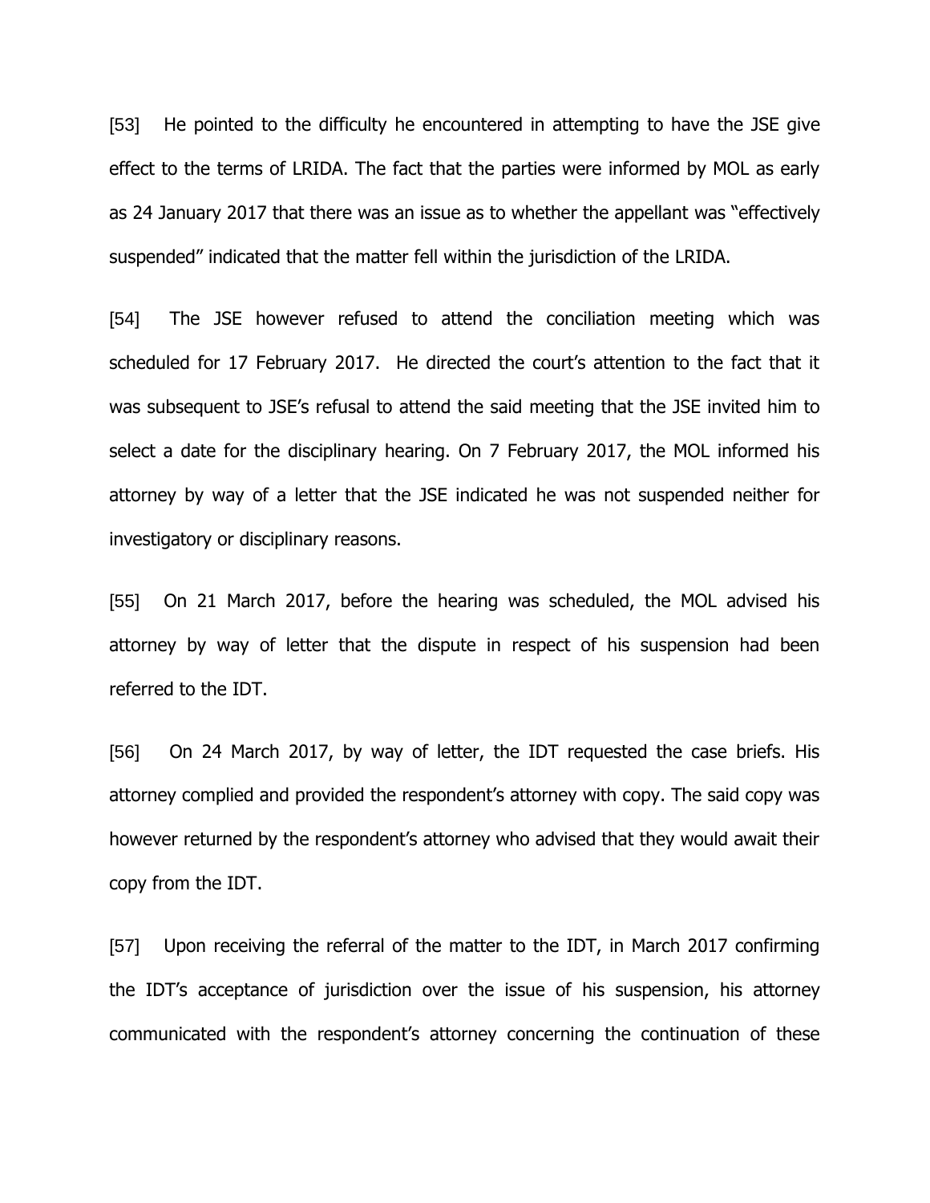[53] He pointed to the difficulty he encountered in attempting to have the JSE give effect to the terms of LRIDA. The fact that the parties were informed by MOL as early as 24 January 2017 that there was an issue as to whether the appellant was "effectively suspended" indicated that the matter fell within the jurisdiction of the LRIDA.

[54] The JSE however refused to attend the conciliation meeting which was scheduled for 17 February 2017. He directed the court's attention to the fact that it was subsequent to JSE's refusal to attend the said meeting that the JSE invited him to select a date for the disciplinary hearing. On 7 February 2017, the MOL informed his attorney by way of a letter that the JSE indicated he was not suspended neither for investigatory or disciplinary reasons.

[55] On 21 March 2017, before the hearing was scheduled, the MOL advised his attorney by way of letter that the dispute in respect of his suspension had been referred to the IDT.

[56] On 24 March 2017, by way of letter, the IDT requested the case briefs. His attorney complied and provided the respondent's attorney with copy. The said copy was however returned by the respondent's attorney who advised that they would await their copy from the IDT.

[57] Upon receiving the referral of the matter to the IDT, in March 2017 confirming the IDT's acceptance of jurisdiction over the issue of his suspension, his attorney communicated with the respondent's attorney concerning the continuation of these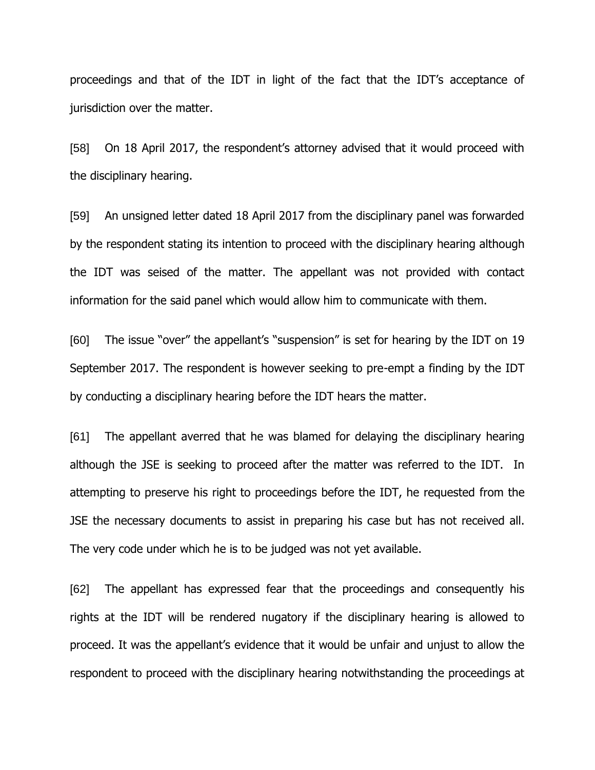proceedings and that of the IDT in light of the fact that the IDT's acceptance of jurisdiction over the matter.

[58] On 18 April 2017, the respondent's attorney advised that it would proceed with the disciplinary hearing.

[59] An unsigned letter dated 18 April 2017 from the disciplinary panel was forwarded by the respondent stating its intention to proceed with the disciplinary hearing although the IDT was seised of the matter. The appellant was not provided with contact information for the said panel which would allow him to communicate with them.

[60] The issue "over" the appellant's "suspension" is set for hearing by the IDT on 19 September 2017. The respondent is however seeking to pre-empt a finding by the IDT by conducting a disciplinary hearing before the IDT hears the matter.

[61] The appellant averred that he was blamed for delaying the disciplinary hearing although the JSE is seeking to proceed after the matter was referred to the IDT. In attempting to preserve his right to proceedings before the IDT, he requested from the JSE the necessary documents to assist in preparing his case but has not received all. The very code under which he is to be judged was not yet available.

[62] The appellant has expressed fear that the proceedings and consequently his rights at the IDT will be rendered nugatory if the disciplinary hearing is allowed to proceed. It was the appellant's evidence that it would be unfair and unjust to allow the respondent to proceed with the disciplinary hearing notwithstanding the proceedings at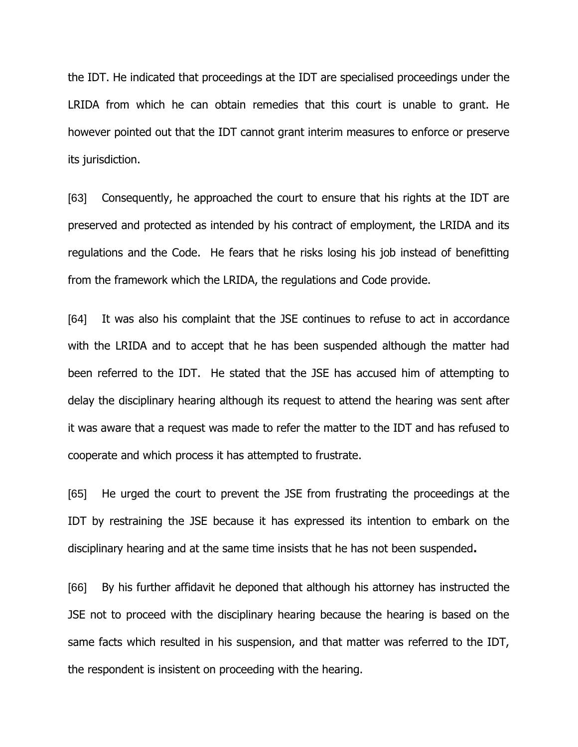the IDT. He indicated that proceedings at the IDT are specialised proceedings under the LRIDA from which he can obtain remedies that this court is unable to grant. He however pointed out that the IDT cannot grant interim measures to enforce or preserve its jurisdiction.

[63] Consequently, he approached the court to ensure that his rights at the IDT are preserved and protected as intended by his contract of employment, the LRIDA and its regulations and the Code. He fears that he risks losing his job instead of benefitting from the framework which the LRIDA, the regulations and Code provide.

[64] It was also his complaint that the JSE continues to refuse to act in accordance with the LRIDA and to accept that he has been suspended although the matter had been referred to the IDT. He stated that the JSE has accused him of attempting to delay the disciplinary hearing although its request to attend the hearing was sent after it was aware that a request was made to refer the matter to the IDT and has refused to cooperate and which process it has attempted to frustrate.

[65] He urged the court to prevent the JSE from frustrating the proceedings at the IDT by restraining the JSE because it has expressed its intention to embark on the disciplinary hearing and at the same time insists that he has not been suspended**.**

[66] By his further affidavit he deponed that although his attorney has instructed the JSE not to proceed with the disciplinary hearing because the hearing is based on the same facts which resulted in his suspension, and that matter was referred to the IDT, the respondent is insistent on proceeding with the hearing.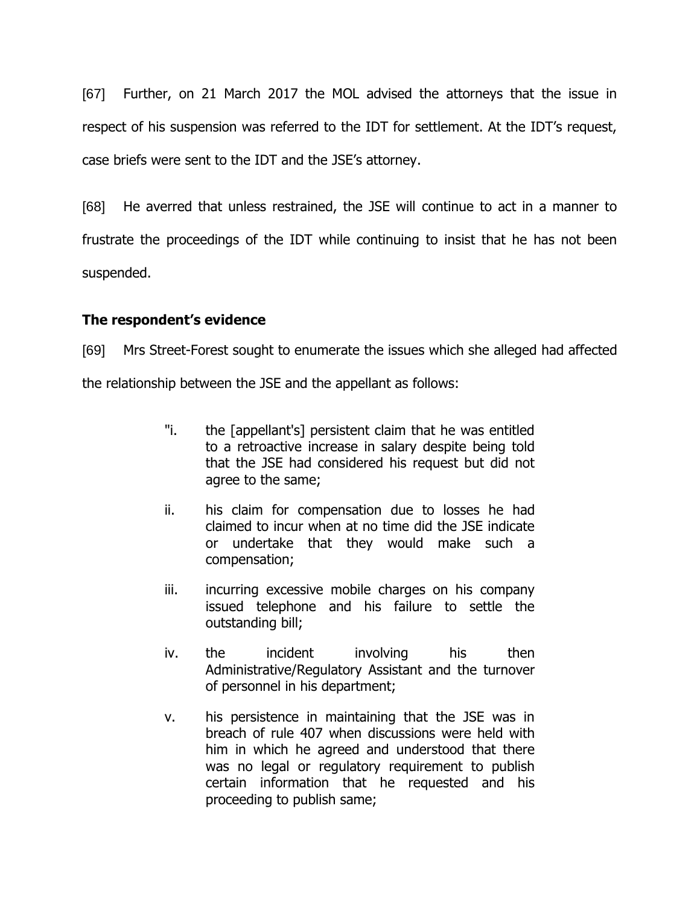[67] Further, on 21 March 2017 the MOL advised the attorneys that the issue in respect of his suspension was referred to the IDT for settlement. At the IDT's request, case briefs were sent to the IDT and the JSE's attorney.

[68] He averred that unless restrained, the JSE will continue to act in a manner to frustrate the proceedings of the IDT while continuing to insist that he has not been suspended.

**The respondent's evidence**

[69] Mrs Street-Forest sought to enumerate the issues which she alleged had affected the relationship between the JSE and the appellant as follows:

> "i. the [appellant's] persistent claim that he was entitled to a retroactive increase in salary despite being told that the JSE had considered his request but did not agree to the same;
>
> ii. his claim for compensation due to losses he had claimed to incur when at no time did the JSE indicate or undertake that they would make such a compensation;
>
> iii. incurring excessive mobile charges on his company issued telephone and his failure to settle the outstanding bill;
>
> iv. the incident involving his then Administrative/Regulatory Assistant and the turnover of personnel in his department;
>
> v. his persistence in maintaining that the JSE was in breach of rule 407 when discussions were held with him in which he agreed and understood that there was no legal or regulatory requirement to publish certain information that he requested and his proceeding to publish same;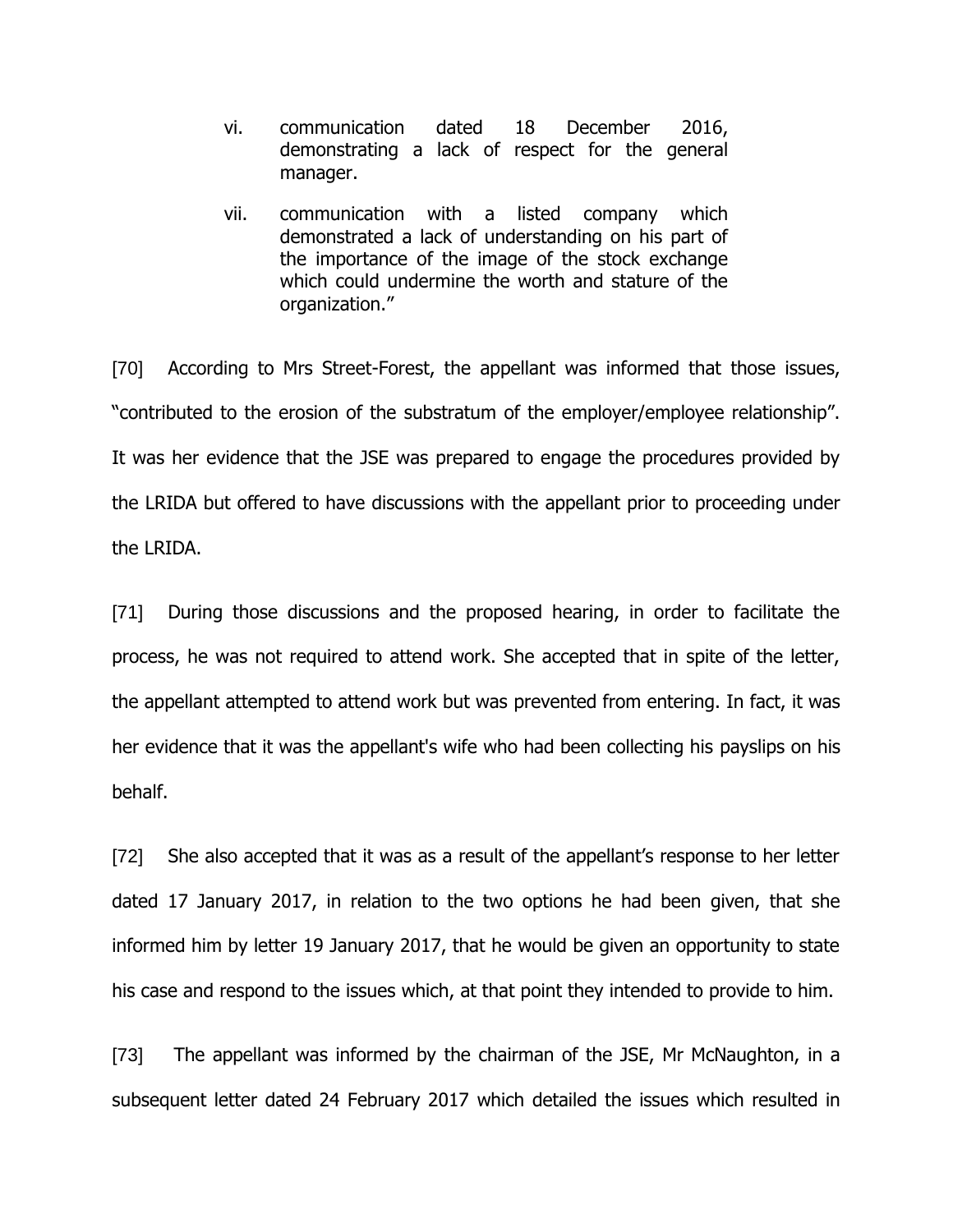> vi. communication dated 18 December 2016, demonstrating a lack of respect for the general manager.
>
> vii. communication with a listed company which demonstrated a lack of understanding on his part of the importance of the image of the stock exchange which could undermine the worth and stature of the organization."

[70] According to Mrs Street-Forest, the appellant was informed that those issues, "contributed to the erosion of the substratum of the employer/employee relationship". It was her evidence that the JSE was prepared to engage the procedures provided by the LRIDA but offered to have discussions with the appellant prior to proceeding under the LRIDA.

[71] During those discussions and the proposed hearing, in order to facilitate the process, he was not required to attend work. She accepted that in spite of the letter, the appellant attempted to attend work but was prevented from entering. In fact, it was her evidence that it was the appellant's wife who had been collecting his payslips on his behalf.

[72] She also accepted that it was as a result of the appellant's response to her letter dated 17 January 2017, in relation to the two options he had been given, that she informed him by letter 19 January 2017, that he would be given an opportunity to state his case and respond to the issues which, at that point they intended to provide to him.

[73] The appellant was informed by the chairman of the JSE, Mr McNaughton, in a subsequent letter dated 24 February 2017 which detailed the issues which resulted in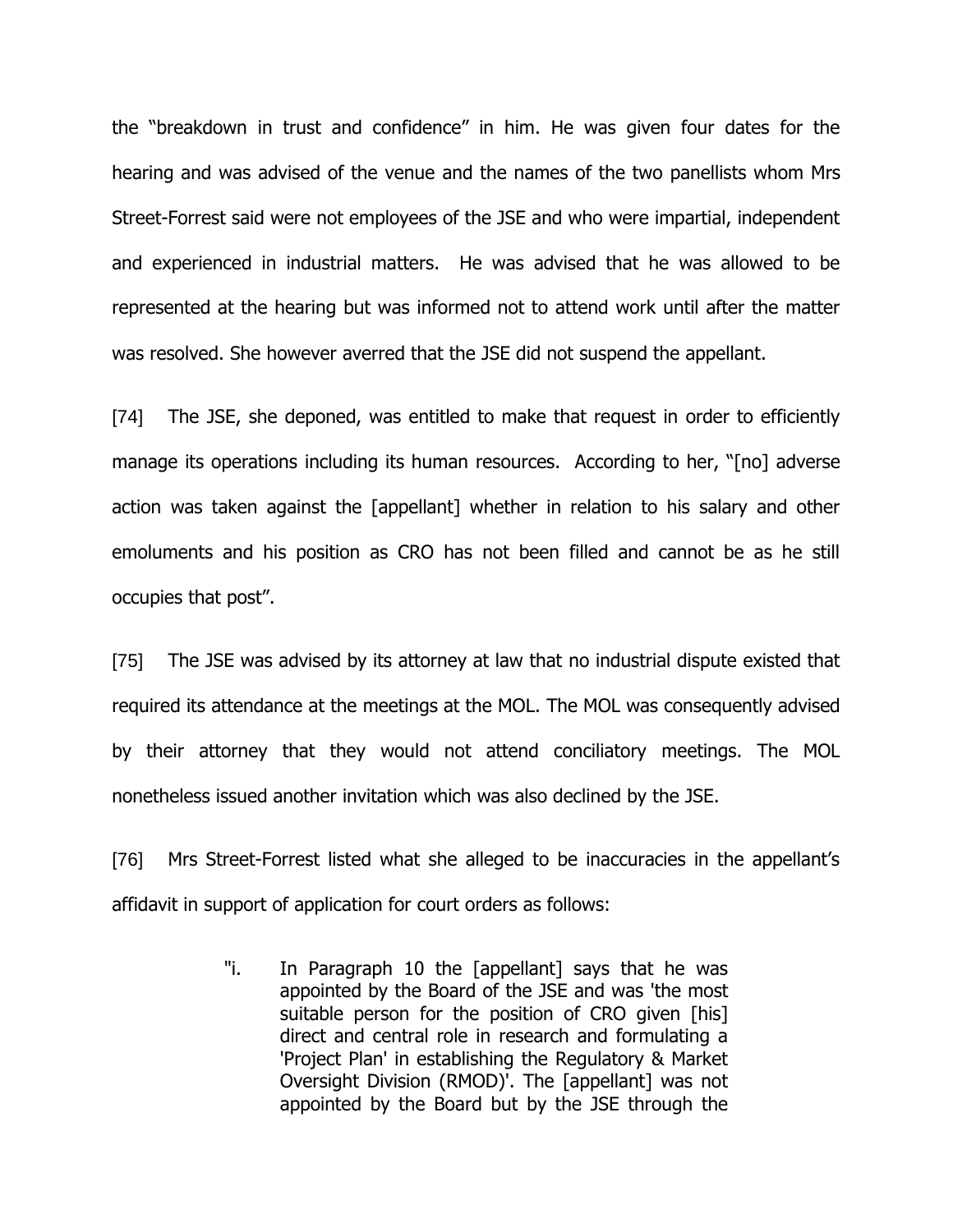the "breakdown in trust and confidence" in him. He was given four dates for the hearing and was advised of the venue and the names of the two panellists whom Mrs Street-Forrest said were not employees of the JSE and who were impartial, independent and experienced in industrial matters. He was advised that he was allowed to be represented at the hearing but was informed not to attend work until after the matter was resolved. She however averred that the JSE did not suspend the appellant.

[74] The JSE, she deponed, was entitled to make that request in order to efficiently manage its operations including its human resources. According to her, "[no] adverse action was taken against the [appellant] whether in relation to his salary and other emoluments and his position as CRO has not been filled and cannot be as he still occupies that post".

[75] The JSE was advised by its attorney at law that no industrial dispute existed that required its attendance at the meetings at the MOL. The MOL was consequently advised by their attorney that they would not attend conciliatory meetings. The MOL nonetheless issued another invitation which was also declined by the JSE.

[76] Mrs Street-Forrest listed what she alleged to be inaccuracies in the appellant's affidavit in support of application for court orders as follows:

> "i. In Paragraph 10 the [appellant] says that he was appointed by the Board of the JSE and was 'the most suitable person for the position of CRO given [his] direct and central role in research and formulating a 'Project Plan' in establishing the Regulatory & Market Oversight Division (RMOD)'. The [appellant] was not appointed by the Board but by the JSE through the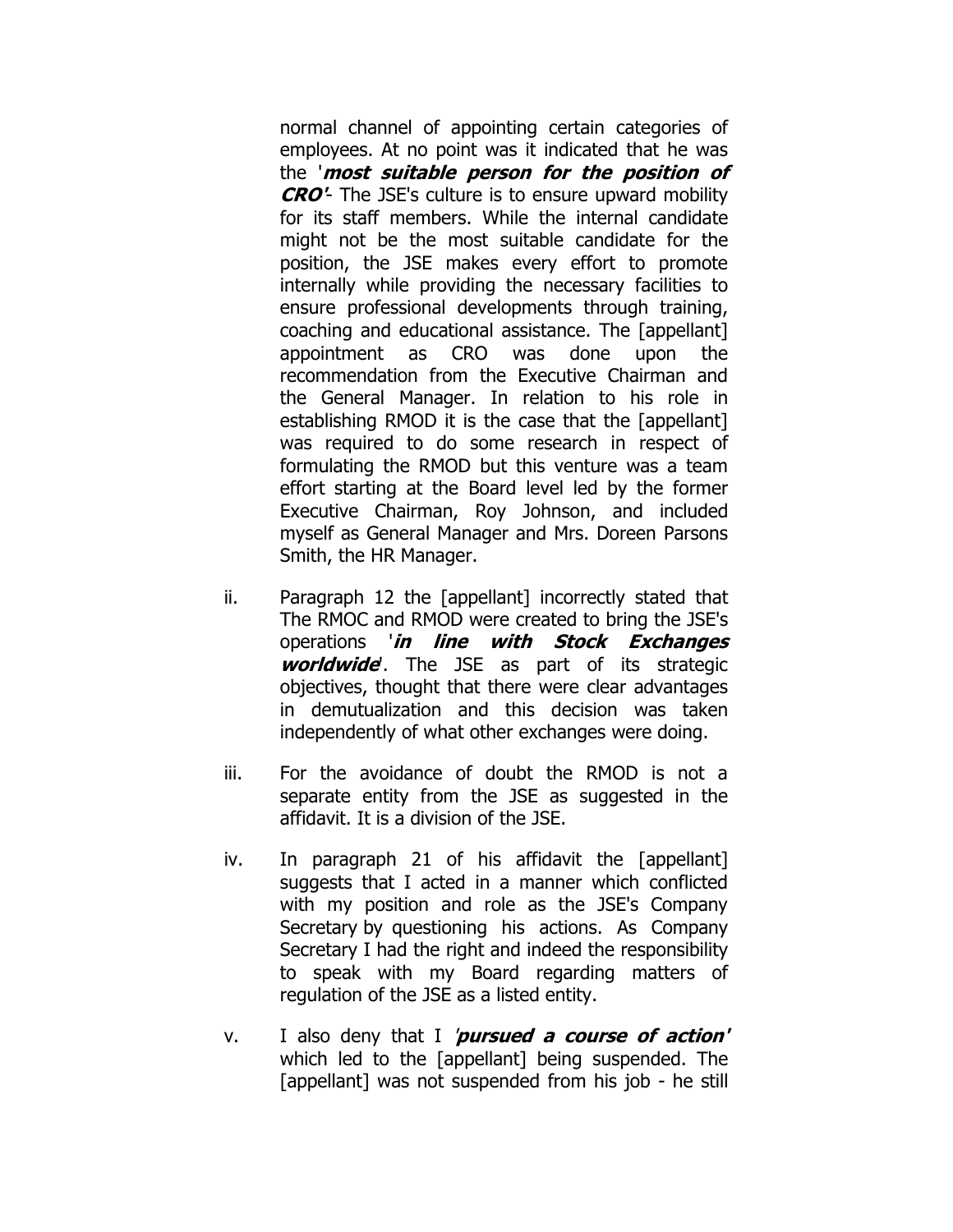normal channel of appointing certain categories of employees. At no point was it indicated that he was the '***most suitable person for the position of CRO'***- The JSE's culture is to ensure upward mobility for its staff members. While the internal candidate might not be the most suitable candidate for the position, the JSE makes every effort to promote internally while providing the necessary facilities to ensure professional developments through training, coaching and educational assistance. The [appellant] appointment as CRO was done upon the recommendation from the Executive Chairman and the General Manager. In relation to his role in establishing RMOD it is the case that the [appellant] was required to do some research in respect of formulating the RMOD but this venture was a team effort starting at the Board level led by the former Executive Chairman, Roy Johnson, and included myself as General Manager and Mrs. Doreen Parsons Smith, the HR Manager.

ii. Paragraph 12 the [appellant] incorrectly stated that The RMOC and RMOD were created to bring the JSE's operations '***in line with Stock Exchanges worldwide***'. The JSE as part of its strategic objectives, thought that there were clear advantages in demutualization and this decision was taken independently of what other exchanges were doing.

iii. For the avoidance of doubt the RMOD is not a separate entity from the JSE as suggested in the affidavit. It is a division of the JSE.

iv. In paragraph 21 of his affidavit the [appellant] suggests that I acted in a manner which conflicted with my position and role as the JSE's Company Secretary by questioning his actions. As Company Secretary I had the right and indeed the responsibility to speak with my Board regarding matters of regulation of the JSE as a listed entity.

v. I also deny that I '***pursued a course of action'*** which led to the [appellant] being suspended. The [appellant] was not suspended from his job - he still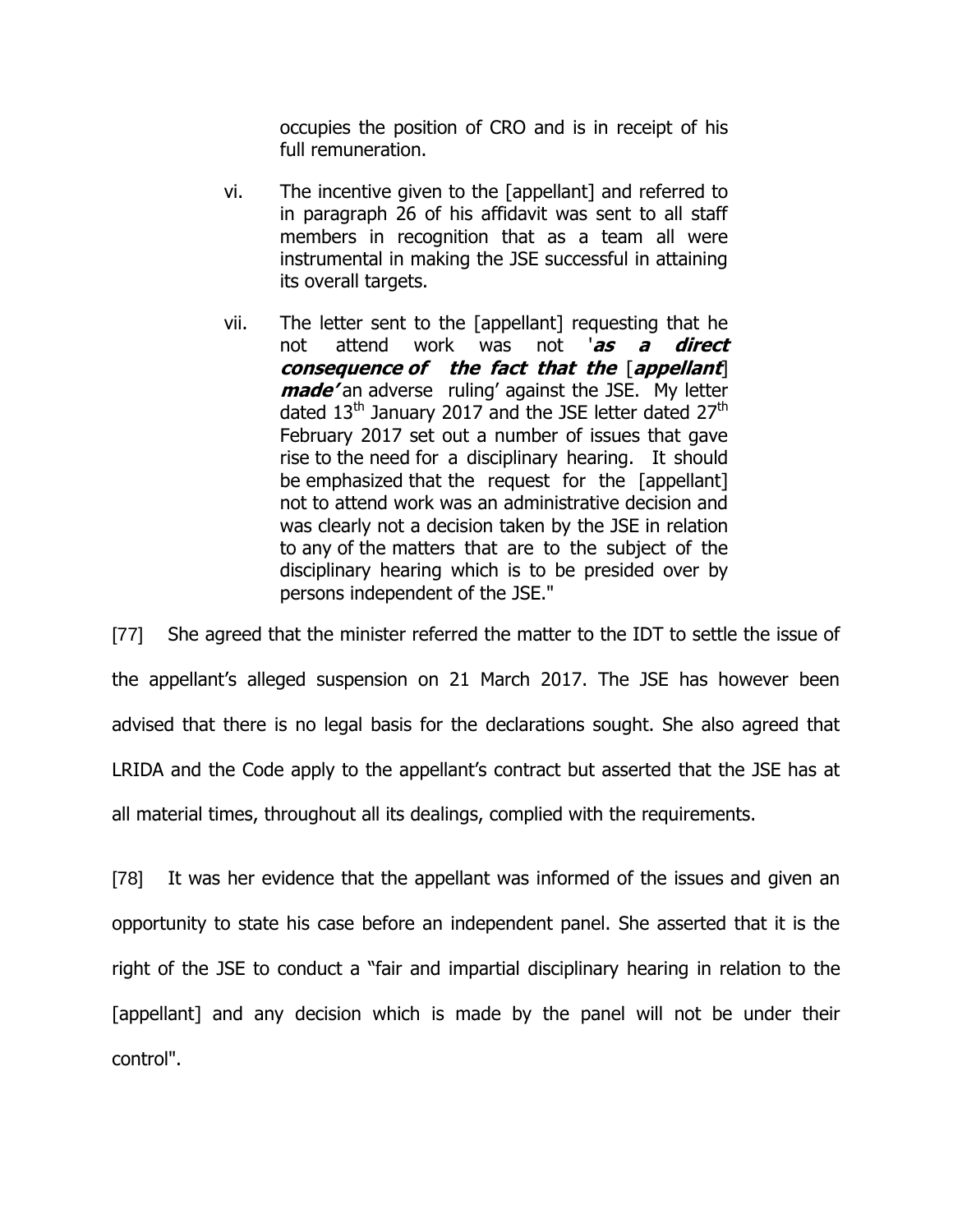occupies the position of CRO and is in receipt of his full remuneration.

vi. The incentive given to the [appellant] and referred to in paragraph 26 of his affidavit was sent to all staff members in recognition that as a team all were instrumental in making the JSE successful in attaining its overall targets.

vii. The letter sent to the [appellant] requesting that he not attend work was not '***as a direct consequence of the fact that the*** [***appellant***] ***made'*** an adverse ruling' against the JSE. My letter dated 13th January 2017 and the JSE letter dated 27th February 2017 set out a number of issues that gave rise to the need for a disciplinary hearing. It should be emphasized that the request for the [appellant] not to attend work was an administrative decision and was clearly not a decision taken by the JSE in relation to any of the matters that are to the subject of the disciplinary hearing which is to be presided over by persons independent of the JSE."

[77] She agreed that the minister referred the matter to the IDT to settle the issue of the appellant's alleged suspension on 21 March 2017. The JSE has however been advised that there is no legal basis for the declarations sought. She also agreed that LRIDA and the Code apply to the appellant's contract but asserted that the JSE has at all material times, throughout all its dealings, complied with the requirements.

[78] It was her evidence that the appellant was informed of the issues and given an opportunity to state his case before an independent panel. She asserted that it is the right of the JSE to conduct a "fair and impartial disciplinary hearing in relation to the [appellant] and any decision which is made by the panel will not be under their control".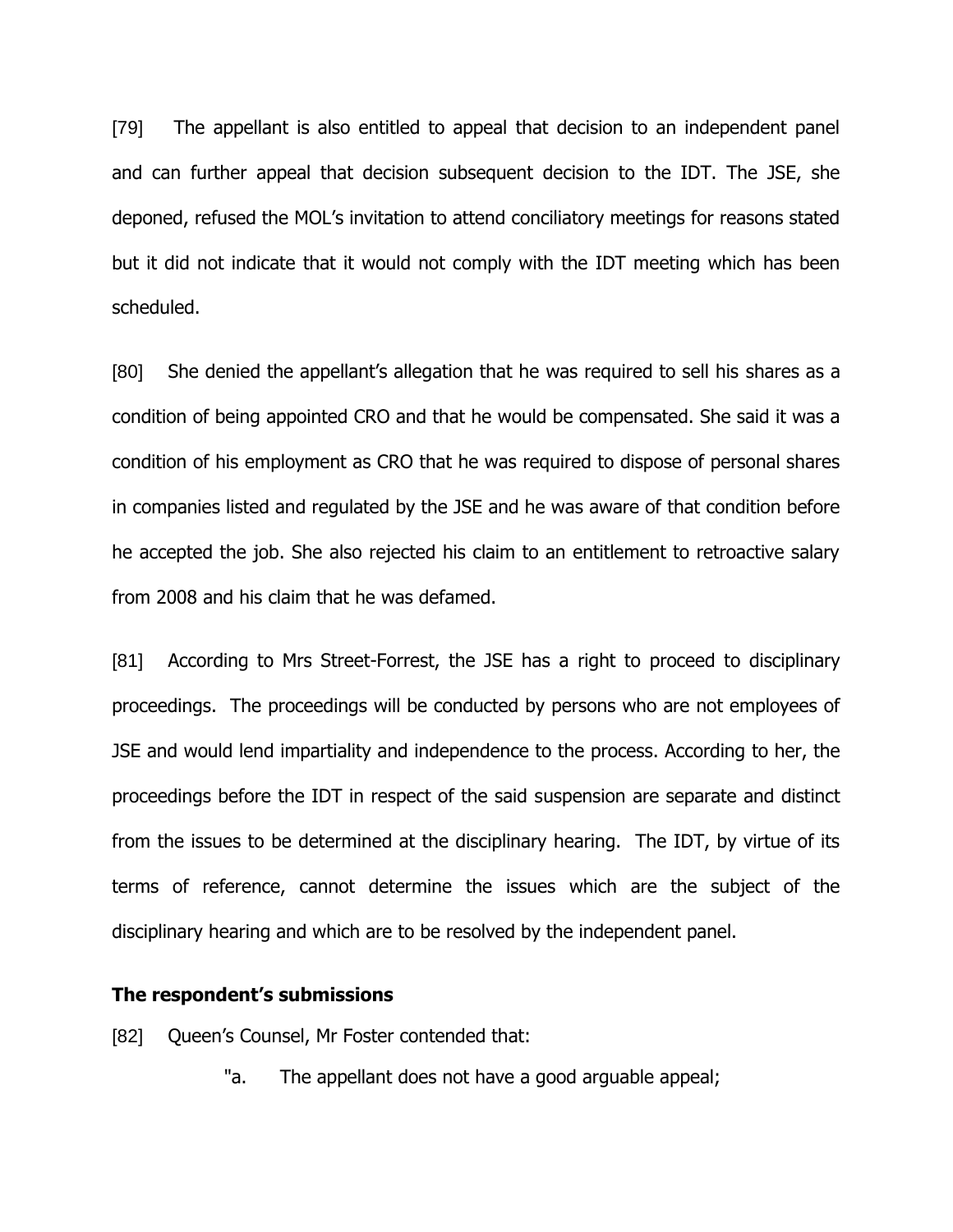[79] The appellant is also entitled to appeal that decision to an independent panel and can further appeal that decision subsequent decision to the IDT. The JSE, she deponed, refused the MOL's invitation to attend conciliatory meetings for reasons stated but it did not indicate that it would not comply with the IDT meeting which has been scheduled.

[80] She denied the appellant's allegation that he was required to sell his shares as a condition of being appointed CRO and that he would be compensated. She said it was a condition of his employment as CRO that he was required to dispose of personal shares in companies listed and regulated by the JSE and he was aware of that condition before he accepted the job. She also rejected his claim to an entitlement to retroactive salary from 2008 and his claim that he was defamed.

[81] According to Mrs Street-Forrest, the JSE has a right to proceed to disciplinary proceedings. The proceedings will be conducted by persons who are not employees of JSE and would lend impartiality and independence to the process. According to her, the proceedings before the IDT in respect of the said suspension are separate and distinct from the issues to be determined at the disciplinary hearing. The IDT, by virtue of its terms of reference, cannot determine the issues which are the subject of the disciplinary hearing and which are to be resolved by the independent panel.

**The respondent's submissions**

[82] Queen's Counsel, Mr Foster contended that:

"a. The appellant does not have a good arguable appeal;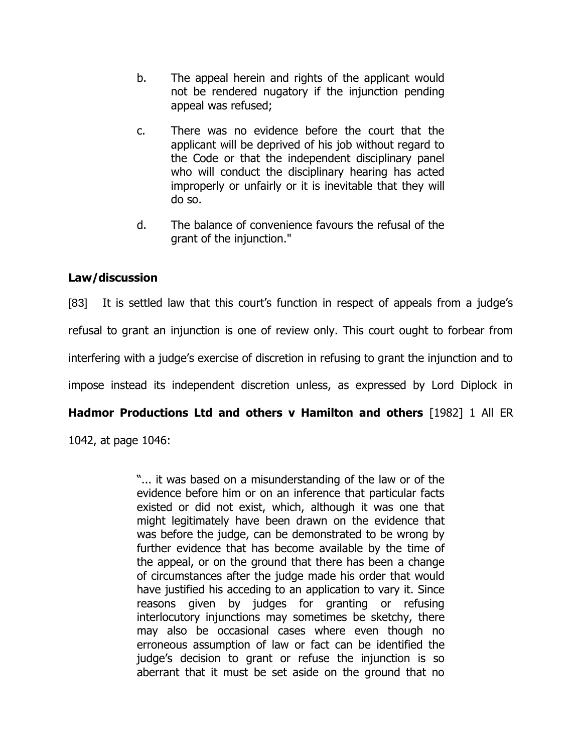b. The appeal herein and rights of the applicant would not be rendered nugatory if the injunction pending appeal was refused;

c. There was no evidence before the court that the applicant will be deprived of his job without regard to the Code or that the independent disciplinary panel who will conduct the disciplinary hearing has acted improperly or unfairly or it is inevitable that they will do so.

d. The balance of convenience favours the refusal of the grant of the injunction."

**Law/discussion**

[83] It is settled law that this court's function in respect of appeals from a judge's refusal to grant an injunction is one of review only. This court ought to forbear from interfering with a judge's exercise of discretion in refusing to grant the injunction and to impose instead its independent discretion unless, as expressed by Lord Diplock in **Hadmor Productions Ltd and others v Hamilton and others** [1982] 1 All ER 1042, at page 1046:

> "... it was based on a misunderstanding of the law or of the evidence before him or on an inference that particular facts existed or did not exist, which, although it was one that might legitimately have been drawn on the evidence that was before the judge, can be demonstrated to be wrong by further evidence that has become available by the time of the appeal, or on the ground that there has been a change of circumstances after the judge made his order that would have justified his acceding to an application to vary it. Since reasons given by judges for granting or refusing interlocutory injunctions may sometimes be sketchy, there may also be occasional cases where even though no erroneous assumption of law or fact can be identified the judge's decision to grant or refuse the injunction is so aberrant that it must be set aside on the ground that no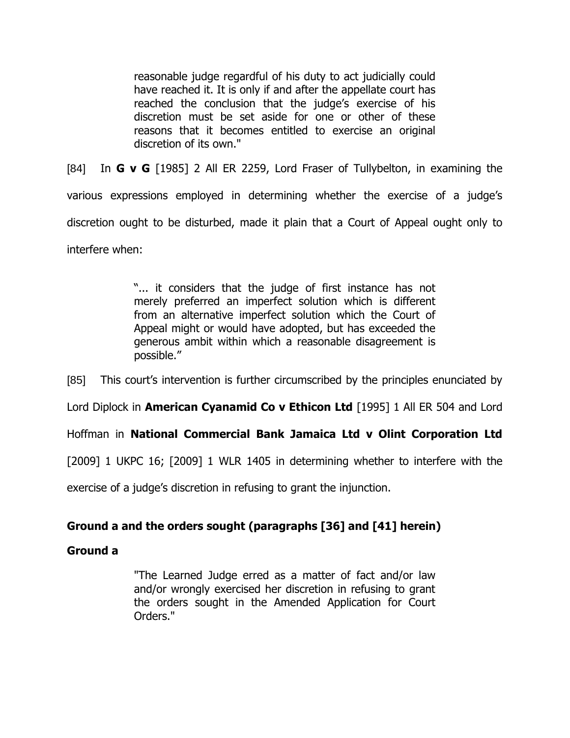> reasonable judge regardful of his duty to act judicially could have reached it. It is only if and after the appellate court has reached the conclusion that the judge's exercise of his discretion must be set aside for one or other of these reasons that it becomes entitled to exercise an original discretion of its own."

[84] In **G v G** [1985] 2 All ER 2259, Lord Fraser of Tullybelton, in examining the various expressions employed in determining whether the exercise of a judge's discretion ought to be disturbed, made it plain that a Court of Appeal ought only to interfere when:

> "... it considers that the judge of first instance has not merely preferred an imperfect solution which is different from an alternative imperfect solution which the Court of Appeal might or would have adopted, but has exceeded the generous ambit within which a reasonable disagreement is possible."

[85] This court's intervention is further circumscribed by the principles enunciated by Lord Diplock in **American Cyanamid Co v Ethicon Ltd** [1995] 1 All ER 504 and Lord Hoffman in **National Commercial Bank Jamaica Ltd v Olint Corporation Ltd** [2009] 1 UKPC 16; [2009] 1 WLR 1405 in determining whether to interfere with the exercise of a judge's discretion in refusing to grant the injunction.

**Ground a and the orders sought (paragraphs [36] and [41] herein)**

**Ground a**

> "The Learned Judge erred as a matter of fact and/or law and/or wrongly exercised her discretion in refusing to grant the orders sought in the Amended Application for Court Orders."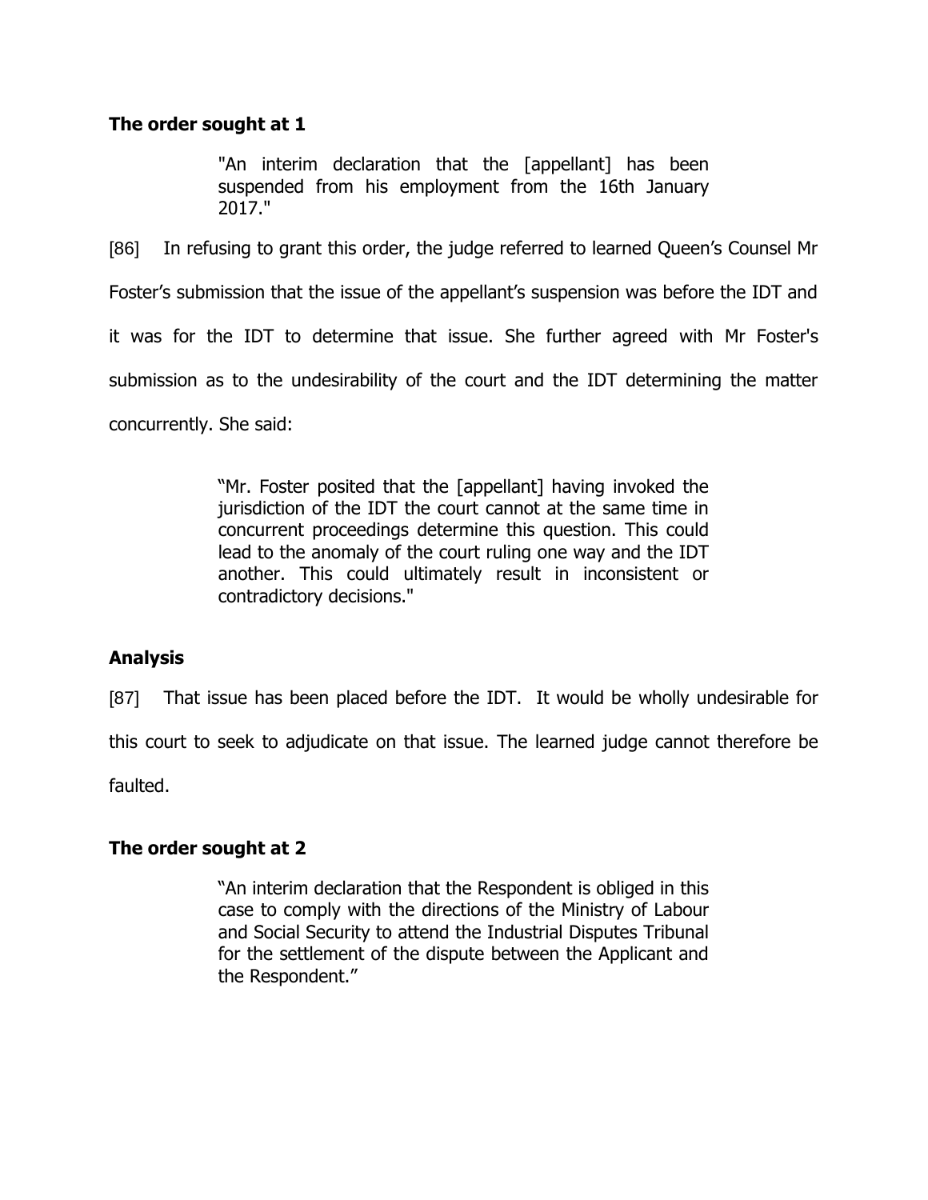**The order sought at 1**

> "An interim declaration that the [appellant] has been suspended from his employment from the 16th January 2017."

[86] In refusing to grant this order, the judge referred to learned Queen's Counsel Mr Foster's submission that the issue of the appellant's suspension was before the IDT and it was for the IDT to determine that issue. She further agreed with Mr Foster's submission as to the undesirability of the court and the IDT determining the matter concurrently. She said:

> "Mr. Foster posited that the [appellant] having invoked the jurisdiction of the IDT the court cannot at the same time in concurrent proceedings determine this question. This could lead to the anomaly of the court ruling one way and the IDT another. This could ultimately result in inconsistent or contradictory decisions."

**Analysis**

[87] That issue has been placed before the IDT. It would be wholly undesirable for this court to seek to adjudicate on that issue. The learned judge cannot therefore be faulted.

**The order sought at 2**

> "An interim declaration that the Respondent is obliged in this case to comply with the directions of the Ministry of Labour and Social Security to attend the Industrial Disputes Tribunal for the settlement of the dispute between the Applicant and the Respondent."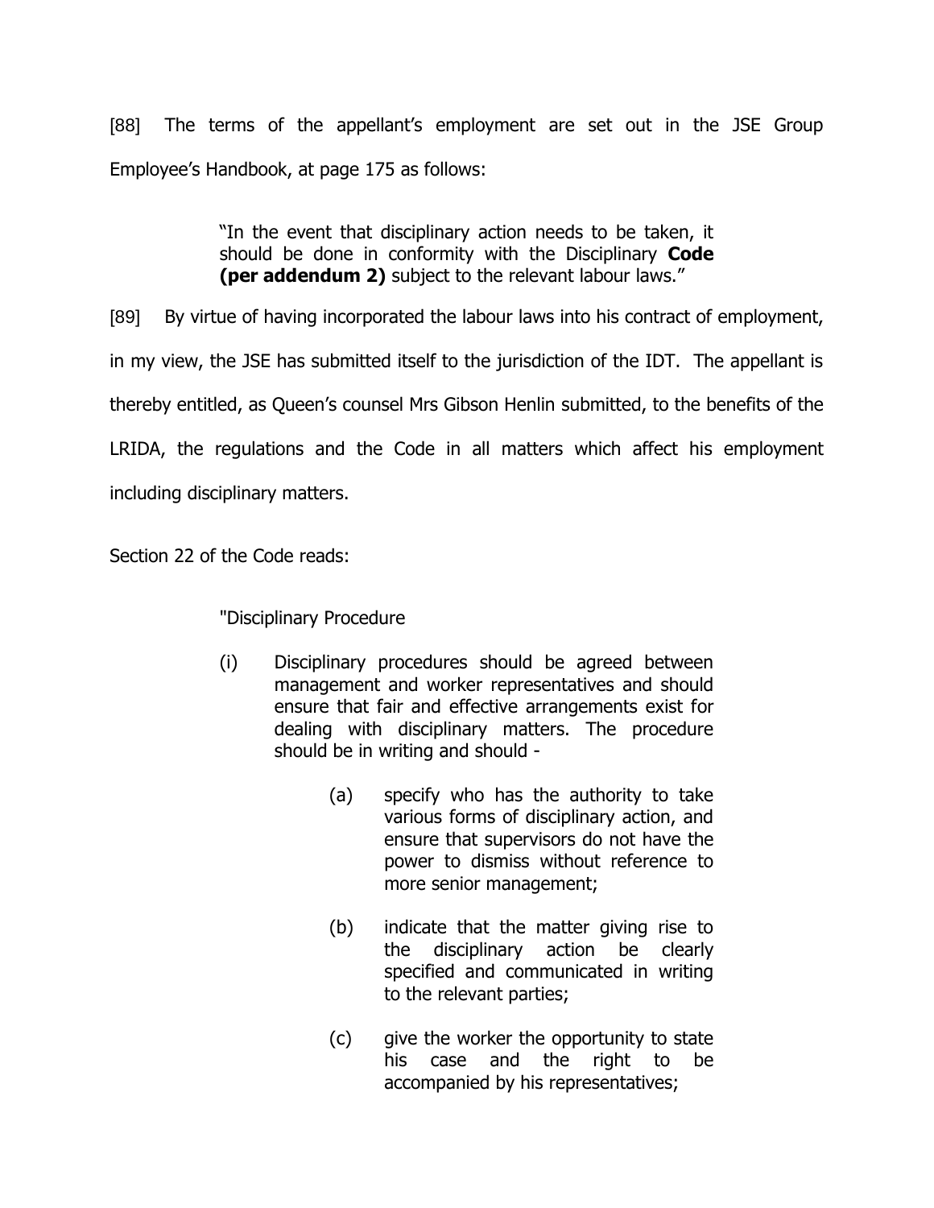[88] The terms of the appellant's employment are set out in the JSE Group Employee's Handbook, at page 175 as follows:

> "In the event that disciplinary action needs to be taken, it should be done in conformity with the Disciplinary **Code (per addendum 2)** subject to the relevant labour laws."

[89] By virtue of having incorporated the labour laws into his contract of employment, in my view, the JSE has submitted itself to the jurisdiction of the IDT. The appellant is thereby entitled, as Queen's counsel Mrs Gibson Henlin submitted, to the benefits of the LRIDA, the regulations and the Code in all matters which affect his employment including disciplinary matters.

Section 22 of the Code reads:

> "Disciplinary Procedure
>
> (i) Disciplinary procedures should be agreed between management and worker representatives and should ensure that fair and effective arrangements exist for dealing with disciplinary matters. The procedure should be in writing and should -
>
> (a) specify who has the authority to take various forms of disciplinary action, and ensure that supervisors do not have the power to dismiss without reference to more senior management;
>
> (b) indicate that the matter giving rise to the disciplinary action be clearly specified and communicated in writing to the relevant parties;
>
> (c) give the worker the opportunity to state his case and the right to be accompanied by his representatives;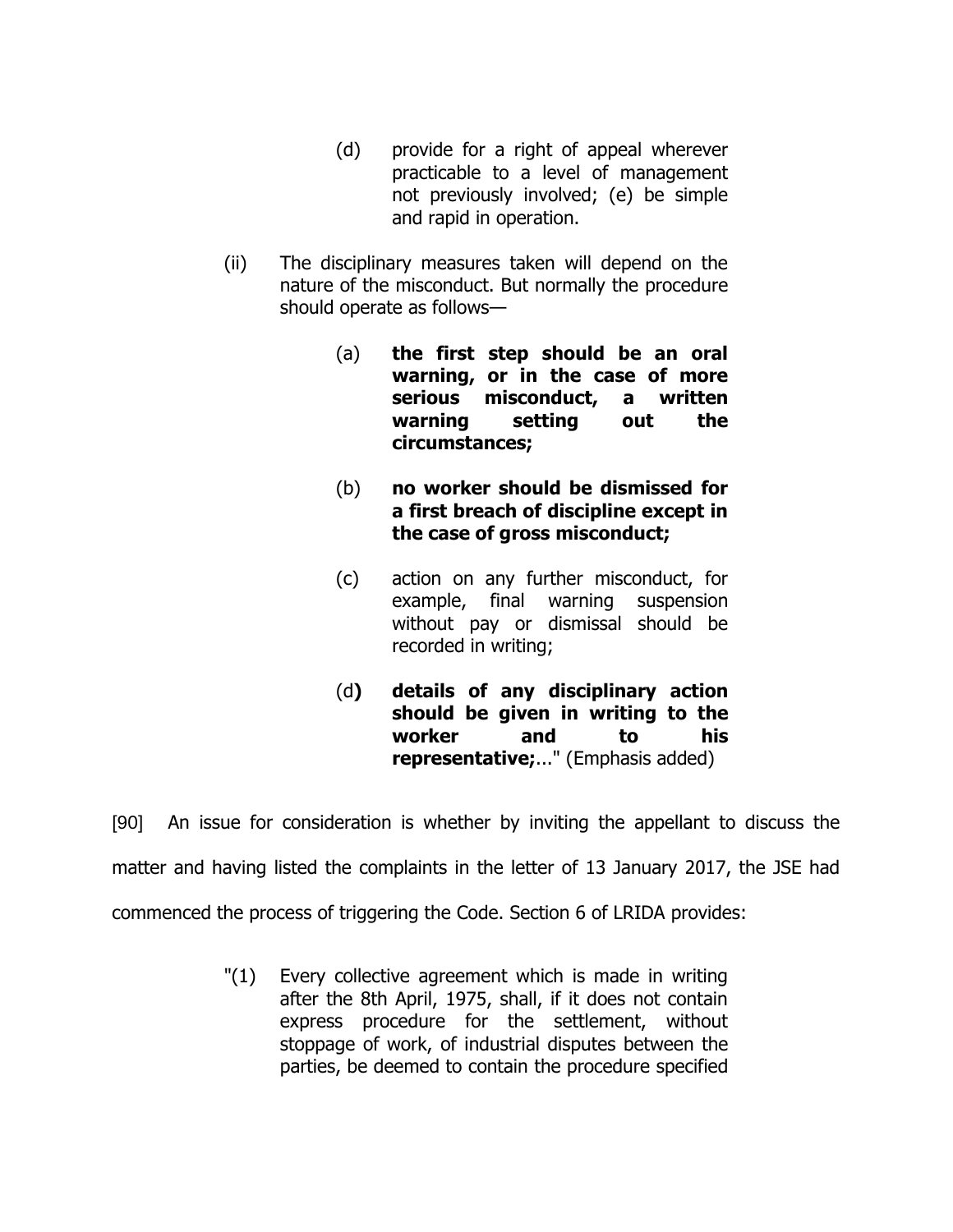> (d) provide for a right of appeal wherever practicable to a level of management not previously involved; (e) be simple and rapid in operation.
>
> (ii) The disciplinary measures taken will depend on the nature of the misconduct. But normally the procedure should operate as follows—
>
> > (a) **the first step should be an oral warning, or in the case of more serious misconduct, a written warning setting out the circumstances;**
> >
> > (b) **no worker should be dismissed for a first breach of discipline except in the case of gross misconduct;**
> >
> > (c) action on any further misconduct, for example, final warning suspension without pay or dismissal should be recorded in writing;
> >
> > (d**) details of any disciplinary action should be given in writing to the worker and to his representative;**..." (Emphasis added)

[90] An issue for consideration is whether by inviting the appellant to discuss the matter and having listed the complaints in the letter of 13 January 2017, the JSE had commenced the process of triggering the Code. Section 6 of LRIDA provides:

> "(1) Every collective agreement which is made in writing after the 8th April, 1975, shall, if it does not contain express procedure for the settlement, without stoppage of work, of industrial disputes between the parties, be deemed to contain the procedure specified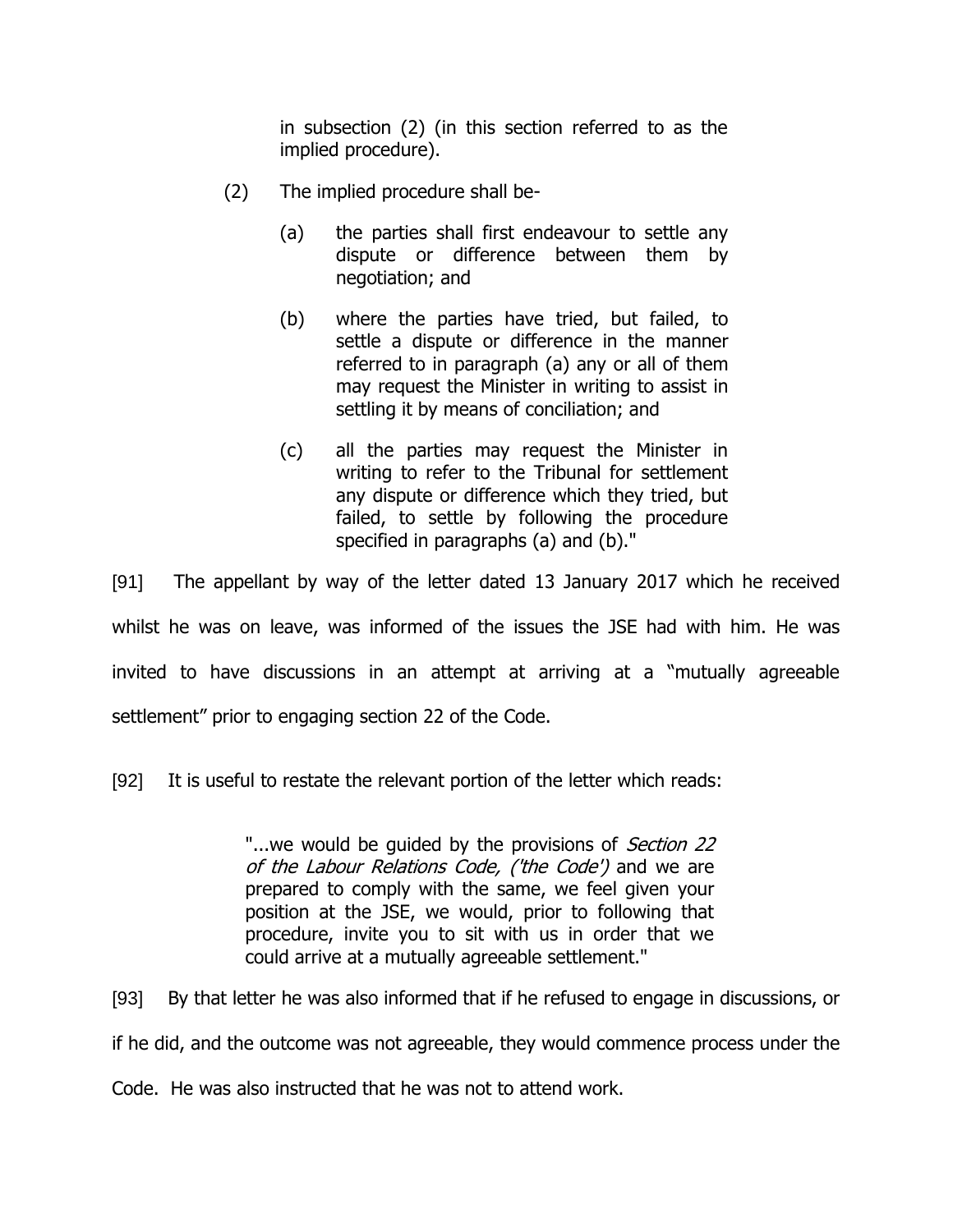> in subsection (2) (in this section referred to as the implied procedure).
>
> (2) The implied procedure shall be-
>
> (a) the parties shall first endeavour to settle any dispute or difference between them by negotiation; and
>
> (b) where the parties have tried, but failed, to settle a dispute or difference in the manner referred to in paragraph (a) any or all of them may request the Minister in writing to assist in settling it by means of conciliation; and
>
> (c) all the parties may request the Minister in writing to refer to the Tribunal for settlement any dispute or difference which they tried, but failed, to settle by following the procedure specified in paragraphs (a) and (b)."

[91] The appellant by way of the letter dated 13 January 2017 which he received whilst he was on leave, was informed of the issues the JSE had with him. He was invited to have discussions in an attempt at arriving at a "mutually agreeable settlement" prior to engaging section 22 of the Code.

[92] It is useful to restate the relevant portion of the letter which reads:

> "...we would be guided by the provisions of *Section 22 of the Labour Relations Code, ('the Code')* and we are prepared to comply with the same, we feel given your position at the JSE, we would, prior to following that procedure, invite you to sit with us in order that we could arrive at a mutually agreeable settlement."

[93] By that letter he was also informed that if he refused to engage in discussions, or if he did, and the outcome was not agreeable, they would commence process under the Code. He was also instructed that he was not to attend work.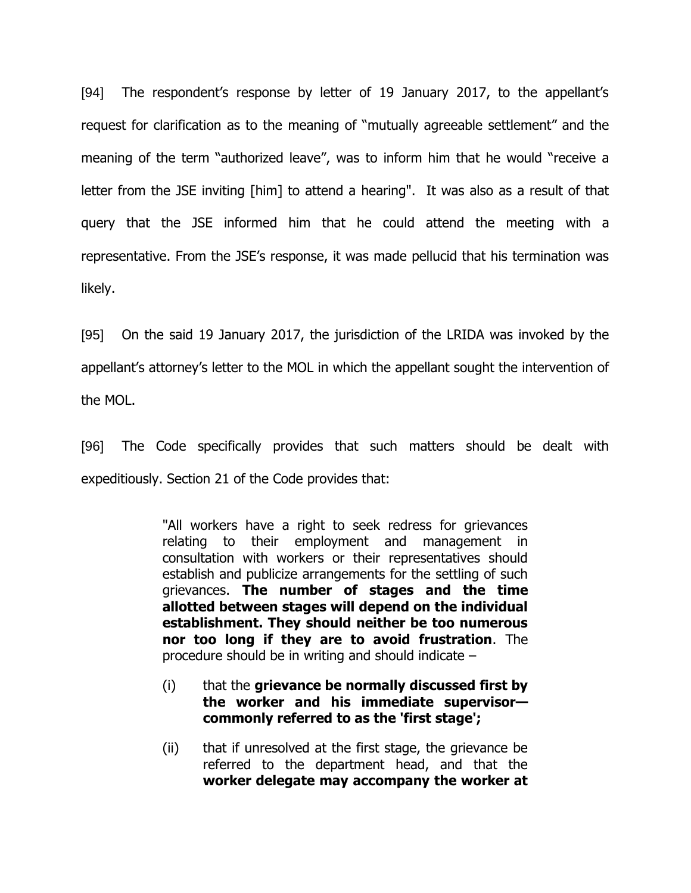[94] The respondent's response by letter of 19 January 2017, to the appellant's request for clarification as to the meaning of "mutually agreeable settlement" and the meaning of the term "authorized leave", was to inform him that he would "receive a letter from the JSE inviting [him] to attend a hearing". It was also as a result of that query that the JSE informed him that he could attend the meeting with a representative. From the JSE's response, it was made pellucid that his termination was likely.

[95] On the said 19 January 2017, the jurisdiction of the LRIDA was invoked by the appellant's attorney's letter to the MOL in which the appellant sought the intervention of the MOL.

[96] The Code specifically provides that such matters should be dealt with expeditiously. Section 21 of the Code provides that:

> "All workers have a right to seek redress for grievances relating to their employment and management in consultation with workers or their representatives should establish and publicize arrangements for the settling of such grievances. **The number of stages and the time allotted between stages will depend on the individual establishment. They should neither be too numerous nor too long if they are to avoid frustration**. The procedure should be in writing and should indicate –
>
> (i) that the **grievance be normally discussed first by the worker and his immediate supervisor—commonly referred to as the 'first stage';**
>
> (ii) that if unresolved at the first stage, the grievance be referred to the department head, and that the **worker delegate may accompany the worker at**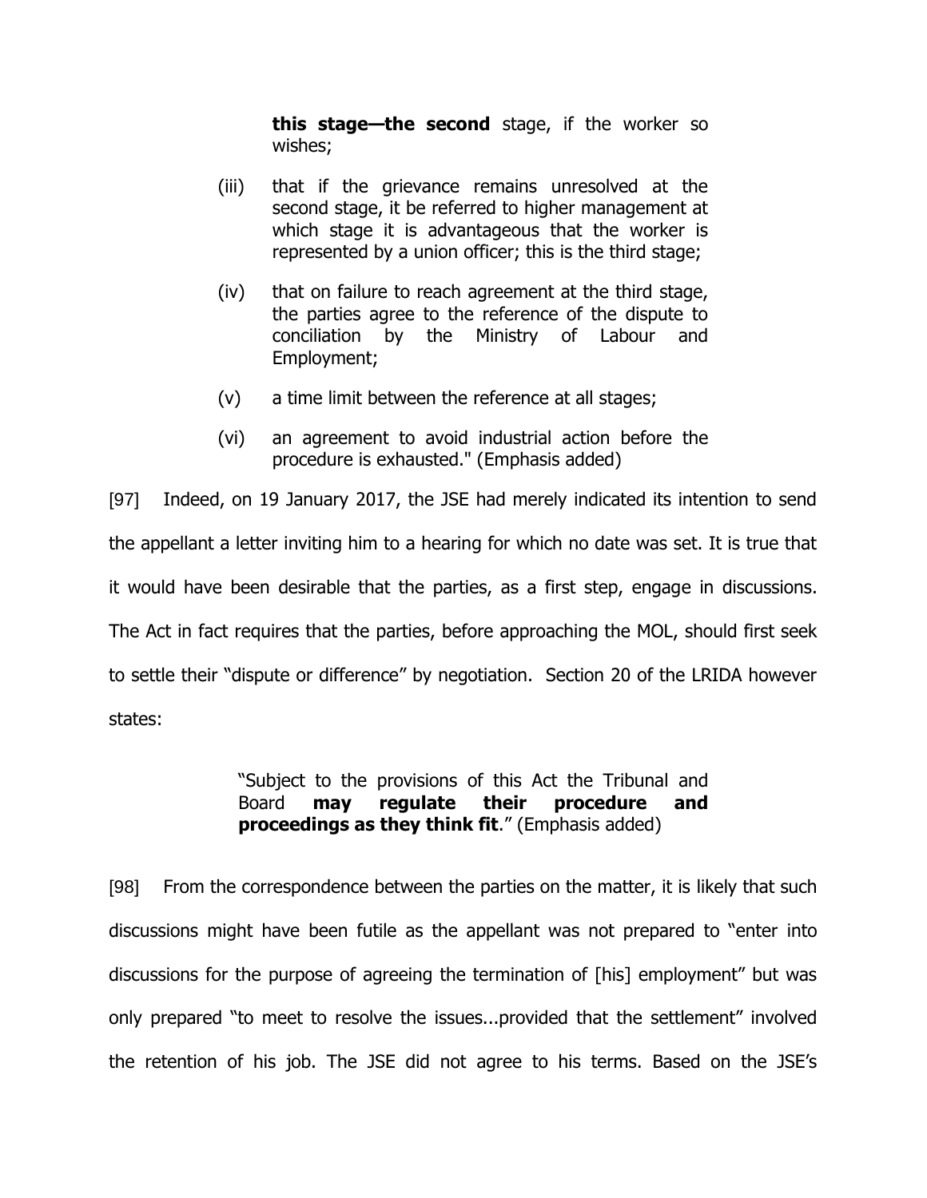> **this stage—the second** stage, if the worker so wishes;
>
> (iii) that if the grievance remains unresolved at the second stage, it be referred to higher management at which stage it is advantageous that the worker is represented by a union officer; this is the third stage;
>
> (iv) that on failure to reach agreement at the third stage, the parties agree to the reference of the dispute to conciliation by the Ministry of Labour and Employment;
>
> (v) a time limit between the reference at all stages;
>
> (vi) an agreement to avoid industrial action before the procedure is exhausted." (Emphasis added)

[97] Indeed, on 19 January 2017, the JSE had merely indicated its intention to send the appellant a letter inviting him to a hearing for which no date was set. It is true that it would have been desirable that the parties, as a first step, engage in discussions. The Act in fact requires that the parties, before approaching the MOL, should first seek to settle their "dispute or difference" by negotiation. Section 20 of the LRIDA however states:

> "Subject to the provisions of this Act the Tribunal and Board **may regulate their procedure and proceedings as they think fit**." (Emphasis added)

[98] From the correspondence between the parties on the matter, it is likely that such discussions might have been futile as the appellant was not prepared to "enter into discussions for the purpose of agreeing the termination of [his] employment" but was only prepared "to meet to resolve the issues...provided that the settlement" involved the retention of his job. The JSE did not agree to his terms. Based on the JSE's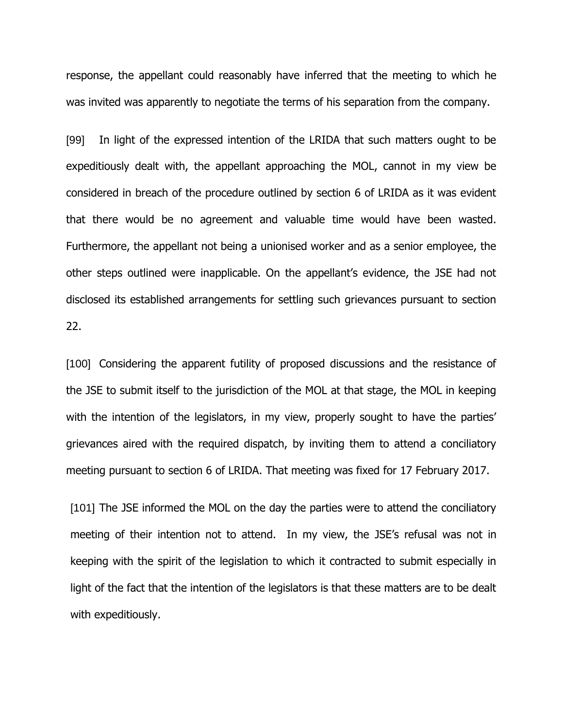response, the appellant could reasonably have inferred that the meeting to which he was invited was apparently to negotiate the terms of his separation from the company.

[99] In light of the expressed intention of the LRIDA that such matters ought to be expeditiously dealt with, the appellant approaching the MOL, cannot in my view be considered in breach of the procedure outlined by section 6 of LRIDA as it was evident that there would be no agreement and valuable time would have been wasted. Furthermore, the appellant not being a unionised worker and as a senior employee, the other steps outlined were inapplicable. On the appellant's evidence, the JSE had not disclosed its established arrangements for settling such grievances pursuant to section 22.

[100] Considering the apparent futility of proposed discussions and the resistance of the JSE to submit itself to the jurisdiction of the MOL at that stage, the MOL in keeping with the intention of the legislators, in my view, properly sought to have the parties' grievances aired with the required dispatch, by inviting them to attend a conciliatory meeting pursuant to section 6 of LRIDA. That meeting was fixed for 17 February 2017.

[101] The JSE informed the MOL on the day the parties were to attend the conciliatory meeting of their intention not to attend. In my view, the JSE's refusal was not in keeping with the spirit of the legislation to which it contracted to submit especially in light of the fact that the intention of the legislators is that these matters are to be dealt with expeditiously.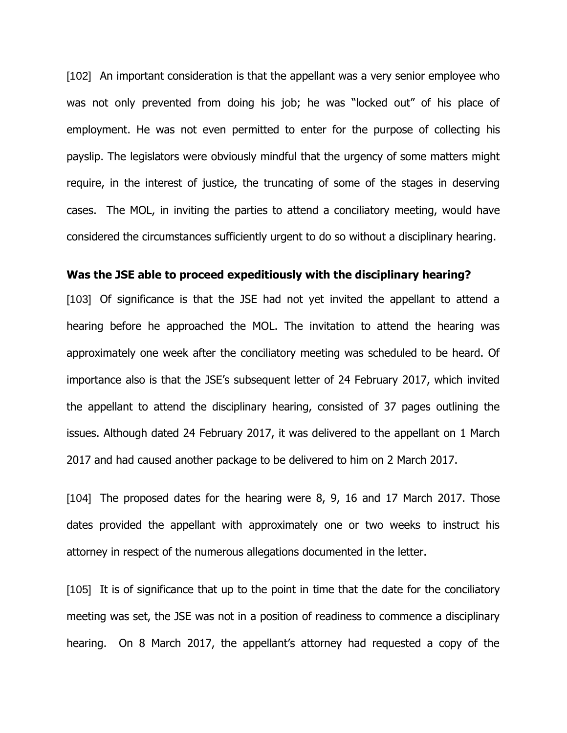[102] An important consideration is that the appellant was a very senior employee who was not only prevented from doing his job; he was "locked out" of his place of employment. He was not even permitted to enter for the purpose of collecting his payslip. The legislators were obviously mindful that the urgency of some matters might require, in the interest of justice, the truncating of some of the stages in deserving cases. The MOL, in inviting the parties to attend a conciliatory meeting, would have considered the circumstances sufficiently urgent to do so without a disciplinary hearing.

**Was the JSE able to proceed expeditiously with the disciplinary hearing?**

[103] Of significance is that the JSE had not yet invited the appellant to attend a hearing before he approached the MOL. The invitation to attend the hearing was approximately one week after the conciliatory meeting was scheduled to be heard. Of importance also is that the JSE's subsequent letter of 24 February 2017, which invited the appellant to attend the disciplinary hearing, consisted of 37 pages outlining the issues. Although dated 24 February 2017, it was delivered to the appellant on 1 March 2017 and had caused another package to be delivered to him on 2 March 2017.

[104] The proposed dates for the hearing were 8, 9, 16 and 17 March 2017. Those dates provided the appellant with approximately one or two weeks to instruct his attorney in respect of the numerous allegations documented in the letter.

[105] It is of significance that up to the point in time that the date for the conciliatory meeting was set, the JSE was not in a position of readiness to commence a disciplinary hearing. On 8 March 2017, the appellant's attorney had requested a copy of the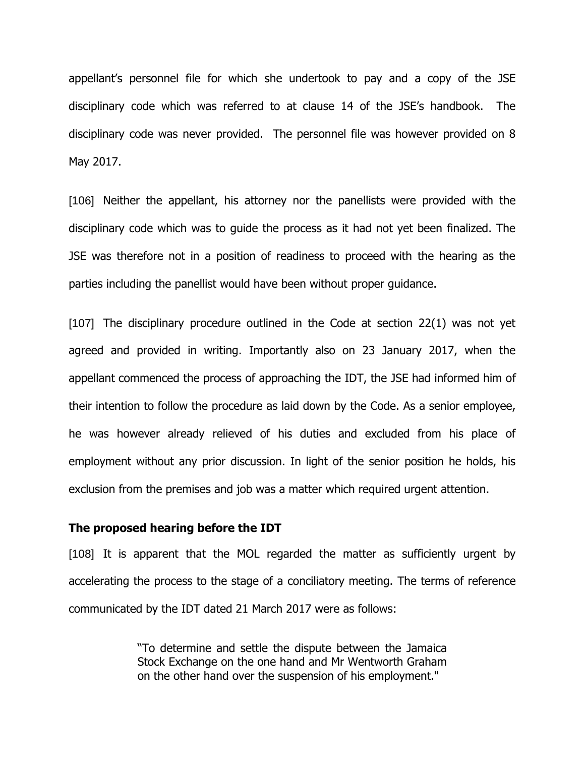appellant's personnel file for which she undertook to pay and a copy of the JSE disciplinary code which was referred to at clause 14 of the JSE's handbook. The disciplinary code was never provided. The personnel file was however provided on 8 May 2017.

[106] Neither the appellant, his attorney nor the panellists were provided with the disciplinary code which was to guide the process as it had not yet been finalized. The JSE was therefore not in a position of readiness to proceed with the hearing as the parties including the panellist would have been without proper guidance.

[107] The disciplinary procedure outlined in the Code at section 22(1) was not yet agreed and provided in writing. Importantly also on 23 January 2017, when the appellant commenced the process of approaching the IDT, the JSE had informed him of their intention to follow the procedure as laid down by the Code. As a senior employee, he was however already relieved of his duties and excluded from his place of employment without any prior discussion. In light of the senior position he holds, his exclusion from the premises and job was a matter which required urgent attention.

**The proposed hearing before the IDT**

[108] It is apparent that the MOL regarded the matter as sufficiently urgent by accelerating the process to the stage of a conciliatory meeting. The terms of reference communicated by the IDT dated 21 March 2017 were as follows:

> "To determine and settle the dispute between the Jamaica Stock Exchange on the one hand and Mr Wentworth Graham on the other hand over the suspension of his employment."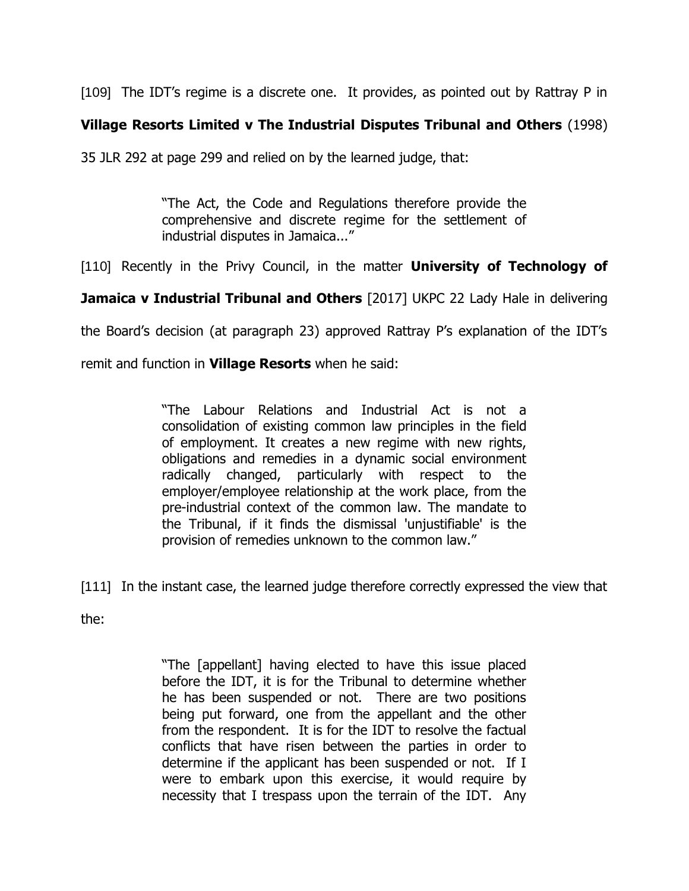[109] The IDT's regime is a discrete one. It provides, as pointed out by Rattray P in **Village Resorts Limited v The Industrial Disputes Tribunal and Others** (1998) 35 JLR 292 at page 299 and relied on by the learned judge, that:

> "The Act, the Code and Regulations therefore provide the comprehensive and discrete regime for the settlement of industrial disputes in Jamaica..."

[110] Recently in the Privy Council, in the matter **University of Technology of Jamaica v Industrial Tribunal and Others** [2017] UKPC 22 Lady Hale in delivering the Board's decision (at paragraph 23) approved Rattray P's explanation of the IDT's remit and function in **Village Resorts** when he said:

> "The Labour Relations and Industrial Act is not a consolidation of existing common law principles in the field of employment. It creates a new regime with new rights, obligations and remedies in a dynamic social environment radically changed, particularly with respect to the employer/employee relationship at the work place, from the pre-industrial context of the common law. The mandate to the Tribunal, if it finds the dismissal 'unjustifiable' is the provision of remedies unknown to the common law."

[111] In the instant case, the learned judge therefore correctly expressed the view that the:

> "The [appellant] having elected to have this issue placed before the IDT, it is for the Tribunal to determine whether he has been suspended or not. There are two positions being put forward, one from the appellant and the other from the respondent. It is for the IDT to resolve the factual conflicts that have risen between the parties in order to determine if the applicant has been suspended or not. If I were to embark upon this exercise, it would require by necessity that I trespass upon the terrain of the IDT. Any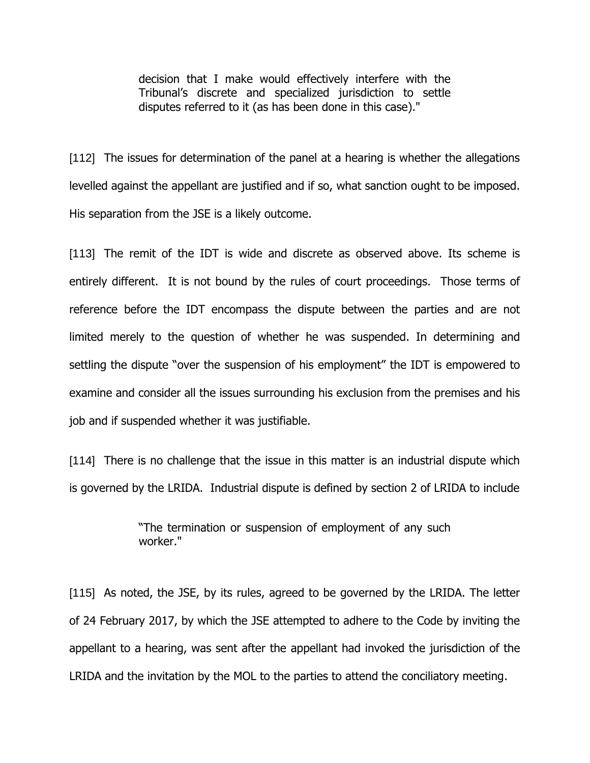> decision that I make would effectively interfere with the Tribunal's discrete and specialized jurisdiction to settle disputes referred to it (as has been done in this case)."

[112] The issues for determination of the panel at a hearing is whether the allegations levelled against the appellant are justified and if so, what sanction ought to be imposed. His separation from the JSE is a likely outcome.

[113] The remit of the IDT is wide and discrete as observed above. Its scheme is entirely different. It is not bound by the rules of court proceedings. Those terms of reference before the IDT encompass the dispute between the parties and are not limited merely to the question of whether he was suspended. In determining and settling the dispute "over the suspension of his employment" the IDT is empowered to examine and consider all the issues surrounding his exclusion from the premises and his job and if suspended whether it was justifiable.

[114] There is no challenge that the issue in this matter is an industrial dispute which is governed by the LRIDA. Industrial dispute is defined by section 2 of LRIDA to include

> "The termination or suspension of employment of any such worker."

[115] As noted, the JSE, by its rules, agreed to be governed by the LRIDA. The letter of 24 February 2017, by which the JSE attempted to adhere to the Code by inviting the appellant to a hearing, was sent after the appellant had invoked the jurisdiction of the LRIDA and the invitation by the MOL to the parties to attend the conciliatory meeting.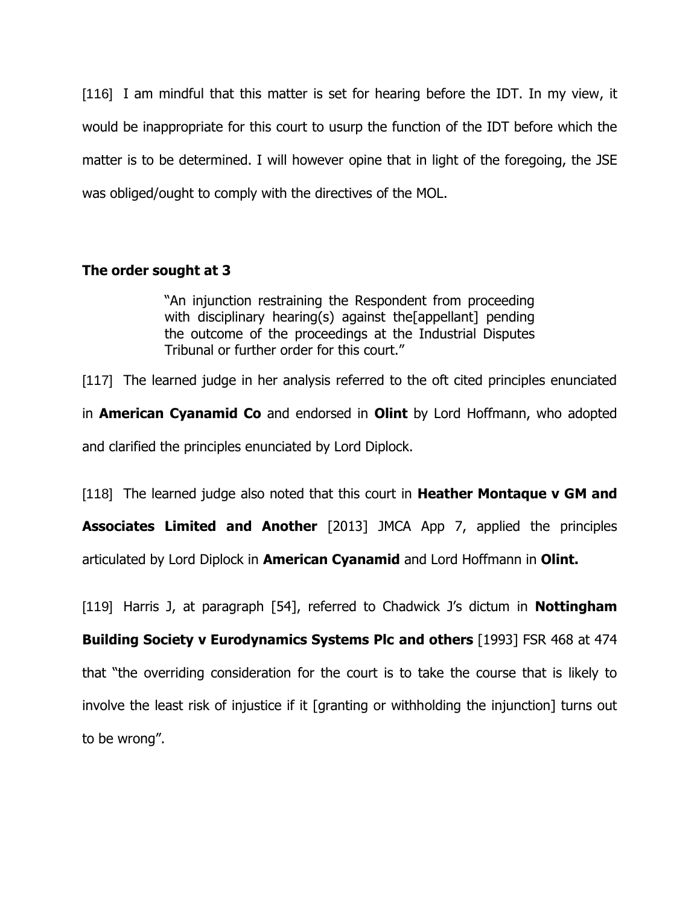[116] I am mindful that this matter is set for hearing before the IDT. In my view, it would be inappropriate for this court to usurp the function of the IDT before which the matter is to be determined. I will however opine that in light of the foregoing, the JSE was obliged/ought to comply with the directives of the MOL.

### The order sought at 3

> "An injunction restraining the Respondent from proceeding with disciplinary hearing(s) against the[appellant] pending the outcome of the proceedings at the Industrial Disputes Tribunal or further order for this court."

[117] The learned judge in her analysis referred to the oft cited principles enunciated in **American Cyanamid Co** and endorsed in **Olint** by Lord Hoffmann, who adopted and clarified the principles enunciated by Lord Diplock.

[118] The learned judge also noted that this court in **Heather Montaque v GM and Associates Limited and Another** [2013] JMCA App 7, applied the principles articulated by Lord Diplock in **American Cyanamid** and Lord Hoffmann in **Olint.**

[119] Harris J, at paragraph [54], referred to Chadwick J's dictum in **Nottingham Building Society v Eurodynamics Systems Plc and others** [1993] FSR 468 at 474 that "the overriding consideration for the court is to take the course that is likely to involve the least risk of injustice if it [granting or withholding the injunction] turns out to be wrong".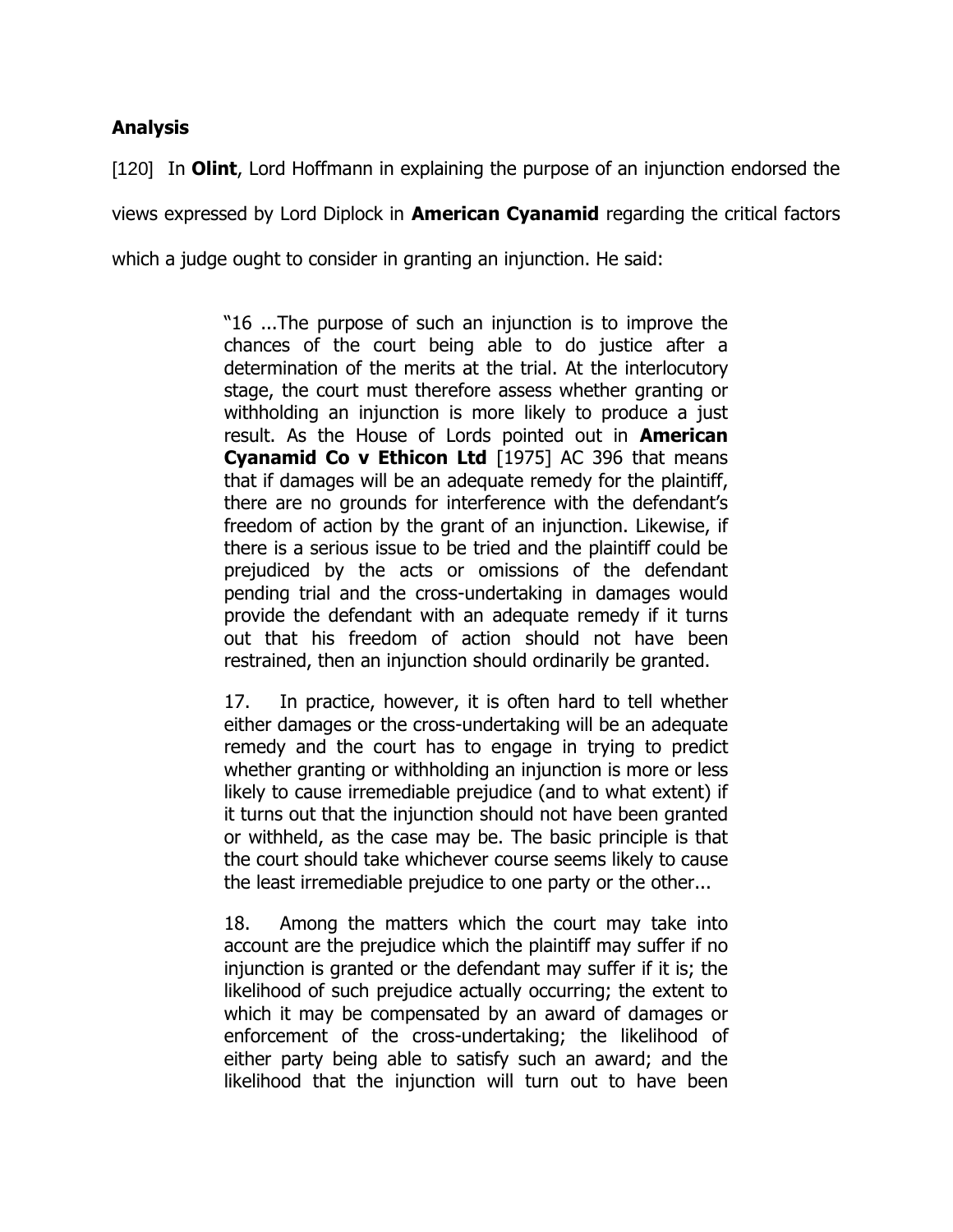## Analysis

[120] In **Olint**, Lord Hoffmann in explaining the purpose of an injunction endorsed the views expressed by Lord Diplock in **American Cyanamid** regarding the critical factors which a judge ought to consider in granting an injunction. He said:

> "16 ...The purpose of such an injunction is to improve the chances of the court being able to do justice after a determination of the merits at the trial. At the interlocutory stage, the court must therefore assess whether granting or withholding an injunction is more likely to produce a just result. As the House of Lords pointed out in **American Cyanamid Co v Ethicon Ltd** [1975] AC 396 that means that if damages will be an adequate remedy for the plaintiff, there are no grounds for interference with the defendant's freedom of action by the grant of an injunction. Likewise, if there is a serious issue to be tried and the plaintiff could be prejudiced by the acts or omissions of the defendant pending trial and the cross-undertaking in damages would provide the defendant with an adequate remedy if it turns out that his freedom of action should not have been restrained, then an injunction should ordinarily be granted.
>
> 17. In practice, however, it is often hard to tell whether either damages or the cross-undertaking will be an adequate remedy and the court has to engage in trying to predict whether granting or withholding an injunction is more or less likely to cause irremediable prejudice (and to what extent) if it turns out that the injunction should not have been granted or withheld, as the case may be. The basic principle is that the court should take whichever course seems likely to cause the least irremediable prejudice to one party or the other...
>
> 18. Among the matters which the court may take into account are the prejudice which the plaintiff may suffer if no injunction is granted or the defendant may suffer if it is; the likelihood of such prejudice actually occurring; the extent to which it may be compensated by an award of damages or enforcement of the cross-undertaking; the likelihood of either party being able to satisfy such an award; and the likelihood that the injunction will turn out to have been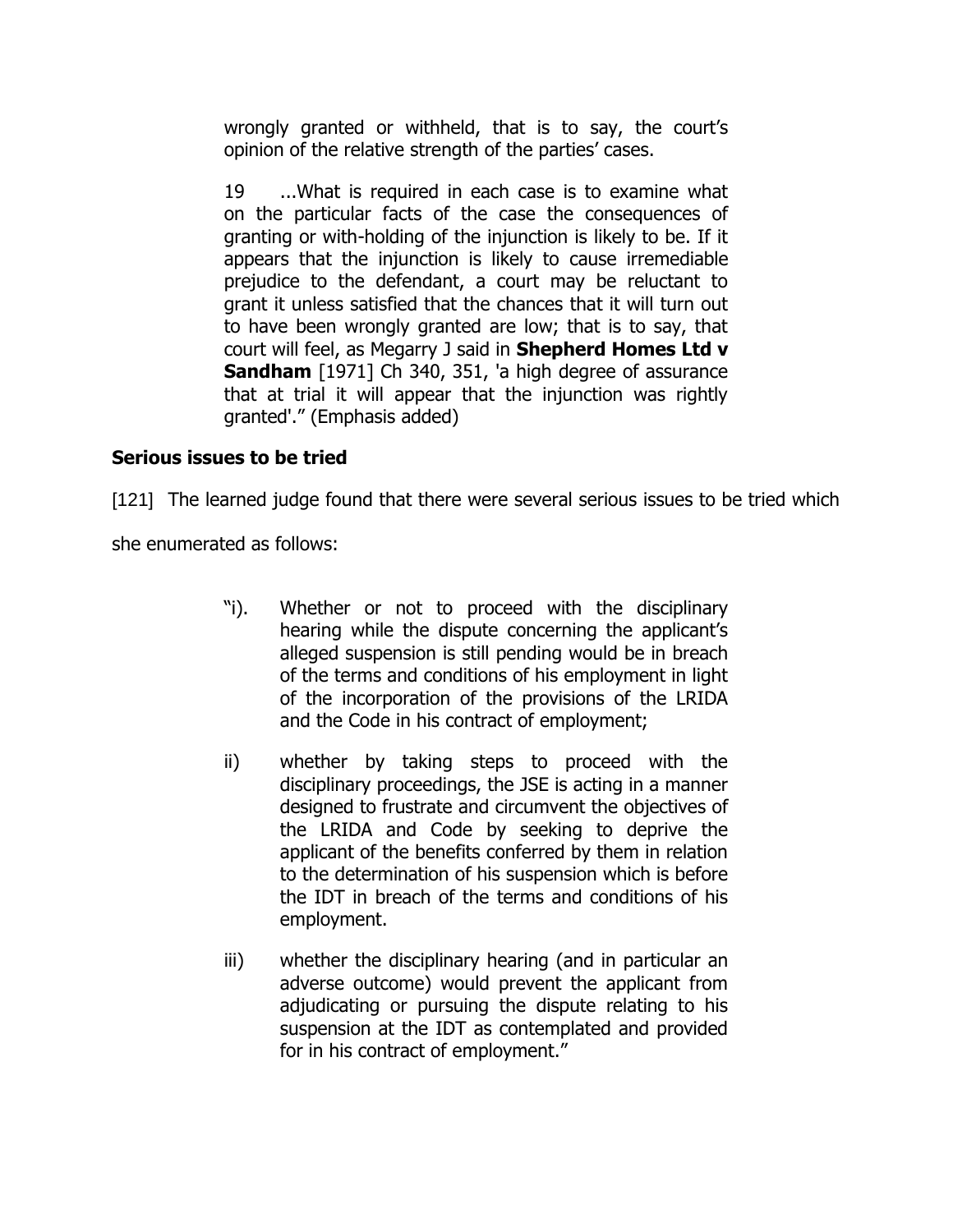> wrongly granted or withheld, that is to say, the court's opinion of the relative strength of the parties' cases.
>
> 19 ...What is required in each case is to examine what on the particular facts of the case the consequences of granting or with-holding of the injunction is likely to be. If it appears that the injunction is likely to cause irremediable prejudice to the defendant, a court may be reluctant to grant it unless satisfied that the chances that it will turn out to have been wrongly granted are low; that is to say, that court will feel, as Megarry J said in **Shepherd Homes Ltd v Sandham** [1971] Ch 340, 351, 'a high degree of assurance that at trial it will appear that the injunction was rightly granted'." (Emphasis added)

**Serious issues to be tried**

[121] The learned judge found that there were several serious issues to be tried which she enumerated as follows:

> "i). Whether or not to proceed with the disciplinary hearing while the dispute concerning the applicant's alleged suspension is still pending would be in breach of the terms and conditions of his employment in light of the incorporation of the provisions of the LRIDA and the Code in his contract of employment;
>
> ii) whether by taking steps to proceed with the disciplinary proceedings, the JSE is acting in a manner designed to frustrate and circumvent the objectives of the LRIDA and Code by seeking to deprive the applicant of the benefits conferred by them in relation to the determination of his suspension which is before the IDT in breach of the terms and conditions of his employment.
>
> iii) whether the disciplinary hearing (and in particular an adverse outcome) would prevent the applicant from adjudicating or pursuing the dispute relating to his suspension at the IDT as contemplated and provided for in his contract of employment."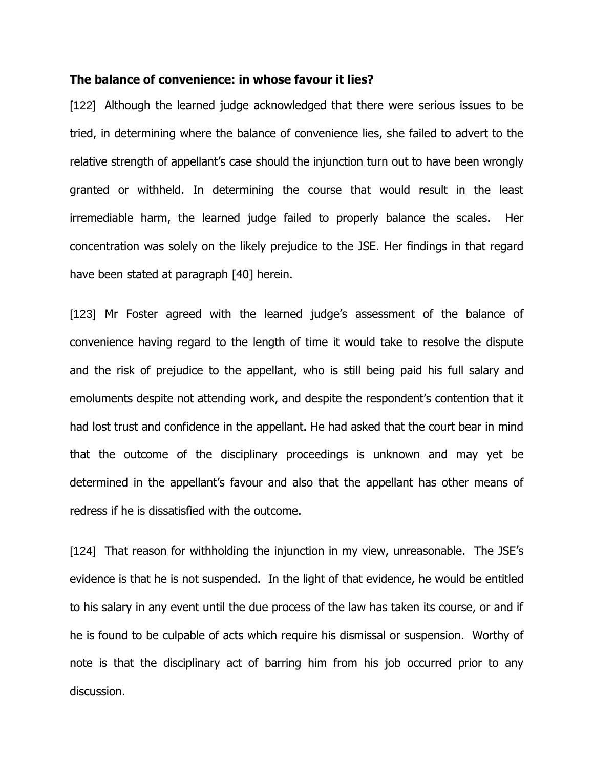**The balance of convenience: in whose favour it lies?**

[122] Although the learned judge acknowledged that there were serious issues to be tried, in determining where the balance of convenience lies, she failed to advert to the relative strength of appellant's case should the injunction turn out to have been wrongly granted or withheld. In determining the course that would result in the least irremediable harm, the learned judge failed to properly balance the scales. Her concentration was solely on the likely prejudice to the JSE. Her findings in that regard have been stated at paragraph [40] herein.

[123] Mr Foster agreed with the learned judge's assessment of the balance of convenience having regard to the length of time it would take to resolve the dispute and the risk of prejudice to the appellant, who is still being paid his full salary and emoluments despite not attending work, and despite the respondent's contention that it had lost trust and confidence in the appellant. He had asked that the court bear in mind that the outcome of the disciplinary proceedings is unknown and may yet be determined in the appellant's favour and also that the appellant has other means of redress if he is dissatisfied with the outcome.

[124] That reason for withholding the injunction in my view, unreasonable. The JSE's evidence is that he is not suspended. In the light of that evidence, he would be entitled to his salary in any event until the due process of the law has taken its course, or and if he is found to be culpable of acts which require his dismissal or suspension. Worthy of note is that the disciplinary act of barring him from his job occurred prior to any discussion.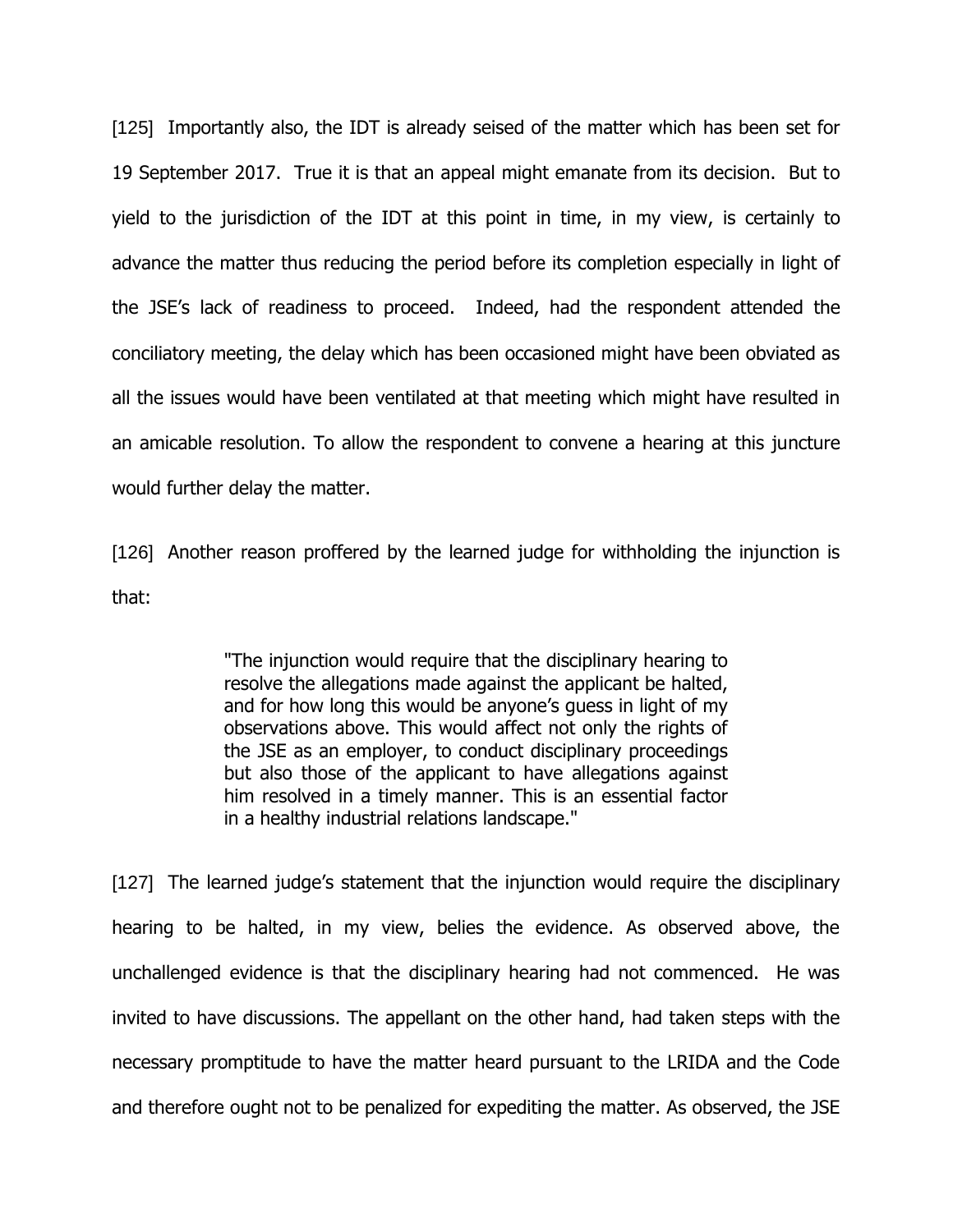[125] Importantly also, the IDT is already seised of the matter which has been set for 19 September 2017. True it is that an appeal might emanate from its decision. But to yield to the jurisdiction of the IDT at this point in time, in my view, is certainly to advance the matter thus reducing the period before its completion especially in light of the JSE's lack of readiness to proceed. Indeed, had the respondent attended the conciliatory meeting, the delay which has been occasioned might have been obviated as all the issues would have been ventilated at that meeting which might have resulted in an amicable resolution. To allow the respondent to convene a hearing at this juncture would further delay the matter.

[126] Another reason proffered by the learned judge for withholding the injunction is that:

> "The injunction would require that the disciplinary hearing to resolve the allegations made against the applicant be halted, and for how long this would be anyone's guess in light of my observations above. This would affect not only the rights of the JSE as an employer, to conduct disciplinary proceedings but also those of the applicant to have allegations against him resolved in a timely manner. This is an essential factor in a healthy industrial relations landscape."

[127] The learned judge's statement that the injunction would require the disciplinary hearing to be halted, in my view, belies the evidence. As observed above, the unchallenged evidence is that the disciplinary hearing had not commenced. He was invited to have discussions. The appellant on the other hand, had taken steps with the necessary promptitude to have the matter heard pursuant to the LRIDA and the Code and therefore ought not to be penalized for expediting the matter. As observed, the JSE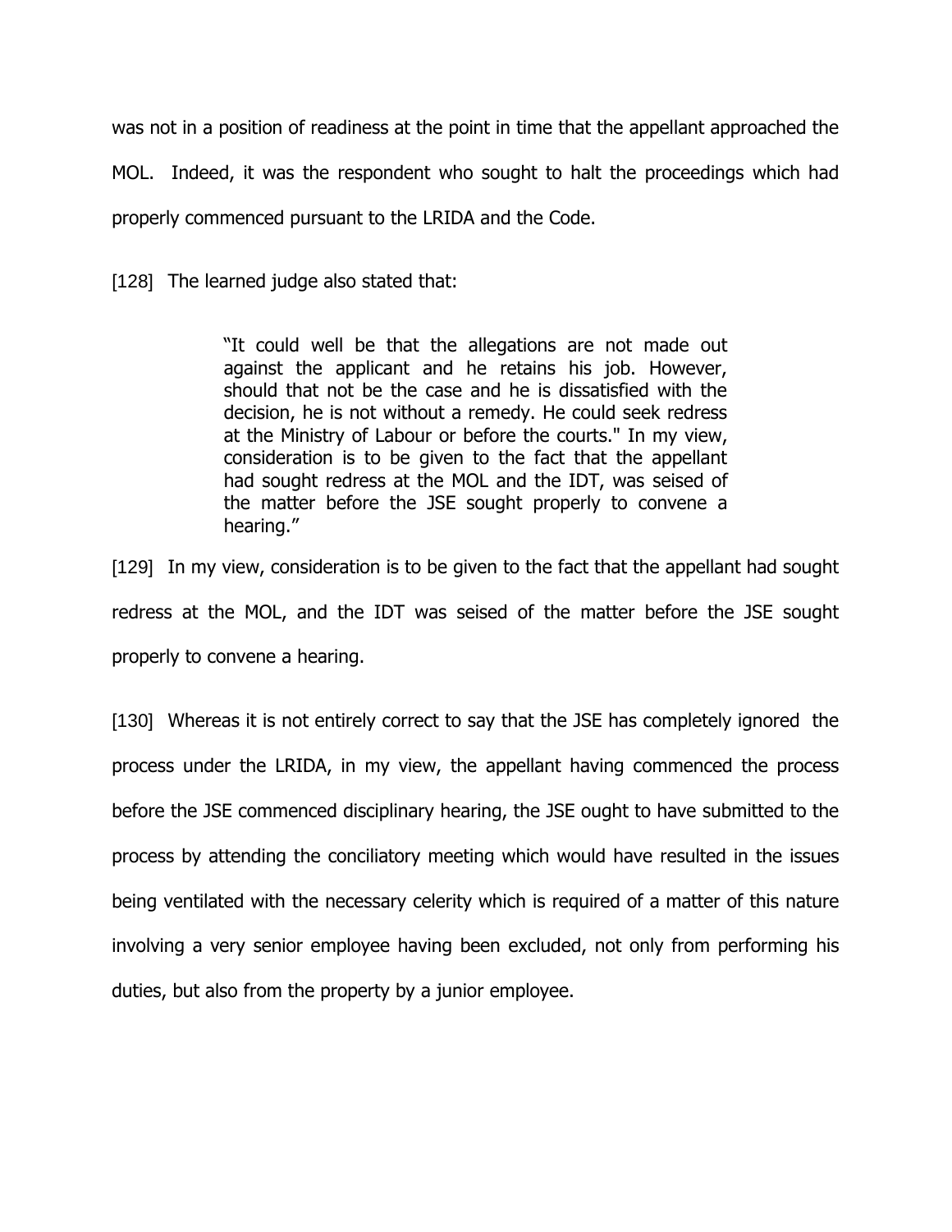was not in a position of readiness at the point in time that the appellant approached the MOL. Indeed, it was the respondent who sought to halt the proceedings which had properly commenced pursuant to the LRIDA and the Code.

[128] The learned judge also stated that:

> "It could well be that the allegations are not made out against the applicant and he retains his job. However, should that not be the case and he is dissatisfied with the decision, he is not without a remedy. He could seek redress at the Ministry of Labour or before the courts." In my view, consideration is to be given to the fact that the appellant had sought redress at the MOL and the IDT, was seised of the matter before the JSE sought properly to convene a hearing."

[129] In my view, consideration is to be given to the fact that the appellant had sought redress at the MOL, and the IDT was seised of the matter before the JSE sought properly to convene a hearing.

[130] Whereas it is not entirely correct to say that the JSE has completely ignored the process under the LRIDA, in my view, the appellant having commenced the process before the JSE commenced disciplinary hearing, the JSE ought to have submitted to the process by attending the conciliatory meeting which would have resulted in the issues being ventilated with the necessary celerity which is required of a matter of this nature involving a very senior employee having been excluded, not only from performing his duties, but also from the property by a junior employee.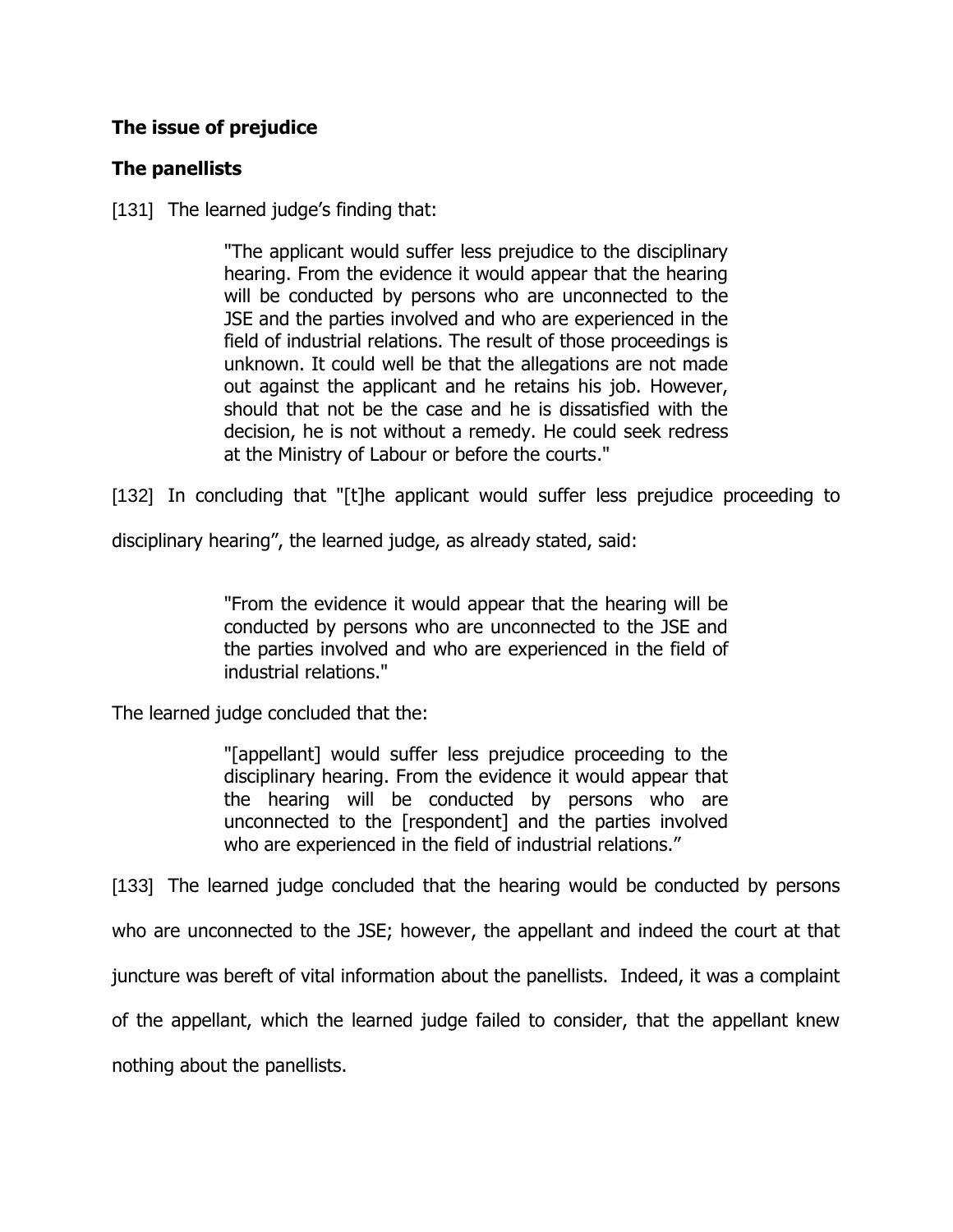**The issue of prejudice**

**The panellists**

[131] The learned judge's finding that:

> "The applicant would suffer less prejudice to the disciplinary hearing. From the evidence it would appear that the hearing will be conducted by persons who are unconnected to the JSE and the parties involved and who are experienced in the field of industrial relations. The result of those proceedings is unknown. It could well be that the allegations are not made out against the applicant and he retains his job. However, should that not be the case and he is dissatisfied with the decision, he is not without a remedy. He could seek redress at the Ministry of Labour or before the courts."

[132] In concluding that "[t]he applicant would suffer less prejudice proceeding to disciplinary hearing", the learned judge, as already stated, said:

> "From the evidence it would appear that the hearing will be conducted by persons who are unconnected to the JSE and the parties involved and who are experienced in the field of industrial relations."

The learned judge concluded that the:

> "[appellant] would suffer less prejudice proceeding to the disciplinary hearing. From the evidence it would appear that the hearing will be conducted by persons who are unconnected to the [respondent] and the parties involved who are experienced in the field of industrial relations."

[133] The learned judge concluded that the hearing would be conducted by persons who are unconnected to the JSE; however, the appellant and indeed the court at that juncture was bereft of vital information about the panellists. Indeed, it was a complaint of the appellant, which the learned judge failed to consider, that the appellant knew nothing about the panellists.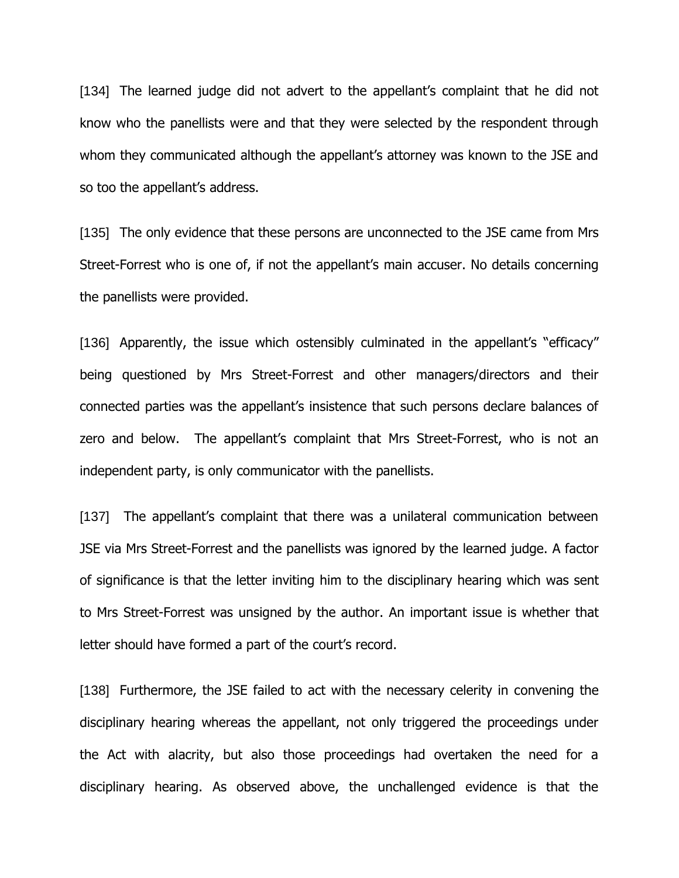[134] The learned judge did not advert to the appellant's complaint that he did not know who the panellists were and that they were selected by the respondent through whom they communicated although the appellant's attorney was known to the JSE and so too the appellant's address.

[135] The only evidence that these persons are unconnected to the JSE came from Mrs Street-Forrest who is one of, if not the appellant's main accuser. No details concerning the panellists were provided.

[136] Apparently, the issue which ostensibly culminated in the appellant's "efficacy" being questioned by Mrs Street-Forrest and other managers/directors and their connected parties was the appellant's insistence that such persons declare balances of zero and below. The appellant's complaint that Mrs Street-Forrest, who is not an independent party, is only communicator with the panellists.

[137] The appellant's complaint that there was a unilateral communication between JSE via Mrs Street-Forrest and the panellists was ignored by the learned judge. A factor of significance is that the letter inviting him to the disciplinary hearing which was sent to Mrs Street-Forrest was unsigned by the author. An important issue is whether that letter should have formed a part of the court's record.

[138] Furthermore, the JSE failed to act with the necessary celerity in convening the disciplinary hearing whereas the appellant, not only triggered the proceedings under the Act with alacrity, but also those proceedings had overtaken the need for a disciplinary hearing. As observed above, the unchallenged evidence is that the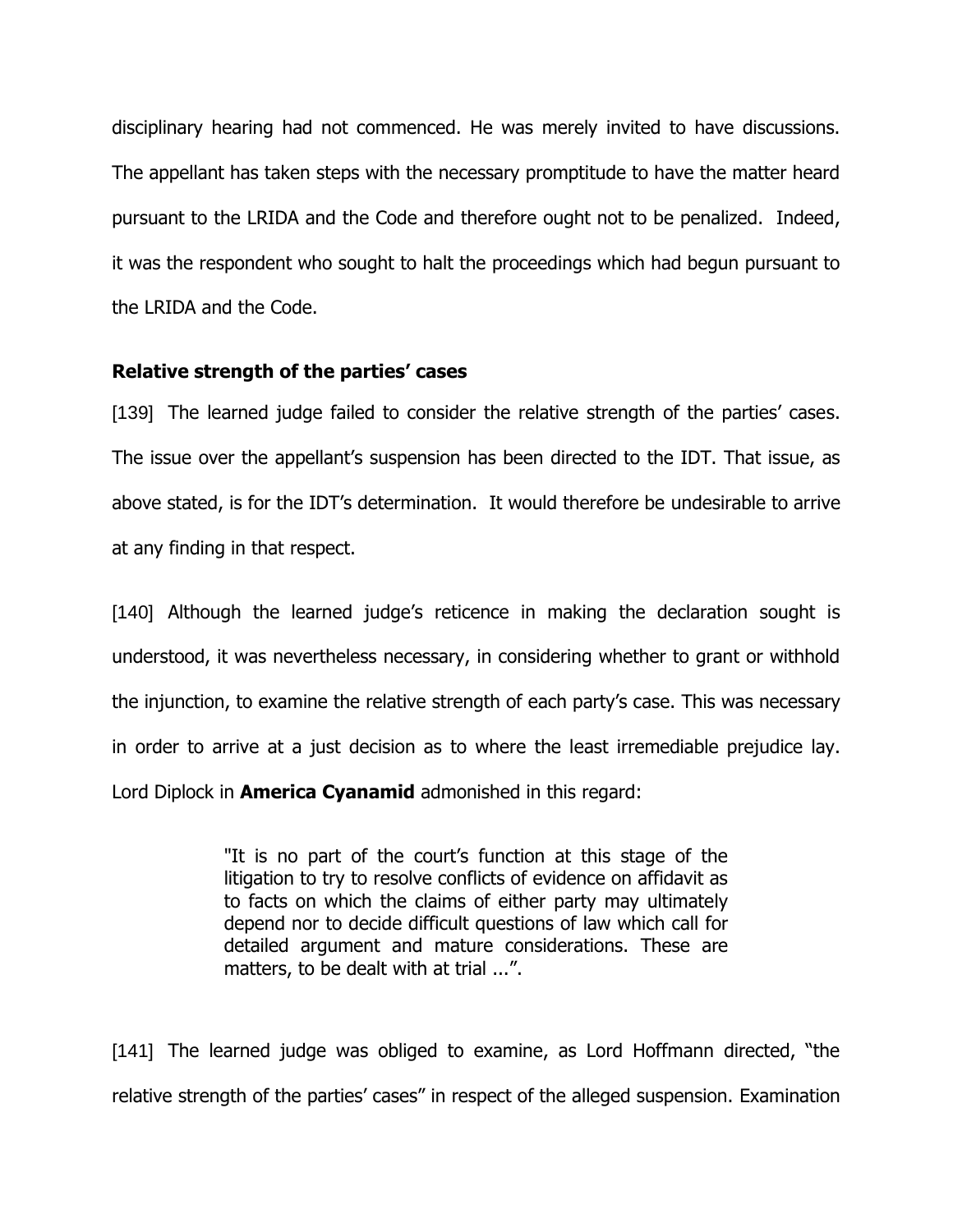disciplinary hearing had not commenced. He was merely invited to have discussions. The appellant has taken steps with the necessary promptitude to have the matter heard pursuant to the LRIDA and the Code and therefore ought not to be penalized. Indeed, it was the respondent who sought to halt the proceedings which had begun pursuant to the LRIDA and the Code.

**Relative strength of the parties' cases**

[139] The learned judge failed to consider the relative strength of the parties' cases. The issue over the appellant's suspension has been directed to the IDT. That issue, as above stated, is for the IDT's determination. It would therefore be undesirable to arrive at any finding in that respect.

[140] Although the learned judge's reticence in making the declaration sought is understood, it was nevertheless necessary, in considering whether to grant or withhold the injunction, to examine the relative strength of each party's case. This was necessary in order to arrive at a just decision as to where the least irremediable prejudice lay. Lord Diplock in **America Cyanamid** admonished in this regard:

> "It is no part of the court's function at this stage of the litigation to try to resolve conflicts of evidence on affidavit as to facts on which the claims of either party may ultimately depend nor to decide difficult questions of law which call for detailed argument and mature considerations. These are matters, to be dealt with at trial ...".

[141] The learned judge was obliged to examine, as Lord Hoffmann directed, "the relative strength of the parties' cases" in respect of the alleged suspension. Examination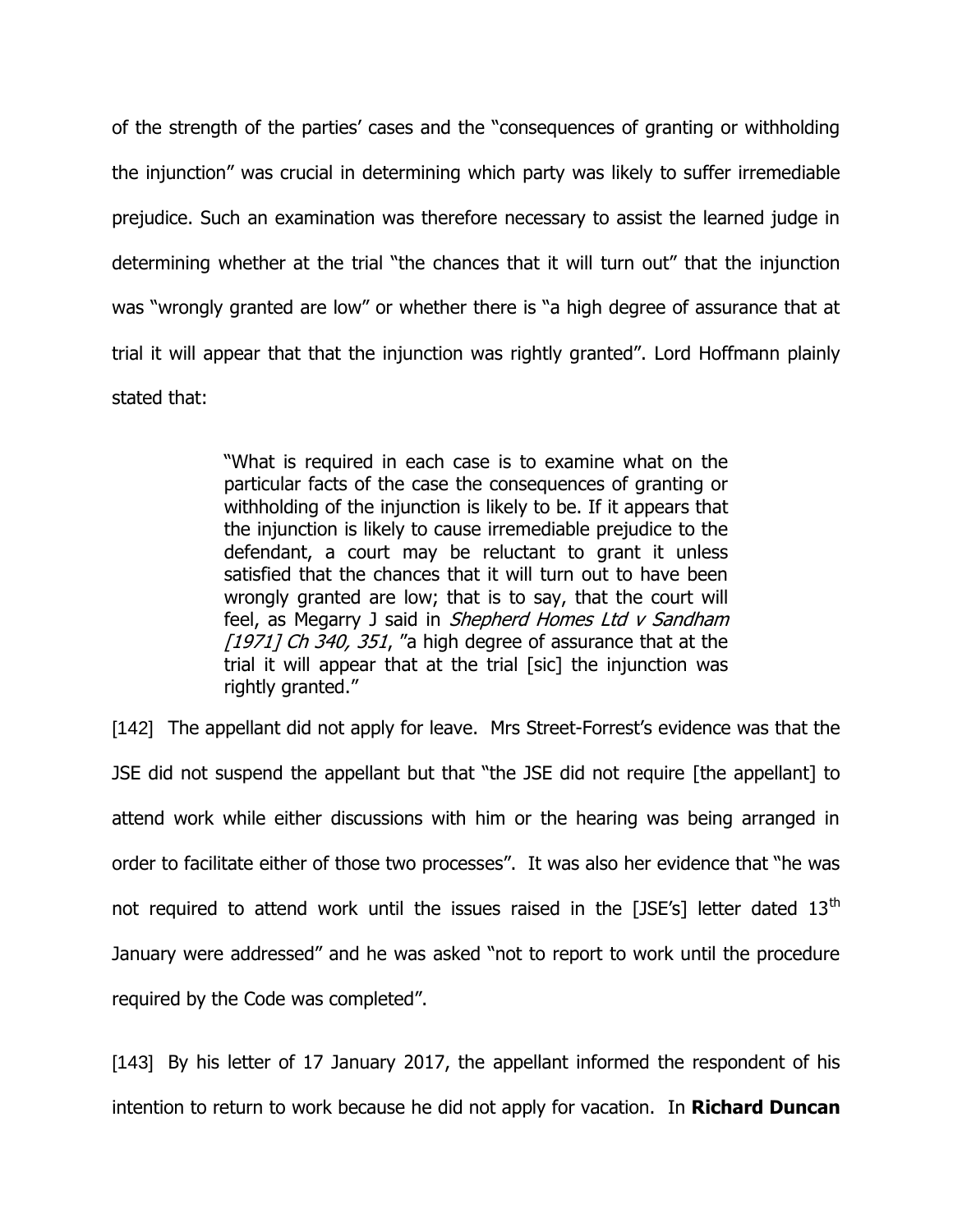of the strength of the parties' cases and the "consequences of granting or withholding the injunction" was crucial in determining which party was likely to suffer irremediable prejudice. Such an examination was therefore necessary to assist the learned judge in determining whether at the trial "the chances that it will turn out" that the injunction was "wrongly granted are low" or whether there is "a high degree of assurance that at trial it will appear that that the injunction was rightly granted". Lord Hoffmann plainly stated that:

> "What is required in each case is to examine what on the particular facts of the case the consequences of granting or withholding of the injunction is likely to be. If it appears that the injunction is likely to cause irremediable prejudice to the defendant, a court may be reluctant to grant it unless satisfied that the chances that it will turn out to have been wrongly granted are low; that is to say, that the court will feel, as Megarry J said in *Shepherd Homes Ltd v Sandham [1971] Ch 340, 351*, "a high degree of assurance that at the trial it will appear that at the trial [sic] the injunction was rightly granted."

[142] The appellant did not apply for leave. Mrs Street-Forrest's evidence was that the JSE did not suspend the appellant but that "the JSE did not require [the appellant] to attend work while either discussions with him or the hearing was being arranged in order to facilitate either of those two processes". It was also her evidence that "he was not required to attend work until the issues raised in the [JSE's] letter dated 13th January were addressed" and he was asked "not to report to work until the procedure required by the Code was completed".

[143] By his letter of 17 January 2017, the appellant informed the respondent of his intention to return to work because he did not apply for vacation. In **Richard Duncan**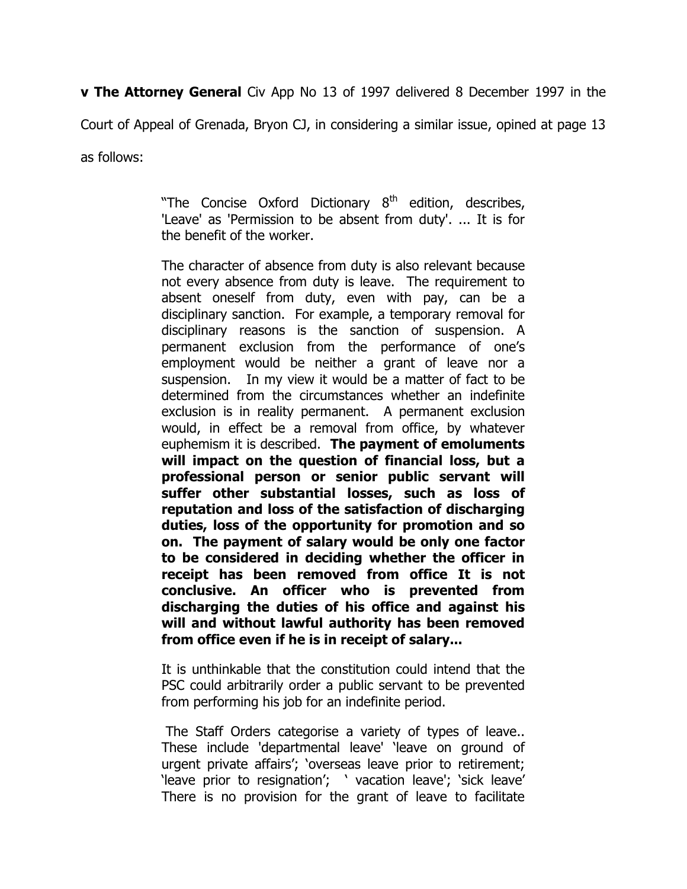**v The Attorney General** Civ App No 13 of 1997 delivered 8 December 1997 in the Court of Appeal of Grenada, Bryon CJ, in considering a similar issue, opined at page 13 as follows:

> "The Concise Oxford Dictionary 8th edition, describes, 'Leave' as 'Permission to be absent from duty'. ... It is for the benefit of the worker.
>
> The character of absence from duty is also relevant because not every absence from duty is leave. The requirement to absent oneself from duty, even with pay, can be a disciplinary sanction. For example, a temporary removal for disciplinary reasons is the sanction of suspension. A permanent exclusion from the performance of one's employment would be neither a grant of leave nor a suspension. In my view it would be a matter of fact to be determined from the circumstances whether an indefinite exclusion is in reality permanent. A permanent exclusion would, in effect be a removal from office, by whatever euphemism it is described. **The payment of emoluments will impact on the question of financial loss, but a professional person or senior public servant will suffer other substantial losses, such as loss of reputation and loss of the satisfaction of discharging duties, loss of the opportunity for promotion and so on. The payment of salary would be only one factor to be considered in deciding whether the officer in receipt has been removed from office It is not conclusive. An officer who is prevented from discharging the duties of his office and against his will and without lawful authority has been removed from office even if he is in receipt of salary...**
>
> It is unthinkable that the constitution could intend that the PSC could arbitrarily order a public servant to be prevented from performing his job for an indefinite period.
>
> The Staff Orders categorise a variety of types of leave.. These include 'departmental leave' 'leave on ground of urgent private affairs'; 'overseas leave prior to retirement; 'leave prior to resignation'; ' vacation leave'; 'sick leave' There is no provision for the grant of leave to facilitate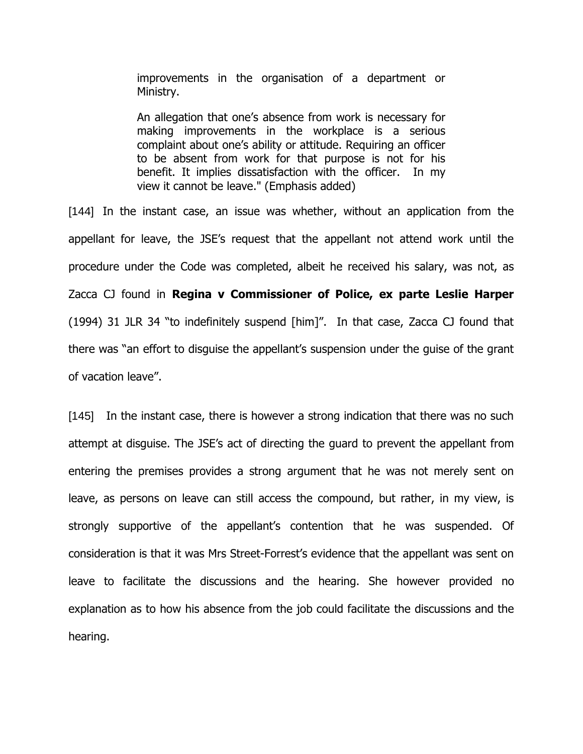> improvements in the organisation of a department or Ministry.
>
> An allegation that one's absence from work is necessary for making improvements in the workplace is a serious complaint about one's ability or attitude. Requiring an officer to be absent from work for that purpose is not for his benefit. It implies dissatisfaction with the officer. In my view it cannot be leave." (Emphasis added)

[144] In the instant case, an issue was whether, without an application from the appellant for leave, the JSE's request that the appellant not attend work until the procedure under the Code was completed, albeit he received his salary, was not, as Zacca CJ found in **Regina v Commissioner of Police, ex parte Leslie Harper** (1994) 31 JLR 34 "to indefinitely suspend [him]". In that case, Zacca CJ found that there was "an effort to disguise the appellant's suspension under the guise of the grant of vacation leave".

[145] In the instant case, there is however a strong indication that there was no such attempt at disguise. The JSE's act of directing the guard to prevent the appellant from entering the premises provides a strong argument that he was not merely sent on leave, as persons on leave can still access the compound, but rather, in my view, is strongly supportive of the appellant's contention that he was suspended. Of consideration is that it was Mrs Street-Forrest's evidence that the appellant was sent on leave to facilitate the discussions and the hearing. She however provided no explanation as to how his absence from the job could facilitate the discussions and the hearing.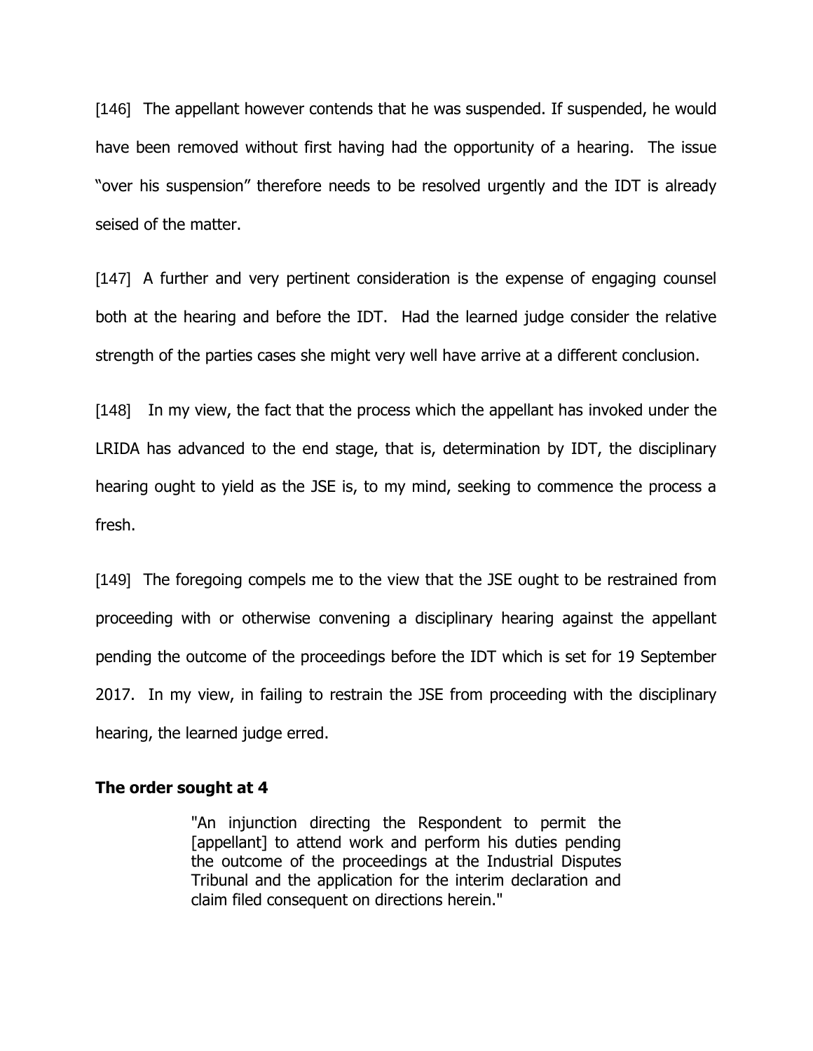[146] The appellant however contends that he was suspended. If suspended, he would have been removed without first having had the opportunity of a hearing. The issue "over his suspension" therefore needs to be resolved urgently and the IDT is already seised of the matter.

[147] A further and very pertinent consideration is the expense of engaging counsel both at the hearing and before the IDT. Had the learned judge consider the relative strength of the parties cases she might very well have arrive at a different conclusion.

[148] In my view, the fact that the process which the appellant has invoked under the LRIDA has advanced to the end stage, that is, determination by IDT, the disciplinary hearing ought to yield as the JSE is, to my mind, seeking to commence the process a fresh.

[149] The foregoing compels me to the view that the JSE ought to be restrained from proceeding with or otherwise convening a disciplinary hearing against the appellant pending the outcome of the proceedings before the IDT which is set for 19 September 2017. In my view, in failing to restrain the JSE from proceeding with the disciplinary hearing, the learned judge erred.

**The order sought at 4**

> "An injunction directing the Respondent to permit the [appellant] to attend work and perform his duties pending the outcome of the proceedings at the Industrial Disputes Tribunal and the application for the interim declaration and claim filed consequent on directions herein."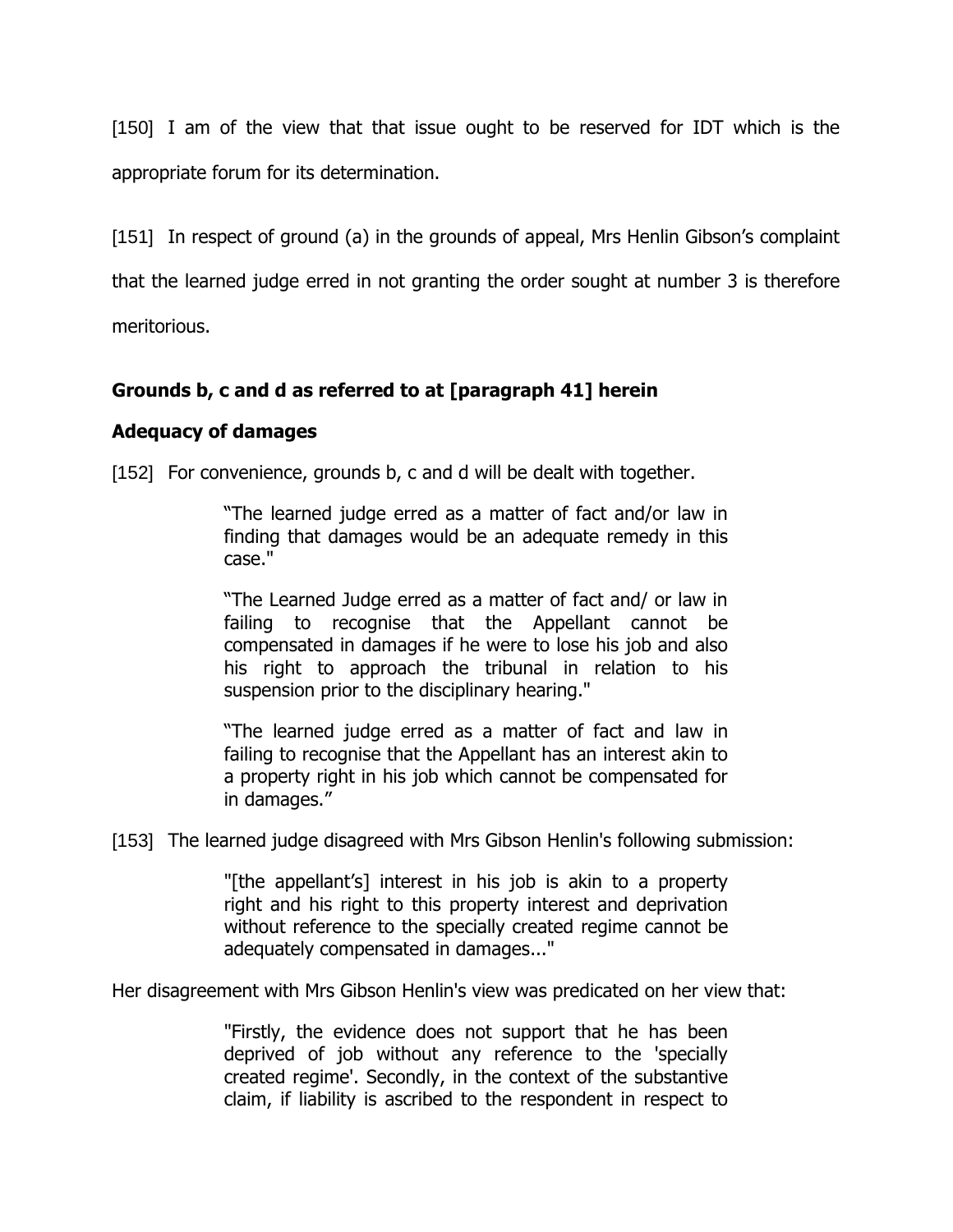[150] I am of the view that that issue ought to be reserved for IDT which is the appropriate forum for its determination.

[151] In respect of ground (a) in the grounds of appeal, Mrs Henlin Gibson's complaint that the learned judge erred in not granting the order sought at number 3 is therefore meritorious.

**Grounds b, c and d as referred to at [paragraph 41] herein**

**Adequacy of damages**

[152] For convenience, grounds b, c and d will be dealt with together.

> "The learned judge erred as a matter of fact and/or law in finding that damages would be an adequate remedy in this case."
>
> "The Learned Judge erred as a matter of fact and/ or law in failing to recognise that the Appellant cannot be compensated in damages if he were to lose his job and also his right to approach the tribunal in relation to his suspension prior to the disciplinary hearing."
>
> "The learned judge erred as a matter of fact and law in failing to recognise that the Appellant has an interest akin to a property right in his job which cannot be compensated for in damages."

[153] The learned judge disagreed with Mrs Gibson Henlin's following submission:

> "[the appellant's] interest in his job is akin to a property right and his right to this property interest and deprivation without reference to the specially created regime cannot be adequately compensated in damages..."

Her disagreement with Mrs Gibson Henlin's view was predicated on her view that:

> "Firstly, the evidence does not support that he has been deprived of job without any reference to the 'specially created regime'. Secondly, in the context of the substantive claim, if liability is ascribed to the respondent in respect to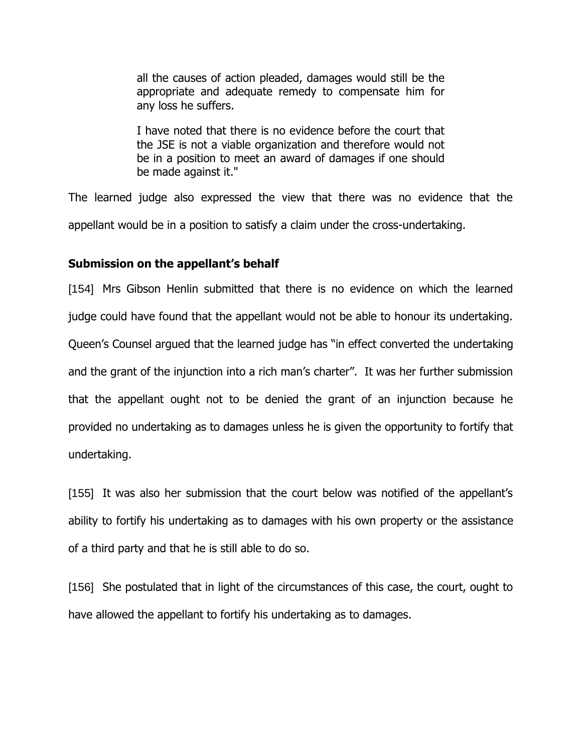> all the causes of action pleaded, damages would still be the appropriate and adequate remedy to compensate him for any loss he suffers.
>
> I have noted that there is no evidence before the court that the JSE is not a viable organization and therefore would not be in a position to meet an award of damages if one should be made against it."

The learned judge also expressed the view that there was no evidence that the appellant would be in a position to satisfy a claim under the cross-undertaking.

**Submission on the appellant's behalf**

[154] Mrs Gibson Henlin submitted that there is no evidence on which the learned judge could have found that the appellant would not be able to honour its undertaking. Queen's Counsel argued that the learned judge has "in effect converted the undertaking and the grant of the injunction into a rich man's charter". It was her further submission that the appellant ought not to be denied the grant of an injunction because he provided no undertaking as to damages unless he is given the opportunity to fortify that undertaking.

[155] It was also her submission that the court below was notified of the appellant's ability to fortify his undertaking as to damages with his own property or the assistance of a third party and that he is still able to do so.

[156] She postulated that in light of the circumstances of this case, the court, ought to have allowed the appellant to fortify his undertaking as to damages.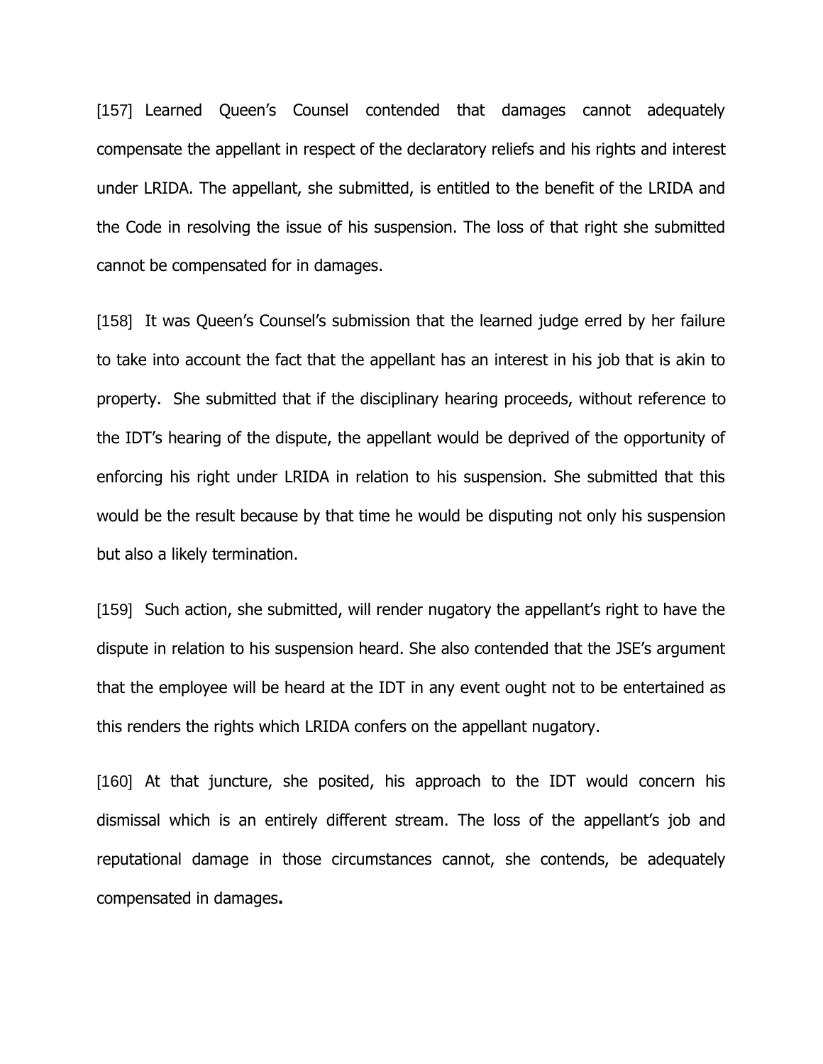[157] Learned Queen's Counsel contended that damages cannot adequately compensate the appellant in respect of the declaratory reliefs and his rights and interest under LRIDA. The appellant, she submitted, is entitled to the benefit of the LRIDA and the Code in resolving the issue of his suspension. The loss of that right she submitted cannot be compensated for in damages.

[158] It was Queen's Counsel's submission that the learned judge erred by her failure to take into account the fact that the appellant has an interest in his job that is akin to property. She submitted that if the disciplinary hearing proceeds, without reference to the IDT's hearing of the dispute, the appellant would be deprived of the opportunity of enforcing his right under LRIDA in relation to his suspension. She submitted that this would be the result because by that time he would be disputing not only his suspension but also a likely termination.

[159] Such action, she submitted, will render nugatory the appellant's right to have the dispute in relation to his suspension heard. She also contended that the JSE's argument that the employee will be heard at the IDT in any event ought not to be entertained as this renders the rights which LRIDA confers on the appellant nugatory.

[160] At that juncture, she posited, his approach to the IDT would concern his dismissal which is an entirely different stream. The loss of the appellant's job and reputational damage in those circumstances cannot, she contends, be adequately compensated in damages.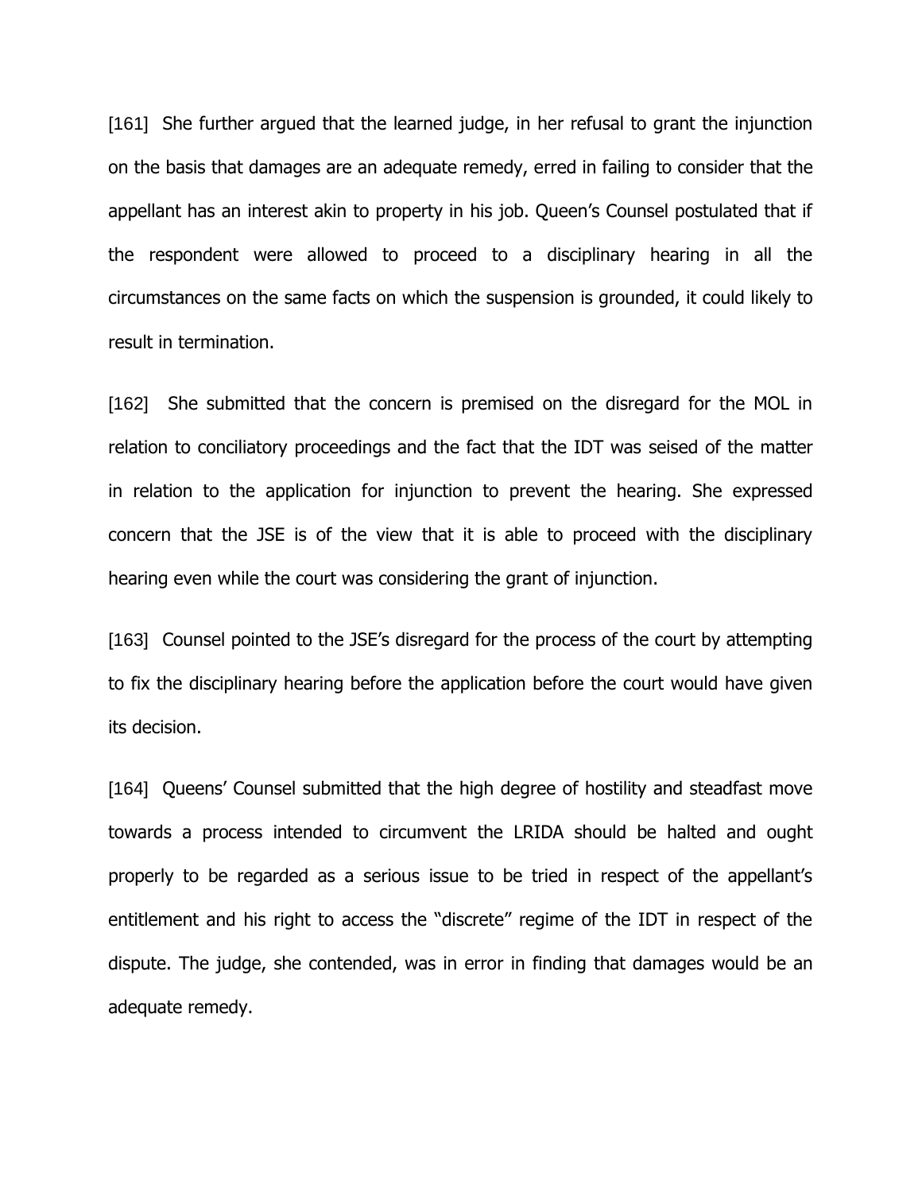[161] She further argued that the learned judge, in her refusal to grant the injunction on the basis that damages are an adequate remedy, erred in failing to consider that the appellant has an interest akin to property in his job. Queen's Counsel postulated that if the respondent were allowed to proceed to a disciplinary hearing in all the circumstances on the same facts on which the suspension is grounded, it could likely to result in termination.

[162] She submitted that the concern is premised on the disregard for the MOL in relation to conciliatory proceedings and the fact that the IDT was seised of the matter in relation to the application for injunction to prevent the hearing. She expressed concern that the JSE is of the view that it is able to proceed with the disciplinary hearing even while the court was considering the grant of injunction.

[163] Counsel pointed to the JSE's disregard for the process of the court by attempting to fix the disciplinary hearing before the application before the court would have given its decision.

[164] Queens' Counsel submitted that the high degree of hostility and steadfast move towards a process intended to circumvent the LRIDA should be halted and ought properly to be regarded as a serious issue to be tried in respect of the appellant's entitlement and his right to access the "discrete" regime of the IDT in respect of the dispute. The judge, she contended, was in error in finding that damages would be an adequate remedy.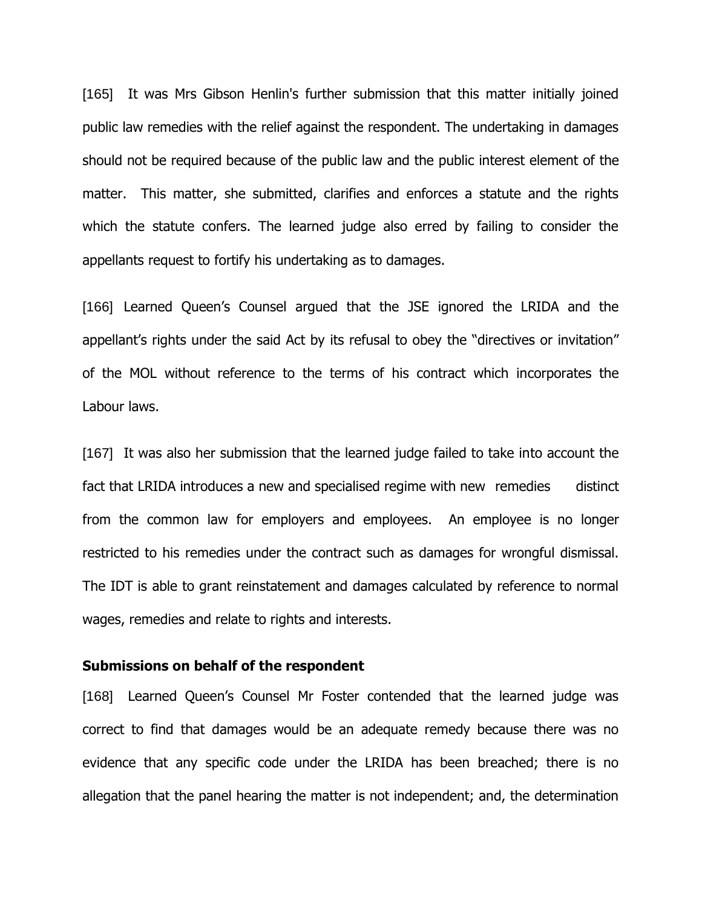[165] It was Mrs Gibson Henlin's further submission that this matter initially joined public law remedies with the relief against the respondent. The undertaking in damages should not be required because of the public law and the public interest element of the matter. This matter, she submitted, clarifies and enforces a statute and the rights which the statute confers. The learned judge also erred by failing to consider the appellants request to fortify his undertaking as to damages.

[166] Learned Queen's Counsel argued that the JSE ignored the LRIDA and the appellant's rights under the said Act by its refusal to obey the "directives or invitation" of the MOL without reference to the terms of his contract which incorporates the Labour laws.

[167] It was also her submission that the learned judge failed to take into account the fact that LRIDA introduces a new and specialised regime with new remedies distinct from the common law for employers and employees. An employee is no longer restricted to his remedies under the contract such as damages for wrongful dismissal. The IDT is able to grant reinstatement and damages calculated by reference to normal wages, remedies and relate to rights and interests.

**Submissions on behalf of the respondent**

[168] Learned Queen's Counsel Mr Foster contended that the learned judge was correct to find that damages would be an adequate remedy because there was no evidence that any specific code under the LRIDA has been breached; there is no allegation that the panel hearing the matter is not independent; and, the determination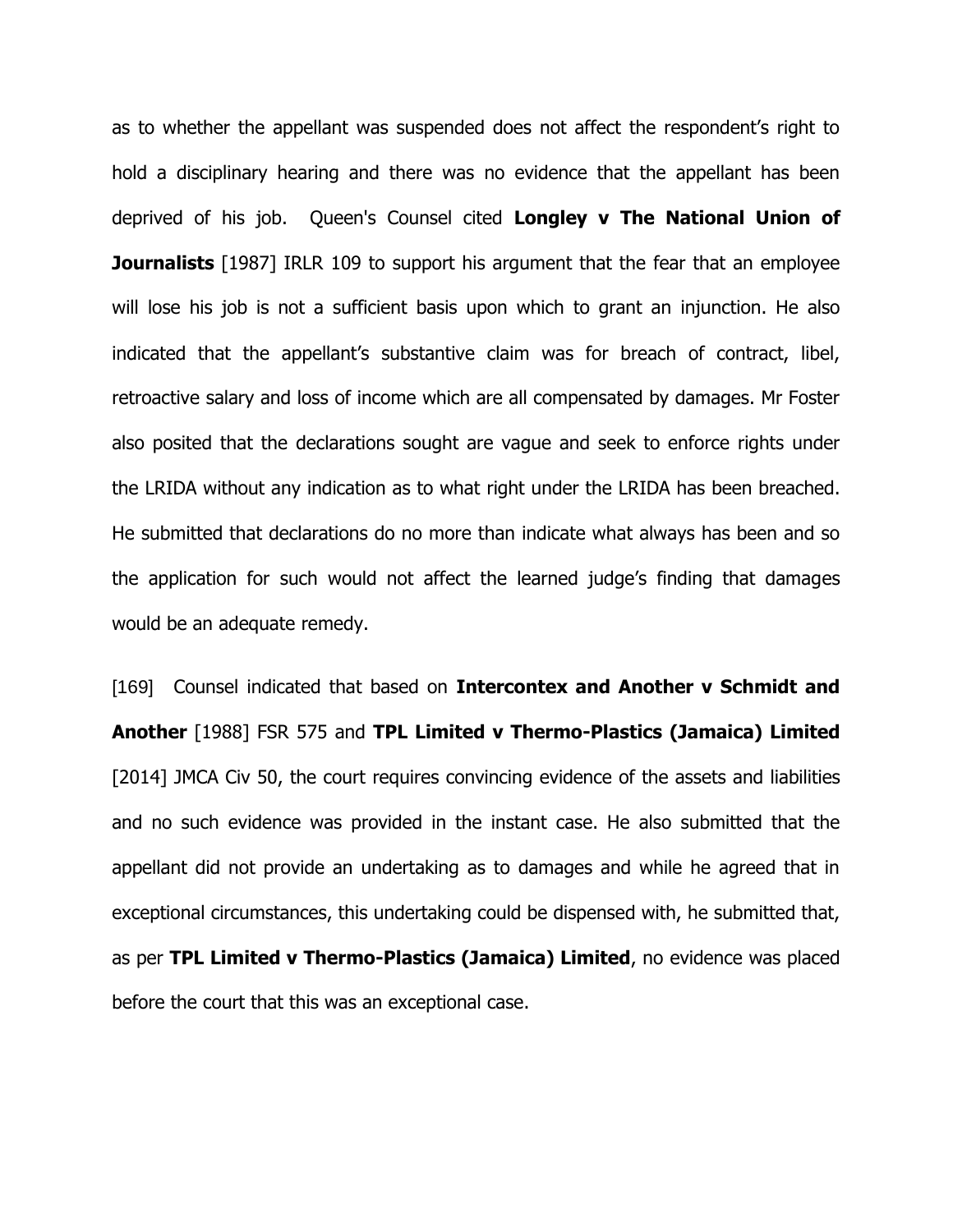as to whether the appellant was suspended does not affect the respondent's right to hold a disciplinary hearing and there was no evidence that the appellant has been deprived of his job. Queen's Counsel cited **Longley v The National Union of Journalists** [1987] IRLR 109 to support his argument that the fear that an employee will lose his job is not a sufficient basis upon which to grant an injunction. He also indicated that the appellant's substantive claim was for breach of contract, libel, retroactive salary and loss of income which are all compensated by damages. Mr Foster also posited that the declarations sought are vague and seek to enforce rights under the LRIDA without any indication as to what right under the LRIDA has been breached. He submitted that declarations do no more than indicate what always has been and so the application for such would not affect the learned judge's finding that damages would be an adequate remedy.

[169] Counsel indicated that based on **Intercontex and Another v Schmidt and Another** [1988] FSR 575 and **TPL Limited v Thermo-Plastics (Jamaica) Limited** [2014] JMCA Civ 50, the court requires convincing evidence of the assets and liabilities and no such evidence was provided in the instant case. He also submitted that the appellant did not provide an undertaking as to damages and while he agreed that in exceptional circumstances, this undertaking could be dispensed with, he submitted that, as per **TPL Limited v Thermo-Plastics (Jamaica) Limited**, no evidence was placed before the court that this was an exceptional case.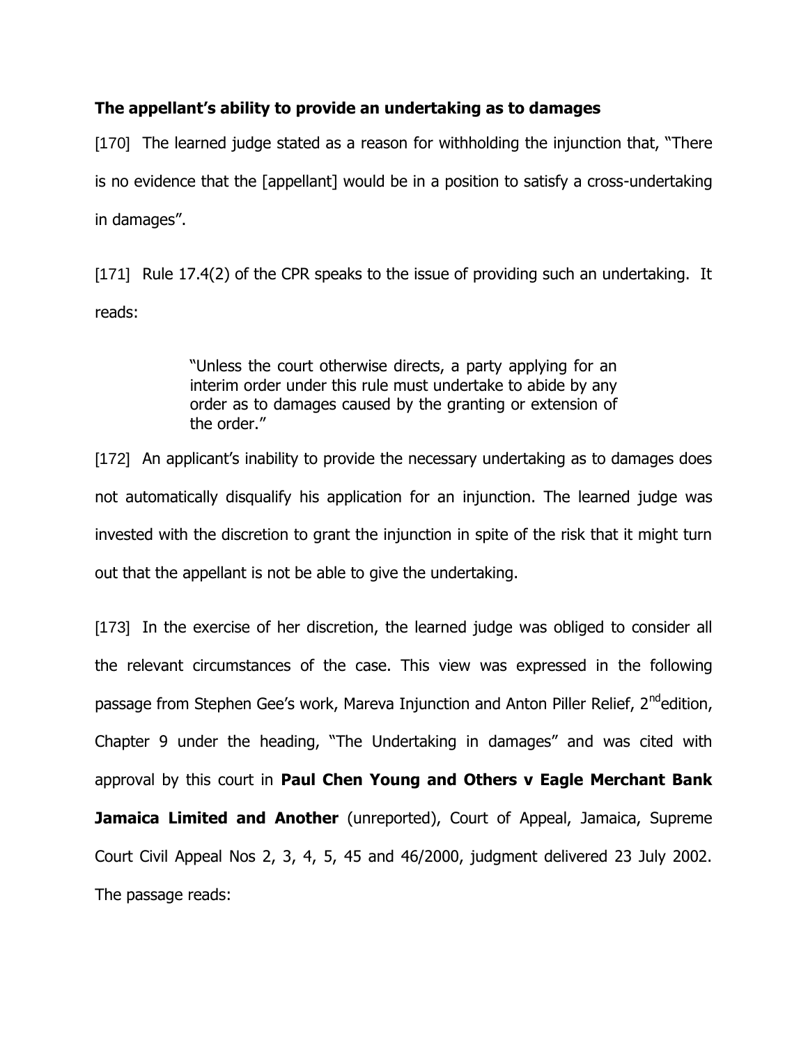**The appellant's ability to provide an undertaking as to damages**

[170] The learned judge stated as a reason for withholding the injunction that, "There is no evidence that the [appellant] would be in a position to satisfy a cross-undertaking in damages".

[171] Rule 17.4(2) of the CPR speaks to the issue of providing such an undertaking. It reads:

> "Unless the court otherwise directs, a party applying for an interim order under this rule must undertake to abide by any order as to damages caused by the granting or extension of the order."

[172] An applicant's inability to provide the necessary undertaking as to damages does not automatically disqualify his application for an injunction. The learned judge was invested with the discretion to grant the injunction in spite of the risk that it might turn out that the appellant is not be able to give the undertaking.

[173] In the exercise of her discretion, the learned judge was obliged to consider all the relevant circumstances of the case. This view was expressed in the following passage from Stephen Gee's work, Mareva Injunction and Anton Piller Relief, 2nd edition, Chapter 9 under the heading, "The Undertaking in damages" and was cited with approval by this court in **Paul Chen Young and Others v Eagle Merchant Bank Jamaica Limited and Another** (unreported), Court of Appeal, Jamaica, Supreme Court Civil Appeal Nos 2, 3, 4, 5, 45 and 46/2000, judgment delivered 23 July 2002. The passage reads: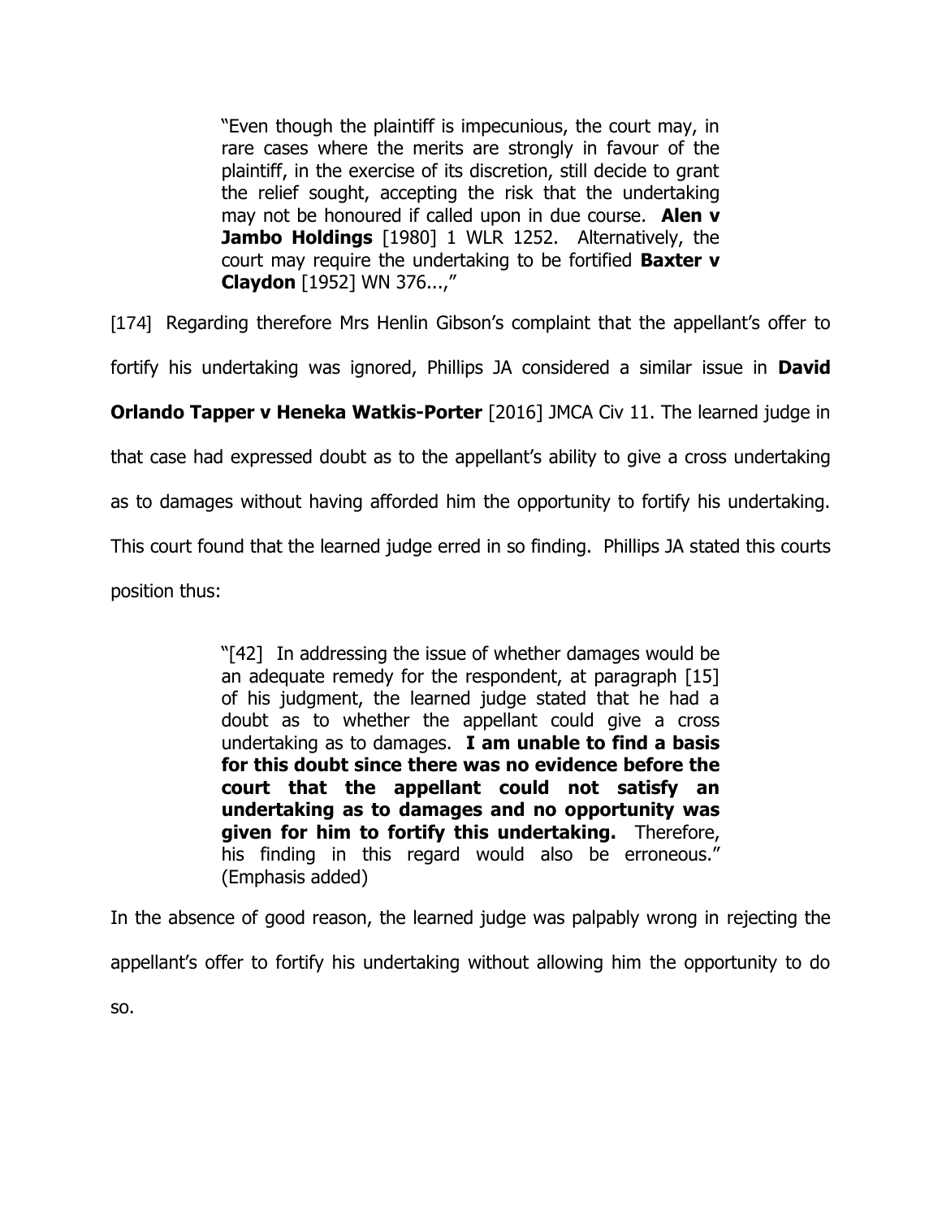> "Even though the plaintiff is impecunious, the court may, in rare cases where the merits are strongly in favour of the plaintiff, in the exercise of its discretion, still decide to grant the relief sought, accepting the risk that the undertaking may not be honoured if called upon in due course. **Alen v Jambo Holdings** [1980] 1 WLR 1252. Alternatively, the court may require the undertaking to be fortified **Baxter v Claydon** [1952] WN 376...,"

[174] Regarding therefore Mrs Henlin Gibson's complaint that the appellant's offer to fortify his undertaking was ignored, Phillips JA considered a similar issue in **David Orlando Tapper v Heneka Watkis-Porter** [2016] JMCA Civ 11. The learned judge in that case had expressed doubt as to the appellant's ability to give a cross undertaking as to damages without having afforded him the opportunity to fortify his undertaking. This court found that the learned judge erred in so finding. Phillips JA stated this courts position thus:

> "[42] In addressing the issue of whether damages would be an adequate remedy for the respondent, at paragraph [15] of his judgment, the learned judge stated that he had a doubt as to whether the appellant could give a cross undertaking as to damages. **I am unable to find a basis for this doubt since there was no evidence before the court that the appellant could not satisfy an undertaking as to damages and no opportunity was given for him to fortify this undertaking.** Therefore, his finding in this regard would also be erroneous." (Emphasis added)

In the absence of good reason, the learned judge was palpably wrong in rejecting the appellant's offer to fortify his undertaking without allowing him the opportunity to do so.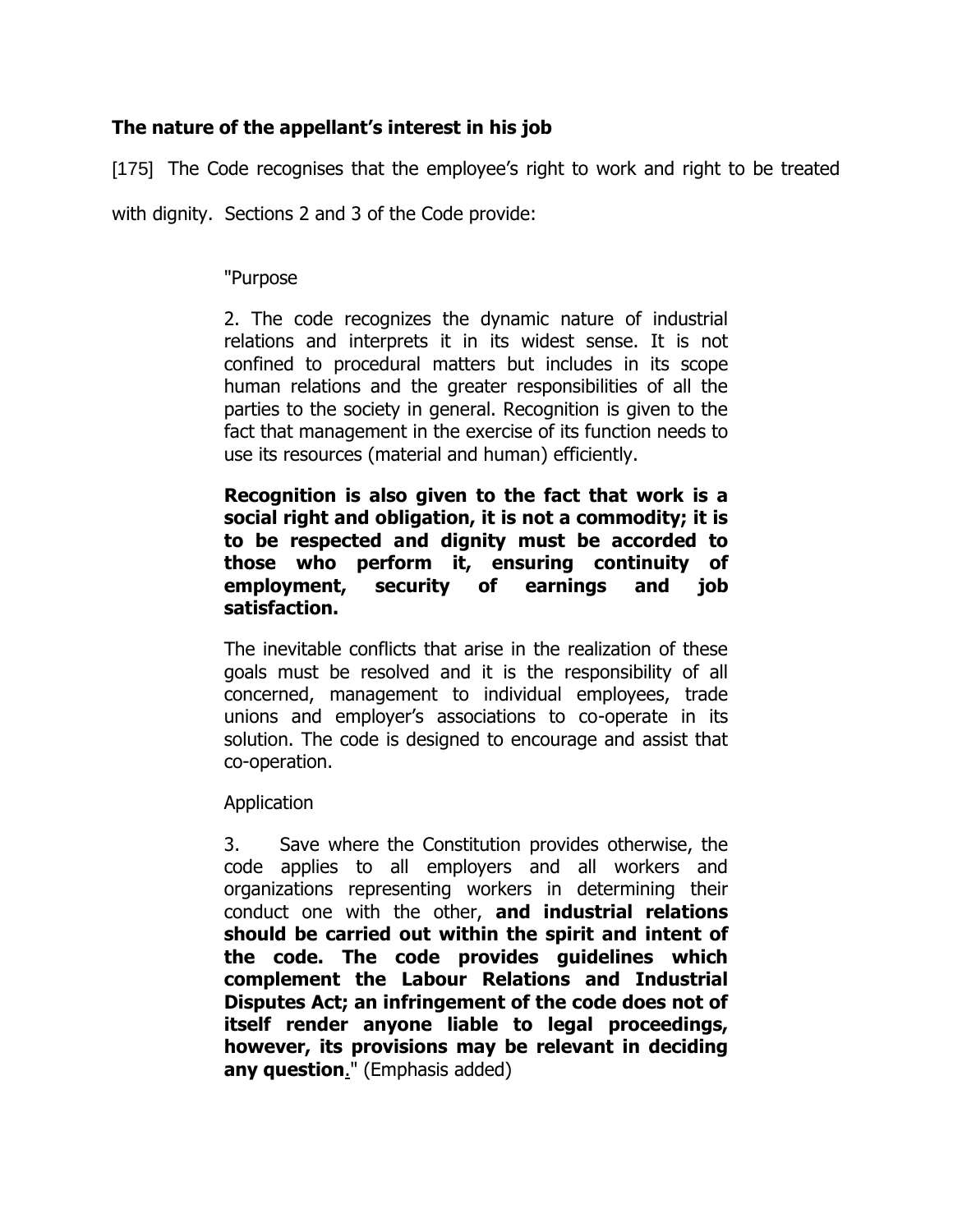**The nature of the appellant's interest in his job**

[175] The Code recognises that the employee's right to work and right to be treated with dignity. Sections 2 and 3 of the Code provide:

> "Purpose
>
> 2. The code recognizes the dynamic nature of industrial relations and interprets it in its widest sense. It is not confined to procedural matters but includes in its scope human relations and the greater responsibilities of all the parties to the society in general. Recognition is given to the fact that management in the exercise of its function needs to use its resources (material and human) efficiently.
>
> **Recognition is also given to the fact that work is a social right and obligation, it is not a commodity; it is to be respected and dignity must be accorded to those who perform it, ensuring continuity of employment, security of earnings and job satisfaction.**
>
> The inevitable conflicts that arise in the realization of these goals must be resolved and it is the responsibility of all concerned, management to individual employees, trade unions and employer's associations to co-operate in its solution. The code is designed to encourage and assist that co-operation.
>
> Application
>
> 3. Save where the Constitution provides otherwise, the code applies to all employers and all workers and organizations representing workers in determining their conduct one with the other, **and industrial relations should be carried out within the spirit and intent of the code. The code provides guidelines which complement the Labour Relations and Industrial Disputes Act; an infringement of the code does not of itself render anyone liable to legal proceedings, however, its provisions may be relevant in deciding any question.**" (Emphasis added)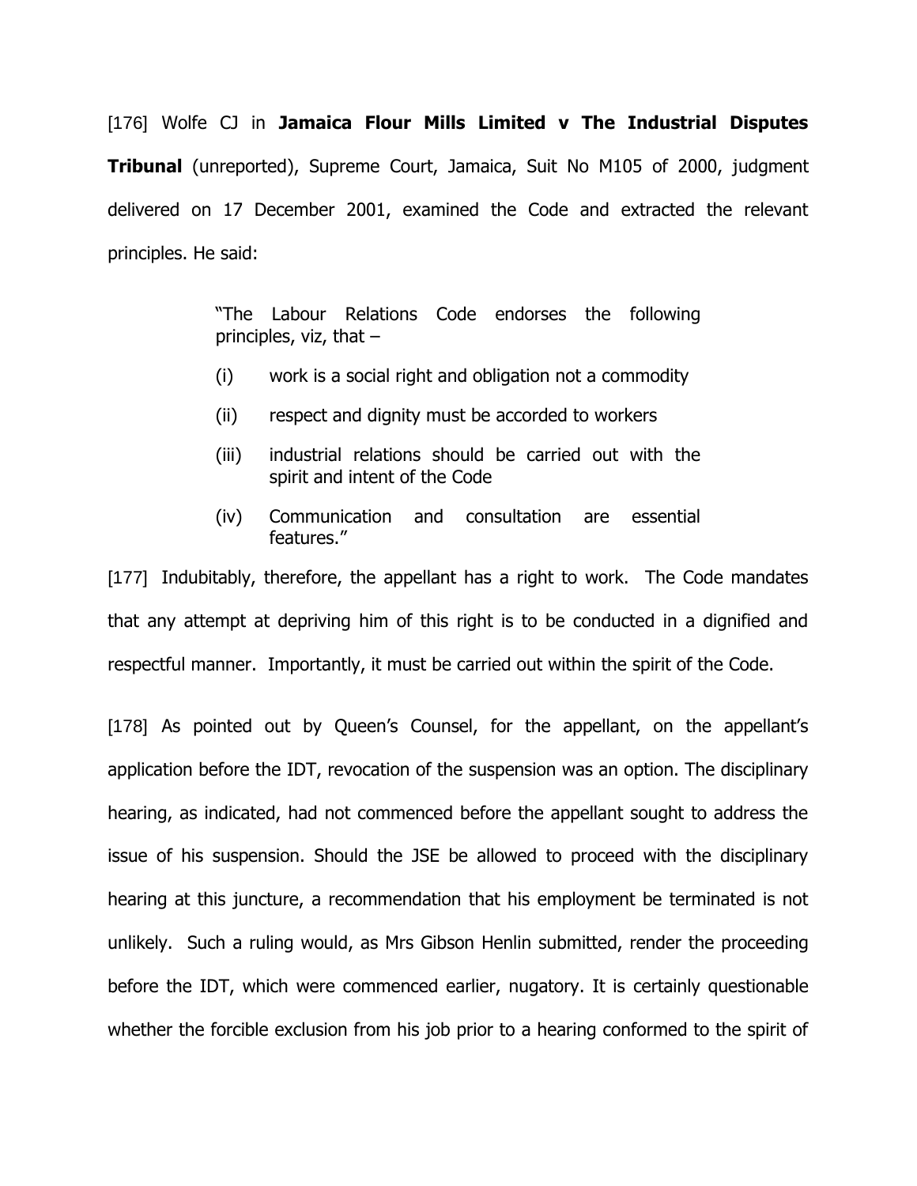[176] Wolfe CJ in **Jamaica Flour Mills Limited v The Industrial Disputes Tribunal** (unreported), Supreme Court, Jamaica, Suit No M105 of 2000, judgment delivered on 17 December 2001, examined the Code and extracted the relevant principles. He said:

> "The Labour Relations Code endorses the following principles, viz, that –
>
> (i) work is a social right and obligation not a commodity
>
> (ii) respect and dignity must be accorded to workers
>
> (iii) industrial relations should be carried out with the spirit and intent of the Code
>
> (iv) Communication and consultation are essential features."

[177] Indubitably, therefore, the appellant has a right to work. The Code mandates that any attempt at depriving him of this right is to be conducted in a dignified and respectful manner. Importantly, it must be carried out within the spirit of the Code.

[178] As pointed out by Queen's Counsel, for the appellant, on the appellant's application before the IDT, revocation of the suspension was an option. The disciplinary hearing, as indicated, had not commenced before the appellant sought to address the issue of his suspension. Should the JSE be allowed to proceed with the disciplinary hearing at this juncture, a recommendation that his employment be terminated is not unlikely. Such a ruling would, as Mrs Gibson Henlin submitted, render the proceeding before the IDT, which were commenced earlier, nugatory. It is certainly questionable whether the forcible exclusion from his job prior to a hearing conformed to the spirit of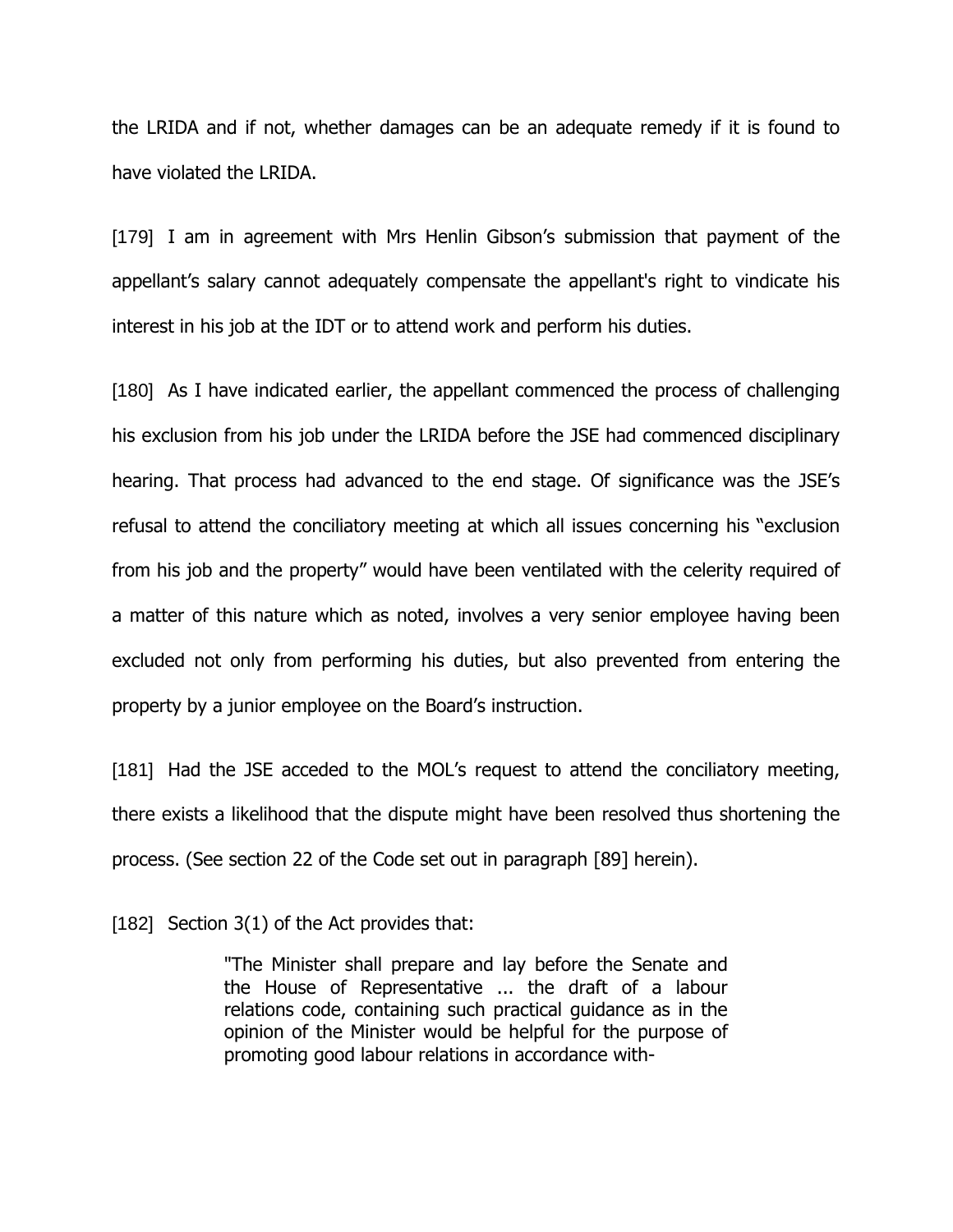the LRIDA and if not, whether damages can be an adequate remedy if it is found to have violated the LRIDA.

[179] I am in agreement with Mrs Henlin Gibson's submission that payment of the appellant's salary cannot adequately compensate the appellant's right to vindicate his interest in his job at the IDT or to attend work and perform his duties.

[180] As I have indicated earlier, the appellant commenced the process of challenging his exclusion from his job under the LRIDA before the JSE had commenced disciplinary hearing. That process had advanced to the end stage. Of significance was the JSE's refusal to attend the conciliatory meeting at which all issues concerning his "exclusion from his job and the property" would have been ventilated with the celerity required of a matter of this nature which as noted, involves a very senior employee having been excluded not only from performing his duties, but also prevented from entering the property by a junior employee on the Board's instruction.

[181] Had the JSE acceded to the MOL's request to attend the conciliatory meeting, there exists a likelihood that the dispute might have been resolved thus shortening the process. (See section 22 of the Code set out in paragraph [89] herein).

[182] Section 3(1) of the Act provides that:

> "The Minister shall prepare and lay before the Senate and the House of Representative ... the draft of a labour relations code, containing such practical guidance as in the opinion of the Minister would be helpful for the purpose of promoting good labour relations in accordance with-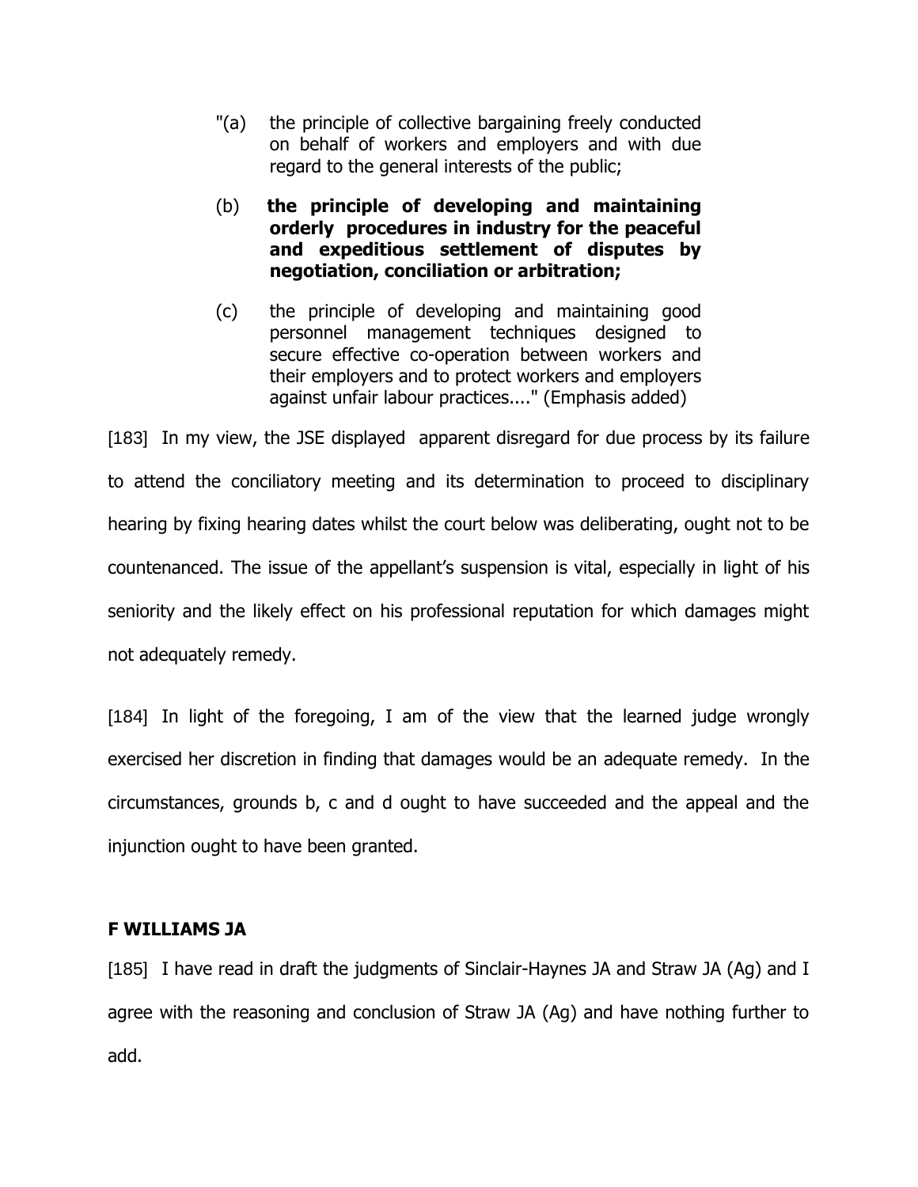> "(a) the principle of collective bargaining freely conducted on behalf of workers and employers and with due regard to the general interests of the public;
>
> (b) **the principle of developing and maintaining orderly procedures in industry for the peaceful and expeditious settlement of disputes by negotiation, conciliation or arbitration;**
>
> (c) the principle of developing and maintaining good personnel management techniques designed to secure effective co-operation between workers and their employers and to protect workers and employers against unfair labour practices...." (Emphasis added)

[183] In my view, the JSE displayed apparent disregard for due process by its failure to attend the conciliatory meeting and its determination to proceed to disciplinary hearing by fixing hearing dates whilst the court below was deliberating, ought not to be countenanced. The issue of the appellant's suspension is vital, especially in light of his seniority and the likely effect on his professional reputation for which damages might not adequately remedy.

[184] In light of the foregoing, I am of the view that the learned judge wrongly exercised her discretion in finding that damages would be an adequate remedy. In the circumstances, grounds b, c and d ought to have succeeded and the appeal and the injunction ought to have been granted.

## F WILLIAMS JA

[185] I have read in draft the judgments of Sinclair-Haynes JA and Straw JA (Ag) and I agree with the reasoning and conclusion of Straw JA (Ag) and have nothing further to add.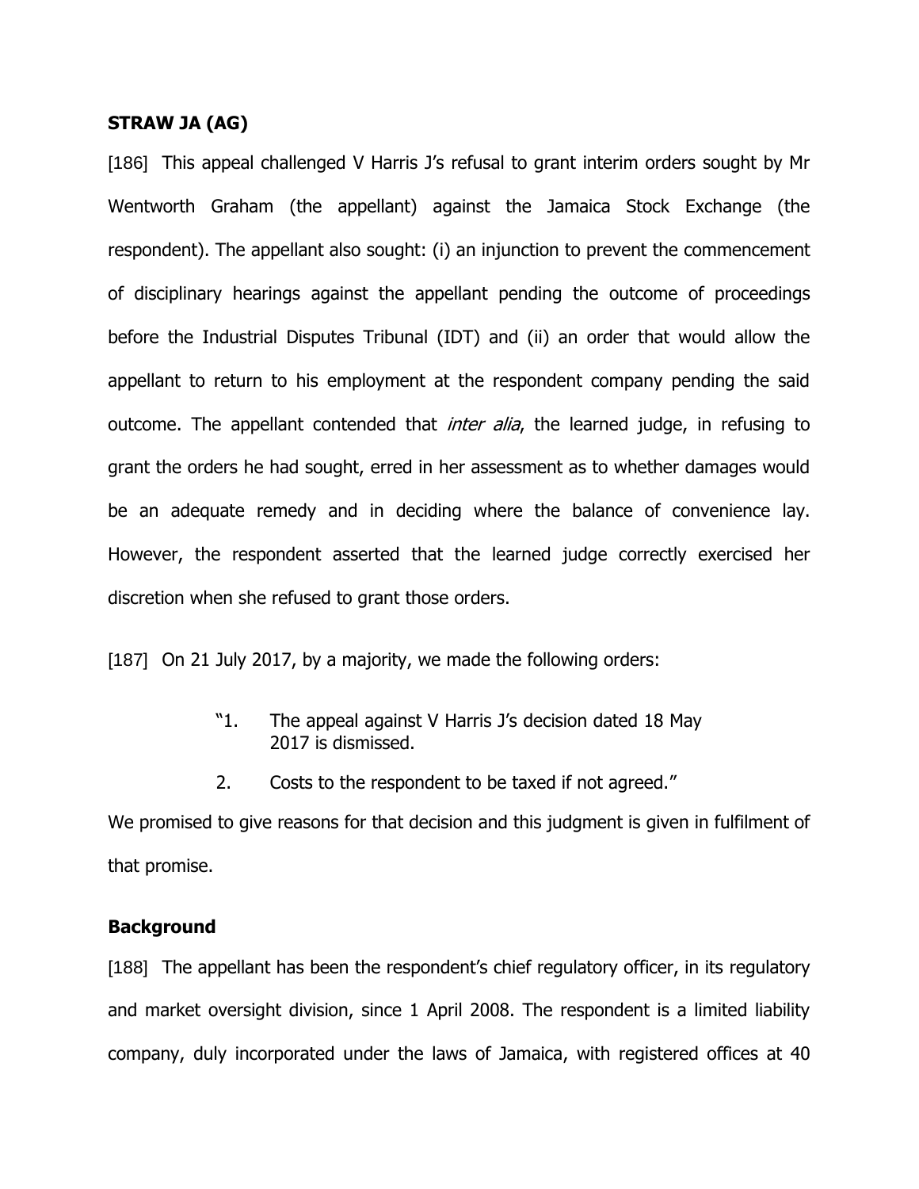**STRAW JA (AG)**

[186] This appeal challenged V Harris J's refusal to grant interim orders sought by Mr Wentworth Graham (the appellant) against the Jamaica Stock Exchange (the respondent). The appellant also sought: (i) an injunction to prevent the commencement of disciplinary hearings against the appellant pending the outcome of proceedings before the Industrial Disputes Tribunal (IDT) and (ii) an order that would allow the appellant to return to his employment at the respondent company pending the said outcome. The appellant contended that *inter alia*, the learned judge, in refusing to grant the orders he had sought, erred in her assessment as to whether damages would be an adequate remedy and in deciding where the balance of convenience lay. However, the respondent asserted that the learned judge correctly exercised her discretion when she refused to grant those orders.

[187] On 21 July 2017, by a majority, we made the following orders:

> "1. The appeal against V Harris J's decision dated 18 May 2017 is dismissed.
>
> 2. Costs to the respondent to be taxed if not agreed."

We promised to give reasons for that decision and this judgment is given in fulfilment of that promise.

**Background**

[188] The appellant has been the respondent's chief regulatory officer, in its regulatory and market oversight division, since 1 April 2008. The respondent is a limited liability company, duly incorporated under the laws of Jamaica, with registered offices at 40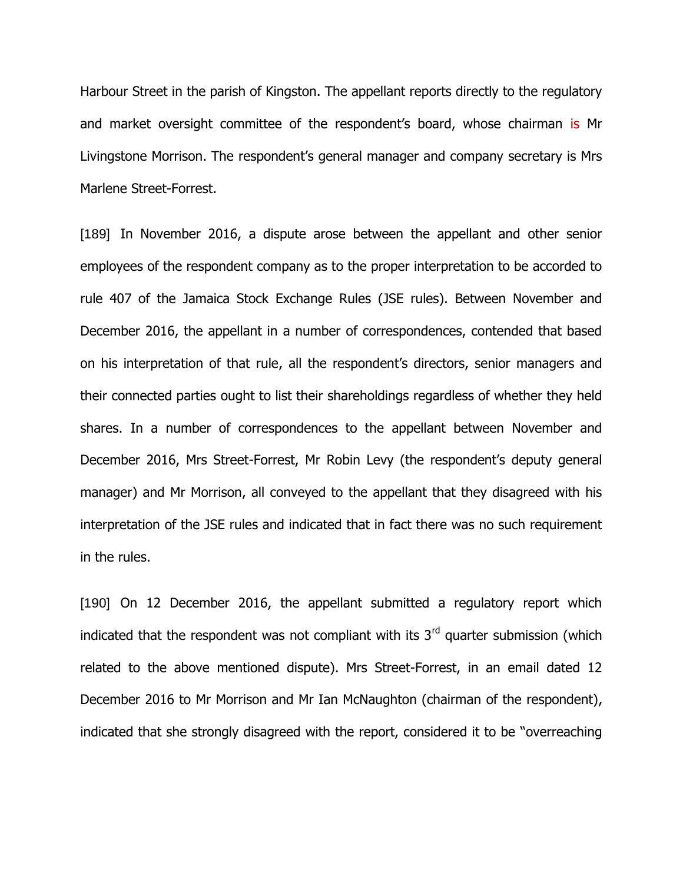Harbour Street in the parish of Kingston. The appellant reports directly to the regulatory and market oversight committee of the respondent's board, whose chairman is Mr Livingstone Morrison. The respondent's general manager and company secretary is Mrs Marlene Street-Forrest.

[189] In November 2016, a dispute arose between the appellant and other senior employees of the respondent company as to the proper interpretation to be accorded to rule 407 of the Jamaica Stock Exchange Rules (JSE rules). Between November and December 2016, the appellant in a number of correspondences, contended that based on his interpretation of that rule, all the respondent's directors, senior managers and their connected parties ought to list their shareholdings regardless of whether they held shares. In a number of correspondences to the appellant between November and December 2016, Mrs Street-Forrest, Mr Robin Levy (the respondent's deputy general manager) and Mr Morrison, all conveyed to the appellant that they disagreed with his interpretation of the JSE rules and indicated that in fact there was no such requirement in the rules.

[190] On 12 December 2016, the appellant submitted a regulatory report which indicated that the respondent was not compliant with its 3rd quarter submission (which related to the above mentioned dispute). Mrs Street-Forrest, in an email dated 12 December 2016 to Mr Morrison and Mr Ian McNaughton (chairman of the respondent), indicated that she strongly disagreed with the report, considered it to be "overreaching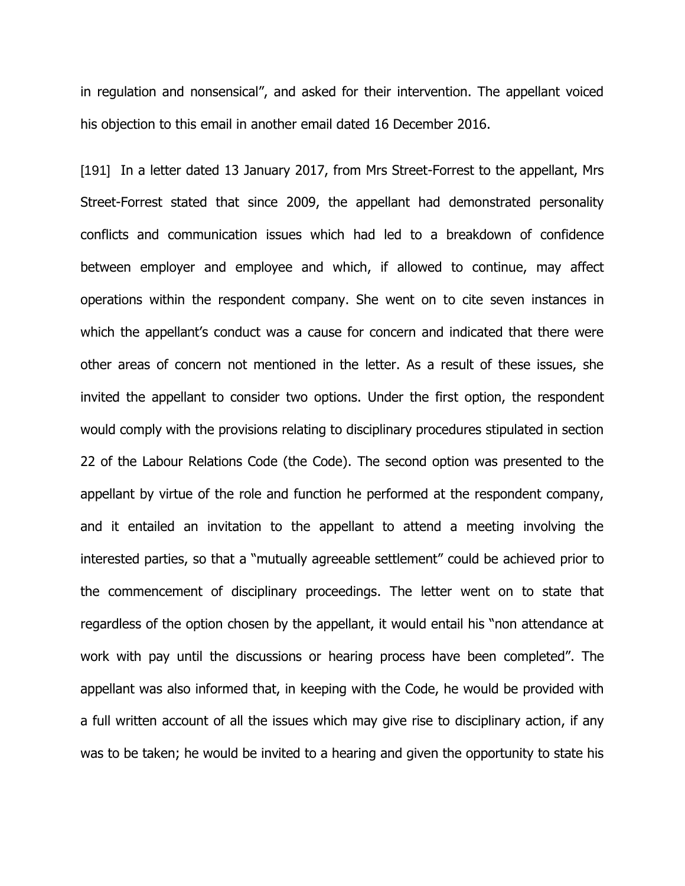in regulation and nonsensical", and asked for their intervention. The appellant voiced his objection to this email in another email dated 16 December 2016.

[191] In a letter dated 13 January 2017, from Mrs Street-Forrest to the appellant, Mrs Street-Forrest stated that since 2009, the appellant had demonstrated personality conflicts and communication issues which had led to a breakdown of confidence between employer and employee and which, if allowed to continue, may affect operations within the respondent company. She went on to cite seven instances in which the appellant's conduct was a cause for concern and indicated that there were other areas of concern not mentioned in the letter. As a result of these issues, she invited the appellant to consider two options. Under the first option, the respondent would comply with the provisions relating to disciplinary procedures stipulated in section 22 of the Labour Relations Code (the Code). The second option was presented to the appellant by virtue of the role and function he performed at the respondent company, and it entailed an invitation to the appellant to attend a meeting involving the interested parties, so that a "mutually agreeable settlement" could be achieved prior to the commencement of disciplinary proceedings. The letter went on to state that regardless of the option chosen by the appellant, it would entail his "non attendance at work with pay until the discussions or hearing process have been completed". The appellant was also informed that, in keeping with the Code, he would be provided with a full written account of all the issues which may give rise to disciplinary action, if any was to be taken; he would be invited to a hearing and given the opportunity to state his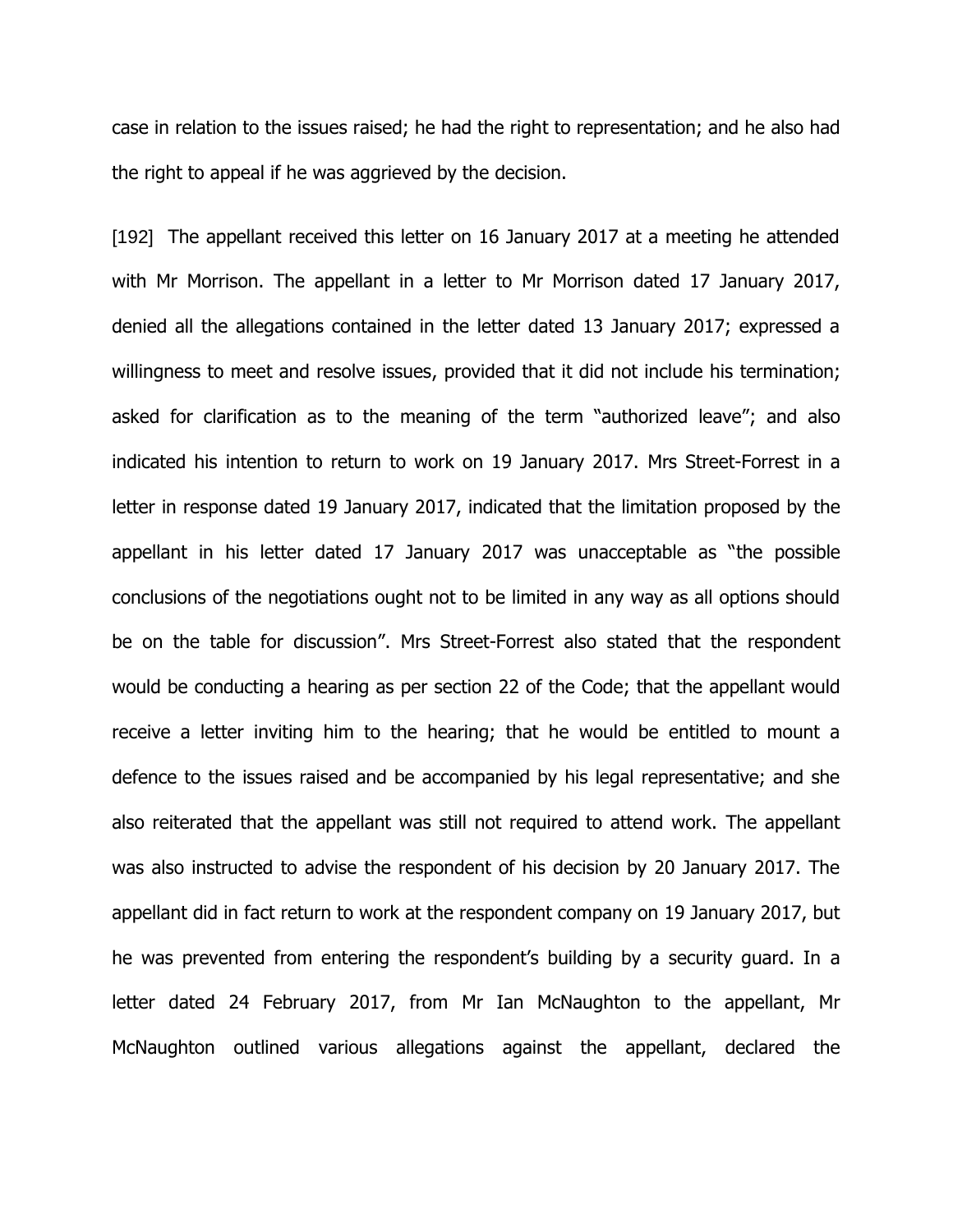case in relation to the issues raised; he had the right to representation; and he also had the right to appeal if he was aggrieved by the decision.

[192] The appellant received this letter on 16 January 2017 at a meeting he attended with Mr Morrison. The appellant in a letter to Mr Morrison dated 17 January 2017, denied all the allegations contained in the letter dated 13 January 2017; expressed a willingness to meet and resolve issues, provided that it did not include his termination; asked for clarification as to the meaning of the term "authorized leave"; and also indicated his intention to return to work on 19 January 2017. Mrs Street-Forrest in a letter in response dated 19 January 2017, indicated that the limitation proposed by the appellant in his letter dated 17 January 2017 was unacceptable as "the possible conclusions of the negotiations ought not to be limited in any way as all options should be on the table for discussion". Mrs Street-Forrest also stated that the respondent would be conducting a hearing as per section 22 of the Code; that the appellant would receive a letter inviting him to the hearing; that he would be entitled to mount a defence to the issues raised and be accompanied by his legal representative; and she also reiterated that the appellant was still not required to attend work. The appellant was also instructed to advise the respondent of his decision by 20 January 2017. The appellant did in fact return to work at the respondent company on 19 January 2017, but he was prevented from entering the respondent's building by a security guard. In a letter dated 24 February 2017, from Mr Ian McNaughton to the appellant, Mr McNaughton outlined various allegations against the appellant, declared the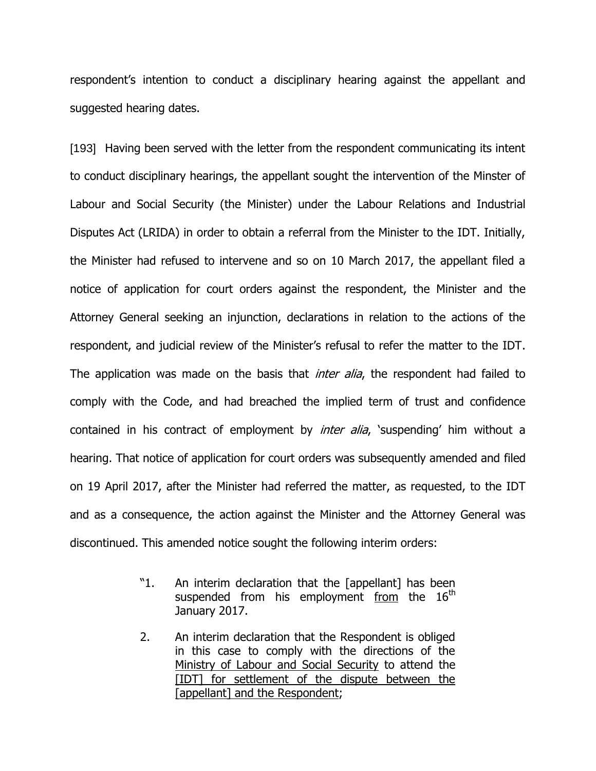respondent's intention to conduct a disciplinary hearing against the appellant and suggested hearing dates.

[193] Having been served with the letter from the respondent communicating its intent to conduct disciplinary hearings, the appellant sought the intervention of the Minster of Labour and Social Security (the Minister) under the Labour Relations and Industrial Disputes Act (LRIDA) in order to obtain a referral from the Minister to the IDT. Initially, the Minister had refused to intervene and so on 10 March 2017, the appellant filed a notice of application for court orders against the respondent, the Minister and the Attorney General seeking an injunction, declarations in relation to the actions of the respondent, and judicial review of the Minister's refusal to refer the matter to the IDT. The application was made on the basis that *inter alia*, the respondent had failed to comply with the Code, and had breached the implied term of trust and confidence contained in his contract of employment by *inter alia*, 'suspending' him without a hearing. That notice of application for court orders was subsequently amended and filed on 19 April 2017, after the Minister had referred the matter, as requested, to the IDT and as a consequence, the action against the Minister and the Attorney General was discontinued. This amended notice sought the following interim orders:

> "1. An interim declaration that the [appellant] has been suspended from his employment <u>from</u> the 16th January 2017.
>
> 2. An interim declaration that the Respondent is obliged in this case to comply with the directions of the <u>Ministry of Labour and Social Security</u> to attend the <u>[IDT] for settlement of the dispute between the [appellant] and the Respondent</u>;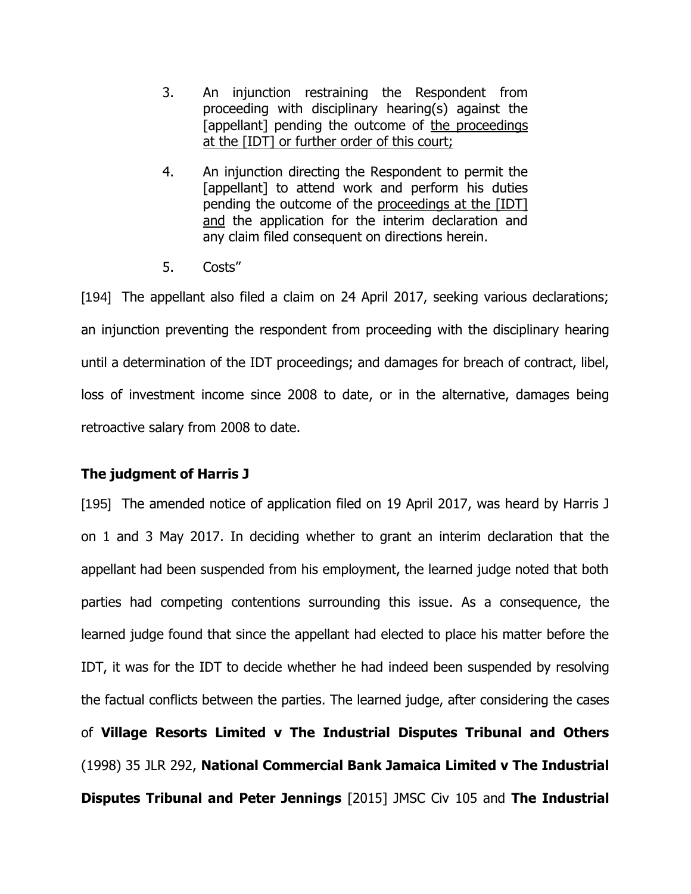3. An injunction restraining the Respondent from proceeding with disciplinary hearing(s) against the [appellant] pending the outcome of <u>the proceedings at the [IDT] or further order of this court;</u>

4. An injunction directing the Respondent to permit the [appellant] to attend work and perform his duties pending the outcome of the <u>proceedings at the [IDT] and</u> the application for the interim declaration and any claim filed consequent on directions herein.

5. Costs"

[194] The appellant also filed a claim on 24 April 2017, seeking various declarations; an injunction preventing the respondent from proceeding with the disciplinary hearing until a determination of the IDT proceedings; and damages for breach of contract, libel, loss of investment income since 2008 to date, or in the alternative, damages being retroactive salary from 2008 to date.

## The judgment of Harris J

[195] The amended notice of application filed on 19 April 2017, was heard by Harris J on 1 and 3 May 2017. In deciding whether to grant an interim declaration that the appellant had been suspended from his employment, the learned judge noted that both parties had competing contentions surrounding this issue. As a consequence, the learned judge found that since the appellant had elected to place his matter before the IDT, it was for the IDT to decide whether he had indeed been suspended by resolving the factual conflicts between the parties. The learned judge, after considering the cases of **Village Resorts Limited v The Industrial Disputes Tribunal and Others** (1998) 35 JLR 292, **National Commercial Bank Jamaica Limited v The Industrial Disputes Tribunal and Peter Jennings** [2015] JMSC Civ 105 and **The Industrial**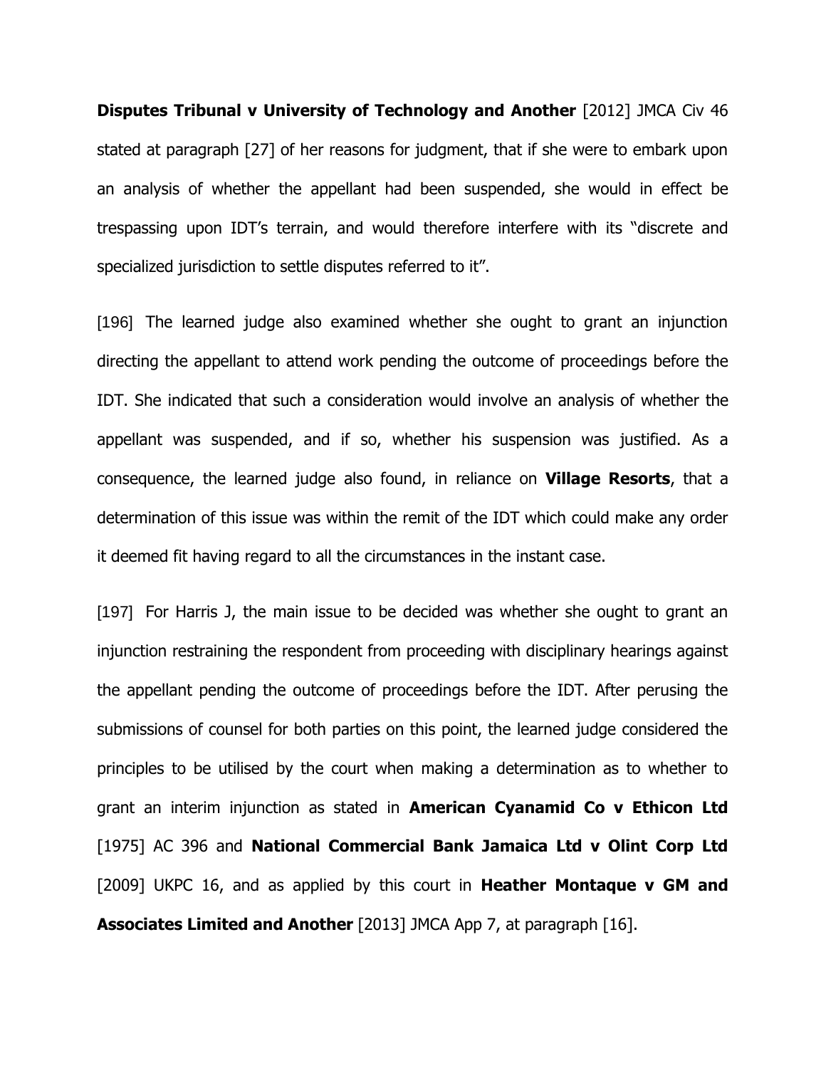**Disputes Tribunal v University of Technology and Another** [2012] JMCA Civ 46 stated at paragraph [27] of her reasons for judgment, that if she were to embark upon an analysis of whether the appellant had been suspended, she would in effect be trespassing upon IDT's terrain, and would therefore interfere with its "discrete and specialized jurisdiction to settle disputes referred to it".

[196] The learned judge also examined whether she ought to grant an injunction directing the appellant to attend work pending the outcome of proceedings before the IDT. She indicated that such a consideration would involve an analysis of whether the appellant was suspended, and if so, whether his suspension was justified. As a consequence, the learned judge also found, in reliance on **Village Resorts**, that a determination of this issue was within the remit of the IDT which could make any order it deemed fit having regard to all the circumstances in the instant case.

[197] For Harris J, the main issue to be decided was whether she ought to grant an injunction restraining the respondent from proceeding with disciplinary hearings against the appellant pending the outcome of proceedings before the IDT. After perusing the submissions of counsel for both parties on this point, the learned judge considered the principles to be utilised by the court when making a determination as to whether to grant an interim injunction as stated in **American Cyanamid Co v Ethicon Ltd** [1975] AC 396 and **National Commercial Bank Jamaica Ltd v Olint Corp Ltd** [2009] UKPC 16, and as applied by this court in **Heather Montaque v GM and Associates Limited and Another** [2013] JMCA App 7, at paragraph [16].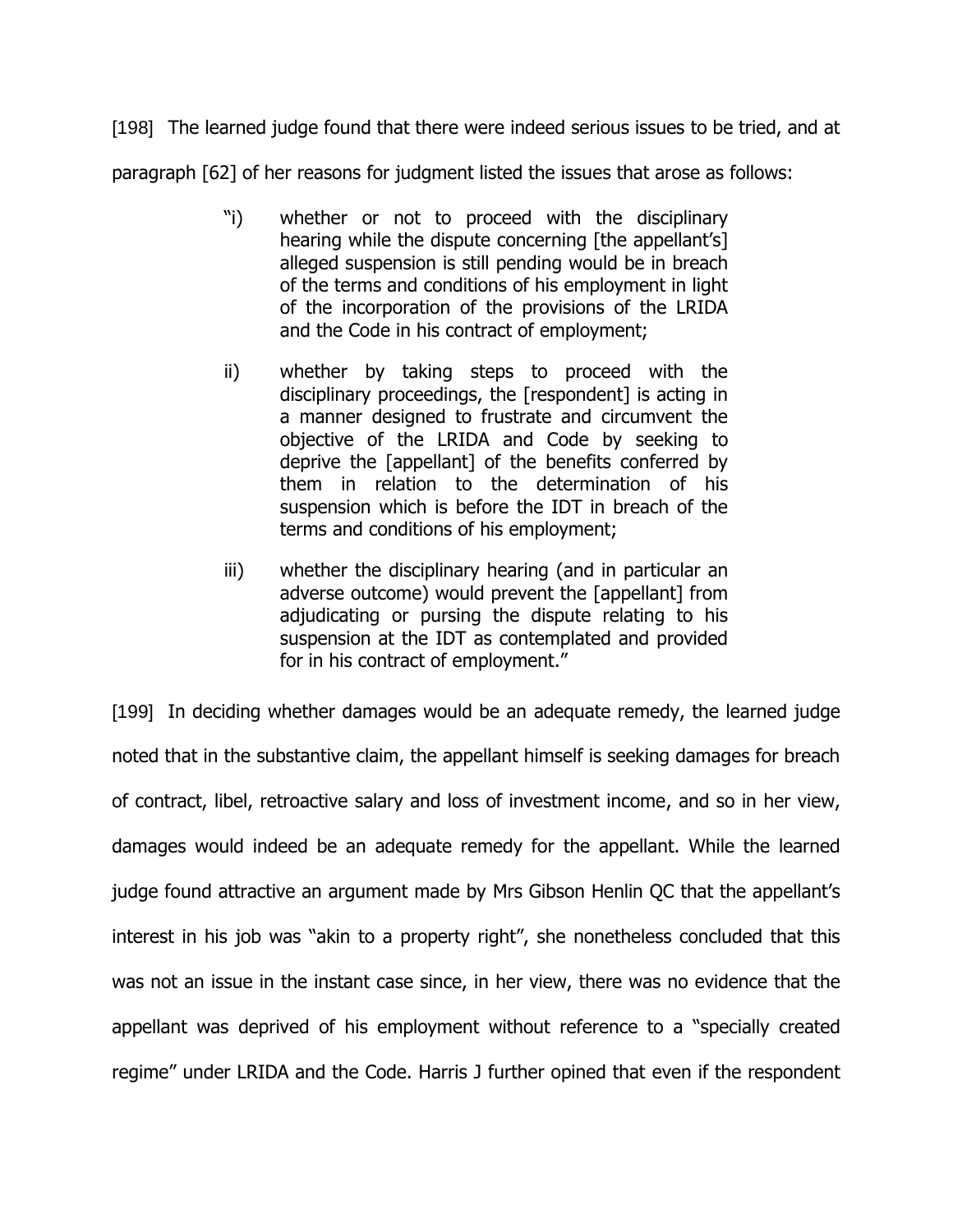[198] The learned judge found that there were indeed serious issues to be tried, and at paragraph [62] of her reasons for judgment listed the issues that arose as follows:

> "i) whether or not to proceed with the disciplinary hearing while the dispute concerning [the appellant's] alleged suspension is still pending would be in breach of the terms and conditions of his employment in light of the incorporation of the provisions of the LRIDA and the Code in his contract of employment;
>
> ii) whether by taking steps to proceed with the disciplinary proceedings, the [respondent] is acting in a manner designed to frustrate and circumvent the objective of the LRIDA and Code by seeking to deprive the [appellant] of the benefits conferred by them in relation to the determination of his suspension which is before the IDT in breach of the terms and conditions of his employment;
>
> iii) whether the disciplinary hearing (and in particular an adverse outcome) would prevent the [appellant] from adjudicating or pursing the dispute relating to his suspension at the IDT as contemplated and provided for in his contract of employment."

[199] In deciding whether damages would be an adequate remedy, the learned judge noted that in the substantive claim, the appellant himself is seeking damages for breach of contract, libel, retroactive salary and loss of investment income, and so in her view, damages would indeed be an adequate remedy for the appellant. While the learned judge found attractive an argument made by Mrs Gibson Henlin QC that the appellant's interest in his job was "akin to a property right", she nonetheless concluded that this was not an issue in the instant case since, in her view, there was no evidence that the appellant was deprived of his employment without reference to a "specially created regime" under LRIDA and the Code. Harris J further opined that even if the respondent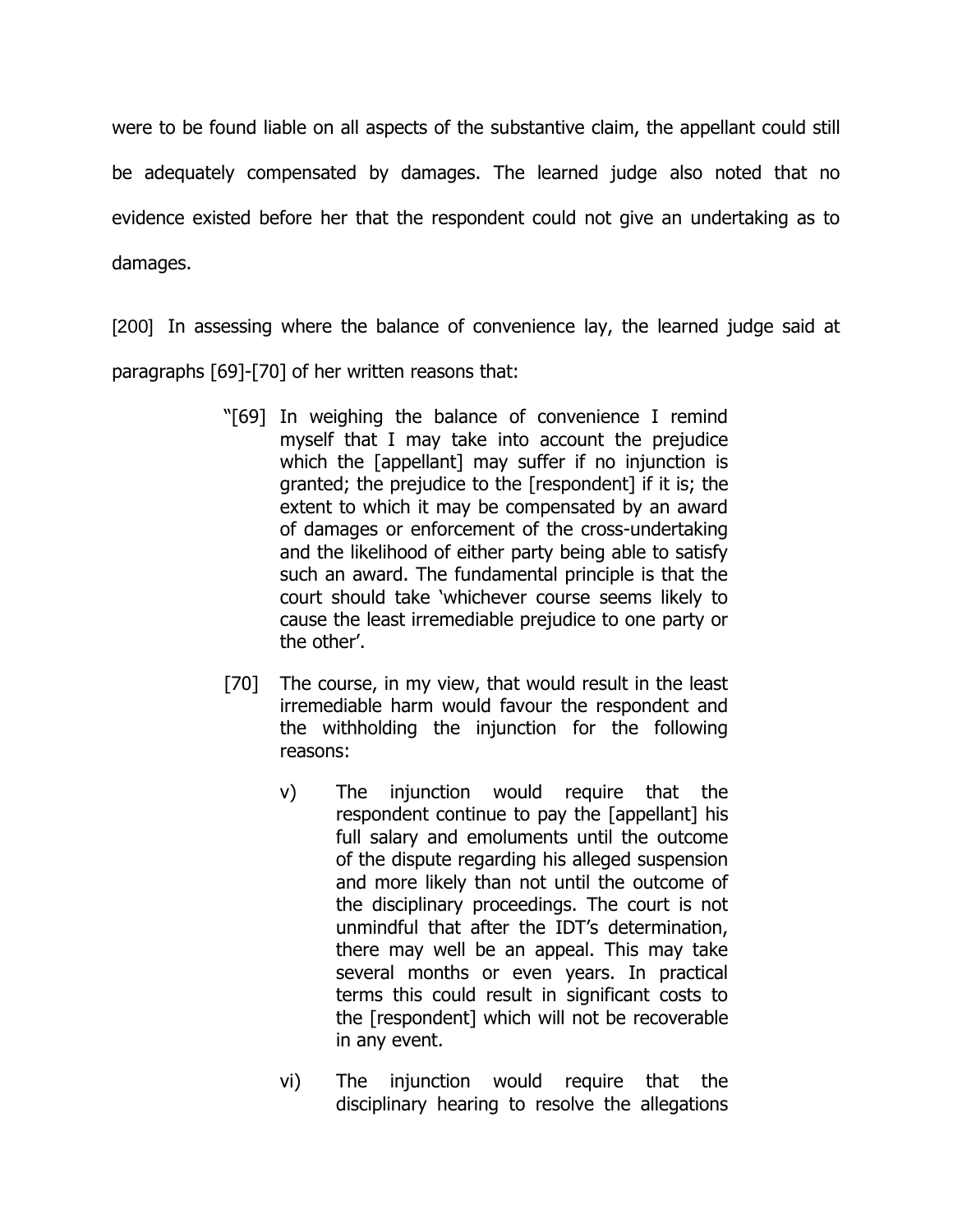were to be found liable on all aspects of the substantive claim, the appellant could still be adequately compensated by damages. The learned judge also noted that no evidence existed before her that the respondent could not give an undertaking as to damages.

[200] In assessing where the balance of convenience lay, the learned judge said at paragraphs [69]-[70] of her written reasons that:

> "[69] In weighing the balance of convenience I remind myself that I may take into account the prejudice which the [appellant] may suffer if no injunction is granted; the prejudice to the [respondent] if it is; the extent to which it may be compensated by an award of damages or enforcement of the cross-undertaking and the likelihood of either party being able to satisfy such an award. The fundamental principle is that the court should take 'whichever course seems likely to cause the least irremediable prejudice to one party or the other'.
>
> [70] The course, in my view, that would result in the least irremediable harm would favour the respondent and the withholding the injunction for the following reasons:
>
> v) The injunction would require that the respondent continue to pay the [appellant] his full salary and emoluments until the outcome of the dispute regarding his alleged suspension and more likely than not until the outcome of the disciplinary proceedings. The court is not unmindful that after the IDT's determination, there may well be an appeal. This may take several months or even years. In practical terms this could result in significant costs to the [respondent] which will not be recoverable in any event.
>
> vi) The injunction would require that the disciplinary hearing to resolve the allegations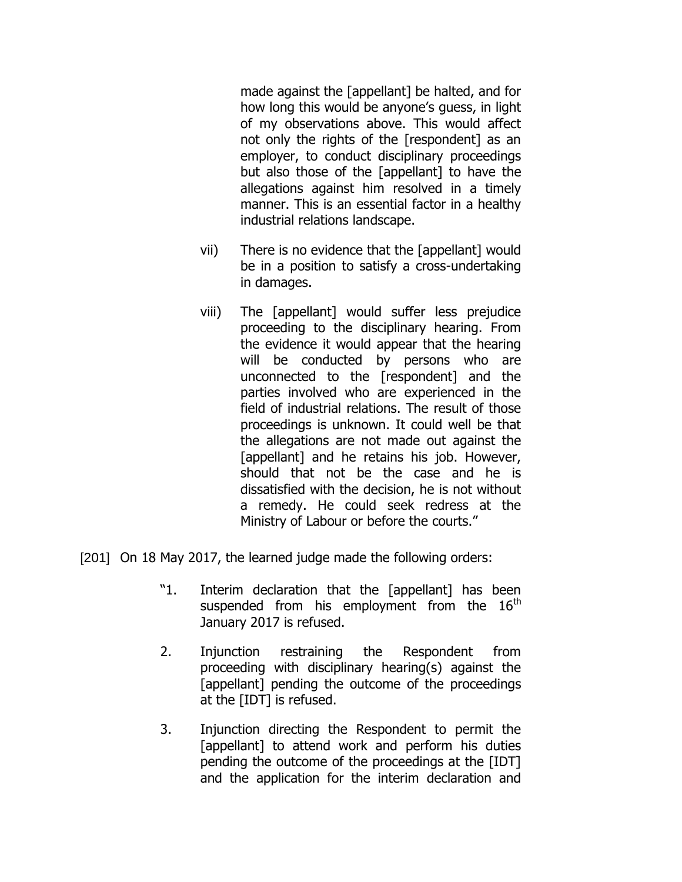made against the [appellant] be halted, and for how long this would be anyone's guess, in light of my observations above. This would affect not only the rights of the [respondent] as an employer, to conduct disciplinary proceedings but also those of the [appellant] to have the allegations against him resolved in a timely manner. This is an essential factor in a healthy industrial relations landscape.

vii) There is no evidence that the [appellant] would be in a position to satisfy a cross-undertaking in damages.

viii) The [appellant] would suffer less prejudice proceeding to the disciplinary hearing. From the evidence it would appear that the hearing will be conducted by persons who are unconnected to the [respondent] and the parties involved who are experienced in the field of industrial relations. The result of those proceedings is unknown. It could well be that the allegations are not made out against the [appellant] and he retains his job. However, should that not be the case and he is dissatisfied with the decision, he is not without a remedy. He could seek redress at the Ministry of Labour or before the courts."

[201] On 18 May 2017, the learned judge made the following orders:

"1. Interim declaration that the [appellant] has been suspended from his employment from the 16th January 2017 is refused.

2. Injunction restraining the Respondent from proceeding with disciplinary hearing(s) against the [appellant] pending the outcome of the proceedings at the [IDT] is refused.

3. Injunction directing the Respondent to permit the [appellant] to attend work and perform his duties pending the outcome of the proceedings at the [IDT] and the application for the interim declaration and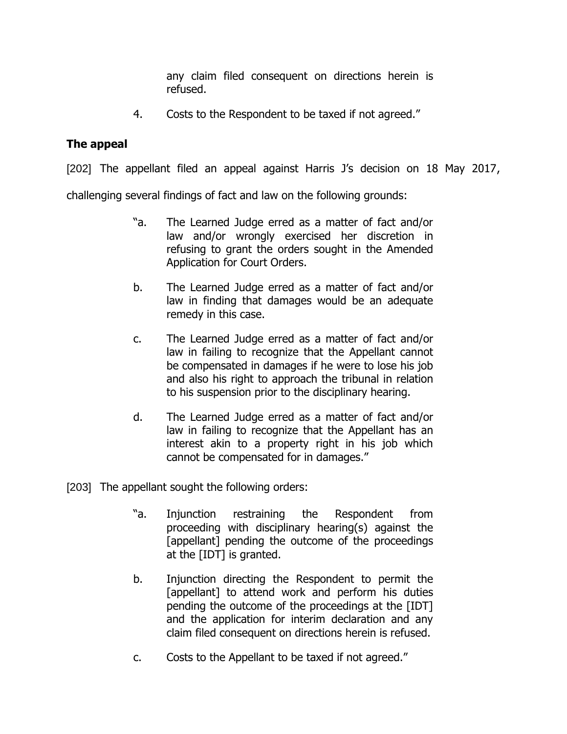any claim filed consequent on directions herein is refused.

4. Costs to the Respondent to be taxed if not agreed."

## The appeal

[202] The appellant filed an appeal against Harris J's decision on 18 May 2017, challenging several findings of fact and law on the following grounds:

> "a. The Learned Judge erred as a matter of fact and/or law and/or wrongly exercised her discretion in refusing to grant the orders sought in the Amended Application for Court Orders.
>
> b. The Learned Judge erred as a matter of fact and/or law in finding that damages would be an adequate remedy in this case.
>
> c. The Learned Judge erred as a matter of fact and/or law in failing to recognize that the Appellant cannot be compensated in damages if he were to lose his job and also his right to approach the tribunal in relation to his suspension prior to the disciplinary hearing.
>
> d. The Learned Judge erred as a matter of fact and/or law in failing to recognize that the Appellant has an interest akin to a property right in his job which cannot be compensated for in damages."

[203] The appellant sought the following orders:

> "a. Injunction restraining the Respondent from proceeding with disciplinary hearing(s) against the [appellant] pending the outcome of the proceedings at the [IDT] is granted.
>
> b. Injunction directing the Respondent to permit the [appellant] to attend work and perform his duties pending the outcome of the proceedings at the [IDT] and the application for interim declaration and any claim filed consequent on directions herein is refused.
>
> c. Costs to the Appellant to be taxed if not agreed."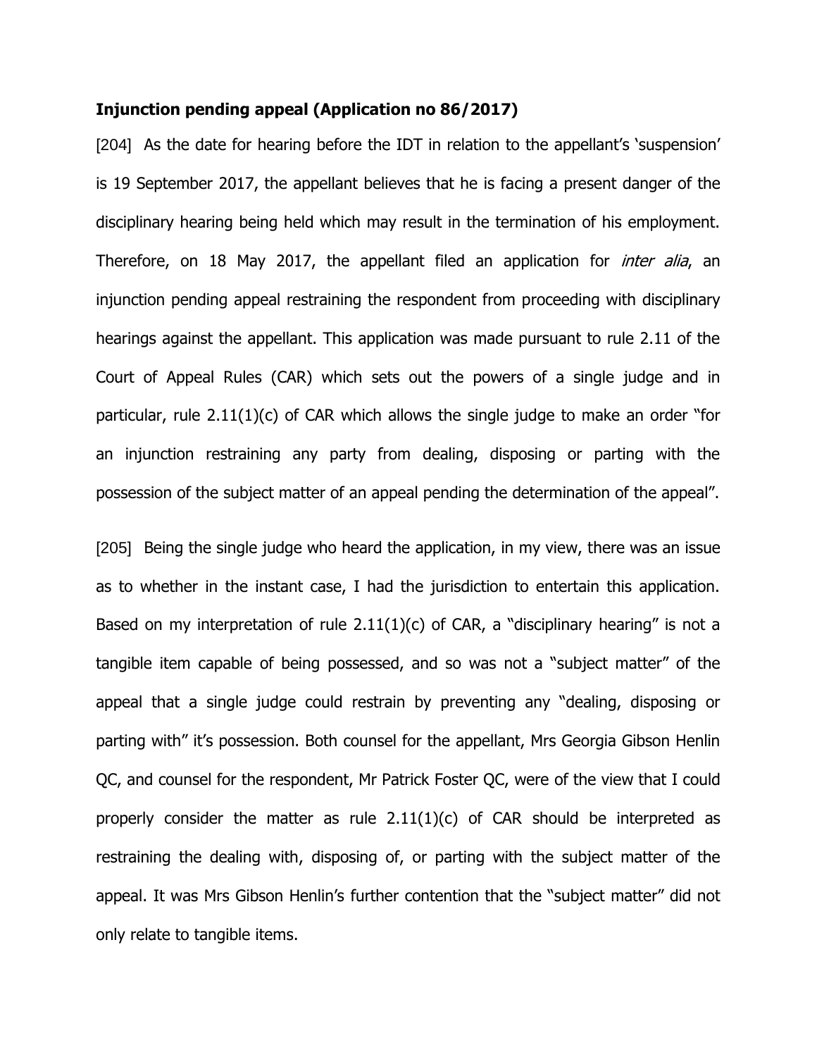**Injunction pending appeal (Application no 86/2017)**

[204] As the date for hearing before the IDT in relation to the appellant's 'suspension' is 19 September 2017, the appellant believes that he is facing a present danger of the disciplinary hearing being held which may result in the termination of his employment. Therefore, on 18 May 2017, the appellant filed an application for *inter alia*, an injunction pending appeal restraining the respondent from proceeding with disciplinary hearings against the appellant. This application was made pursuant to rule 2.11 of the Court of Appeal Rules (CAR) which sets out the powers of a single judge and in particular, rule 2.11(1)(c) of CAR which allows the single judge to make an order "for an injunction restraining any party from dealing, disposing or parting with the possession of the subject matter of an appeal pending the determination of the appeal".

[205] Being the single judge who heard the application, in my view, there was an issue as to whether in the instant case, I had the jurisdiction to entertain this application. Based on my interpretation of rule 2.11(1)(c) of CAR, a "disciplinary hearing" is not a tangible item capable of being possessed, and so was not a "subject matter" of the appeal that a single judge could restrain by preventing any "dealing, disposing or parting with" it's possession. Both counsel for the appellant, Mrs Georgia Gibson Henlin QC, and counsel for the respondent, Mr Patrick Foster QC, were of the view that I could properly consider the matter as rule 2.11(1)(c) of CAR should be interpreted as restraining the dealing with, disposing of, or parting with the subject matter of the appeal. It was Mrs Gibson Henlin's further contention that the "subject matter" did not only relate to tangible items.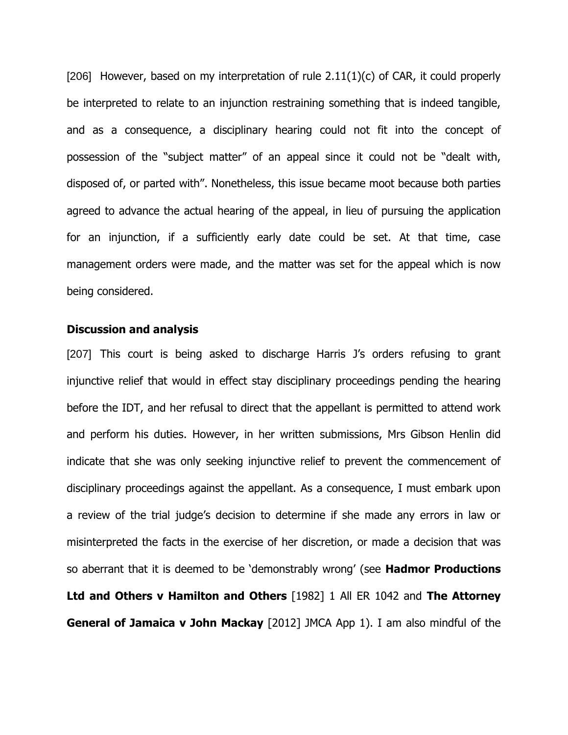[206] However, based on my interpretation of rule 2.11(1)(c) of CAR, it could properly be interpreted to relate to an injunction restraining something that is indeed tangible, and as a consequence, a disciplinary hearing could not fit into the concept of possession of the "subject matter" of an appeal since it could not be "dealt with, disposed of, or parted with". Nonetheless, this issue became moot because both parties agreed to advance the actual hearing of the appeal, in lieu of pursuing the application for an injunction, if a sufficiently early date could be set. At that time, case management orders were made, and the matter was set for the appeal which is now being considered.

**Discussion and analysis**

[207] This court is being asked to discharge Harris J's orders refusing to grant injunctive relief that would in effect stay disciplinary proceedings pending the hearing before the IDT, and her refusal to direct that the appellant is permitted to attend work and perform his duties. However, in her written submissions, Mrs Gibson Henlin did indicate that she was only seeking injunctive relief to prevent the commencement of disciplinary proceedings against the appellant. As a consequence, I must embark upon a review of the trial judge's decision to determine if she made any errors in law or misinterpreted the facts in the exercise of her discretion, or made a decision that was so aberrant that it is deemed to be 'demonstrably wrong' (see **Hadmor Productions Ltd and Others v Hamilton and Others** [1982] 1 All ER 1042 and **The Attorney General of Jamaica v John Mackay** [2012] JMCA App 1). I am also mindful of the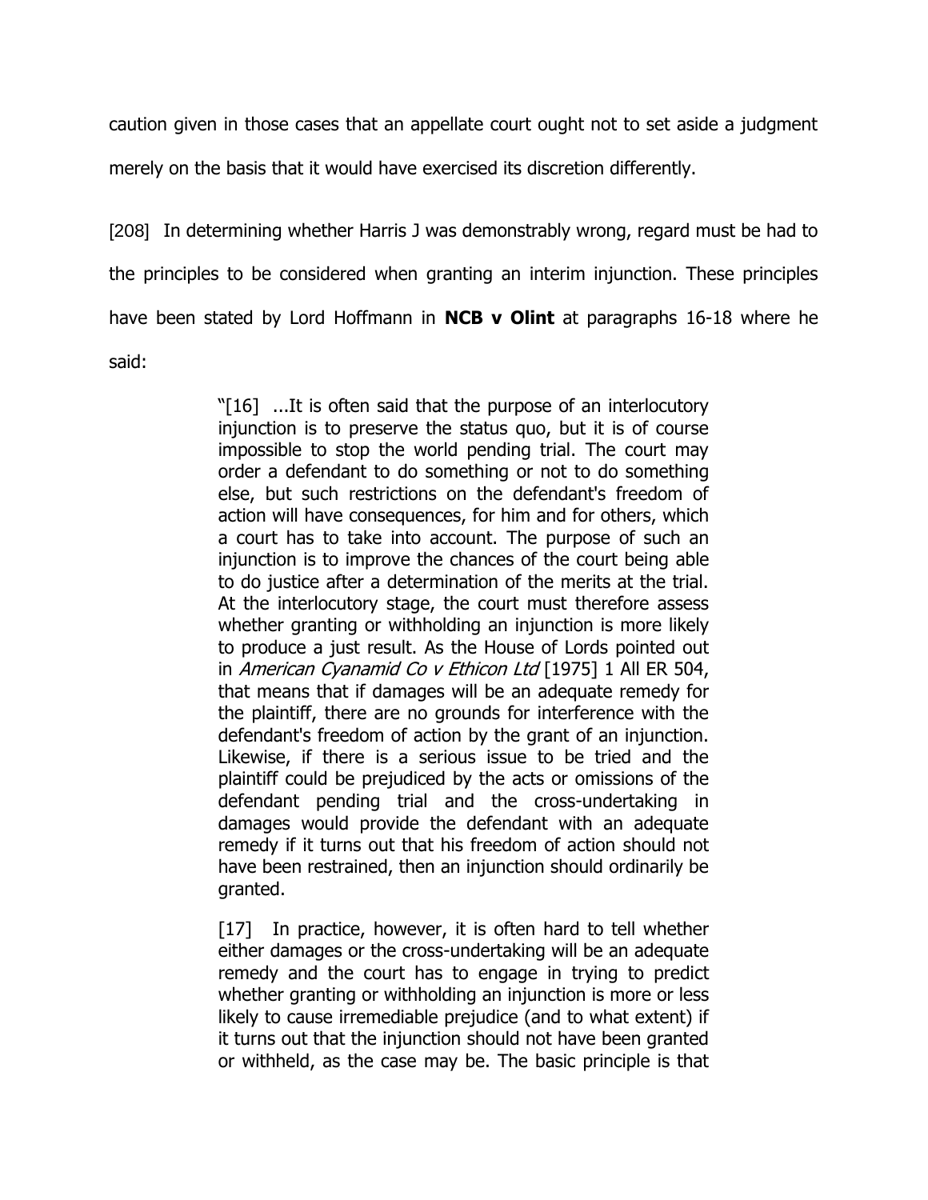caution given in those cases that an appellate court ought not to set aside a judgment merely on the basis that it would have exercised its discretion differently.

[208] In determining whether Harris J was demonstrably wrong, regard must be had to the principles to be considered when granting an interim injunction. These principles have been stated by Lord Hoffmann in **NCB v Olint** at paragraphs 16-18 where he said:

> "[16] ...It is often said that the purpose of an interlocutory injunction is to preserve the status quo, but it is of course impossible to stop the world pending trial. The court may order a defendant to do something or not to do something else, but such restrictions on the defendant's freedom of action will have consequences, for him and for others, which a court has to take into account. The purpose of such an injunction is to improve the chances of the court being able to do justice after a determination of the merits at the trial. At the interlocutory stage, the court must therefore assess whether granting or withholding an injunction is more likely to produce a just result. As the House of Lords pointed out in *American Cyanamid Co v Ethicon Ltd* [1975] 1 All ER 504, that means that if damages will be an adequate remedy for the plaintiff, there are no grounds for interference with the defendant's freedom of action by the grant of an injunction. Likewise, if there is a serious issue to be tried and the plaintiff could be prejudiced by the acts or omissions of the defendant pending trial and the cross-undertaking in damages would provide the defendant with an adequate remedy if it turns out that his freedom of action should not have been restrained, then an injunction should ordinarily be granted.
>
> [17] In practice, however, it is often hard to tell whether either damages or the cross-undertaking will be an adequate remedy and the court has to engage in trying to predict whether granting or withholding an injunction is more or less likely to cause irremediable prejudice (and to what extent) if it turns out that the injunction should not have been granted or withheld, as the case may be. The basic principle is that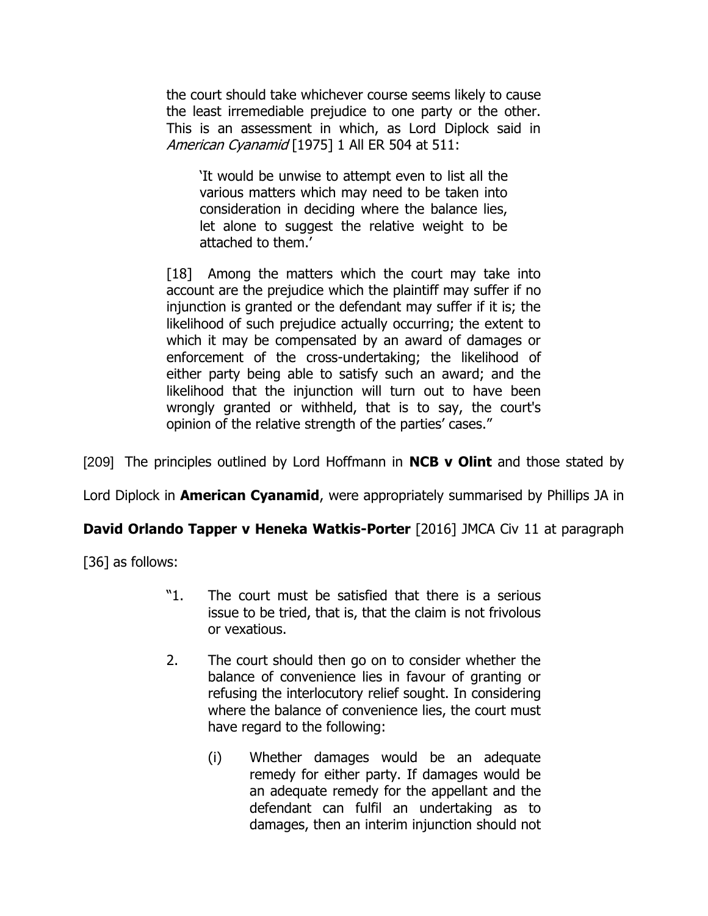> the court should take whichever course seems likely to cause the least irremediable prejudice to one party or the other. This is an assessment in which, as Lord Diplock said in *American Cyanamid* [1975] 1 All ER 504 at 511:
>
> > 'It would be unwise to attempt even to list all the various matters which may need to be taken into consideration in deciding where the balance lies, let alone to suggest the relative weight to be attached to them.'
>
> [18] Among the matters which the court may take into account are the prejudice which the plaintiff may suffer if no injunction is granted or the defendant may suffer if it is; the likelihood of such prejudice actually occurring; the extent to which it may be compensated by an award of damages or enforcement of the cross-undertaking; the likelihood of either party being able to satisfy such an award; and the likelihood that the injunction will turn out to have been wrongly granted or withheld, that is to say, the court's opinion of the relative strength of the parties' cases."

[209] The principles outlined by Lord Hoffmann in **NCB v Olint** and those stated by Lord Diplock in **American Cyanamid**, were appropriately summarised by Phillips JA in **David Orlando Tapper v Heneka Watkis-Porter** [2016] JMCA Civ 11 at paragraph [36] as follows:

> "1. The court must be satisfied that there is a serious issue to be tried, that is, that the claim is not frivolous or vexatious.
>
> 2. The court should then go on to consider whether the balance of convenience lies in favour of granting or refusing the interlocutory relief sought. In considering where the balance of convenience lies, the court must have regard to the following:
>
>    (i) Whether damages would be an adequate remedy for either party. If damages would be an adequate remedy for the appellant and the defendant can fulfil an undertaking as to damages, then an interim injunction should not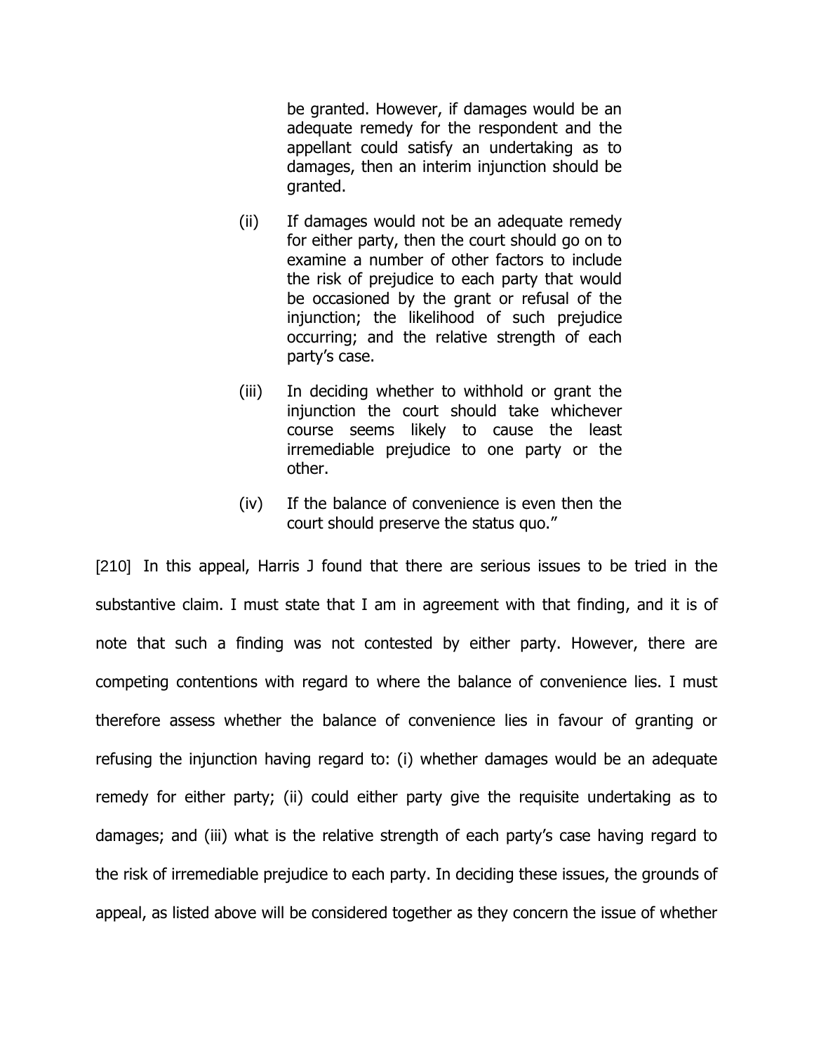be granted. However, if damages would be an adequate remedy for the respondent and the appellant could satisfy an undertaking as to damages, then an interim injunction should be granted.

> (ii) If damages would not be an adequate remedy for either party, then the court should go on to examine a number of other factors to include the risk of prejudice to each party that would be occasioned by the grant or refusal of the injunction; the likelihood of such prejudice occurring; and the relative strength of each party's case.
>
> (iii) In deciding whether to withhold or grant the injunction the court should take whichever course seems likely to cause the least irremediable prejudice to one party or the other.
>
> (iv) If the balance of convenience is even then the court should preserve the status quo."

[210] In this appeal, Harris J found that there are serious issues to be tried in the substantive claim. I must state that I am in agreement with that finding, and it is of note that such a finding was not contested by either party. However, there are competing contentions with regard to where the balance of convenience lies. I must therefore assess whether the balance of convenience lies in favour of granting or refusing the injunction having regard to: (i) whether damages would be an adequate remedy for either party; (ii) could either party give the requisite undertaking as to damages; and (iii) what is the relative strength of each party's case having regard to the risk of irremediable prejudice to each party. In deciding these issues, the grounds of appeal, as listed above will be considered together as they concern the issue of whether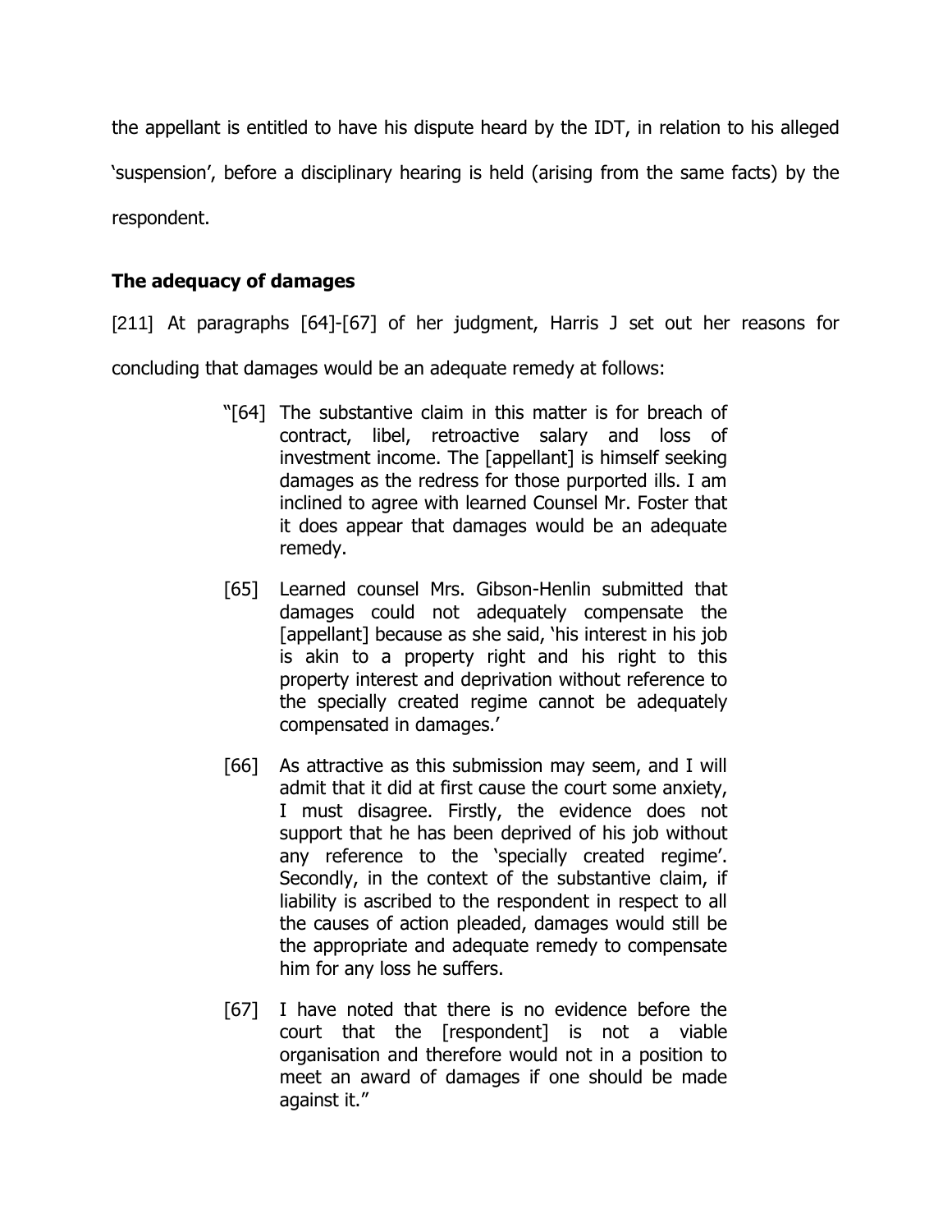the appellant is entitled to have his dispute heard by the IDT, in relation to his alleged 'suspension', before a disciplinary hearing is held (arising from the same facts) by the respondent.

**The adequacy of damages**

[211] At paragraphs [64]-[67] of her judgment, Harris J set out her reasons for concluding that damages would be an adequate remedy at follows:

> "[64] The substantive claim in this matter is for breach of contract, libel, retroactive salary and loss of investment income. The [appellant] is himself seeking damages as the redress for those purported ills. I am inclined to agree with learned Counsel Mr. Foster that it does appear that damages would be an adequate remedy.
>
> [65] Learned counsel Mrs. Gibson-Henlin submitted that damages could not adequately compensate the [appellant] because as she said, 'his interest in his job is akin to a property right and his right to this property interest and deprivation without reference to the specially created regime cannot be adequately compensated in damages.'
>
> [66] As attractive as this submission may seem, and I will admit that it did at first cause the court some anxiety, I must disagree. Firstly, the evidence does not support that he has been deprived of his job without any reference to the 'specially created regime'. Secondly, in the context of the substantive claim, if liability is ascribed to the respondent in respect to all the causes of action pleaded, damages would still be the appropriate and adequate remedy to compensate him for any loss he suffers.
>
> [67] I have noted that there is no evidence before the court that the [respondent] is not a viable organisation and therefore would not in a position to meet an award of damages if one should be made against it."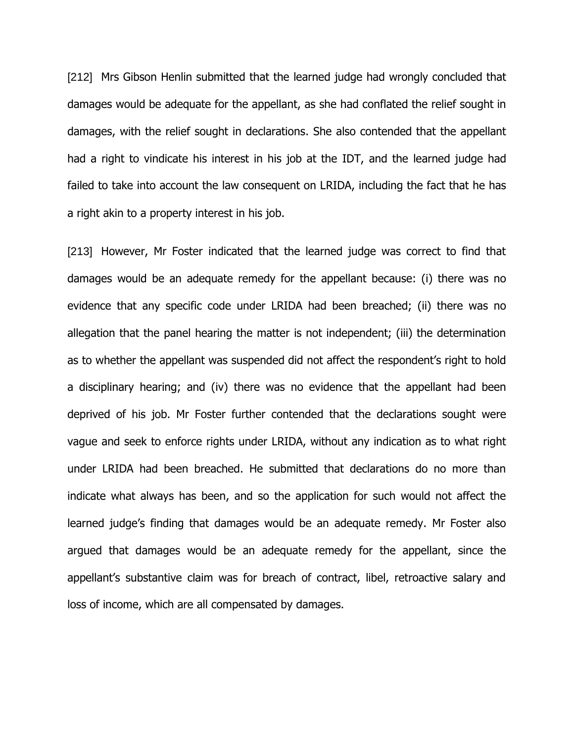[212] Mrs Gibson Henlin submitted that the learned judge had wrongly concluded that damages would be adequate for the appellant, as she had conflated the relief sought in damages, with the relief sought in declarations. She also contended that the appellant had a right to vindicate his interest in his job at the IDT, and the learned judge had failed to take into account the law consequent on LRIDA, including the fact that he has a right akin to a property interest in his job.

[213] However, Mr Foster indicated that the learned judge was correct to find that damages would be an adequate remedy for the appellant because: (i) there was no evidence that any specific code under LRIDA had been breached; (ii) there was no allegation that the panel hearing the matter is not independent; (iii) the determination as to whether the appellant was suspended did not affect the respondent's right to hold a disciplinary hearing; and (iv) there was no evidence that the appellant had been deprived of his job. Mr Foster further contended that the declarations sought were vague and seek to enforce rights under LRIDA, without any indication as to what right under LRIDA had been breached. He submitted that declarations do no more than indicate what always has been, and so the application for such would not affect the learned judge's finding that damages would be an adequate remedy. Mr Foster also argued that damages would be an adequate remedy for the appellant, since the appellant's substantive claim was for breach of contract, libel, retroactive salary and loss of income, which are all compensated by damages.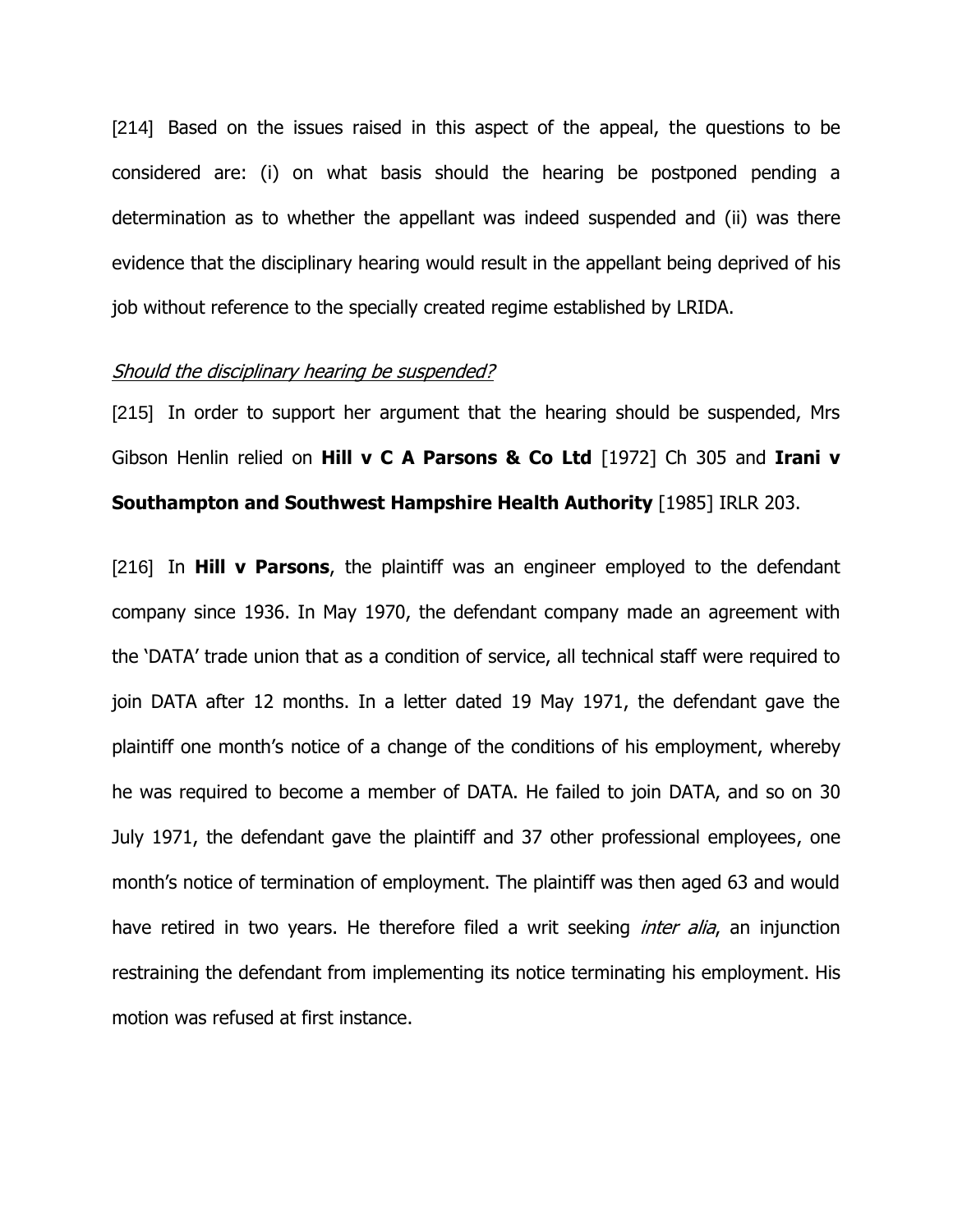[214] Based on the issues raised in this aspect of the appeal, the questions to be considered are: (i) on what basis should the hearing be postponed pending a determination as to whether the appellant was indeed suspended and (ii) was there evidence that the disciplinary hearing would result in the appellant being deprived of his job without reference to the specially created regime established by LRIDA.

*Should the disciplinary hearing be suspended?*

[215] In order to support her argument that the hearing should be suspended, Mrs Gibson Henlin relied on **Hill v C A Parsons & Co Ltd** [1972] Ch 305 and **Irani v Southampton and Southwest Hampshire Health Authority** [1985] IRLR 203.

[216] In **Hill v Parsons**, the plaintiff was an engineer employed to the defendant company since 1936. In May 1970, the defendant company made an agreement with the 'DATA' trade union that as a condition of service, all technical staff were required to join DATA after 12 months. In a letter dated 19 May 1971, the defendant gave the plaintiff one month's notice of a change of the conditions of his employment, whereby he was required to become a member of DATA. He failed to join DATA, and so on 30 July 1971, the defendant gave the plaintiff and 37 other professional employees, one month's notice of termination of employment. The plaintiff was then aged 63 and would have retired in two years. He therefore filed a writ seeking *inter alia*, an injunction restraining the defendant from implementing its notice terminating his employment. His motion was refused at first instance.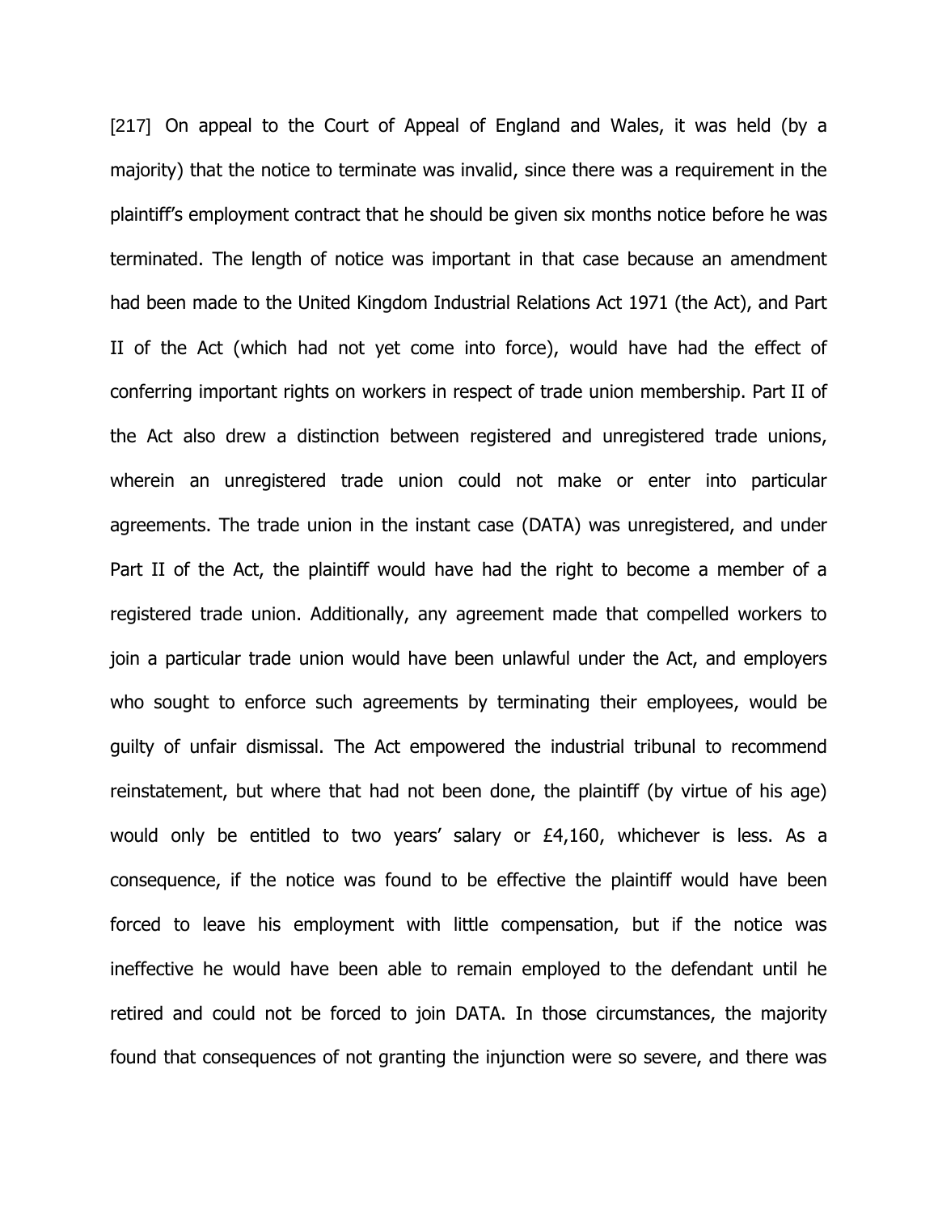[217] On appeal to the Court of Appeal of England and Wales, it was held (by a majority) that the notice to terminate was invalid, since there was a requirement in the plaintiff's employment contract that he should be given six months notice before he was terminated. The length of notice was important in that case because an amendment had been made to the United Kingdom Industrial Relations Act 1971 (the Act), and Part II of the Act (which had not yet come into force), would have had the effect of conferring important rights on workers in respect of trade union membership. Part II of the Act also drew a distinction between registered and unregistered trade unions, wherein an unregistered trade union could not make or enter into particular agreements. The trade union in the instant case (DATA) was unregistered, and under Part II of the Act, the plaintiff would have had the right to become a member of a registered trade union. Additionally, any agreement made that compelled workers to join a particular trade union would have been unlawful under the Act, and employers who sought to enforce such agreements by terminating their employees, would be guilty of unfair dismissal. The Act empowered the industrial tribunal to recommend reinstatement, but where that had not been done, the plaintiff (by virtue of his age) would only be entitled to two years' salary or £4,160, whichever is less. As a consequence, if the notice was found to be effective the plaintiff would have been forced to leave his employment with little compensation, but if the notice was ineffective he would have been able to remain employed to the defendant until he retired and could not be forced to join DATA. In those circumstances, the majority found that consequences of not granting the injunction were so severe, and there was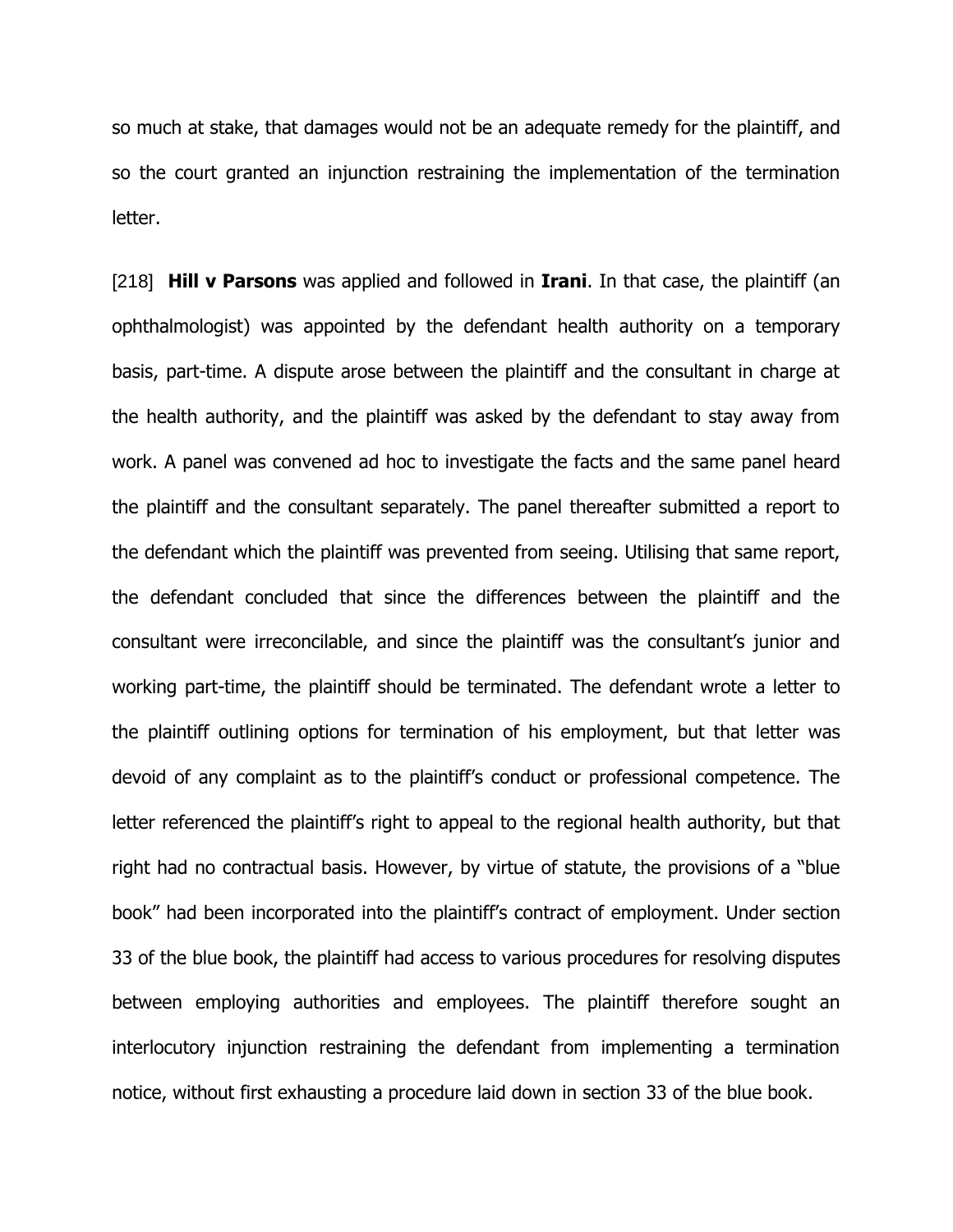so much at stake, that damages would not be an adequate remedy for the plaintiff, and so the court granted an injunction restraining the implementation of the termination letter.

[218] **Hill v Parsons** was applied and followed in **Irani**. In that case, the plaintiff (an ophthalmologist) was appointed by the defendant health authority on a temporary basis, part-time. A dispute arose between the plaintiff and the consultant in charge at the health authority, and the plaintiff was asked by the defendant to stay away from work. A panel was convened ad hoc to investigate the facts and the same panel heard the plaintiff and the consultant separately. The panel thereafter submitted a report to the defendant which the plaintiff was prevented from seeing. Utilising that same report, the defendant concluded that since the differences between the plaintiff and the consultant were irreconcilable, and since the plaintiff was the consultant's junior and working part-time, the plaintiff should be terminated. The defendant wrote a letter to the plaintiff outlining options for termination of his employment, but that letter was devoid of any complaint as to the plaintiff's conduct or professional competence. The letter referenced the plaintiff's right to appeal to the regional health authority, but that right had no contractual basis. However, by virtue of statute, the provisions of a "blue book" had been incorporated into the plaintiff's contract of employment. Under section 33 of the blue book, the plaintiff had access to various procedures for resolving disputes between employing authorities and employees. The plaintiff therefore sought an interlocutory injunction restraining the defendant from implementing a termination notice, without first exhausting a procedure laid down in section 33 of the blue book.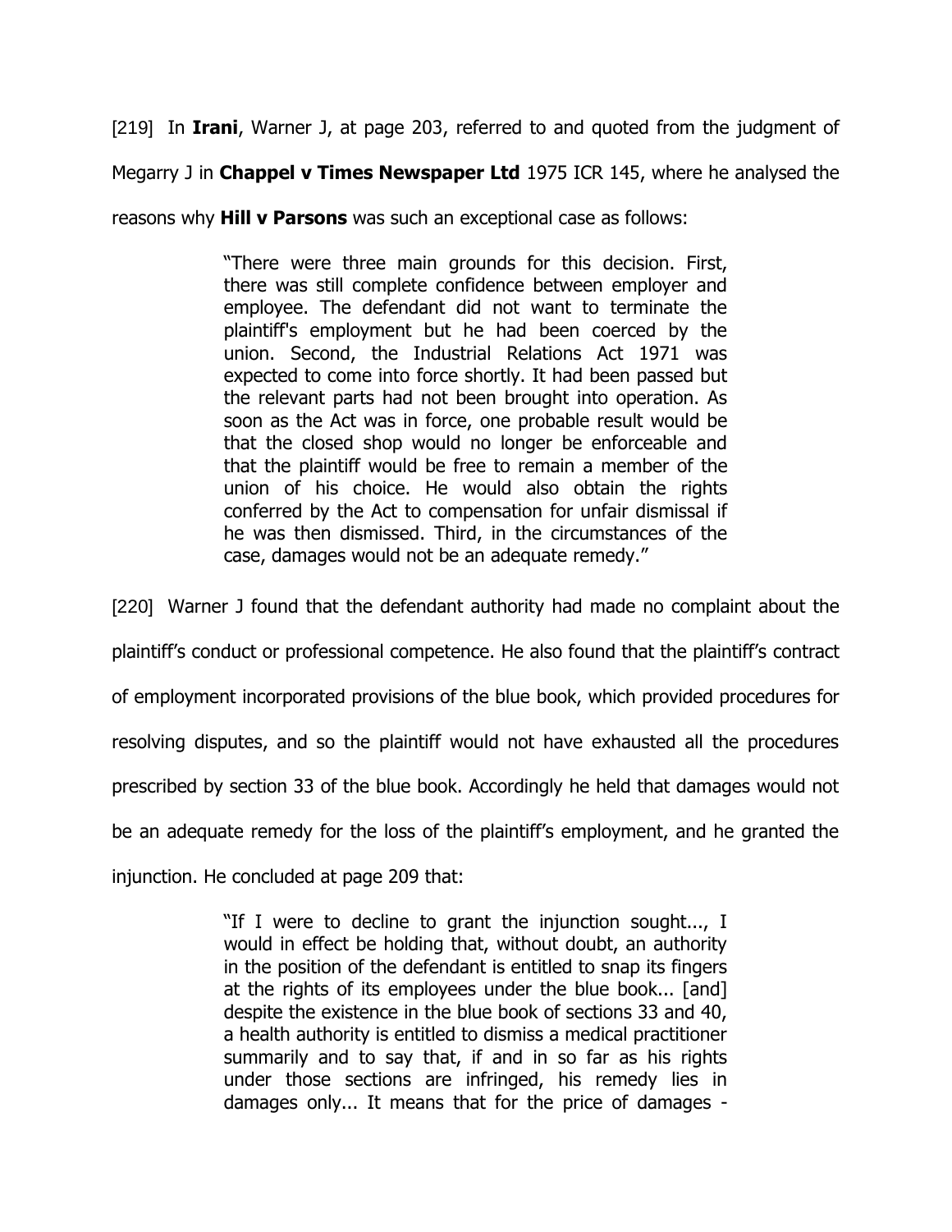[219] In **Irani**, Warner J, at page 203, referred to and quoted from the judgment of Megarry J in **Chappel v Times Newspaper Ltd** 1975 ICR 145, where he analysed the reasons why **Hill v Parsons** was such an exceptional case as follows:

> "There were three main grounds for this decision. First, there was still complete confidence between employer and employee. The defendant did not want to terminate the plaintiff's employment but he had been coerced by the union. Second, the Industrial Relations Act 1971 was expected to come into force shortly. It had been passed but the relevant parts had not been brought into operation. As soon as the Act was in force, one probable result would be that the closed shop would no longer be enforceable and that the plaintiff would be free to remain a member of the union of his choice. He would also obtain the rights conferred by the Act to compensation for unfair dismissal if he was then dismissed. Third, in the circumstances of the case, damages would not be an adequate remedy."

[220] Warner J found that the defendant authority had made no complaint about the plaintiff's conduct or professional competence. He also found that the plaintiff's contract of employment incorporated provisions of the blue book, which provided procedures for resolving disputes, and so the plaintiff would not have exhausted all the procedures prescribed by section 33 of the blue book. Accordingly he held that damages would not be an adequate remedy for the loss of the plaintiff's employment, and he granted the injunction. He concluded at page 209 that:

> "If I were to decline to grant the injunction sought..., I would in effect be holding that, without doubt, an authority in the position of the defendant is entitled to snap its fingers at the rights of its employees under the blue book... [and] despite the existence in the blue book of sections 33 and 40, a health authority is entitled to dismiss a medical practitioner summarily and to say that, if and in so far as his rights under those sections are infringed, his remedy lies in damages only... It means that for the price of damages -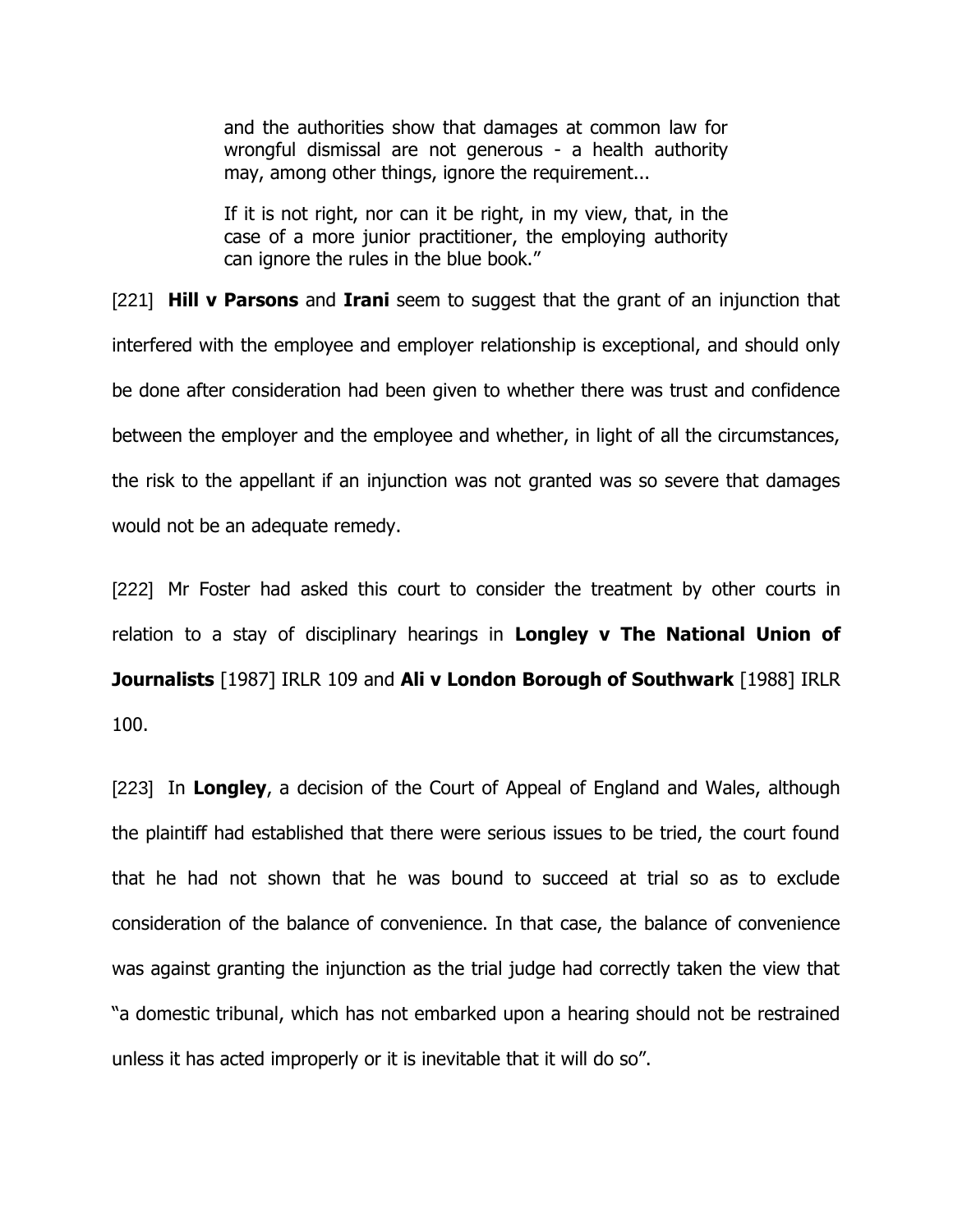> and the authorities show that damages at common law for wrongful dismissal are not generous - a health authority may, among other things, ignore the requirement...
>
> If it is not right, nor can it be right, in my view, that, in the case of a more junior practitioner, the employing authority can ignore the rules in the blue book."

[221] **Hill v Parsons** and **Irani** seem to suggest that the grant of an injunction that interfered with the employee and employer relationship is exceptional, and should only be done after consideration had been given to whether there was trust and confidence between the employer and the employee and whether, in light of all the circumstances, the risk to the appellant if an injunction was not granted was so severe that damages would not be an adequate remedy.

[222] Mr Foster had asked this court to consider the treatment by other courts in relation to a stay of disciplinary hearings in **Longley v The National Union of Journalists** [1987] IRLR 109 and **Ali v London Borough of Southwark** [1988] IRLR 100.

[223] In **Longley**, a decision of the Court of Appeal of England and Wales, although the plaintiff had established that there were serious issues to be tried, the court found that he had not shown that he was bound to succeed at trial so as to exclude consideration of the balance of convenience. In that case, the balance of convenience was against granting the injunction as the trial judge had correctly taken the view that "a domestic tribunal, which has not embarked upon a hearing should not be restrained unless it has acted improperly or it is inevitable that it will do so".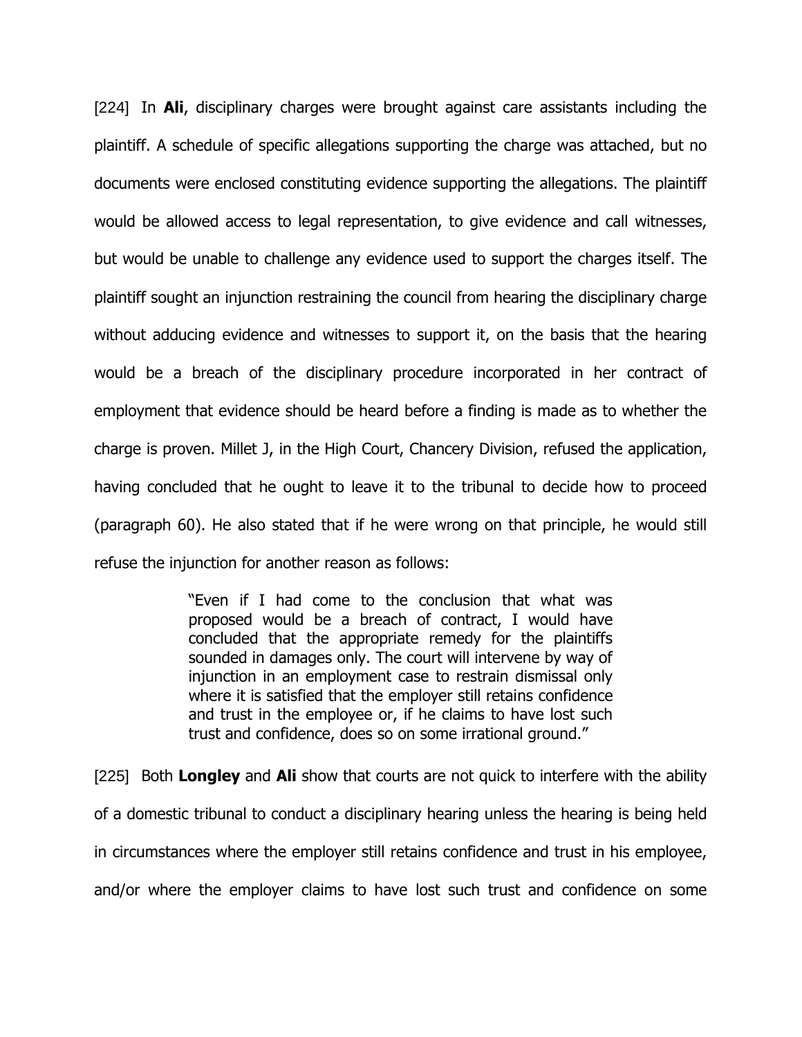[224] In **Ali**, disciplinary charges were brought against care assistants including the plaintiff. A schedule of specific allegations supporting the charge was attached, but no documents were enclosed constituting evidence supporting the allegations. The plaintiff would be allowed access to legal representation, to give evidence and call witnesses, but would be unable to challenge any evidence used to support the charges itself. The plaintiff sought an injunction restraining the council from hearing the disciplinary charge without adducing evidence and witnesses to support it, on the basis that the hearing would be a breach of the disciplinary procedure incorporated in her contract of employment that evidence should be heard before a finding is made as to whether the charge is proven. Millet J, in the High Court, Chancery Division, refused the application, having concluded that he ought to leave it to the tribunal to decide how to proceed (paragraph 60). He also stated that if he were wrong on that principle, he would still refuse the injunction for another reason as follows:

> "Even if I had come to the conclusion that what was proposed would be a breach of contract, I would have concluded that the appropriate remedy for the plaintiffs sounded in damages only. The court will intervene by way of injunction in an employment case to restrain dismissal only where it is satisfied that the employer still retains confidence and trust in the employee or, if he claims to have lost such trust and confidence, does so on some irrational ground."

[225] Both **Longley** and **Ali** show that courts are not quick to interfere with the ability of a domestic tribunal to conduct a disciplinary hearing unless the hearing is being held in circumstances where the employer still retains confidence and trust in his employee, and/or where the employer claims to have lost such trust and confidence on some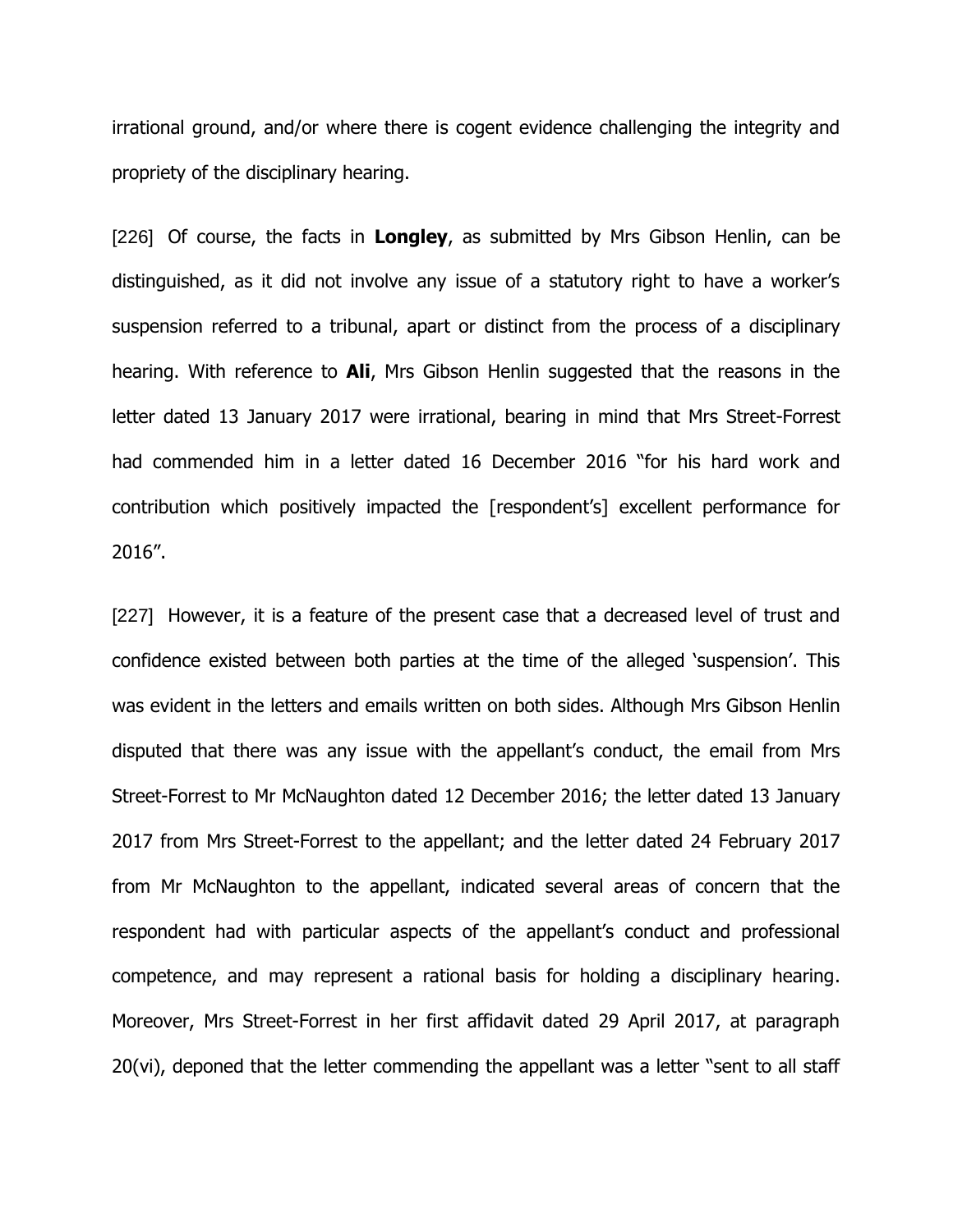irrational ground, and/or where there is cogent evidence challenging the integrity and propriety of the disciplinary hearing.

[226] Of course, the facts in **Longley**, as submitted by Mrs Gibson Henlin, can be distinguished, as it did not involve any issue of a statutory right to have a worker's suspension referred to a tribunal, apart or distinct from the process of a disciplinary hearing. With reference to **Ali**, Mrs Gibson Henlin suggested that the reasons in the letter dated 13 January 2017 were irrational, bearing in mind that Mrs Street-Forrest had commended him in a letter dated 16 December 2016 "for his hard work and contribution which positively impacted the [respondent's] excellent performance for 2016".

[227] However, it is a feature of the present case that a decreased level of trust and confidence existed between both parties at the time of the alleged 'suspension'. This was evident in the letters and emails written on both sides. Although Mrs Gibson Henlin disputed that there was any issue with the appellant's conduct, the email from Mrs Street-Forrest to Mr McNaughton dated 12 December 2016; the letter dated 13 January 2017 from Mrs Street-Forrest to the appellant; and the letter dated 24 February 2017 from Mr McNaughton to the appellant, indicated several areas of concern that the respondent had with particular aspects of the appellant's conduct and professional competence, and may represent a rational basis for holding a disciplinary hearing. Moreover, Mrs Street-Forrest in her first affidavit dated 29 April 2017, at paragraph 20(vi), deponed that the letter commending the appellant was a letter "sent to all staff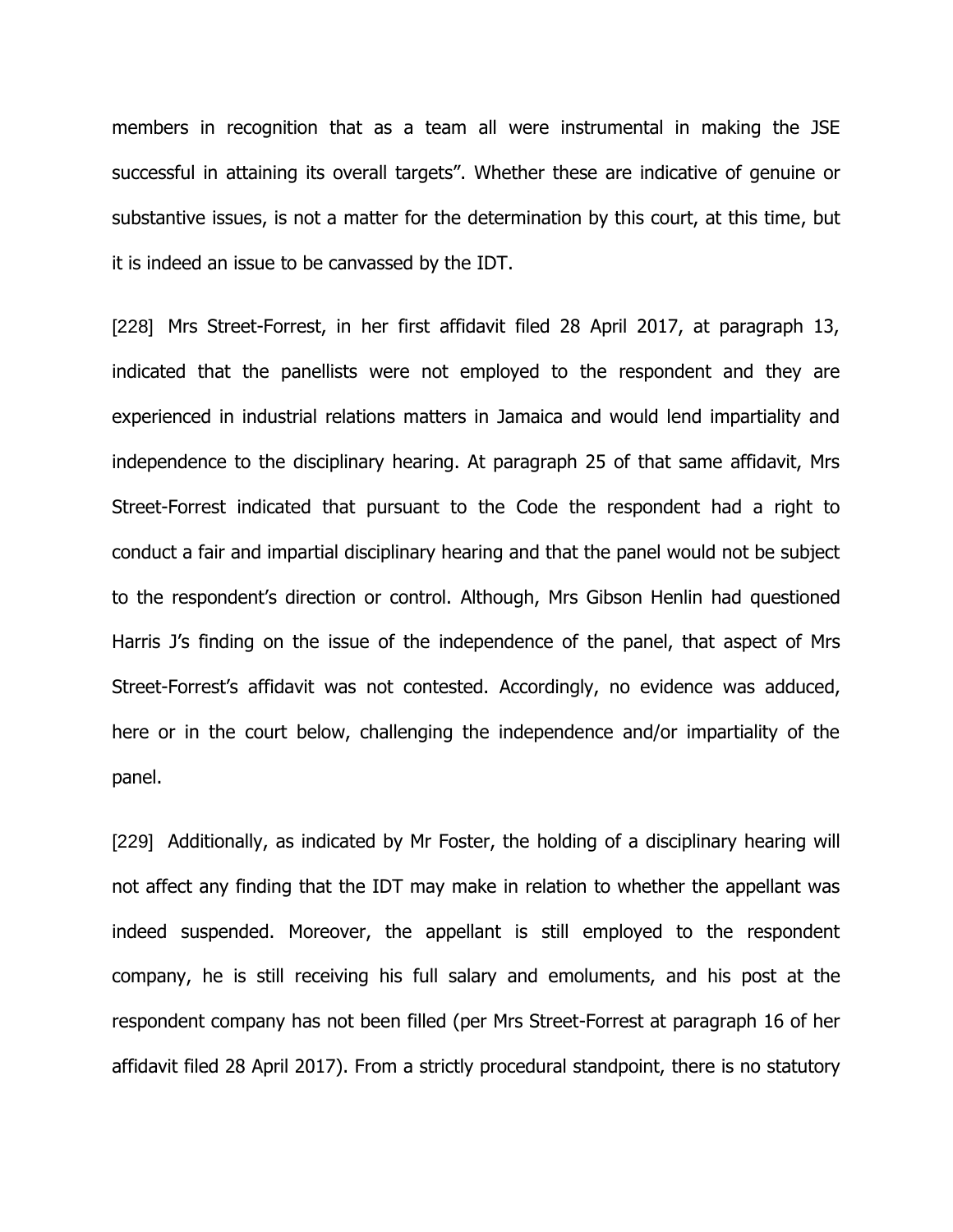members in recognition that as a team all were instrumental in making the JSE successful in attaining its overall targets". Whether these are indicative of genuine or substantive issues, is not a matter for the determination by this court, at this time, but it is indeed an issue to be canvassed by the IDT.

[228] Mrs Street-Forrest, in her first affidavit filed 28 April 2017, at paragraph 13, indicated that the panellists were not employed to the respondent and they are experienced in industrial relations matters in Jamaica and would lend impartiality and independence to the disciplinary hearing. At paragraph 25 of that same affidavit, Mrs Street-Forrest indicated that pursuant to the Code the respondent had a right to conduct a fair and impartial disciplinary hearing and that the panel would not be subject to the respondent's direction or control. Although, Mrs Gibson Henlin had questioned Harris J's finding on the issue of the independence of the panel, that aspect of Mrs Street-Forrest's affidavit was not contested. Accordingly, no evidence was adduced, here or in the court below, challenging the independence and/or impartiality of the panel.

[229] Additionally, as indicated by Mr Foster, the holding of a disciplinary hearing will not affect any finding that the IDT may make in relation to whether the appellant was indeed suspended. Moreover, the appellant is still employed to the respondent company, he is still receiving his full salary and emoluments, and his post at the respondent company has not been filled (per Mrs Street-Forrest at paragraph 16 of her affidavit filed 28 April 2017). From a strictly procedural standpoint, there is no statutory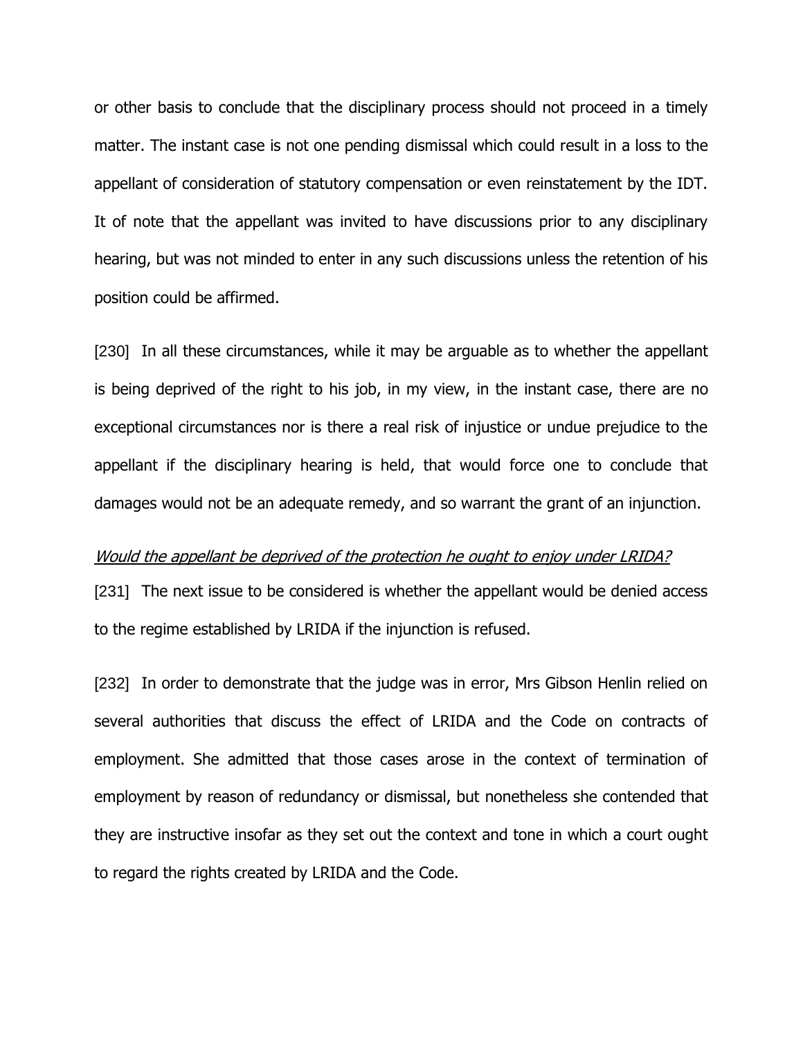or other basis to conclude that the disciplinary process should not proceed in a timely matter. The instant case is not one pending dismissal which could result in a loss to the appellant of consideration of statutory compensation or even reinstatement by the IDT. It of note that the appellant was invited to have discussions prior to any disciplinary hearing, but was not minded to enter in any such discussions unless the retention of his position could be affirmed.

[230] In all these circumstances, while it may be arguable as to whether the appellant is being deprived of the right to his job, in my view, in the instant case, there are no exceptional circumstances nor is there a real risk of injustice or undue prejudice to the appellant if the disciplinary hearing is held, that would force one to conclude that damages would not be an adequate remedy, and so warrant the grant of an injunction.

*Would the appellant be deprived of the protection he ought to enjoy under LRIDA?*

[231] The next issue to be considered is whether the appellant would be denied access to the regime established by LRIDA if the injunction is refused.

[232] In order to demonstrate that the judge was in error, Mrs Gibson Henlin relied on several authorities that discuss the effect of LRIDA and the Code on contracts of employment. She admitted that those cases arose in the context of termination of employment by reason of redundancy or dismissal, but nonetheless she contended that they are instructive insofar as they set out the context and tone in which a court ought to regard the rights created by LRIDA and the Code.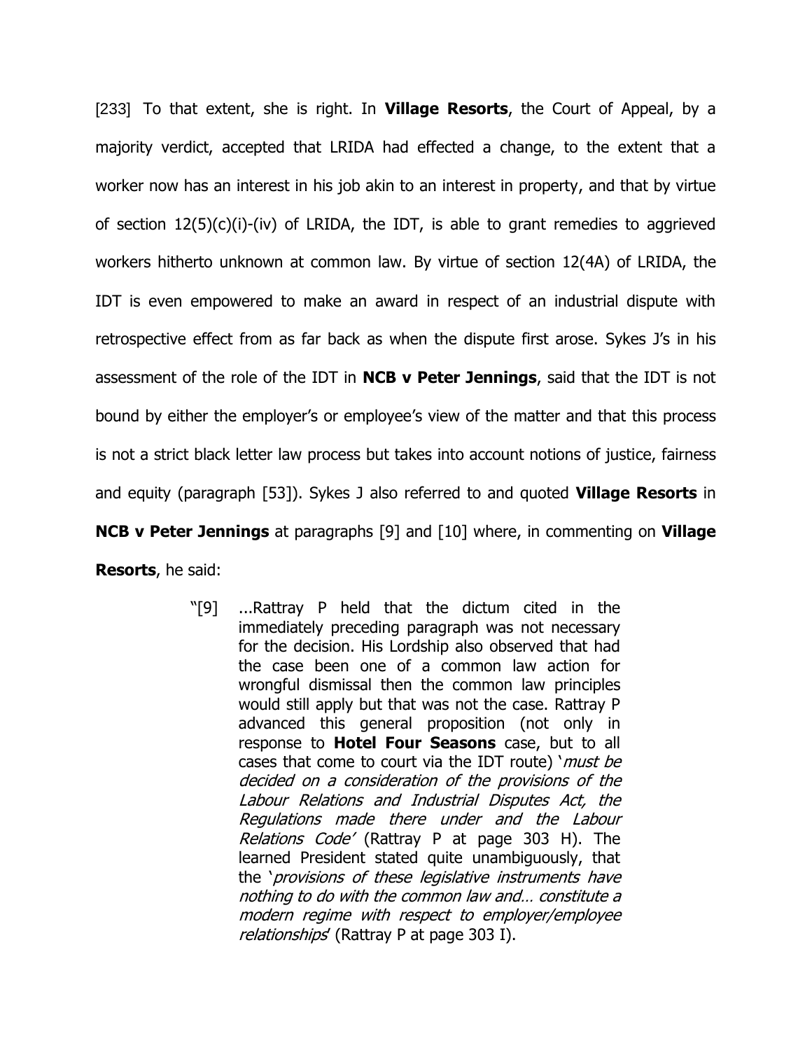[233] To that extent, she is right. In **Village Resorts**, the Court of Appeal, by a majority verdict, accepted that LRIDA had effected a change, to the extent that a worker now has an interest in his job akin to an interest in property, and that by virtue of section 12(5)(c)(i)-(iv) of LRIDA, the IDT, is able to grant remedies to aggrieved workers hitherto unknown at common law. By virtue of section 12(4A) of LRIDA, the IDT is even empowered to make an award in respect of an industrial dispute with retrospective effect from as far back as when the dispute first arose. Sykes J's in his assessment of the role of the IDT in **NCB v Peter Jennings**, said that the IDT is not bound by either the employer's or employee's view of the matter and that this process is not a strict black letter law process but takes into account notions of justice, fairness and equity (paragraph [53]). Sykes J also referred to and quoted **Village Resorts** in **NCB v Peter Jennings** at paragraphs [9] and [10] where, in commenting on **Village Resorts**, he said:

> "[9] ...Rattray P held that the dictum cited in the immediately preceding paragraph was not necessary for the decision. His Lordship also observed that had the case been one of a common law action for wrongful dismissal then the common law principles would still apply but that was not the case. Rattray P advanced this general proposition (not only in response to **Hotel Four Seasons** case, but to all cases that come to court via the IDT route) '*must be decided on a consideration of the provisions of the Labour Relations and Industrial Disputes Act, the Regulations made there under and the Labour Relations Code*' (Rattray P at page 303 H). The learned President stated quite unambiguously, that the '*provisions of these legislative instruments have nothing to do with the common law and… constitute a modern regime with respect to employer/employee relationships*' (Rattray P at page 303 I).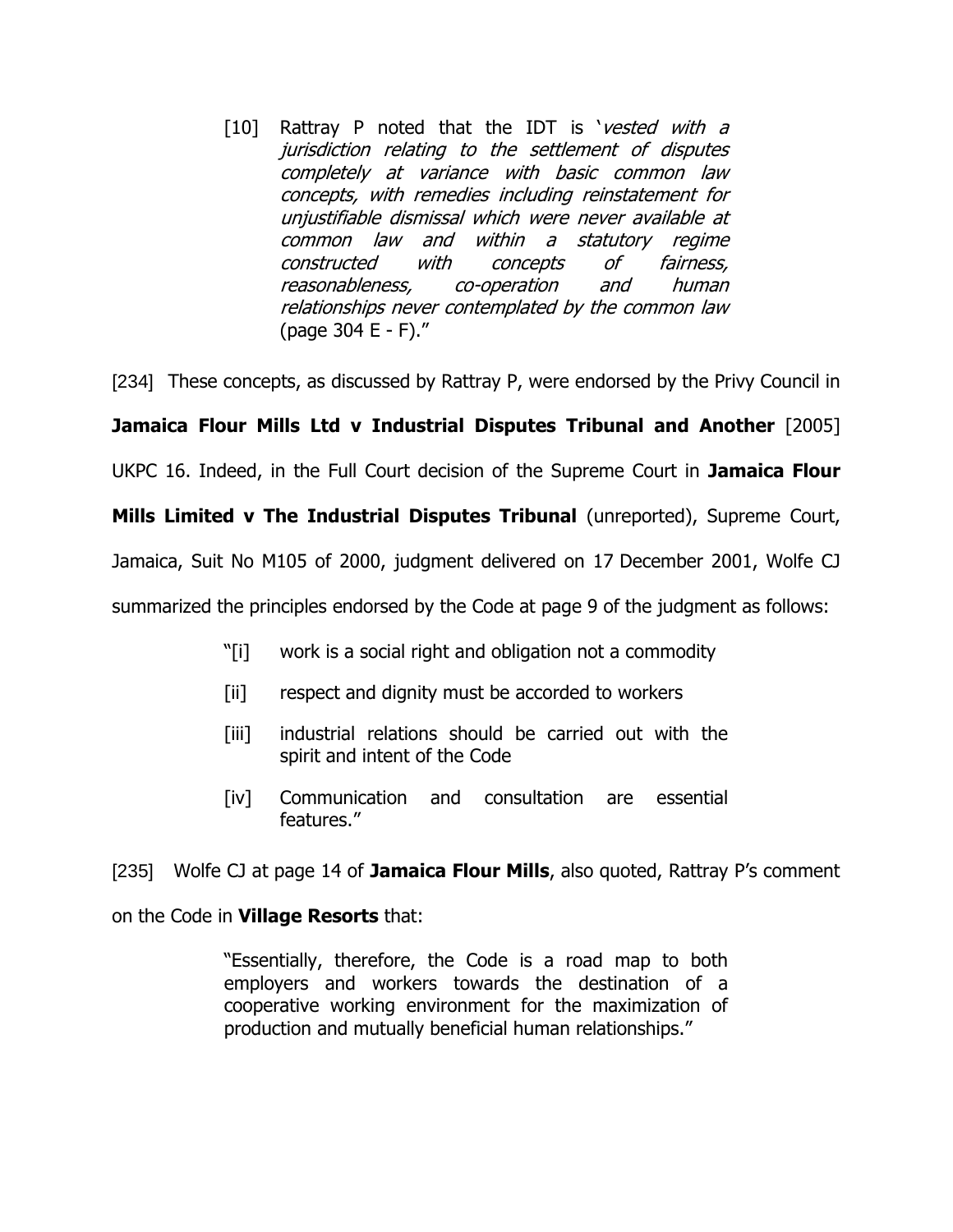> [10] Rattray P noted that the IDT is '*vested with a jurisdiction relating to the settlement of disputes completely at variance with basic common law concepts, with remedies including reinstatement for unjustifiable dismissal which were never available at common law and within a statutory regime constructed with concepts of fairness, reasonableness, co-operation and human relationships never contemplated by the common law* (page 304 E - F)."

[234] These concepts, as discussed by Rattray P, were endorsed by the Privy Council in **Jamaica Flour Mills Ltd v Industrial Disputes Tribunal and Another** [2005] UKPC 16. Indeed, in the Full Court decision of the Supreme Court in **Jamaica Flour Mills Limited v The Industrial Disputes Tribunal** (unreported), Supreme Court, Jamaica, Suit No M105 of 2000, judgment delivered on 17 December 2001, Wolfe CJ summarized the principles endorsed by the Code at page 9 of the judgment as follows:

> "[i] work is a social right and obligation not a commodity
>
> [ii] respect and dignity must be accorded to workers
>
> [iii] industrial relations should be carried out with the spirit and intent of the Code
>
> [iv] Communication and consultation are essential features."

[235] Wolfe CJ at page 14 of **Jamaica Flour Mills**, also quoted, Rattray P's comment on the Code in **Village Resorts** that:

> "Essentially, therefore, the Code is a road map to both employers and workers towards the destination of a cooperative working environment for the maximization of production and mutually beneficial human relationships."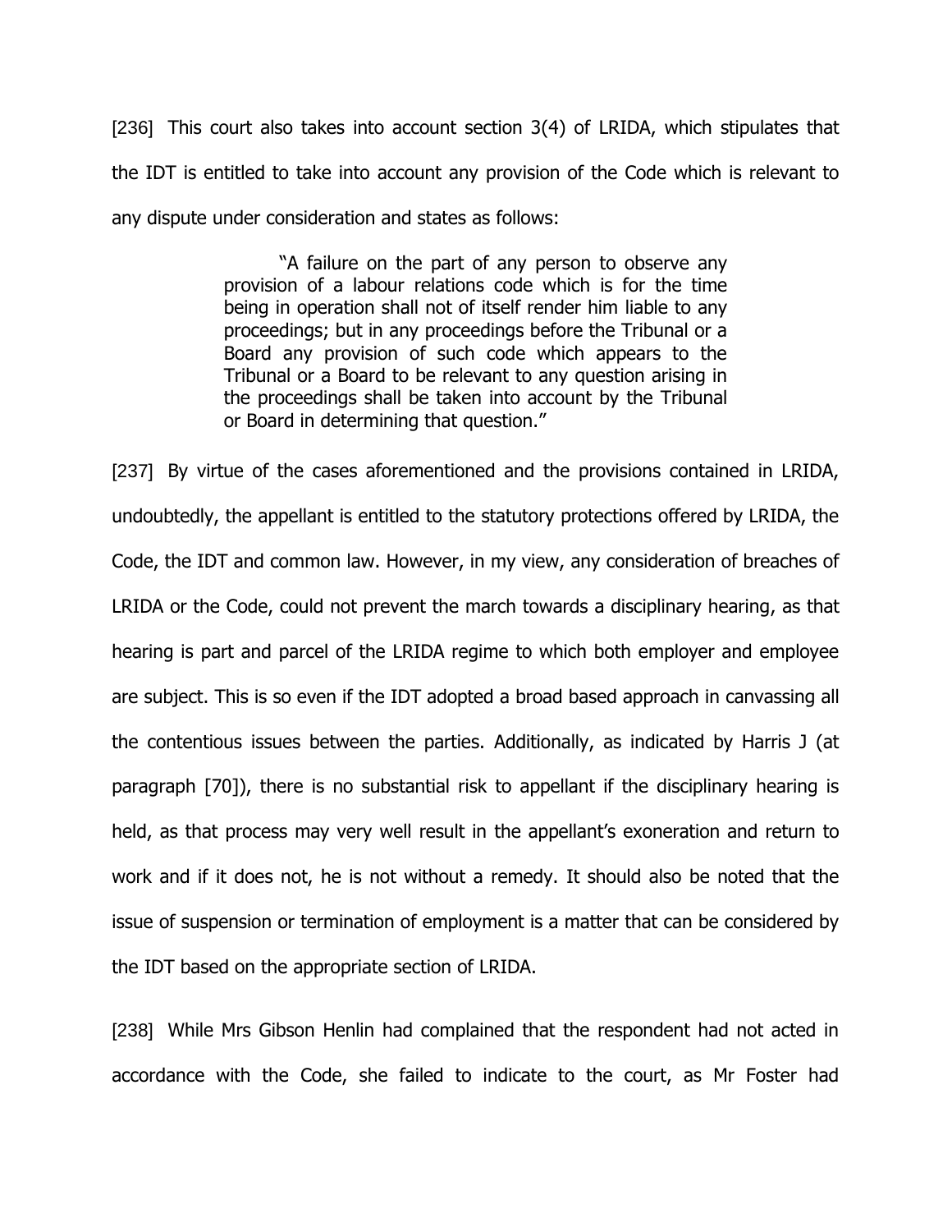[236] This court also takes into account section 3(4) of LRIDA, which stipulates that the IDT is entitled to take into account any provision of the Code which is relevant to any dispute under consideration and states as follows:

> "A failure on the part of any person to observe any provision of a labour relations code which is for the time being in operation shall not of itself render him liable to any proceedings; but in any proceedings before the Tribunal or a Board any provision of such code which appears to the Tribunal or a Board to be relevant to any question arising in the proceedings shall be taken into account by the Tribunal or Board in determining that question."

[237] By virtue of the cases aforementioned and the provisions contained in LRIDA, undoubtedly, the appellant is entitled to the statutory protections offered by LRIDA, the Code, the IDT and common law. However, in my view, any consideration of breaches of LRIDA or the Code, could not prevent the march towards a disciplinary hearing, as that hearing is part and parcel of the LRIDA regime to which both employer and employee are subject. This is so even if the IDT adopted a broad based approach in canvassing all the contentious issues between the parties. Additionally, as indicated by Harris J (at paragraph [70]), there is no substantial risk to appellant if the disciplinary hearing is held, as that process may very well result in the appellant's exoneration and return to work and if it does not, he is not without a remedy. It should also be noted that the issue of suspension or termination of employment is a matter that can be considered by the IDT based on the appropriate section of LRIDA.

[238] While Mrs Gibson Henlin had complained that the respondent had not acted in accordance with the Code, she failed to indicate to the court, as Mr Foster had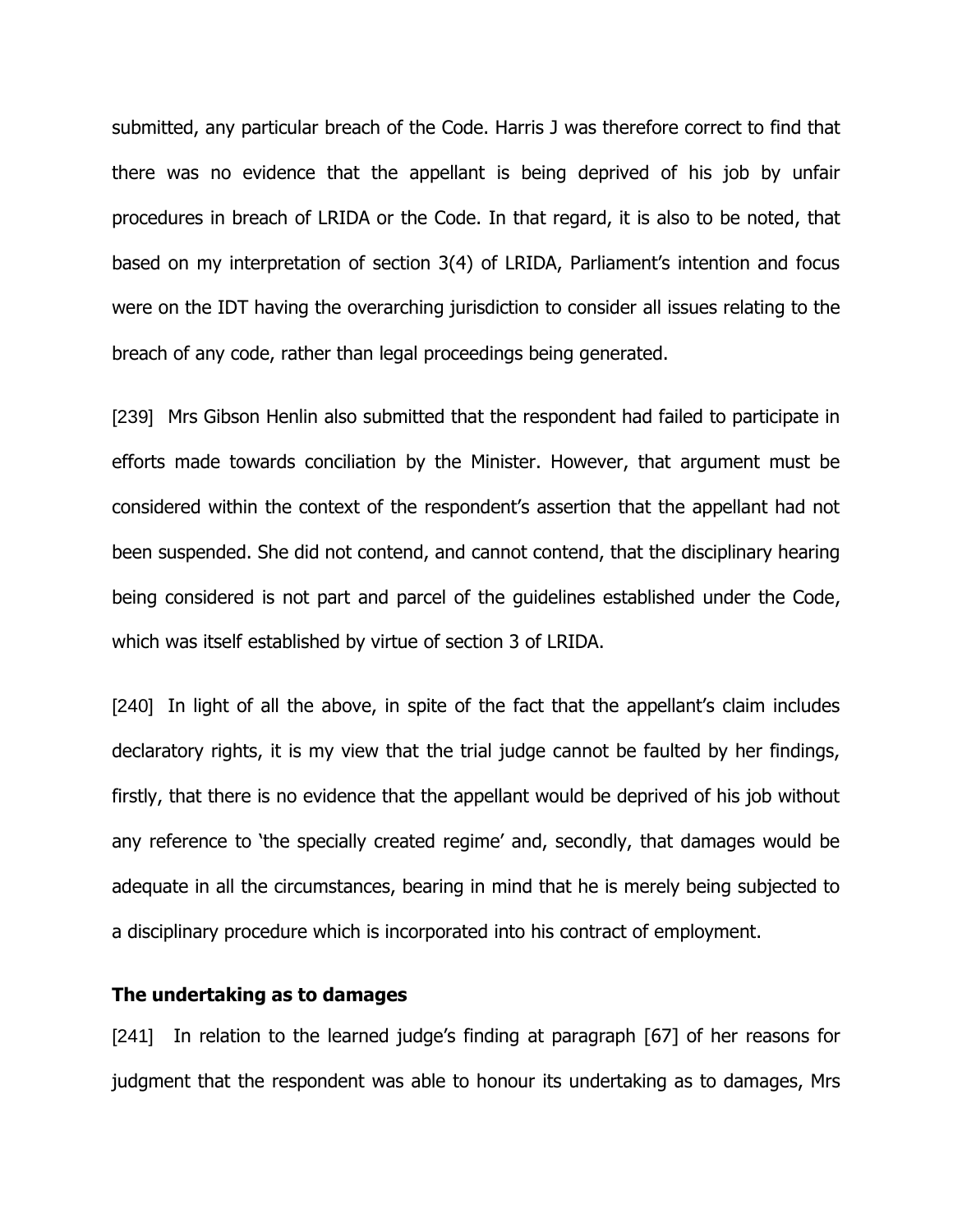submitted, any particular breach of the Code. Harris J was therefore correct to find that there was no evidence that the appellant is being deprived of his job by unfair procedures in breach of LRIDA or the Code. In that regard, it is also to be noted, that based on my interpretation of section 3(4) of LRIDA, Parliament's intention and focus were on the IDT having the overarching jurisdiction to consider all issues relating to the breach of any code, rather than legal proceedings being generated.

[239] Mrs Gibson Henlin also submitted that the respondent had failed to participate in efforts made towards conciliation by the Minister. However, that argument must be considered within the context of the respondent's assertion that the appellant had not been suspended. She did not contend, and cannot contend, that the disciplinary hearing being considered is not part and parcel of the guidelines established under the Code, which was itself established by virtue of section 3 of LRIDA.

[240] In light of all the above, in spite of the fact that the appellant's claim includes declaratory rights, it is my view that the trial judge cannot be faulted by her findings, firstly, that there is no evidence that the appellant would be deprived of his job without any reference to 'the specially created regime' and, secondly, that damages would be adequate in all the circumstances, bearing in mind that he is merely being subjected to a disciplinary procedure which is incorporated into his contract of employment.

**The undertaking as to damages**

[241] In relation to the learned judge's finding at paragraph [67] of her reasons for judgment that the respondent was able to honour its undertaking as to damages, Mrs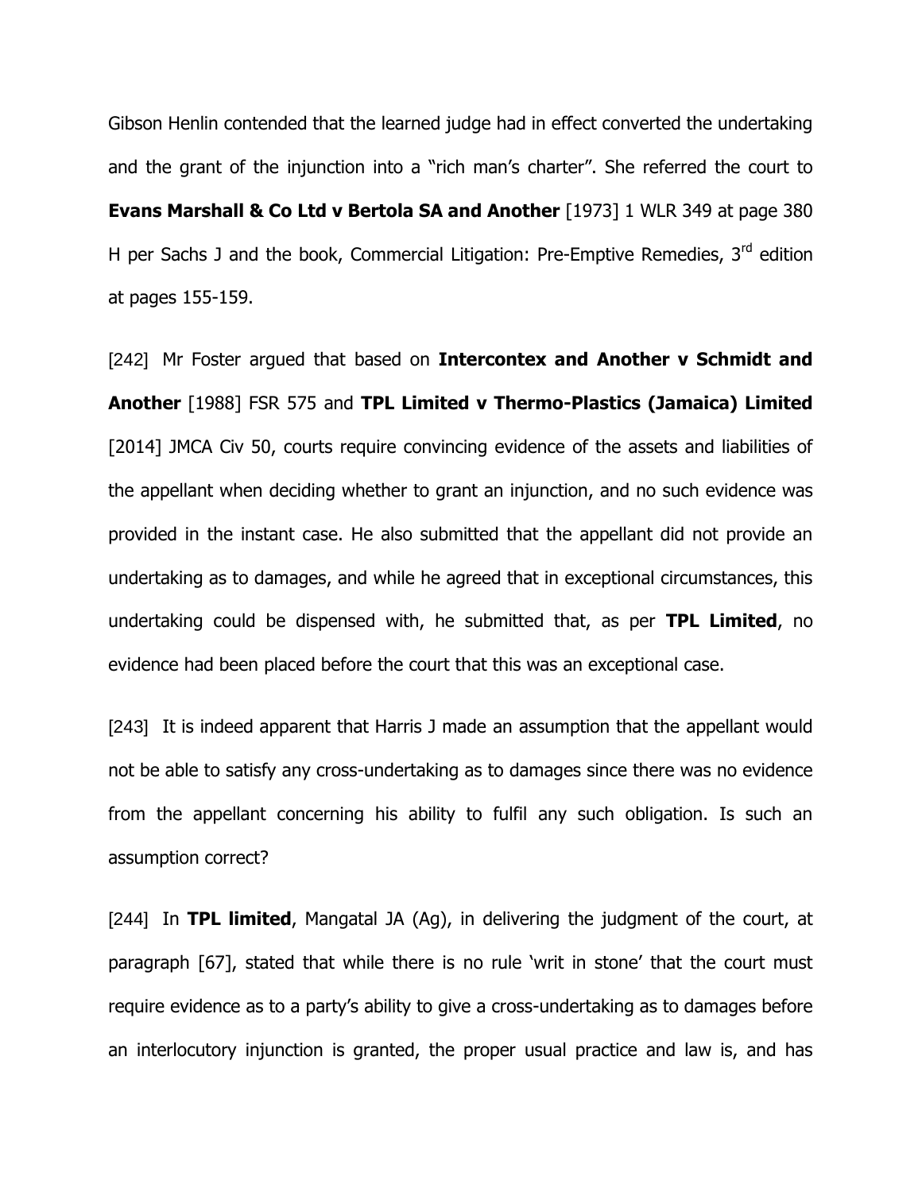Gibson Henlin contended that the learned judge had in effect converted the undertaking and the grant of the injunction into a "rich man's charter". She referred the court to **Evans Marshall & Co Ltd v Bertola SA and Another** [1973] 1 WLR 349 at page 380 H per Sachs J and the book, Commercial Litigation: Pre-Emptive Remedies, 3rd edition at pages 155-159.

[242] Mr Foster argued that based on **Intercontex and Another v Schmidt and Another** [1988] FSR 575 and **TPL Limited v Thermo-Plastics (Jamaica) Limited** [2014] JMCA Civ 50, courts require convincing evidence of the assets and liabilities of the appellant when deciding whether to grant an injunction, and no such evidence was provided in the instant case. He also submitted that the appellant did not provide an undertaking as to damages, and while he agreed that in exceptional circumstances, this undertaking could be dispensed with, he submitted that, as per **TPL Limited**, no evidence had been placed before the court that this was an exceptional case.

[243] It is indeed apparent that Harris J made an assumption that the appellant would not be able to satisfy any cross-undertaking as to damages since there was no evidence from the appellant concerning his ability to fulfil any such obligation. Is such an assumption correct?

[244] In **TPL limited**, Mangatal JA (Ag), in delivering the judgment of the court, at paragraph [67], stated that while there is no rule 'writ in stone' that the court must require evidence as to a party's ability to give a cross-undertaking as to damages before an interlocutory injunction is granted, the proper usual practice and law is, and has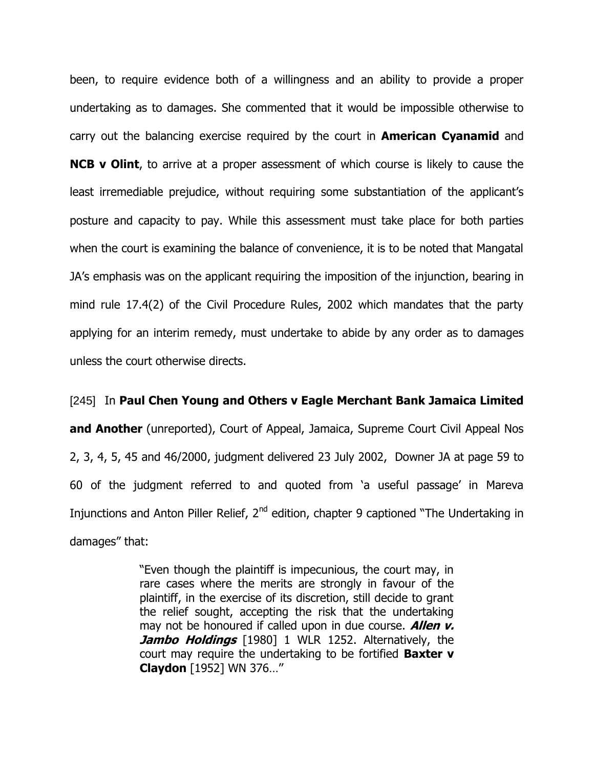been, to require evidence both of a willingness and an ability to provide a proper undertaking as to damages. She commented that it would be impossible otherwise to carry out the balancing exercise required by the court in **American Cyanamid** and **NCB v Olint**, to arrive at a proper assessment of which course is likely to cause the least irremediable prejudice, without requiring some substantiation of the applicant's posture and capacity to pay. While this assessment must take place for both parties when the court is examining the balance of convenience, it is to be noted that Mangatal JA's emphasis was on the applicant requiring the imposition of the injunction, bearing in mind rule 17.4(2) of the Civil Procedure Rules, 2002 which mandates that the party applying for an interim remedy, must undertake to abide by any order as to damages unless the court otherwise directs.

[245] In **Paul Chen Young and Others v Eagle Merchant Bank Jamaica Limited and Another** (unreported), Court of Appeal, Jamaica, Supreme Court Civil Appeal Nos 2, 3, 4, 5, 45 and 46/2000, judgment delivered 23 July 2002, Downer JA at page 59 to 60 of the judgment referred to and quoted from 'a useful passage' in Mareva Injunctions and Anton Piller Relief, 2nd edition, chapter 9 captioned "The Undertaking in damages" that:

> "Even though the plaintiff is impecunious, the court may, in rare cases where the merits are strongly in favour of the plaintiff, in the exercise of its discretion, still decide to grant the relief sought, accepting the risk that the undertaking may not be honoured if called upon in due course. ***Allen v. Jambo Holdings*** [1980] 1 WLR 1252. Alternatively, the court may require the undertaking to be fortified **Baxter v Claydon** [1952] WN 376…"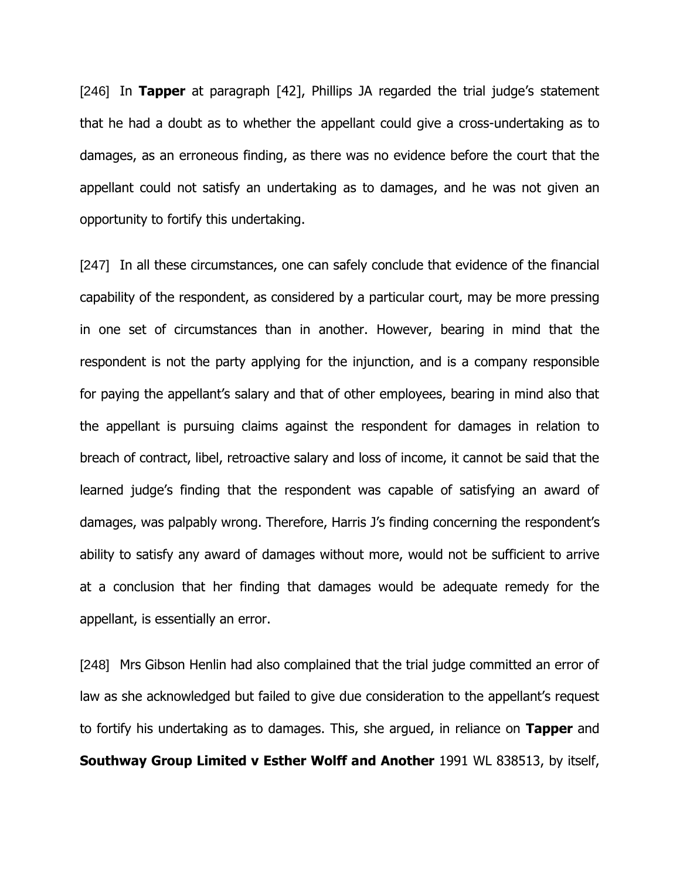[246] In **Tapper** at paragraph [42], Phillips JA regarded the trial judge's statement that he had a doubt as to whether the appellant could give a cross-undertaking as to damages, as an erroneous finding, as there was no evidence before the court that the appellant could not satisfy an undertaking as to damages, and he was not given an opportunity to fortify this undertaking.

[247] In all these circumstances, one can safely conclude that evidence of the financial capability of the respondent, as considered by a particular court, may be more pressing in one set of circumstances than in another. However, bearing in mind that the respondent is not the party applying for the injunction, and is a company responsible for paying the appellant's salary and that of other employees, bearing in mind also that the appellant is pursuing claims against the respondent for damages in relation to breach of contract, libel, retroactive salary and loss of income, it cannot be said that the learned judge's finding that the respondent was capable of satisfying an award of damages, was palpably wrong. Therefore, Harris J's finding concerning the respondent's ability to satisfy any award of damages without more, would not be sufficient to arrive at a conclusion that her finding that damages would be adequate remedy for the appellant, is essentially an error.

[248] Mrs Gibson Henlin had also complained that the trial judge committed an error of law as she acknowledged but failed to give due consideration to the appellant's request to fortify his undertaking as to damages. This, she argued, in reliance on **Tapper** and **Southway Group Limited v Esther Wolff and Another** 1991 WL 838513, by itself,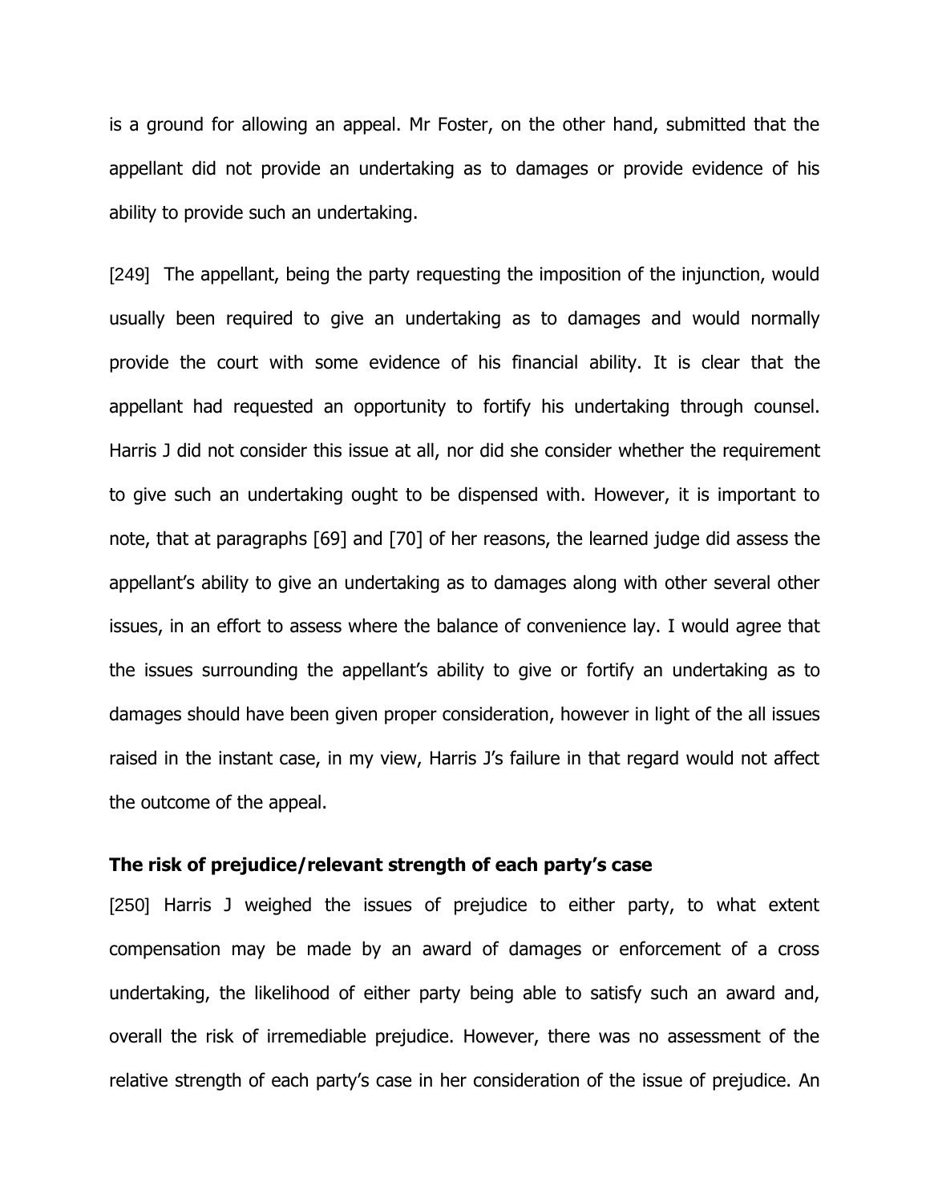is a ground for allowing an appeal. Mr Foster, on the other hand, submitted that the appellant did not provide an undertaking as to damages or provide evidence of his ability to provide such an undertaking.

[249] The appellant, being the party requesting the imposition of the injunction, would usually been required to give an undertaking as to damages and would normally provide the court with some evidence of his financial ability. It is clear that the appellant had requested an opportunity to fortify his undertaking through counsel. Harris J did not consider this issue at all, nor did she consider whether the requirement to give such an undertaking ought to be dispensed with. However, it is important to note, that at paragraphs [69] and [70] of her reasons, the learned judge did assess the appellant's ability to give an undertaking as to damages along with other several other issues, in an effort to assess where the balance of convenience lay. I would agree that the issues surrounding the appellant's ability to give or fortify an undertaking as to damages should have been given proper consideration, however in light of the all issues raised in the instant case, in my view, Harris J's failure in that regard would not affect the outcome of the appeal.

**The risk of prejudice/relevant strength of each party's case**

[250] Harris J weighed the issues of prejudice to either party, to what extent compensation may be made by an award of damages or enforcement of a cross undertaking, the likelihood of either party being able to satisfy such an award and, overall the risk of irremediable prejudice. However, there was no assessment of the relative strength of each party's case in her consideration of the issue of prejudice. An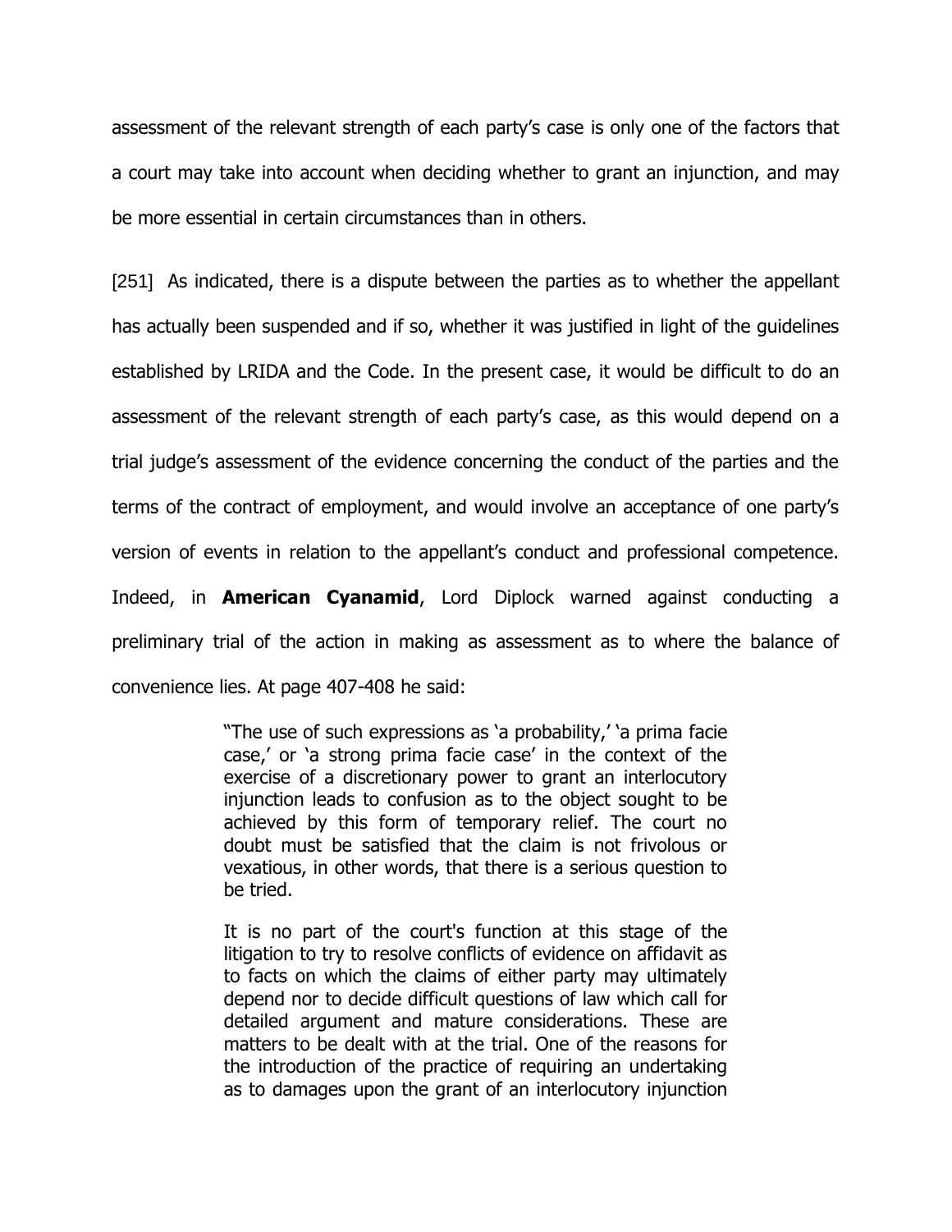assessment of the relevant strength of each party's case is only one of the factors that a court may take into account when deciding whether to grant an injunction, and may be more essential in certain circumstances than in others.

[251] As indicated, there is a dispute between the parties as to whether the appellant has actually been suspended and if so, whether it was justified in light of the guidelines established by LRIDA and the Code. In the present case, it would be difficult to do an assessment of the relevant strength of each party's case, as this would depend on a trial judge's assessment of the evidence concerning the conduct of the parties and the terms of the contract of employment, and would involve an acceptance of one party's version of events in relation to the appellant's conduct and professional competence. Indeed, in **American Cyanamid**, Lord Diplock warned against conducting a preliminary trial of the action in making as assessment as to where the balance of convenience lies. At page 407-408 he said:

> "The use of such expressions as 'a probability,' 'a prima facie case,' or 'a strong prima facie case' in the context of the exercise of a discretionary power to grant an interlocutory injunction leads to confusion as to the object sought to be achieved by this form of temporary relief. The court no doubt must be satisfied that the claim is not frivolous or vexatious, in other words, that there is a serious question to be tried.
>
> It is no part of the court's function at this stage of the litigation to try to resolve conflicts of evidence on affidavit as to facts on which the claims of either party may ultimately depend nor to decide difficult questions of law which call for detailed argument and mature considerations. These are matters to be dealt with at the trial. One of the reasons for the introduction of the practice of requiring an undertaking as to damages upon the grant of an interlocutory injunction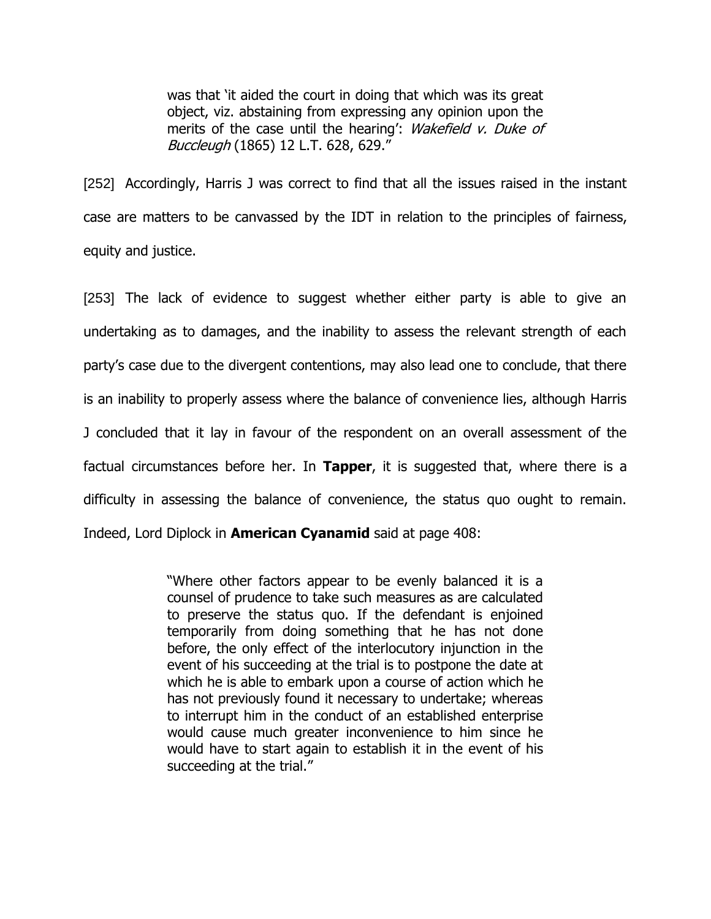> was that 'it aided the court in doing that which was its great object, viz. abstaining from expressing any opinion upon the merits of the case until the hearing': *Wakefield v. Duke of Buccleugh* (1865) 12 L.T. 628, 629."

[252] Accordingly, Harris J was correct to find that all the issues raised in the instant case are matters to be canvassed by the IDT in relation to the principles of fairness, equity and justice.

[253] The lack of evidence to suggest whether either party is able to give an undertaking as to damages, and the inability to assess the relevant strength of each party's case due to the divergent contentions, may also lead one to conclude, that there is an inability to properly assess where the balance of convenience lies, although Harris J concluded that it lay in favour of the respondent on an overall assessment of the factual circumstances before her. In **Tapper**, it is suggested that, where there is a difficulty in assessing the balance of convenience, the status quo ought to remain. Indeed, Lord Diplock in **American Cyanamid** said at page 408:

> "Where other factors appear to be evenly balanced it is a counsel of prudence to take such measures as are calculated to preserve the status quo. If the defendant is enjoined temporarily from doing something that he has not done before, the only effect of the interlocutory injunction in the event of his succeeding at the trial is to postpone the date at which he is able to embark upon a course of action which he has not previously found it necessary to undertake; whereas to interrupt him in the conduct of an established enterprise would cause much greater inconvenience to him since he would have to start again to establish it in the event of his succeeding at the trial."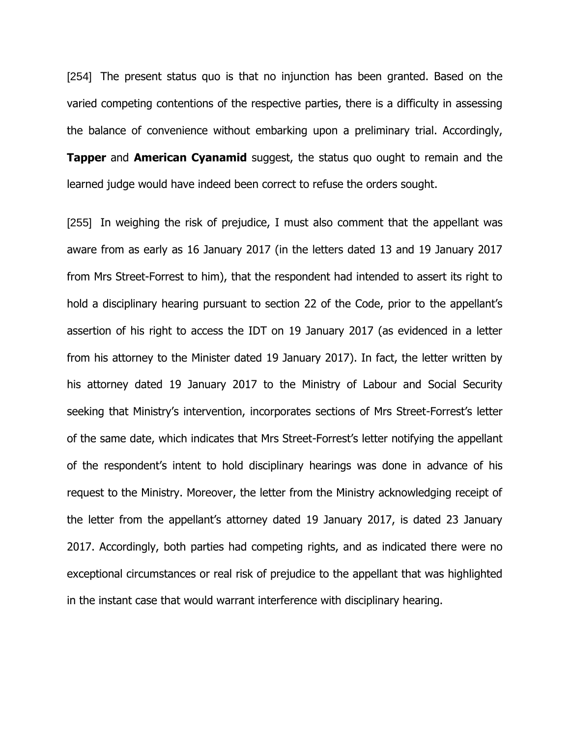[254] The present status quo is that no injunction has been granted. Based on the varied competing contentions of the respective parties, there is a difficulty in assessing the balance of convenience without embarking upon a preliminary trial. Accordingly, **Tapper** and **American Cyanamid** suggest, the status quo ought to remain and the learned judge would have indeed been correct to refuse the orders sought.

[255] In weighing the risk of prejudice, I must also comment that the appellant was aware from as early as 16 January 2017 (in the letters dated 13 and 19 January 2017 from Mrs Street-Forrest to him), that the respondent had intended to assert its right to hold a disciplinary hearing pursuant to section 22 of the Code, prior to the appellant's assertion of his right to access the IDT on 19 January 2017 (as evidenced in a letter from his attorney to the Minister dated 19 January 2017). In fact, the letter written by his attorney dated 19 January 2017 to the Ministry of Labour and Social Security seeking that Ministry's intervention, incorporates sections of Mrs Street-Forrest's letter of the same date, which indicates that Mrs Street-Forrest's letter notifying the appellant of the respondent's intent to hold disciplinary hearings was done in advance of his request to the Ministry. Moreover, the letter from the Ministry acknowledging receipt of the letter from the appellant's attorney dated 19 January 2017, is dated 23 January 2017. Accordingly, both parties had competing rights, and as indicated there were no exceptional circumstances or real risk of prejudice to the appellant that was highlighted in the instant case that would warrant interference with disciplinary hearing.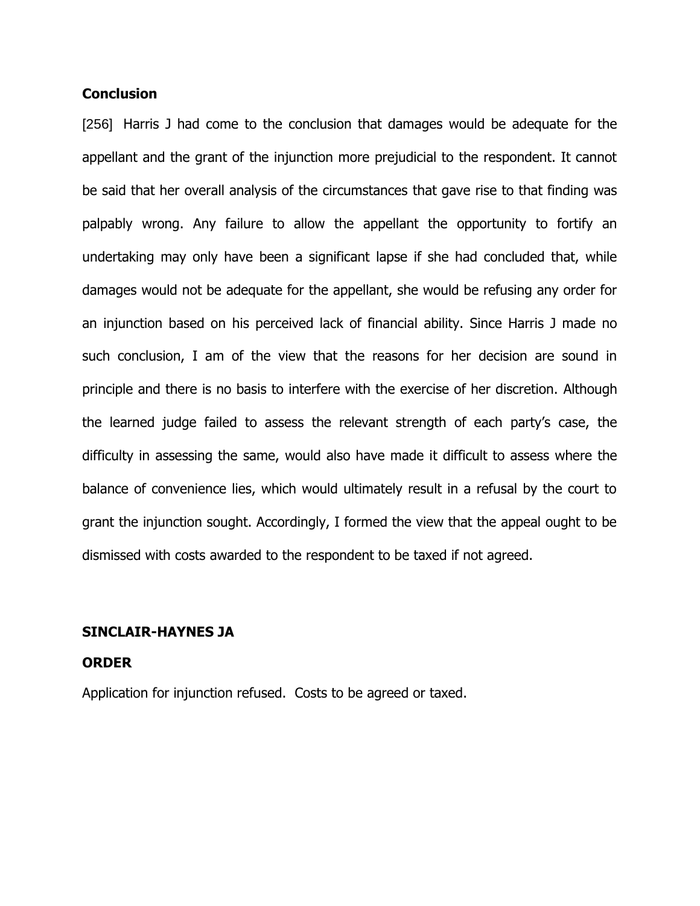**Conclusion**

[256] Harris J had come to the conclusion that damages would be adequate for the appellant and the grant of the injunction more prejudicial to the respondent. It cannot be said that her overall analysis of the circumstances that gave rise to that finding was palpably wrong. Any failure to allow the appellant the opportunity to fortify an undertaking may only have been a significant lapse if she had concluded that, while damages would not be adequate for the appellant, she would be refusing any order for an injunction based on his perceived lack of financial ability. Since Harris J made no such conclusion, I am of the view that the reasons for her decision are sound in principle and there is no basis to interfere with the exercise of her discretion. Although the learned judge failed to assess the relevant strength of each party's case, the difficulty in assessing the same, would also have made it difficult to assess where the balance of convenience lies, which would ultimately result in a refusal by the court to grant the injunction sought. Accordingly, I formed the view that the appeal ought to be dismissed with costs awarded to the respondent to be taxed if not agreed.

**SINCLAIR-HAYNES JA**

**ORDER**

Application for injunction refused. Costs to be agreed or taxed.